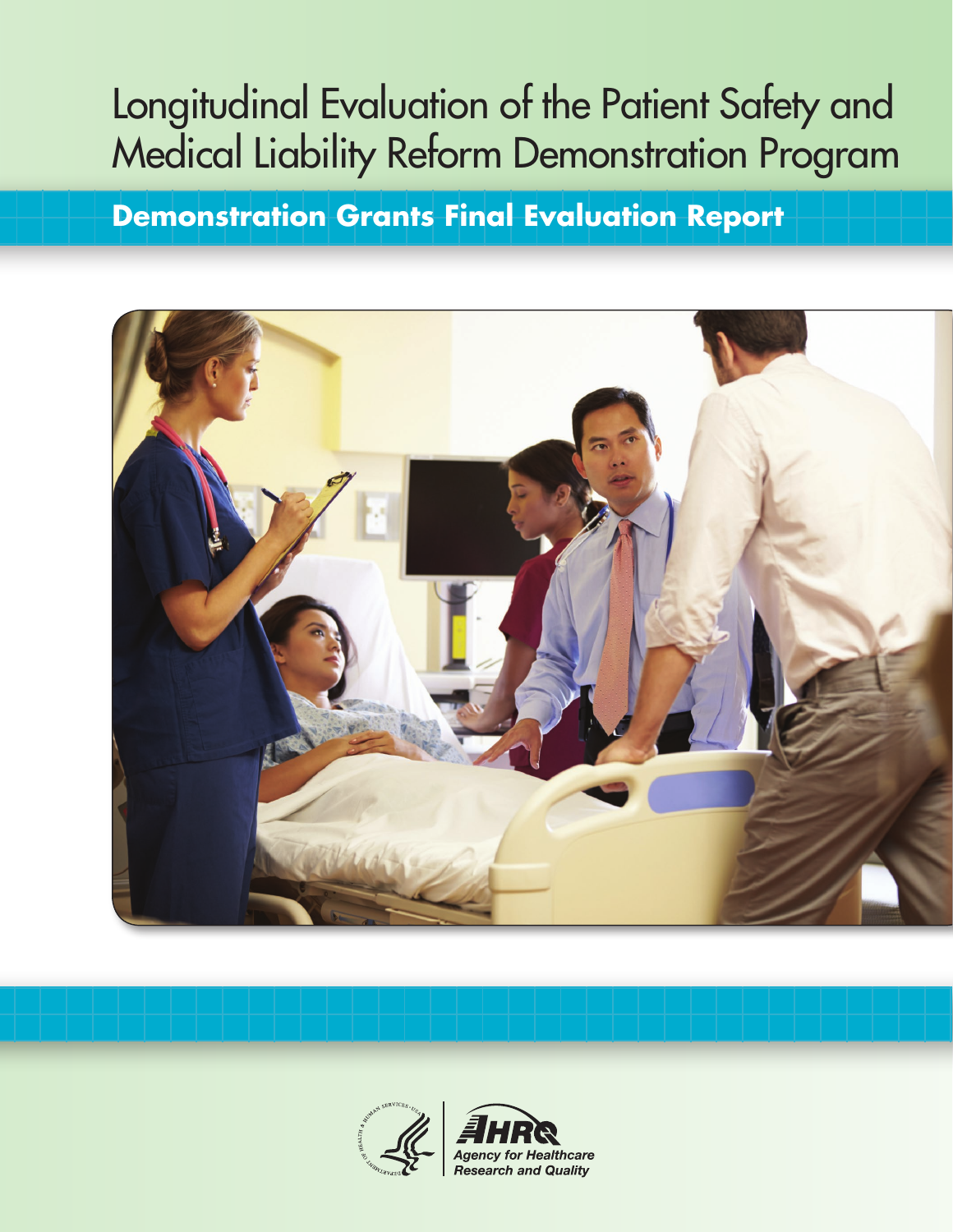# Longitudinal Evaluation of the Patient Safety and Medical Liability Reform Demonstration Program

## Demonstration Grants Final Evaluation Report

AHRQ

Agency for Healthcare Research and Quality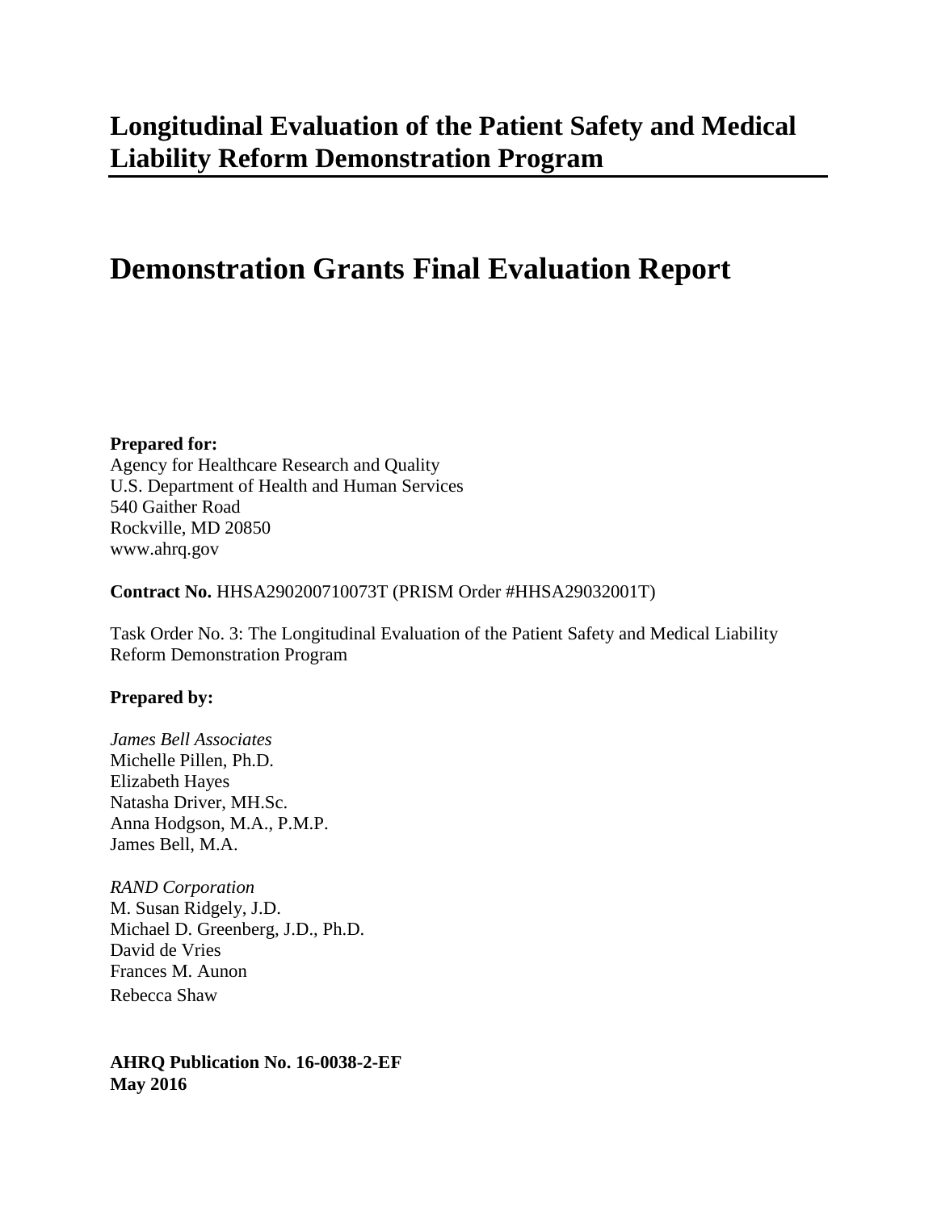# Longitudinal Evaluation of the Patient Safety and Medical Liability Reform Demonstration Program

# Demonstration Grants Final Evaluation Report

**Prepared for:**
Agency for Healthcare Research and Quality
U.S. Department of Health and Human Services
540 Gaither Road
Rockville, MD 20850
www.ahrq.gov

**Contract No.** HHSA290200710073T (PRISM Order #HHSA29032001T)

Task Order No. 3: The Longitudinal Evaluation of the Patient Safety and Medical Liability Reform Demonstration Program

**Prepared by:**

*James Bell Associates*
Michelle Pillen, Ph.D.
Elizabeth Hayes
Natasha Driver, MH.Sc.
Anna Hodgson, M.A., P.M.P.
James Bell, M.A.

*RAND Corporation*
M. Susan Ridgely, J.D.
Michael D. Greenberg, J.D., Ph.D.
David de Vries
Frances M. Aunon
Rebecca Shaw

**AHRQ Publication No. 16-0038-2-EF**
**May 2016**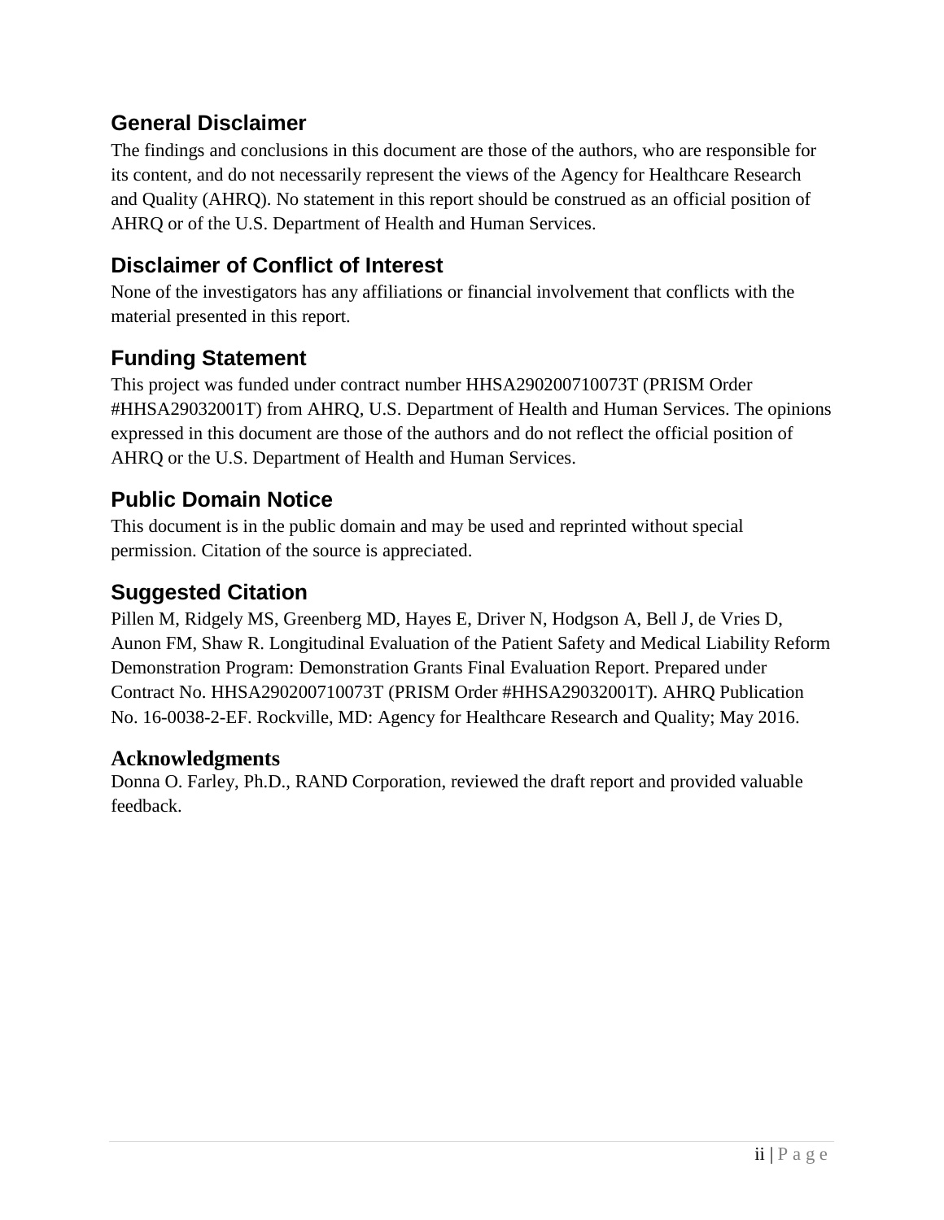## General Disclaimer

The findings and conclusions in this document are those of the authors, who are responsible for its content, and do not necessarily represent the views of the Agency for Healthcare Research and Quality (AHRQ). No statement in this report should be construed as an official position of AHRQ or of the U.S. Department of Health and Human Services.

## Disclaimer of Conflict of Interest

None of the investigators has any affiliations or financial involvement that conflicts with the material presented in this report.

## Funding Statement

This project was funded under contract number HHSA290200710073T (PRISM Order #HHSA29032001T) from AHRQ, U.S. Department of Health and Human Services. The opinions expressed in this document are those of the authors and do not reflect the official position of AHRQ or the U.S. Department of Health and Human Services.

## Public Domain Notice

This document is in the public domain and may be used and reprinted without special permission. Citation of the source is appreciated.

## Suggested Citation

Pillen M, Ridgely MS, Greenberg MD, Hayes E, Driver N, Hodgson A, Bell J, de Vries D, Aunon FM, Shaw R. Longitudinal Evaluation of the Patient Safety and Medical Liability Reform Demonstration Program: Demonstration Grants Final Evaluation Report. Prepared under Contract No. HHSA290200710073T (PRISM Order #HHSA29032001T). AHRQ Publication No. 16-0038-2-EF. Rockville, MD: Agency for Healthcare Research and Quality; May 2016.

## Acknowledgments

Donna O. Farley, Ph.D., RAND Corporation, reviewed the draft report and provided valuable feedback.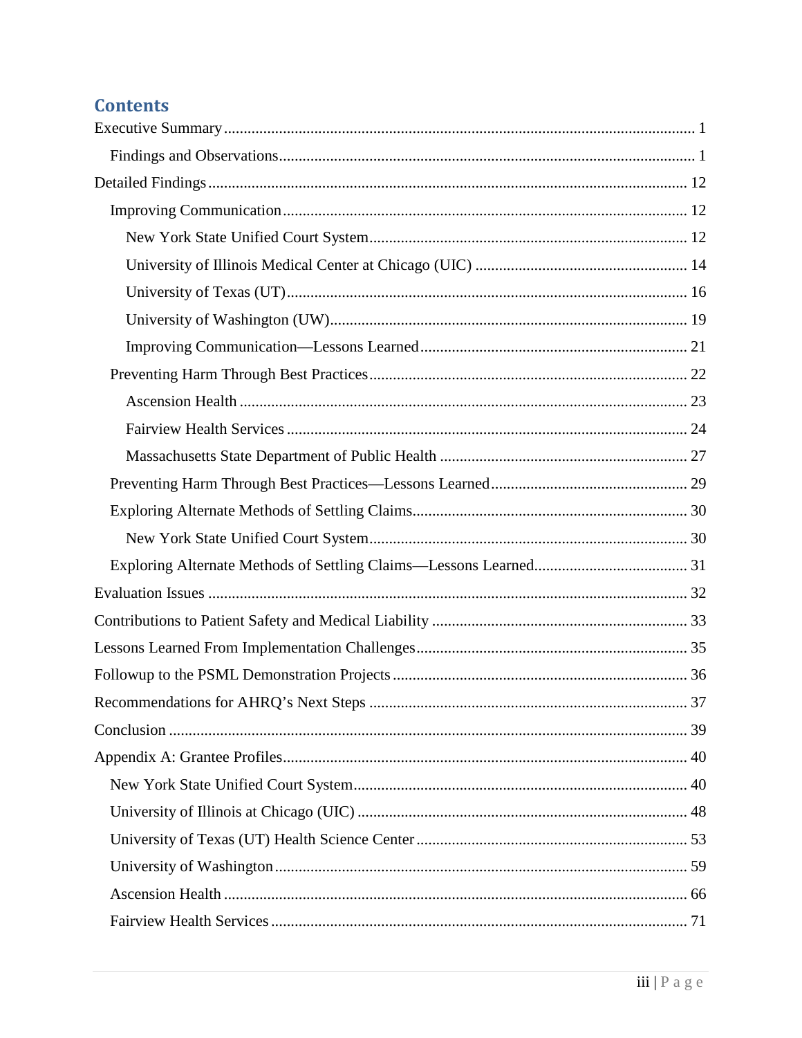## Contents

- Executive Summary ..... 1
  - Findings and Observations ..... 1
- Detailed Findings ..... 12
  - Improving Communication ..... 12
    - New York State Unified Court System ..... 12
    - University of Illinois Medical Center at Chicago (UIC) ..... 14
    - University of Texas (UT) ..... 16
    - University of Washington (UW) ..... 19
    - Improving Communication—Lessons Learned ..... 21
  - Preventing Harm Through Best Practices ..... 22
    - Ascension Health ..... 23
    - Fairview Health Services ..... 24
    - Massachusetts State Department of Public Health ..... 27
  - Preventing Harm Through Best Practices—Lessons Learned ..... 29
  - Exploring Alternate Methods of Settling Claims ..... 30
    - New York State Unified Court System ..... 30
  - Exploring Alternate Methods of Settling Claims—Lessons Learned ..... 31
- Evaluation Issues ..... 32
- Contributions to Patient Safety and Medical Liability ..... 33
- Lessons Learned From Implementation Challenges ..... 35
- Followup to the PSML Demonstration Projects ..... 36
- Recommendations for AHRQ's Next Steps ..... 37
- Conclusion ..... 39
- Appendix A: Grantee Profiles ..... 40
  - New York State Unified Court System ..... 40
  - University of Illinois at Chicago (UIC) ..... 48
  - University of Texas (UT) Health Science Center ..... 53
  - University of Washington ..... 59
  - Ascension Health ..... 66
  - Fairview Health Services ..... 71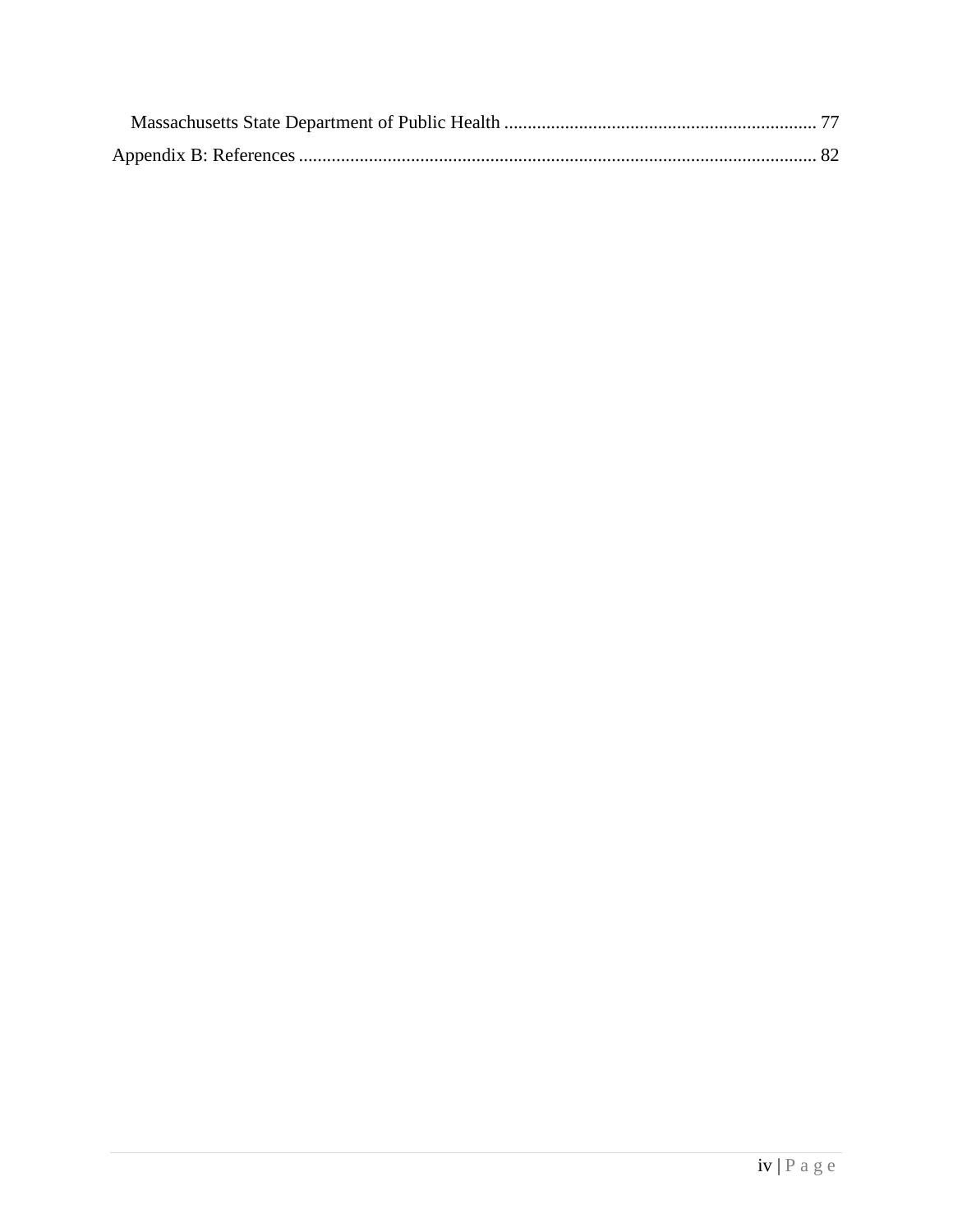Massachusetts State Department of Public Health .................................................................. 77

Appendix B: References ............................................................................................................. 82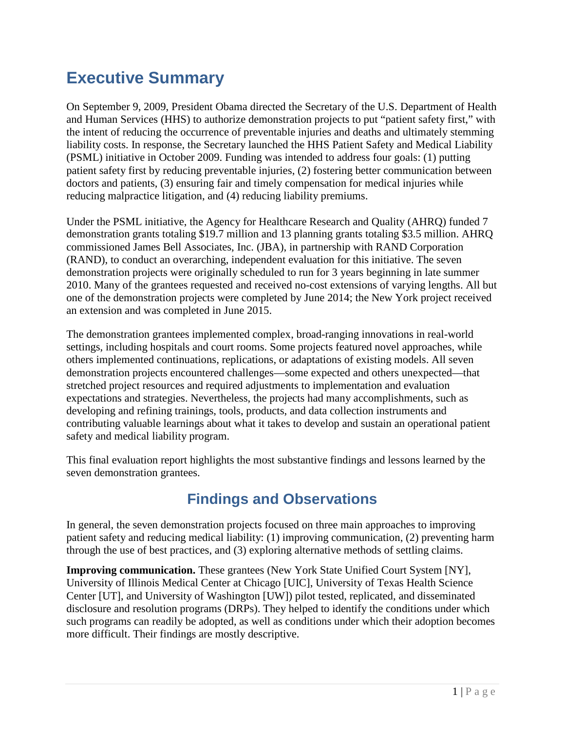# Executive Summary

On September 9, 2009, President Obama directed the Secretary of the U.S. Department of Health and Human Services (HHS) to authorize demonstration projects to put "patient safety first," with the intent of reducing the occurrence of preventable injuries and deaths and ultimately stemming liability costs. In response, the Secretary launched the HHS Patient Safety and Medical Liability (PSML) initiative in October 2009. Funding was intended to address four goals: (1) putting patient safety first by reducing preventable injuries, (2) fostering better communication between doctors and patients, (3) ensuring fair and timely compensation for medical injuries while reducing malpractice litigation, and (4) reducing liability premiums.

Under the PSML initiative, the Agency for Healthcare Research and Quality (AHRQ) funded 7 demonstration grants totaling $19.7 million and 13 planning grants totaling $3.5 million. AHRQ commissioned James Bell Associates, Inc. (JBA), in partnership with RAND Corporation (RAND), to conduct an overarching, independent evaluation for this initiative. The seven demonstration projects were originally scheduled to run for 3 years beginning in late summer 2010. Many of the grantees requested and received no-cost extensions of varying lengths. All but one of the demonstration projects were completed by June 2014; the New York project received an extension and was completed in June 2015.

The demonstration grantees implemented complex, broad-ranging innovations in real-world settings, including hospitals and court rooms. Some projects featured novel approaches, while others implemented continuations, replications, or adaptations of existing models. All seven demonstration projects encountered challenges—some expected and others unexpected—that stretched project resources and required adjustments to implementation and evaluation expectations and strategies. Nevertheless, the projects had many accomplishments, such as developing and refining trainings, tools, products, and data collection instruments and contributing valuable learnings about what it takes to develop and sustain an operational patient safety and medical liability program.

This final evaluation report highlights the most substantive findings and lessons learned by the seven demonstration grantees.

## Findings and Observations

In general, the seven demonstration projects focused on three main approaches to improving patient safety and reducing medical liability: (1) improving communication, (2) preventing harm through the use of best practices, and (3) exploring alternative methods of settling claims.

**Improving communication.** These grantees (New York State Unified Court System [NY], University of Illinois Medical Center at Chicago [UIC], University of Texas Health Science Center [UT], and University of Washington [UW]) pilot tested, replicated, and disseminated disclosure and resolution programs (DRPs). They helped to identify the conditions under which such programs can readily be adopted, as well as conditions under which their adoption becomes more difficult. Their findings are mostly descriptive.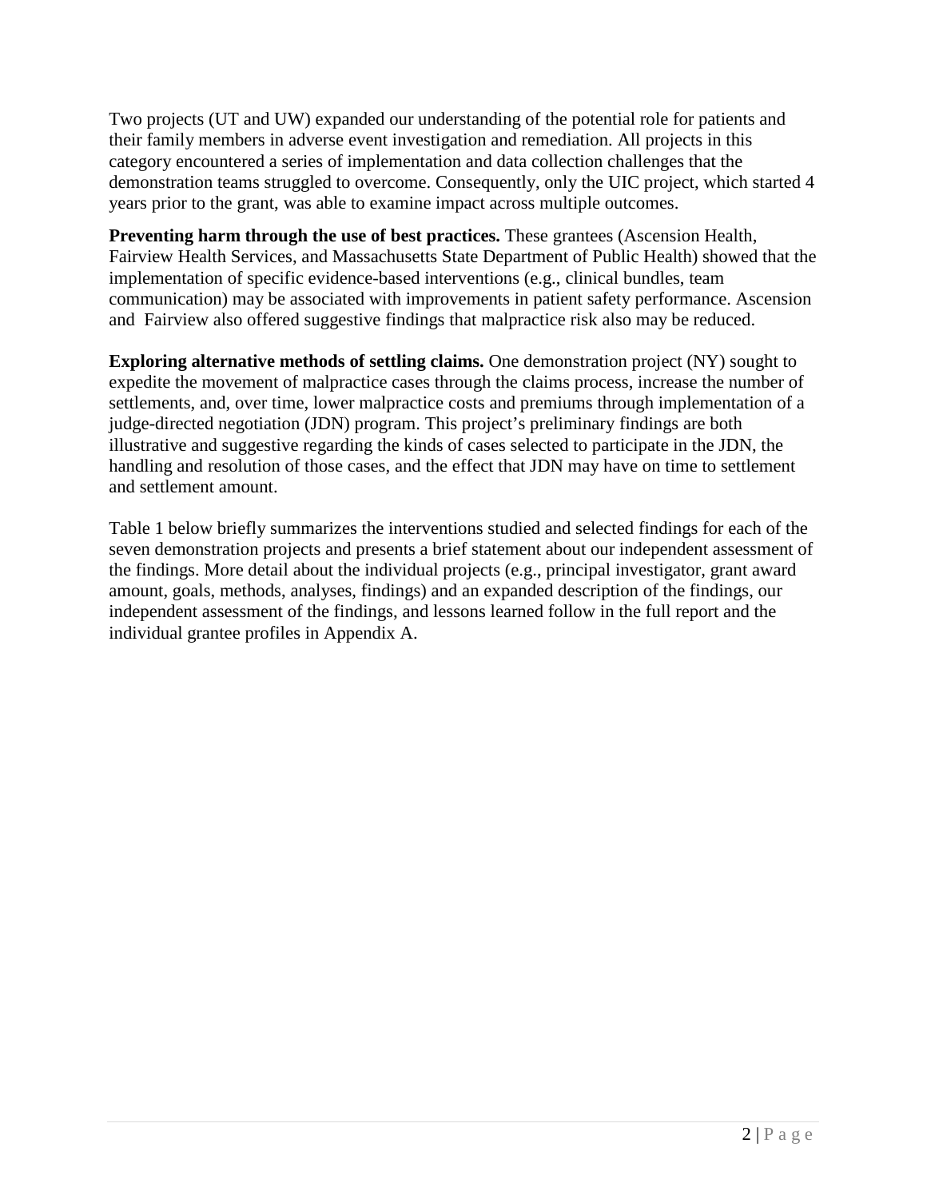Two projects (UT and UW) expanded our understanding of the potential role for patients and their family members in adverse event investigation and remediation. All projects in this category encountered a series of implementation and data collection challenges that the demonstration teams struggled to overcome. Consequently, only the UIC project, which started 4 years prior to the grant, was able to examine impact across multiple outcomes.

**Preventing harm through the use of best practices.** These grantees (Ascension Health, Fairview Health Services, and Massachusetts State Department of Public Health) showed that the implementation of specific evidence-based interventions (e.g., clinical bundles, team communication) may be associated with improvements in patient safety performance. Ascension and Fairview also offered suggestive findings that malpractice risk also may be reduced.

**Exploring alternative methods of settling claims.** One demonstration project (NY) sought to expedite the movement of malpractice cases through the claims process, increase the number of settlements, and, over time, lower malpractice costs and premiums through implementation of a judge-directed negotiation (JDN) program. This project's preliminary findings are both illustrative and suggestive regarding the kinds of cases selected to participate in the JDN, the handling and resolution of those cases, and the effect that JDN may have on time to settlement and settlement amount.

Table 1 below briefly summarizes the interventions studied and selected findings for each of the seven demonstration projects and presents a brief statement about our independent assessment of the findings. More detail about the individual projects (e.g., principal investigator, grant award amount, goals, methods, analyses, findings) and an expanded description of the findings, our independent assessment of the findings, and lessons learned follow in the full report and the individual grantee profiles in Appendix A.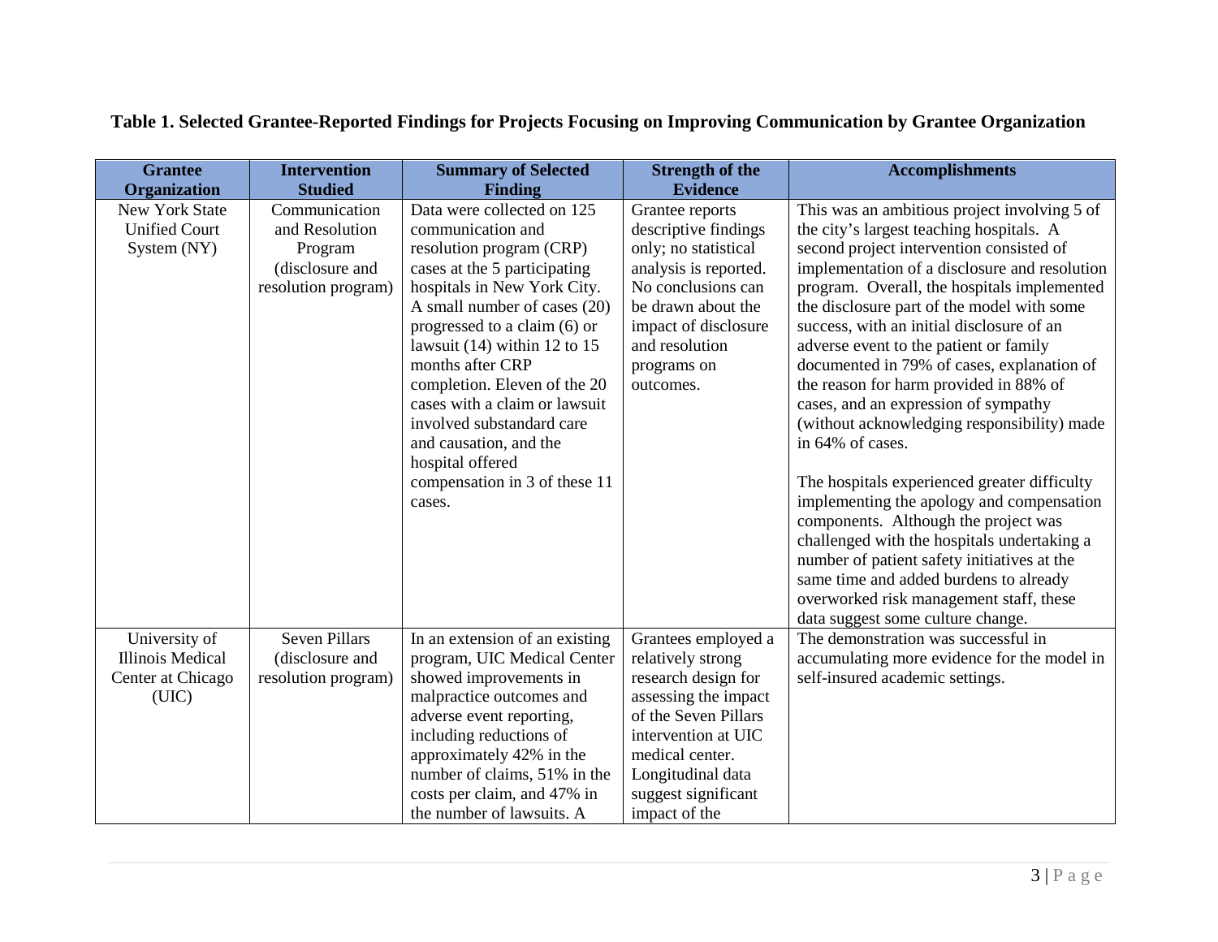**Table 1. Selected Grantee-Reported Findings for Projects Focusing on Improving Communication by Grantee Organization**

| Grantee Organization | Intervention Studied | Summary of Selected Finding | Strength of the Evidence | Accomplishments |
|---|---|---|---|---|
| New York State Unified Court System (NY) | Communication and Resolution Program (disclosure and resolution program) | Data were collected on 125 communication and resolution program (CRP) cases at the 5 participating hospitals in New York City. A small number of cases (20) progressed to a claim (6) or lawsuit (14) within 12 to 15 months after CRP completion. Eleven of the 20 cases with a claim or lawsuit involved substandard care and causation, and the hospital offered compensation in 3 of these 11 cases. | Grantee reports descriptive findings only; no statistical analysis is reported. No conclusions can be drawn about the impact of disclosure and resolution programs on outcomes. | This was an ambitious project involving 5 of the city's largest teaching hospitals. A second project intervention consisted of implementation of a disclosure and resolution program. Overall, the hospitals implemented the disclosure part of the model with some success, with an initial disclosure of an adverse event to the patient or family documented in 79% of cases, explanation of the reason for harm provided in 88% of cases, and an expression of sympathy (without acknowledging responsibility) made in 64% of cases.<br><br>The hospitals experienced greater difficulty implementing the apology and compensation components. Although the project was challenged with the hospitals undertaking a number of patient safety initiatives at the same time and added burdens to already overworked risk management staff, these data suggest some culture change. |
| University of Illinois Medical Center at Chicago (UIC) | Seven Pillars (disclosure and resolution program) | In an extension of an existing program, UIC Medical Center showed improvements in malpractice outcomes and adverse event reporting, including reductions of approximately 42% in the number of claims, 51% in the costs per claim, and 47% in the number of lawsuits. A | Grantees employed a relatively strong research design for assessing the impact of the Seven Pillars intervention at UIC medical center. Longitudinal data suggest significant impact of the | The demonstration was successful in accumulating more evidence for the model in self-insured academic settings. |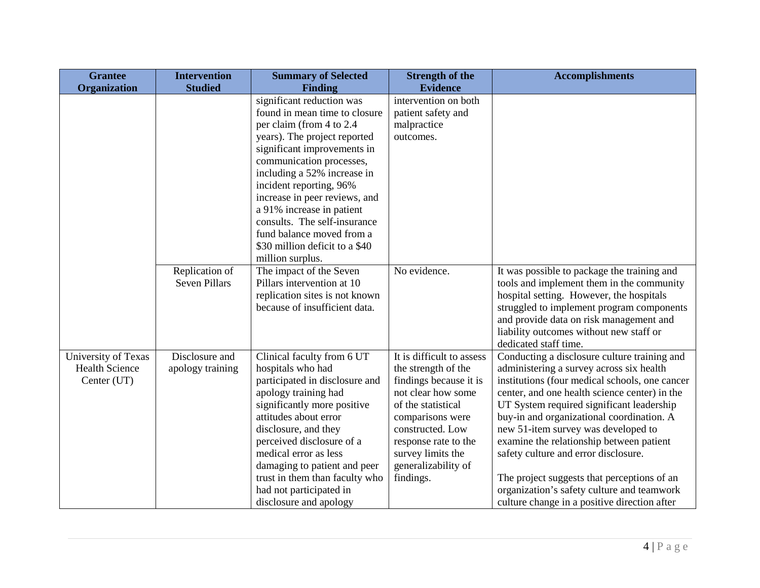| Grantee Organization | Intervention Studied | Summary of Selected Finding | Strength of the Evidence | Accomplishments |
|---|---|---|---|---|
| | | significant reduction was found in mean time to closure per claim (from 4 to 2.4 years). The project reported significant improvements in communication processes, including a 52% increase in incident reporting, 96% increase in peer reviews, and a 91% increase in patient consults. The self-insurance fund balance moved from a $30 million deficit to a $40 million surplus. | intervention on both patient safety and malpractice outcomes. | |
| | Replication of Seven Pillars | The impact of the Seven Pillars intervention at 10 replication sites is not known because of insufficient data. | No evidence. | It was possible to package the training and tools and implement them in the community hospital setting. However, the hospitals struggled to implement program components and provide data on risk management and liability outcomes without new staff or dedicated staff time. |
| University of Texas Health Science Center (UT) | Disclosure and apology training | Clinical faculty from 6 UT hospitals who had participated in disclosure and apology training had significantly more positive attitudes about error disclosure, and they perceived disclosure of a medical error as less damaging to patient and peer trust in them than faculty who had not participated in disclosure and apology | It is difficult to assess the strength of the findings because it is not clear how some of the statistical comparisons were constructed. Low response rate to the survey limits the generalizability of findings. | Conducting a disclosure culture training and administering a survey across six health institutions (four medical schools, one cancer center, and one health science center) in the UT System required significant leadership buy-in and organizational coordination. A new 51-item survey was developed to examine the relationship between patient safety culture and error disclosure.<br><br>The project suggests that perceptions of an organization's safety culture and teamwork culture change in a positive direction after |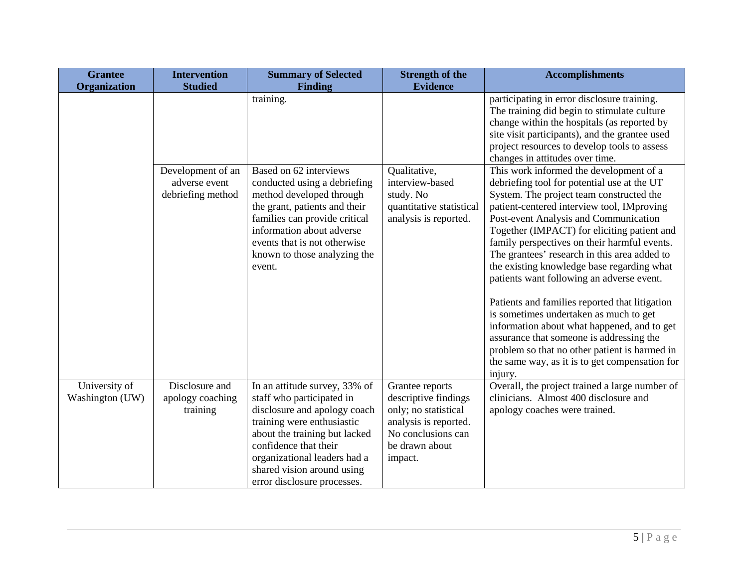| Grantee Organization | Intervention Studied | Summary of Selected Finding | Strength of the Evidence | Accomplishments |
|---|---|---|---|---|
| | | training. | | participating in error disclosure training. The training did begin to stimulate culture change within the hospitals (as reported by site visit participants), and the grantee used project resources to develop tools to assess changes in attitudes over time. |
| | Development of an adverse event debriefing method | Based on 62 interviews conducted using a debriefing method developed through the grant, patients and their families can provide critical information about adverse events that is not otherwise known to those analyzing the event. | Qualitative, interview-based study. No quantitative statistical analysis is reported. | This work informed the development of a debriefing tool for potential use at the UT System. The project team constructed the patient-centered interview tool, IMproving Post-event Analysis and Communication Together (IMPACT) for eliciting patient and family perspectives on their harmful events. The grantees' research in this area added to the existing knowledge base regarding what patients want following an adverse event.<br><br>Patients and families reported that litigation is sometimes undertaken as much to get information about what happened, and to get assurance that someone is addressing the problem so that no other patient is harmed in the same way, as it is to get compensation for injury. |
| University of Washington (UW) | Disclosure and apology coaching training | In an attitude survey, 33% of staff who participated in disclosure and apology coach training were enthusiastic about the training but lacked confidence that their organizational leaders had a shared vision around using error disclosure processes. | Grantee reports descriptive findings only; no statistical analysis is reported. No conclusions can be drawn about impact. | Overall, the project trained a large number of clinicians. Almost 400 disclosure and apology coaches were trained. |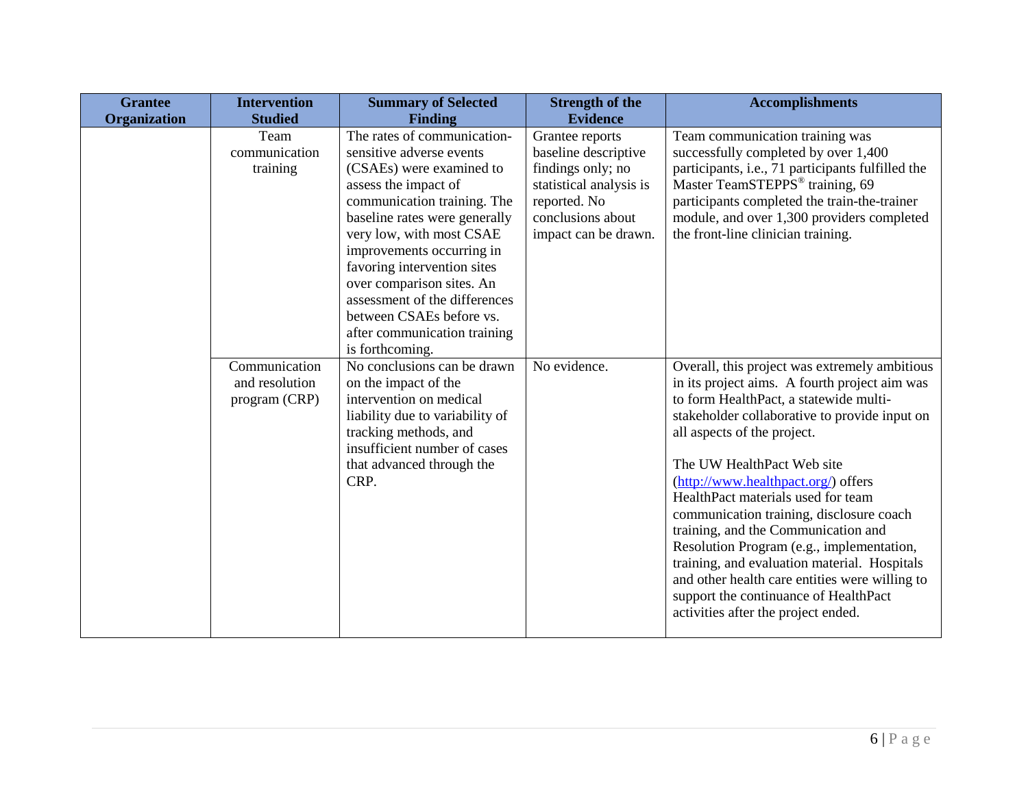| Grantee Organization | Intervention Studied | Summary of Selected Finding | Strength of the Evidence | Accomplishments |
|---|---|---|---|---|
| | Team communication training | The rates of communication-sensitive adverse events (CSAEs) were examined to assess the impact of communication training. The baseline rates were generally very low, with most CSAE improvements occurring in favoring intervention sites over comparison sites. An assessment of the differences between CSAEs before vs. after communication training is forthcoming. | Grantee reports baseline descriptive findings only; no statistical analysis is reported. No conclusions about impact can be drawn. | Team communication training was successfully completed by over 1,400 participants, i.e., 71 participants fulfilled the Master TeamSTEPPS® training, 69 participants completed the train-the-trainer module, and over 1,300 providers completed the front-line clinician training. |
| | Communication and resolution program (CRP) | No conclusions can be drawn on the impact of the intervention on medical liability due to variability of tracking methods, and insufficient number of cases that advanced through the CRP. | No evidence. | Overall, this project was extremely ambitious in its project aims. A fourth project aim was to form HealthPact, a statewide multi-stakeholder collaborative to provide input on all aspects of the project.<br><br>The UW HealthPact Web site (http://www.healthpact.org/) offers HealthPact materials used for team communication training, disclosure coach training, and the Communication and Resolution Program (e.g., implementation, training, and evaluation material. Hospitals and other health care entities were willing to support the continuance of HealthPact activities after the project ended. |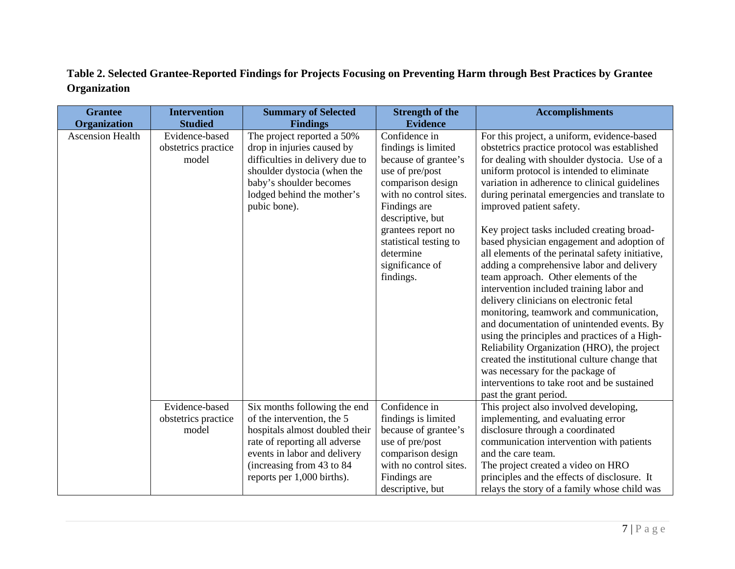**Table 2. Selected Grantee-Reported Findings for Projects Focusing on Preventing Harm through Best Practices by Grantee Organization**

| Grantee Organization | Intervention Studied | Summary of Selected Findings | Strength of the Evidence | Accomplishments |
|---|---|---|---|---|
| Ascension Health | Evidence-based obstetrics practice model | The project reported a 50% drop in injuries caused by difficulties in delivery due to shoulder dystocia (when the baby's shoulder becomes lodged behind the mother's pubic bone). | Confidence in findings is limited because of grantee's use of pre/post comparison design with no control sites. Findings are descriptive, but grantees report no statistical testing to determine significance of findings. | For this project, a uniform, evidence-based obstetrics practice protocol was established for dealing with shoulder dystocia. Use of a uniform protocol is intended to eliminate variation in adherence to clinical guidelines during perinatal emergencies and translate to improved patient safety.<br><br>Key project tasks included creating broad-based physician engagement and adoption of all elements of the perinatal safety initiative, adding a comprehensive labor and delivery team approach. Other elements of the intervention included training labor and delivery clinicians on electronic fetal monitoring, teamwork and communication, and documentation of unintended events. By using the principles and practices of a High-Reliability Organization (HRO), the project created the institutional culture change that was necessary for the package of interventions to take root and be sustained past the grant period. |
| | Evidence-based obstetrics practice model | Six months following the end of the intervention, the 5 hospitals almost doubled their rate of reporting all adverse events in labor and delivery (increasing from 43 to 84 reports per 1,000 births). | Confidence in findings is limited because of grantee's use of pre/post comparison design with no control sites. Findings are descriptive, but | This project also involved developing, implementing, and evaluating error disclosure through a coordinated communication intervention with patients and the care team.<br>The project created a video on HRO principles and the effects of disclosure. It relays the story of a family whose child was |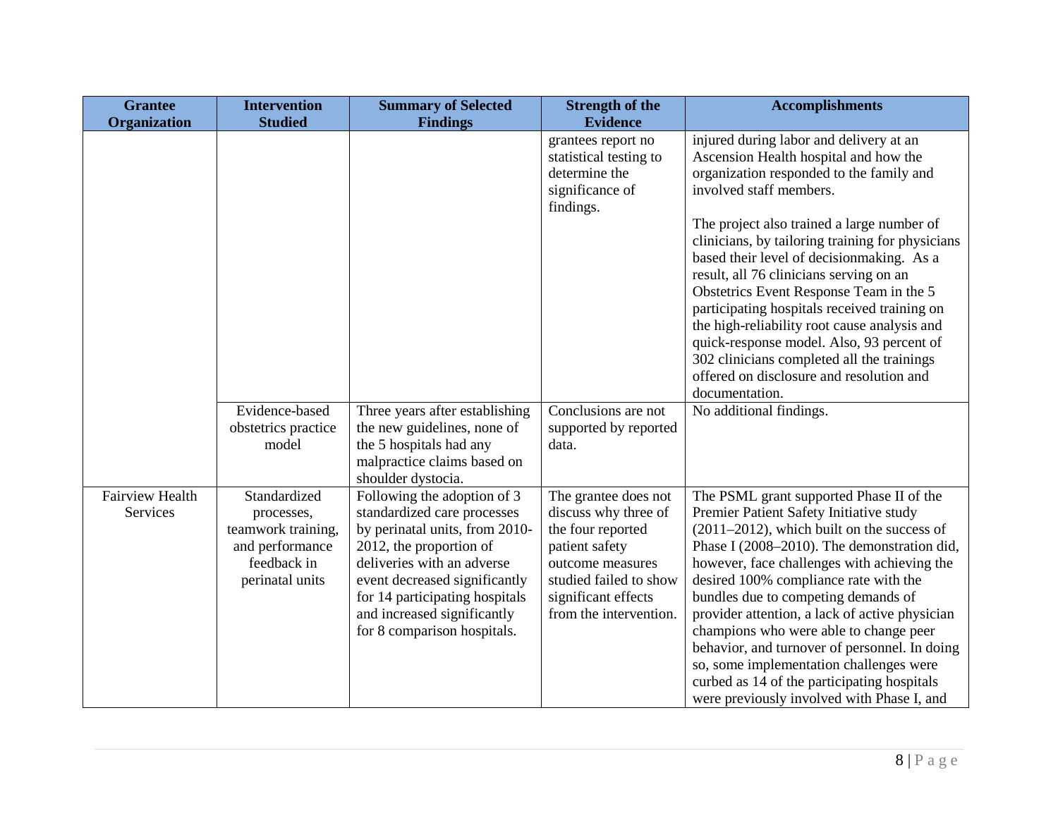| Grantee Organization | Intervention Studied | Summary of Selected Findings | Strength of the Evidence | Accomplishments |
|---|---|---|---|---|
| | | | grantees report no statistical testing to determine the significance of findings. | injured during labor and delivery at an Ascension Health hospital and how the organization responded to the family and involved staff members.<br><br>The project also trained a large number of clinicians, by tailoring training for physicians based their level of decisionmaking. As a result, all 76 clinicians serving on an Obstetrics Event Response Team in the 5 participating hospitals received training on the high-reliability root cause analysis and quick-response model. Also, 93 percent of 302 clinicians completed all the trainings offered on disclosure and resolution and documentation. |
| | Evidence-based obstetrics practice model | Three years after establishing the new guidelines, none of the 5 hospitals had any malpractice claims based on shoulder dystocia. | Conclusions are not supported by reported data. | No additional findings. |
| Fairview Health Services | Standardized processes, teamwork training, and performance feedback in perinatal units | Following the adoption of 3 standardized care processes by perinatal units, from 2010-2012, the proportion of deliveries with an adverse event decreased significantly for 14 participating hospitals and increased significantly for 8 comparison hospitals. | The grantee does not discuss why three of the four reported patient safety outcome measures studied failed to show significant effects from the intervention. | The PSML grant supported Phase II of the Premier Patient Safety Initiative study (2011–2012), which built on the success of Phase I (2008–2010). The demonstration did, however, face challenges with achieving the desired 100% compliance rate with the bundles due to competing demands of provider attention, a lack of active physician champions who were able to change peer behavior, and turnover of personnel. In doing so, some implementation challenges were curbed as 14 of the participating hospitals were previously involved with Phase I, and |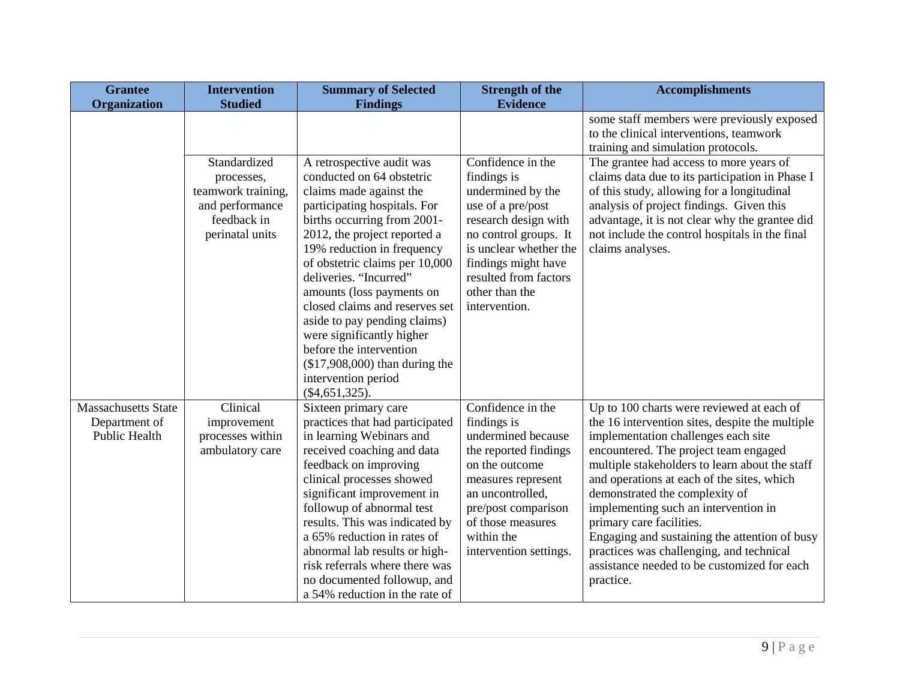| Grantee Organization | Intervention Studied | Summary of Selected Findings | Strength of the Evidence | Accomplishments |
|---|---|---|---|---|
| | | | | some staff members were previously exposed to the clinical interventions, teamwork training and simulation protocols. |
| | Standardized processes, teamwork training, and performance feedback in perinatal units | A retrospective audit was conducted on 64 obstetric claims made against the participating hospitals. For births occurring from 2001-2012, the project reported a 19% reduction in frequency of obstetric claims per 10,000 deliveries. "Incurred" amounts (loss payments on closed claims and reserves set aside to pay pending claims) were significantly higher before the intervention ($17,908,000) than during the intervention period ($4,651,325). | Confidence in the findings is undermined by the use of a pre/post research design with no control groups. It is unclear whether the findings might have resulted from factors other than the intervention. | The grantee had access to more years of claims data due to its participation in Phase I of this study, allowing for a longitudinal analysis of project findings. Given this advantage, it is not clear why the grantee did not include the control hospitals in the final claims analyses. |
| Massachusetts State Department of Public Health | Clinical improvement processes within ambulatory care | Sixteen primary care practices that had participated in learning Webinars and received coaching and data feedback on improving clinical processes showed significant improvement in followup of abnormal test results. This was indicated by a 65% reduction in rates of abnormal lab results or high-risk referrals where there was no documented followup, and a 54% reduction in the rate of | Confidence in the findings is undermined because the reported findings on the outcome measures represent an uncontrolled, pre/post comparison of those measures within the intervention settings. | Up to 100 charts were reviewed at each of the 16 intervention sites, despite the multiple implementation challenges each site encountered. The project team engaged multiple stakeholders to learn about the staff and operations at each of the sites, which demonstrated the complexity of implementing such an intervention in primary care facilities.<br>Engaging and sustaining the attention of busy practices was challenging, and technical assistance needed to be customized for each practice. |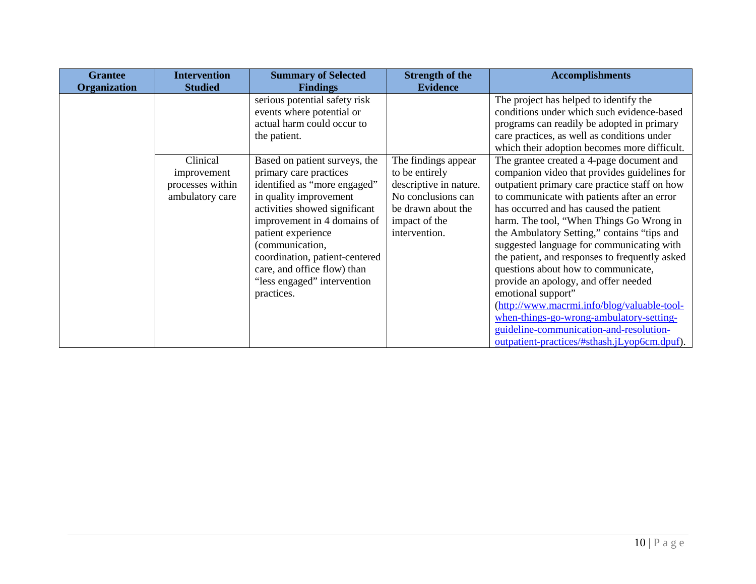| Grantee Organization | Intervention Studied | Summary of Selected Findings | Strength of the Evidence | Accomplishments |
|---|---|---|---|---|
| | | serious potential safety risk events where potential or actual harm could occur to the patient. | | The project has helped to identify the conditions under which such evidence-based programs can readily be adopted in primary care practices, as well as conditions under which their adoption becomes more difficult. |
| | Clinical improvement processes within ambulatory care | Based on patient surveys, the primary care practices identified as "more engaged" in quality improvement activities showed significant improvement in 4 domains of patient experience (communication, coordination, patient-centered care, and office flow) than "less engaged" intervention practices. | The findings appear to be entirely descriptive in nature. No conclusions can be drawn about the impact of the intervention. | The grantee created a 4-page document and companion video that provides guidelines for outpatient primary care practice staff on how to communicate with patients after an error has occurred and has caused the patient harm. The tool, "When Things Go Wrong in the Ambulatory Setting," contains "tips and suggested language for communicating with the patient, and responses to frequently asked questions about how to communicate, provide an apology, and offer needed emotional support" ([http://www.macrmi.info/blog/valuable-tool-when-things-go-wrong-ambulatory-setting-guideline-communication-and-resolution-outpatient-practices/#sthash.jLyop6cm.dpuf](http://www.macrmi.info/blog/valuable-tool-when-things-go-wrong-ambulatory-setting-guideline-communication-and-resolution-outpatient-practices/#sthash.jLyop6cm.dpuf)). |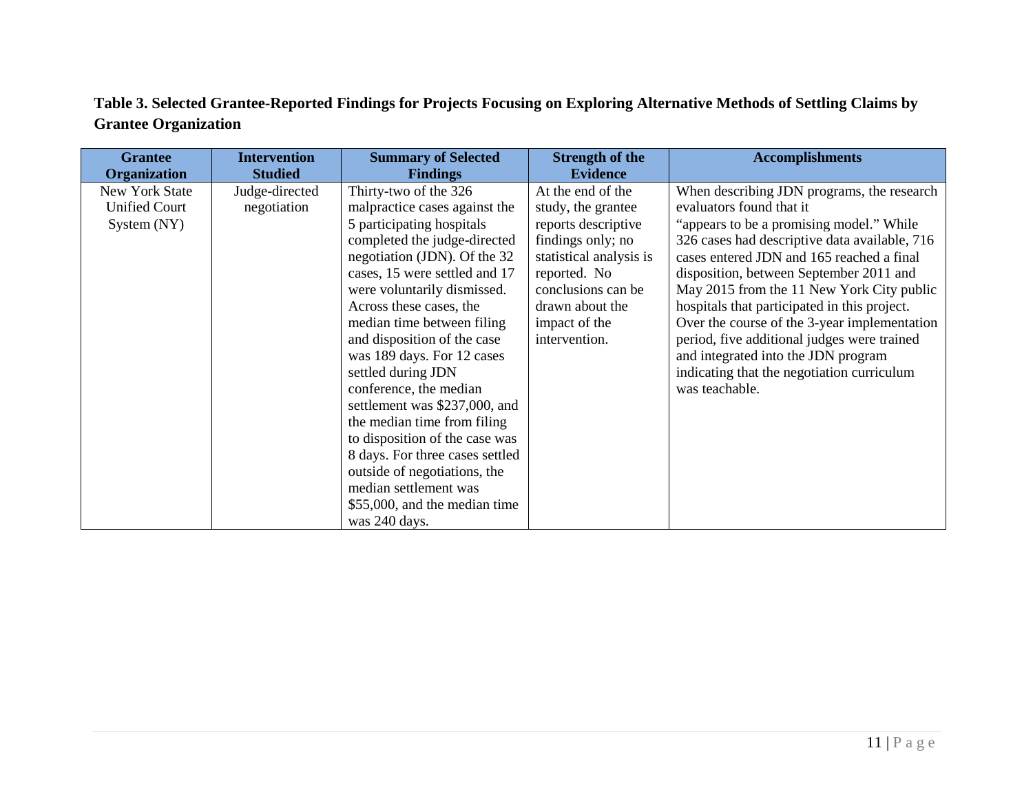**Table 3. Selected Grantee-Reported Findings for Projects Focusing on Exploring Alternative Methods of Settling Claims by Grantee Organization**

| Grantee Organization | Intervention Studied | Summary of Selected Findings | Strength of the Evidence | Accomplishments |
|---|---|---|---|---|
| New York State Unified Court System (NY) | Judge-directed negotiation | Thirty-two of the 326 malpractice cases against the 5 participating hospitals completed the judge-directed negotiation (JDN). Of the 32 cases, 15 were settled and 17 were voluntarily dismissed. Across these cases, the median time between filing and disposition of the case was 189 days. For 12 cases settled during JDN conference, the median settlement was $237,000, and the median time from filing to disposition of the case was 8 days. For three cases settled outside of negotiations, the median settlement was $55,000, and the median time was 240 days. | At the end of the study, the grantee reports descriptive findings only; no statistical analysis is reported. No conclusions can be drawn about the impact of the intervention. | When describing JDN programs, the research evaluators found that it "appears to be a promising model." While 326 cases had descriptive data available, 716 cases entered JDN and 165 reached a final disposition, between September 2011 and May 2015 from the 11 New York City public hospitals that participated in this project. Over the course of the 3-year implementation period, five additional judges were trained and integrated into the JDN program indicating that the negotiation curriculum was teachable. |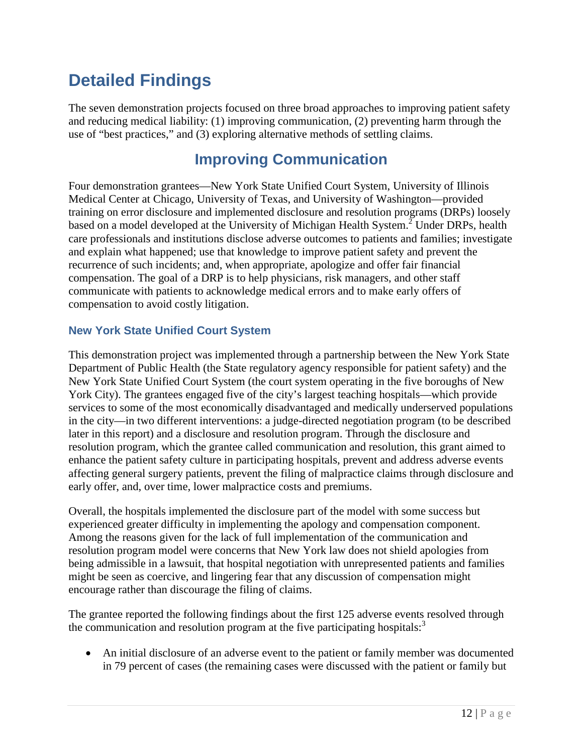# Detailed Findings

The seven demonstration projects focused on three broad approaches to improving patient safety and reducing medical liability: (1) improving communication, (2) preventing harm through the use of "best practices," and (3) exploring alternative methods of settling claims.

## Improving Communication

Four demonstration grantees—New York State Unified Court System, University of Illinois Medical Center at Chicago, University of Texas, and University of Washington—provided training on error disclosure and implemented disclosure and resolution programs (DRPs) loosely based on a model developed at the University of Michigan Health System.[2] Under DRPs, health care professionals and institutions disclose adverse outcomes to patients and families; investigate and explain what happened; use that knowledge to improve patient safety and prevent the recurrence of such incidents; and, when appropriate, apologize and offer fair financial compensation. The goal of a DRP is to help physicians, risk managers, and other staff communicate with patients to acknowledge medical errors and to make early offers of compensation to avoid costly litigation.

### New York State Unified Court System

This demonstration project was implemented through a partnership between the New York State Department of Public Health (the State regulatory agency responsible for patient safety) and the New York State Unified Court System (the court system operating in the five boroughs of New York City). The grantees engaged five of the city's largest teaching hospitals—which provide services to some of the most economically disadvantaged and medically underserved populations in the city—in two different interventions: a judge-directed negotiation program (to be described later in this report) and a disclosure and resolution program. Through the disclosure and resolution program, which the grantee called communication and resolution, this grant aimed to enhance the patient safety culture in participating hospitals, prevent and address adverse events affecting general surgery patients, prevent the filing of malpractice claims through disclosure and early offer, and, over time, lower malpractice costs and premiums.

Overall, the hospitals implemented the disclosure part of the model with some success but experienced greater difficulty in implementing the apology and compensation component. Among the reasons given for the lack of full implementation of the communication and resolution program model were concerns that New York law does not shield apologies from being admissible in a lawsuit, that hospital negotiation with unrepresented patients and families might be seen as coercive, and lingering fear that any discussion of compensation might encourage rather than discourage the filing of claims.

The grantee reported the following findings about the first 125 adverse events resolved through the communication and resolution program at the five participating hospitals:[3]

- An initial disclosure of an adverse event to the patient or family member was documented in 79 percent of cases (the remaining cases were discussed with the patient or family but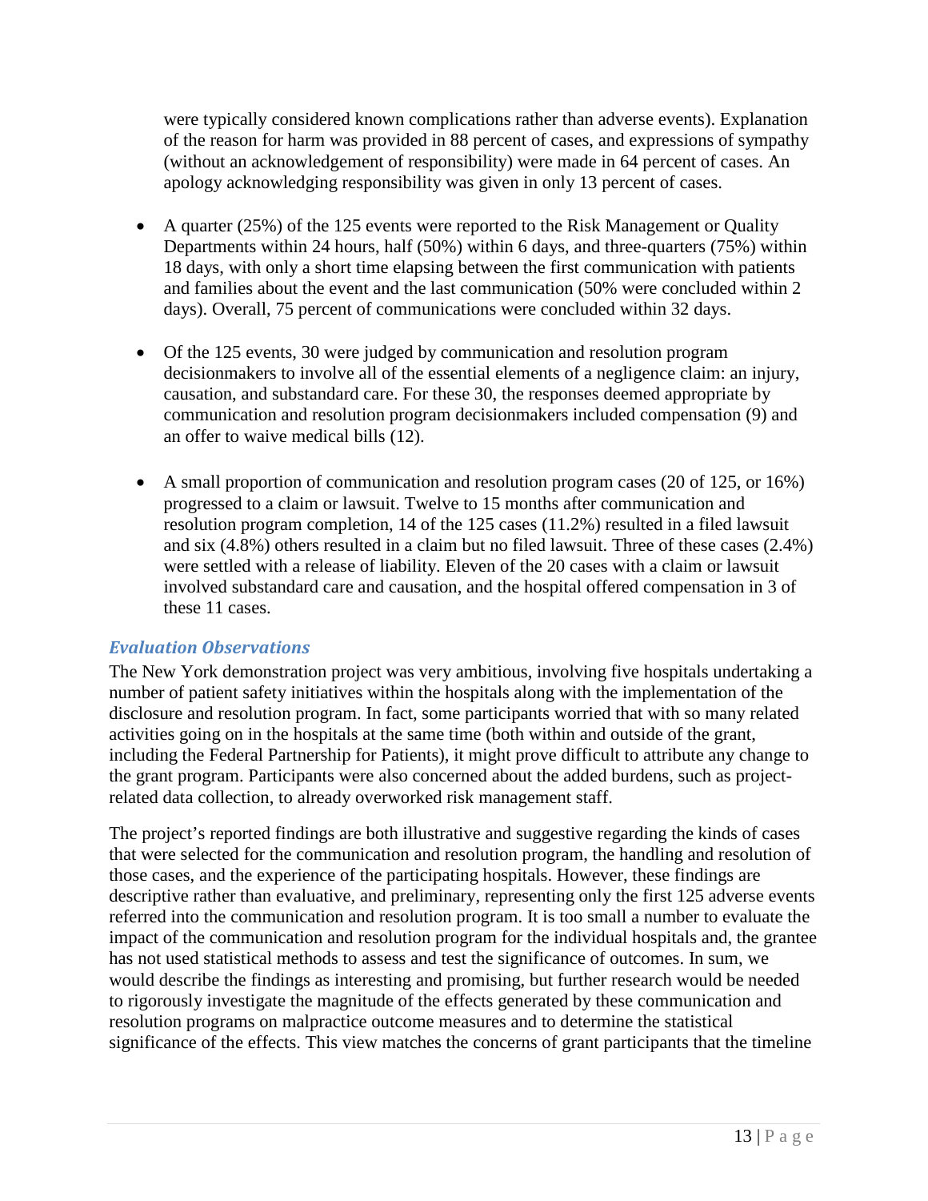were typically considered known complications rather than adverse events). Explanation of the reason for harm was provided in 88 percent of cases, and expressions of sympathy (without an acknowledgement of responsibility) were made in 64 percent of cases. An apology acknowledging responsibility was given in only 13 percent of cases.

- A quarter (25%) of the 125 events were reported to the Risk Management or Quality Departments within 24 hours, half (50%) within 6 days, and three-quarters (75%) within 18 days, with only a short time elapsing between the first communication with patients and families about the event and the last communication (50% were concluded within 2 days). Overall, 75 percent of communications were concluded within 32 days.

- Of the 125 events, 30 were judged by communication and resolution program decisionmakers to involve all of the essential elements of a negligence claim: an injury, causation, and substandard care. For these 30, the responses deemed appropriate by communication and resolution program decisionmakers included compensation (9) and an offer to waive medical bills (12).

- A small proportion of communication and resolution program cases (20 of 125, or 16%) progressed to a claim or lawsuit. Twelve to 15 months after communication and resolution program completion, 14 of the 125 cases (11.2%) resulted in a filed lawsuit and six (4.8%) others resulted in a claim but no filed lawsuit. Three of these cases (2.4%) were settled with a release of liability. Eleven of the 20 cases with a claim or lawsuit involved substandard care and causation, and the hospital offered compensation in 3 of these 11 cases.

### *Evaluation Observations*

The New York demonstration project was very ambitious, involving five hospitals undertaking a number of patient safety initiatives within the hospitals along with the implementation of the disclosure and resolution program. In fact, some participants worried that with so many related activities going on in the hospitals at the same time (both within and outside of the grant, including the Federal Partnership for Patients), it might prove difficult to attribute any change to the grant program. Participants were also concerned about the added burdens, such as project-related data collection, to already overworked risk management staff.

The project's reported findings are both illustrative and suggestive regarding the kinds of cases that were selected for the communication and resolution program, the handling and resolution of those cases, and the experience of the participating hospitals. However, these findings are descriptive rather than evaluative, and preliminary, representing only the first 125 adverse events referred into the communication and resolution program. It is too small a number to evaluate the impact of the communication and resolution program for the individual hospitals and, the grantee has not used statistical methods to assess and test the significance of outcomes. In sum, we would describe the findings as interesting and promising, but further research would be needed to rigorously investigate the magnitude of the effects generated by these communication and resolution programs on malpractice outcome measures and to determine the statistical significance of the effects. This view matches the concerns of grant participants that the timeline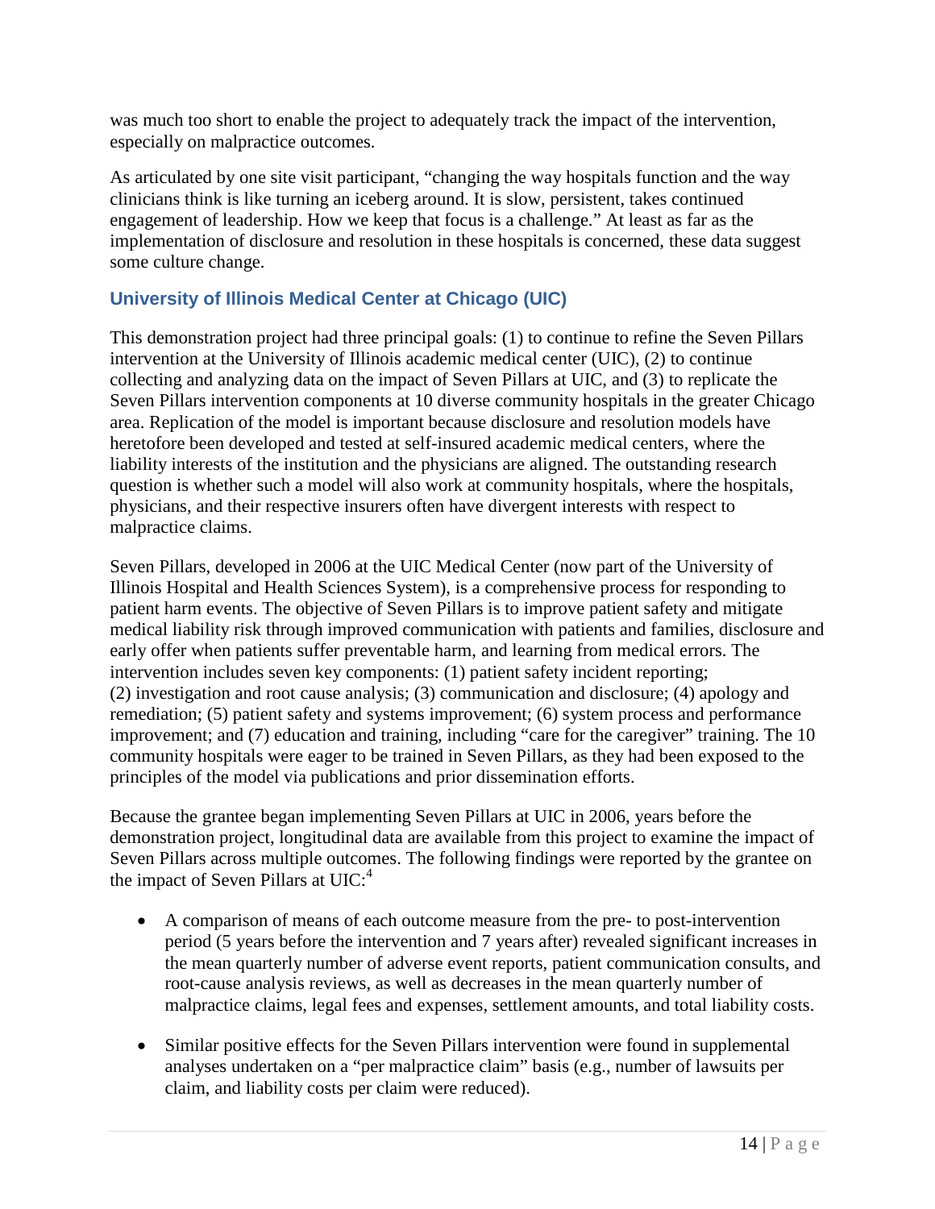was much too short to enable the project to adequately track the impact of the intervention, especially on malpractice outcomes.

As articulated by one site visit participant, "changing the way hospitals function and the way clinicians think is like turning an iceberg around. It is slow, persistent, takes continued engagement of leadership. How we keep that focus is a challenge." At least as far as the implementation of disclosure and resolution in these hospitals is concerned, these data suggest some culture change.

### University of Illinois Medical Center at Chicago (UIC)

This demonstration project had three principal goals: (1) to continue to refine the Seven Pillars intervention at the University of Illinois academic medical center (UIC), (2) to continue collecting and analyzing data on the impact of Seven Pillars at UIC, and (3) to replicate the Seven Pillars intervention components at 10 diverse community hospitals in the greater Chicago area. Replication of the model is important because disclosure and resolution models have heretofore been developed and tested at self-insured academic medical centers, where the liability interests of the institution and the physicians are aligned. The outstanding research question is whether such a model will also work at community hospitals, where the hospitals, physicians, and their respective insurers often have divergent interests with respect to malpractice claims.

Seven Pillars, developed in 2006 at the UIC Medical Center (now part of the University of Illinois Hospital and Health Sciences System), is a comprehensive process for responding to patient harm events. The objective of Seven Pillars is to improve patient safety and mitigate medical liability risk through improved communication with patients and families, disclosure and early offer when patients suffer preventable harm, and learning from medical errors. The intervention includes seven key components: (1) patient safety incident reporting; (2) investigation and root cause analysis; (3) communication and disclosure; (4) apology and remediation; (5) patient safety and systems improvement; (6) system process and performance improvement; and (7) education and training, including "care for the caregiver" training. The 10 community hospitals were eager to be trained in Seven Pillars, as they had been exposed to the principles of the model via publications and prior dissemination efforts.

Because the grantee began implementing Seven Pillars at UIC in 2006, years before the demonstration project, longitudinal data are available from this project to examine the impact of Seven Pillars across multiple outcomes. The following findings were reported by the grantee on the impact of Seven Pillars at UIC:[4]

- A comparison of means of each outcome measure from the pre- to post-intervention period (5 years before the intervention and 7 years after) revealed significant increases in the mean quarterly number of adverse event reports, patient communication consults, and root-cause analysis reviews, as well as decreases in the mean quarterly number of malpractice claims, legal fees and expenses, settlement amounts, and total liability costs.
- Similar positive effects for the Seven Pillars intervention were found in supplemental analyses undertaken on a "per malpractice claim" basis (e.g., number of lawsuits per claim, and liability costs per claim were reduced).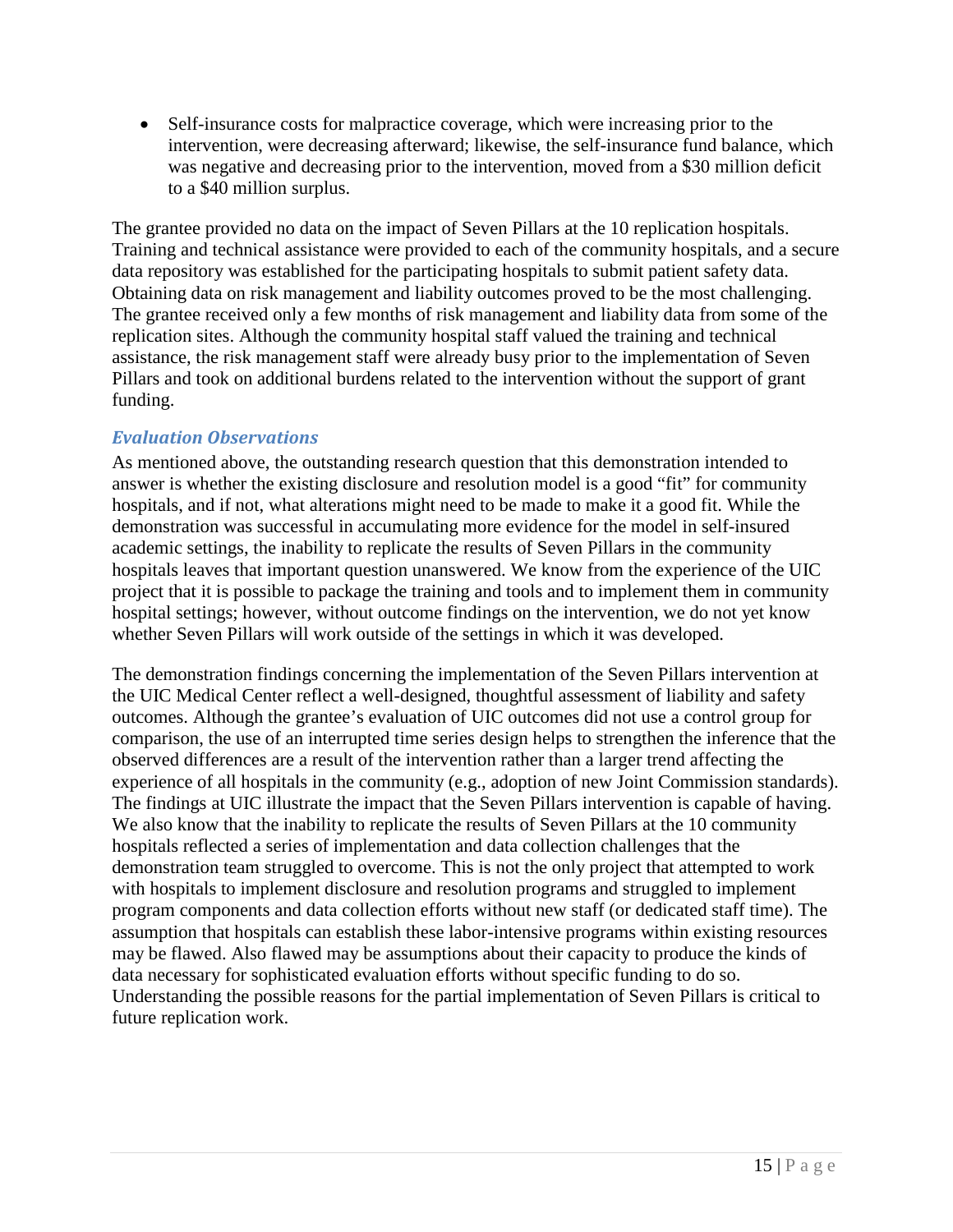- Self-insurance costs for malpractice coverage, which were increasing prior to the intervention, were decreasing afterward; likewise, the self-insurance fund balance, which was negative and decreasing prior to the intervention, moved from a $30 million deficit to a $40 million surplus.

The grantee provided no data on the impact of Seven Pillars at the 10 replication hospitals. Training and technical assistance were provided to each of the community hospitals, and a secure data repository was established for the participating hospitals to submit patient safety data. Obtaining data on risk management and liability outcomes proved to be the most challenging. The grantee received only a few months of risk management and liability data from some of the replication sites. Although the community hospital staff valued the training and technical assistance, the risk management staff were already busy prior to the implementation of Seven Pillars and took on additional burdens related to the intervention without the support of grant funding.

### *Evaluation Observations*

As mentioned above, the outstanding research question that this demonstration intended to answer is whether the existing disclosure and resolution model is a good "fit" for community hospitals, and if not, what alterations might need to be made to make it a good fit. While the demonstration was successful in accumulating more evidence for the model in self-insured academic settings, the inability to replicate the results of Seven Pillars in the community hospitals leaves that important question unanswered. We know from the experience of the UIC project that it is possible to package the training and tools and to implement them in community hospital settings; however, without outcome findings on the intervention, we do not yet know whether Seven Pillars will work outside of the settings in which it was developed.

The demonstration findings concerning the implementation of the Seven Pillars intervention at the UIC Medical Center reflect a well-designed, thoughtful assessment of liability and safety outcomes. Although the grantee's evaluation of UIC outcomes did not use a control group for comparison, the use of an interrupted time series design helps to strengthen the inference that the observed differences are a result of the intervention rather than a larger trend affecting the experience of all hospitals in the community (e.g., adoption of new Joint Commission standards). The findings at UIC illustrate the impact that the Seven Pillars intervention is capable of having. We also know that the inability to replicate the results of Seven Pillars at the 10 community hospitals reflected a series of implementation and data collection challenges that the demonstration team struggled to overcome. This is not the only project that attempted to work with hospitals to implement disclosure and resolution programs and struggled to implement program components and data collection efforts without new staff (or dedicated staff time). The assumption that hospitals can establish these labor-intensive programs within existing resources may be flawed. Also flawed may be assumptions about their capacity to produce the kinds of data necessary for sophisticated evaluation efforts without specific funding to do so. Understanding the possible reasons for the partial implementation of Seven Pillars is critical to future replication work.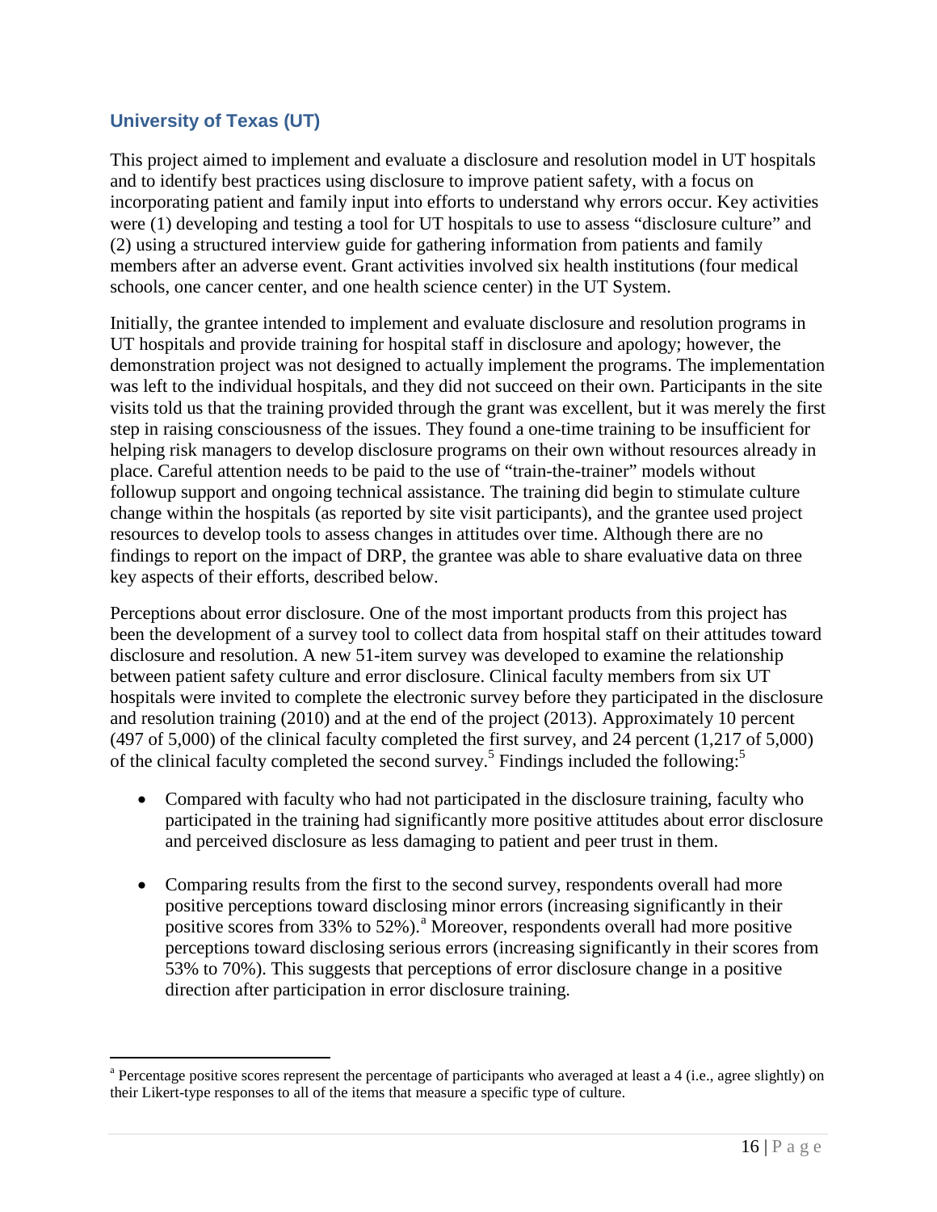## University of Texas (UT)

This project aimed to implement and evaluate a disclosure and resolution model in UT hospitals and to identify best practices using disclosure to improve patient safety, with a focus on incorporating patient and family input into efforts to understand why errors occur. Key activities were (1) developing and testing a tool for UT hospitals to use to assess "disclosure culture" and (2) using a structured interview guide for gathering information from patients and family members after an adverse event. Grant activities involved six health institutions (four medical schools, one cancer center, and one health science center) in the UT System.

Initially, the grantee intended to implement and evaluate disclosure and resolution programs in UT hospitals and provide training for hospital staff in disclosure and apology; however, the demonstration project was not designed to actually implement the programs. The implementation was left to the individual hospitals, and they did not succeed on their own. Participants in the site visits told us that the training provided through the grant was excellent, but it was merely the first step in raising consciousness of the issues. They found a one-time training to be insufficient for helping risk managers to develop disclosure programs on their own without resources already in place. Careful attention needs to be paid to the use of "train-the-trainer" models without followup support and ongoing technical assistance. The training did begin to stimulate culture change within the hospitals (as reported by site visit participants), and the grantee used project resources to develop tools to assess changes in attitudes over time. Although there are no findings to report on the impact of DRP, the grantee was able to share evaluative data on three key aspects of their efforts, described below.

Perceptions about error disclosure. One of the most important products from this project has been the development of a survey tool to collect data from hospital staff on their attitudes toward disclosure and resolution. A new 51-item survey was developed to examine the relationship between patient safety culture and error disclosure. Clinical faculty members from six UT hospitals were invited to complete the electronic survey before they participated in the disclosure and resolution training (2010) and at the end of the project (2013). Approximately 10 percent (497 of 5,000) of the clinical faculty completed the first survey, and 24 percent (1,217 of 5,000) of the clinical faculty completed the second survey.[5] Findings included the following:[5]

- Compared with faculty who had not participated in the disclosure training, faculty who participated in the training had significantly more positive attitudes about error disclosure and perceived disclosure as less damaging to patient and peer trust in them.
- Comparing results from the first to the second survey, respondents overall had more positive perceptions toward disclosing minor errors (increasing significantly in their positive scores from 33% to 52%).[a] Moreover, respondents overall had more positive perceptions toward disclosing serious errors (increasing significantly in their scores from 53% to 70%). This suggests that perceptions of error disclosure change in a positive direction after participation in error disclosure training.

[a] Percentage positive scores represent the percentage of participants who averaged at least a 4 (i.e., agree slightly) on their Likert-type responses to all of the items that measure a specific type of culture.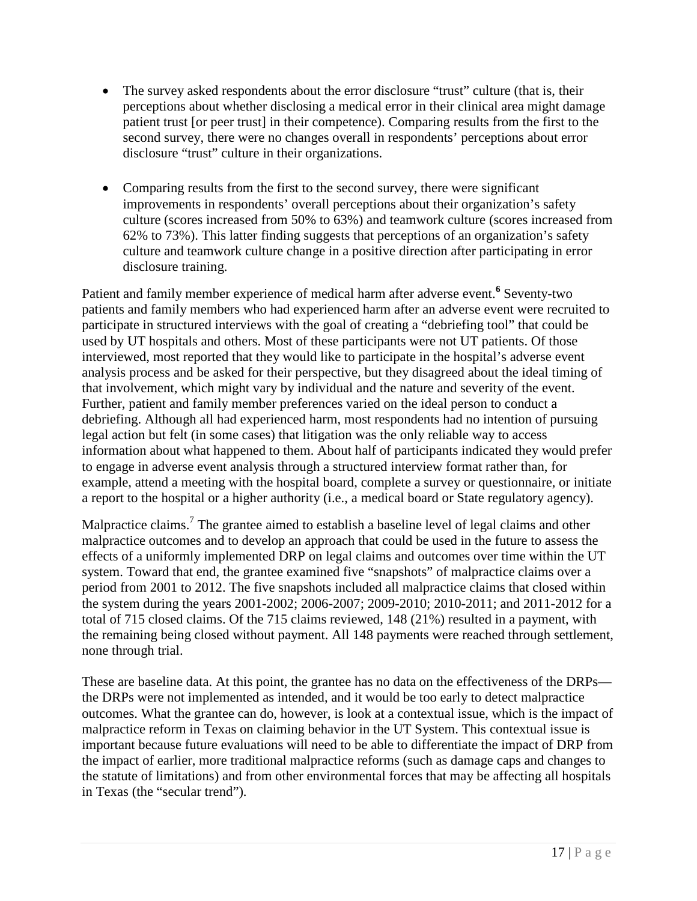- The survey asked respondents about the error disclosure "trust" culture (that is, their perceptions about whether disclosing a medical error in their clinical area might damage patient trust [or peer trust] in their competence). Comparing results from the first to the second survey, there were no changes overall in respondents' perceptions about error disclosure "trust" culture in their organizations.

- Comparing results from the first to the second survey, there were significant improvements in respondents' overall perceptions about their organization's safety culture (scores increased from 50% to 63%) and teamwork culture (scores increased from 62% to 73%). This latter finding suggests that perceptions of an organization's safety culture and teamwork culture change in a positive direction after participating in error disclosure training.

Patient and family member experience of medical harm after adverse event.[6] Seventy-two patients and family members who had experienced harm after an adverse event were recruited to participate in structured interviews with the goal of creating a "debriefing tool" that could be used by UT hospitals and others. Most of these participants were not UT patients. Of those interviewed, most reported that they would like to participate in the hospital's adverse event analysis process and be asked for their perspective, but they disagreed about the ideal timing of that involvement, which might vary by individual and the nature and severity of the event. Further, patient and family member preferences varied on the ideal person to conduct a debriefing. Although all had experienced harm, most respondents had no intention of pursuing legal action but felt (in some cases) that litigation was the only reliable way to access information about what happened to them. About half of participants indicated they would prefer to engage in adverse event analysis through a structured interview format rather than, for example, attend a meeting with the hospital board, complete a survey or questionnaire, or initiate a report to the hospital or a higher authority (i.e., a medical board or State regulatory agency).

Malpractice claims.[7] The grantee aimed to establish a baseline level of legal claims and other malpractice outcomes and to develop an approach that could be used in the future to assess the effects of a uniformly implemented DRP on legal claims and outcomes over time within the UT system. Toward that end, the grantee examined five "snapshots" of malpractice claims over a period from 2001 to 2012. The five snapshots included all malpractice claims that closed within the system during the years 2001-2002; 2006-2007; 2009-2010; 2010-2011; and 2011-2012 for a total of 715 closed claims. Of the 715 claims reviewed, 148 (21%) resulted in a payment, with the remaining being closed without payment. All 148 payments were reached through settlement, none through trial.

These are baseline data. At this point, the grantee has no data on the effectiveness of the DRPs—the DRPs were not implemented as intended, and it would be too early to detect malpractice outcomes. What the grantee can do, however, is look at a contextual issue, which is the impact of malpractice reform in Texas on claiming behavior in the UT System. This contextual issue is important because future evaluations will need to be able to differentiate the impact of DRP from the impact of earlier, more traditional malpractice reforms (such as damage caps and changes to the statute of limitations) and from other environmental forces that may be affecting all hospitals in Texas (the "secular trend").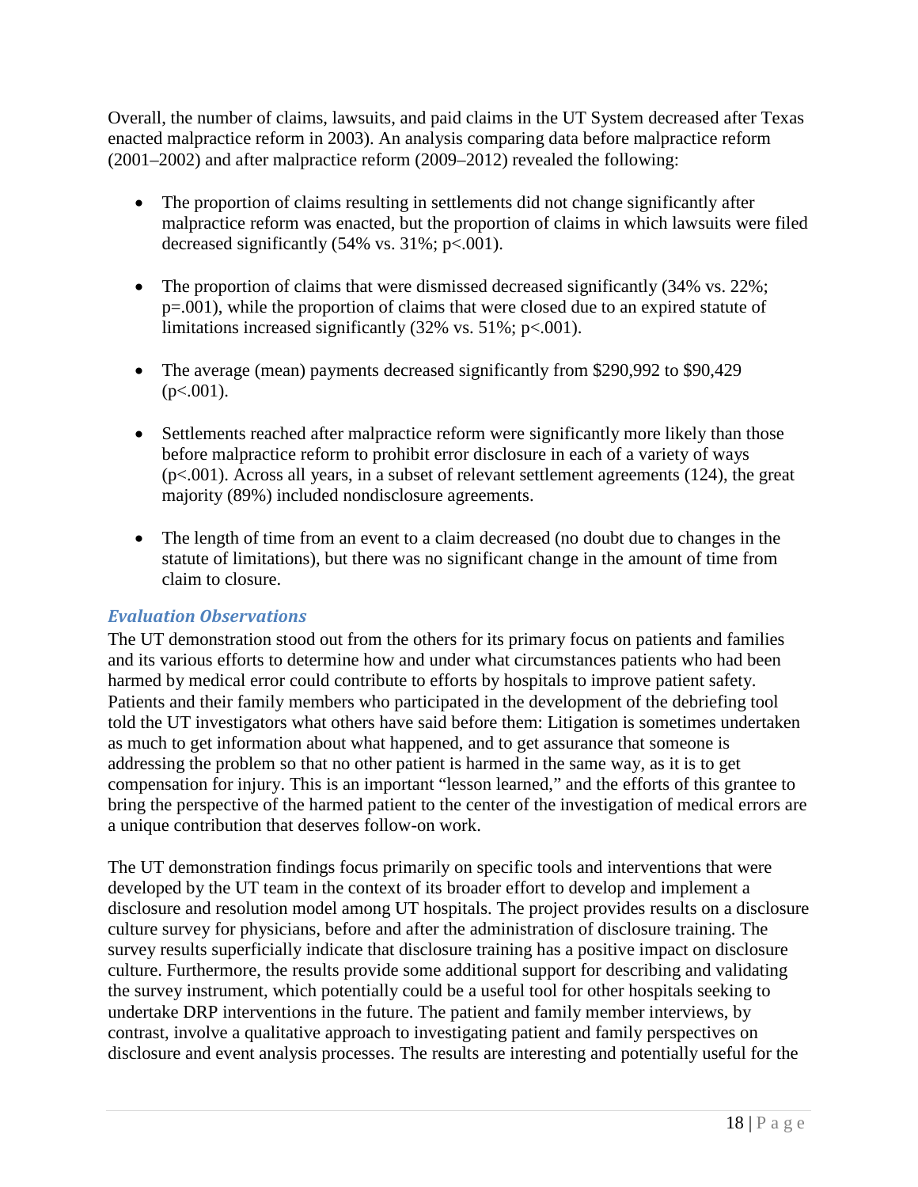Overall, the number of claims, lawsuits, and paid claims in the UT System decreased after Texas enacted malpractice reform in 2003). An analysis comparing data before malpractice reform (2001–2002) and after malpractice reform (2009–2012) revealed the following:

- The proportion of claims resulting in settlements did not change significantly after malpractice reform was enacted, but the proportion of claims in which lawsuits were filed decreased significantly (54% vs. 31%; $p<.001$).
- The proportion of claims that were dismissed decreased significantly (34% vs. 22%; $p=.001$), while the proportion of claims that were closed due to an expired statute of limitations increased significantly (32% vs. 51%; $p<.001$).
- The average (mean) payments decreased significantly from $290,992 to $90,429 ($p<.001$).
- Settlements reached after malpractice reform were significantly more likely than those before malpractice reform to prohibit error disclosure in each of a variety of ways ($p<.001$). Across all years, in a subset of relevant settlement agreements (124), the great majority (89%) included nondisclosure agreements.
- The length of time from an event to a claim decreased (no doubt due to changes in the statute of limitations), but there was no significant change in the amount of time from claim to closure.

### *Evaluation Observations*

The UT demonstration stood out from the others for its primary focus on patients and families and its various efforts to determine how and under what circumstances patients who had been harmed by medical error could contribute to efforts by hospitals to improve patient safety. Patients and their family members who participated in the development of the debriefing tool told the UT investigators what others have said before them: Litigation is sometimes undertaken as much to get information about what happened, and to get assurance that someone is addressing the problem so that no other patient is harmed in the same way, as it is to get compensation for injury. This is an important "lesson learned," and the efforts of this grantee to bring the perspective of the harmed patient to the center of the investigation of medical errors are a unique contribution that deserves follow-on work.

The UT demonstration findings focus primarily on specific tools and interventions that were developed by the UT team in the context of its broader effort to develop and implement a disclosure and resolution model among UT hospitals. The project provides results on a disclosure culture survey for physicians, before and after the administration of disclosure training. The survey results superficially indicate that disclosure training has a positive impact on disclosure culture. Furthermore, the results provide some additional support for describing and validating the survey instrument, which potentially could be a useful tool for other hospitals seeking to undertake DRP interventions in the future. The patient and family member interviews, by contrast, involve a qualitative approach to investigating patient and family perspectives on disclosure and event analysis processes. The results are interesting and potentially useful for the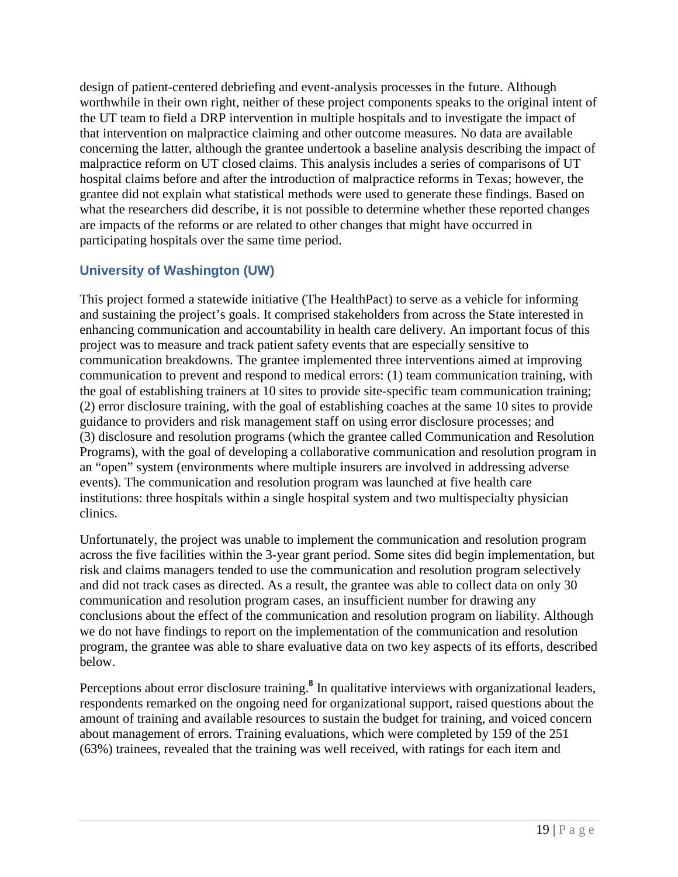design of patient-centered debriefing and event-analysis processes in the future. Although worthwhile in their own right, neither of these project components speaks to the original intent of the UT team to field a DRP intervention in multiple hospitals and to investigate the impact of that intervention on malpractice claiming and other outcome measures. No data are available concerning the latter, although the grantee undertook a baseline analysis describing the impact of malpractice reform on UT closed claims. This analysis includes a series of comparisons of UT hospital claims before and after the introduction of malpractice reforms in Texas; however, the grantee did not explain what statistical methods were used to generate these findings. Based on what the researchers did describe, it is not possible to determine whether these reported changes are impacts of the reforms or are related to other changes that might have occurred in participating hospitals over the same time period.

### University of Washington (UW)

This project formed a statewide initiative (The HealthPact) to serve as a vehicle for informing and sustaining the project's goals. It comprised stakeholders from across the State interested in enhancing communication and accountability in health care delivery. An important focus of this project was to measure and track patient safety events that are especially sensitive to communication breakdowns. The grantee implemented three interventions aimed at improving communication to prevent and respond to medical errors: (1) team communication training, with the goal of establishing trainers at 10 sites to provide site-specific team communication training; (2) error disclosure training, with the goal of establishing coaches at the same 10 sites to provide guidance to providers and risk management staff on using error disclosure processes; and (3) disclosure and resolution programs (which the grantee called Communication and Resolution Programs), with the goal of developing a collaborative communication and resolution program in an "open" system (environments where multiple insurers are involved in addressing adverse events). The communication and resolution program was launched at five health care institutions: three hospitals within a single hospital system and two multispecialty physician clinics.

Unfortunately, the project was unable to implement the communication and resolution program across the five facilities within the 3-year grant period. Some sites did begin implementation, but risk and claims managers tended to use the communication and resolution program selectively and did not track cases as directed. As a result, the grantee was able to collect data on only 30 communication and resolution program cases, an insufficient number for drawing any conclusions about the effect of the communication and resolution program on liability. Although we do not have findings to report on the implementation of the communication and resolution program, the grantee was able to share evaluative data on two key aspects of its efforts, described below.

Perceptions about error disclosure training.[8] In qualitative interviews with organizational leaders, respondents remarked on the ongoing need for organizational support, raised questions about the amount of training and available resources to sustain the budget for training, and voiced concern about management of errors. Training evaluations, which were completed by 159 of the 251 (63%) trainees, revealed that the training was well received, with ratings for each item and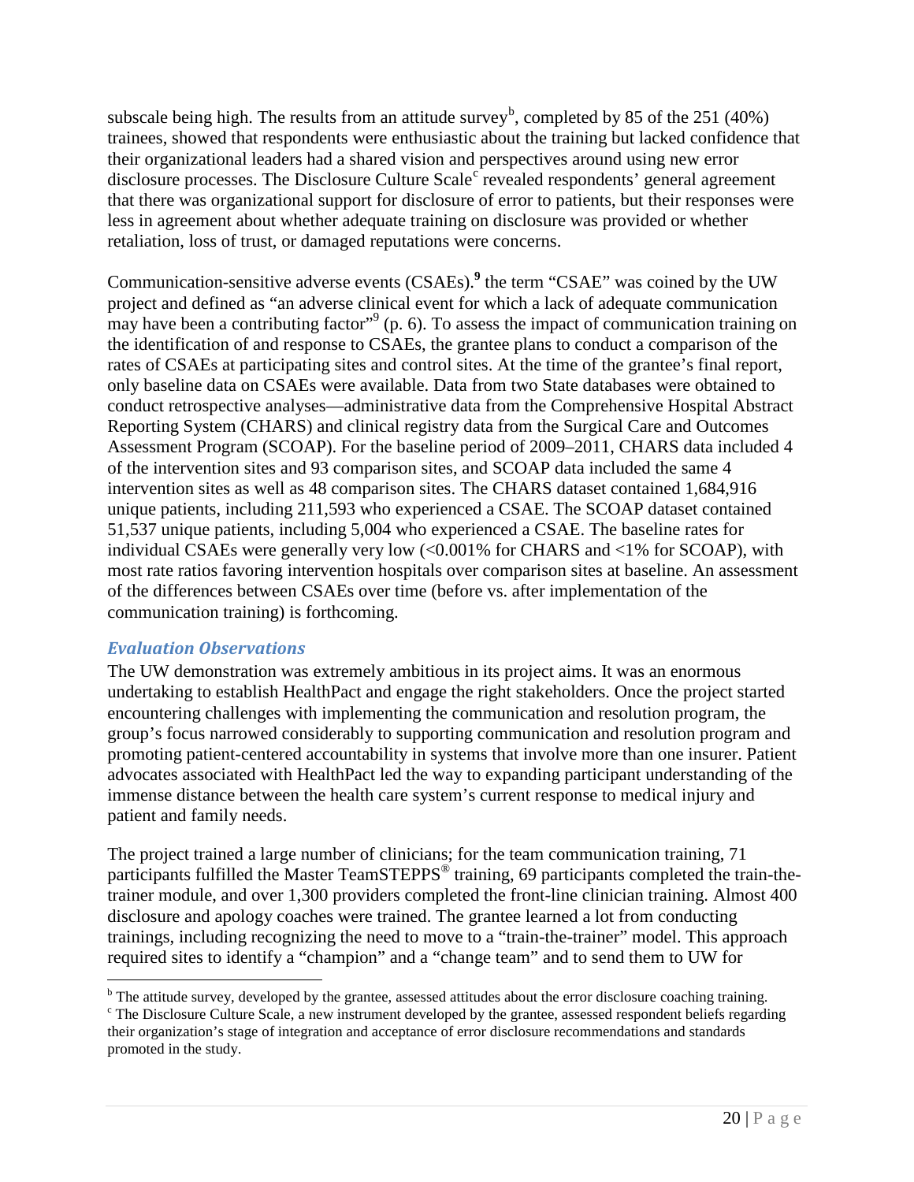subscale being high. The results from an attitude survey[b], completed by 85 of the 251 (40%) trainees, showed that respondents were enthusiastic about the training but lacked confidence that their organizational leaders had a shared vision and perspectives around using new error disclosure processes. The Disclosure Culture Scale[c] revealed respondents' general agreement that there was organizational support for disclosure of error to patients, but their responses were less in agreement about whether adequate training on disclosure was provided or whether retaliation, loss of trust, or damaged reputations were concerns.

Communication-sensitive adverse events (CSAEs).**[9]** the term "CSAE" was coined by the UW project and defined as "an adverse clinical event for which a lack of adequate communication may have been a contributing factor"[9] (p. 6). To assess the impact of communication training on the identification of and response to CSAEs, the grantee plans to conduct a comparison of the rates of CSAEs at participating sites and control sites. At the time of the grantee's final report, only baseline data on CSAEs were available. Data from two State databases were obtained to conduct retrospective analyses—administrative data from the Comprehensive Hospital Abstract Reporting System (CHARS) and clinical registry data from the Surgical Care and Outcomes Assessment Program (SCOAP). For the baseline period of 2009–2011, CHARS data included 4 of the intervention sites and 93 comparison sites, and SCOAP data included the same 4 intervention sites as well as 48 comparison sites. The CHARS dataset contained 1,684,916 unique patients, including 211,593 who experienced a CSAE. The SCOAP dataset contained 51,537 unique patients, including 5,004 who experienced a CSAE. The baseline rates for individual CSAEs were generally very low (<0.001% for CHARS and <1% for SCOAP), with most rate ratios favoring intervention hospitals over comparison sites at baseline. An assessment of the differences between CSAEs over time (before vs. after implementation of the communication training) is forthcoming.

### *Evaluation Observations*

The UW demonstration was extremely ambitious in its project aims. It was an enormous undertaking to establish HealthPact and engage the right stakeholders. Once the project started encountering challenges with implementing the communication and resolution program, the group's focus narrowed considerably to supporting communication and resolution program and promoting patient-centered accountability in systems that involve more than one insurer. Patient advocates associated with HealthPact led the way to expanding participant understanding of the immense distance between the health care system's current response to medical injury and patient and family needs.

The project trained a large number of clinicians; for the team communication training, 71 participants fulfilled the Master TeamSTEPPS® training, 69 participants completed the train-the-trainer module, and over 1,300 providers completed the front-line clinician training. Almost 400 disclosure and apology coaches were trained. The grantee learned a lot from conducting trainings, including recognizing the need to move to a "train-the-trainer" model. This approach required sites to identify a "champion" and a "change team" and to send them to UW for

---

[b] The attitude survey, developed by the grantee, assessed attitudes about the error disclosure coaching training.

[c] The Disclosure Culture Scale, a new instrument developed by the grantee, assessed respondent beliefs regarding their organization's stage of integration and acceptance of error disclosure recommendations and standards promoted in the study.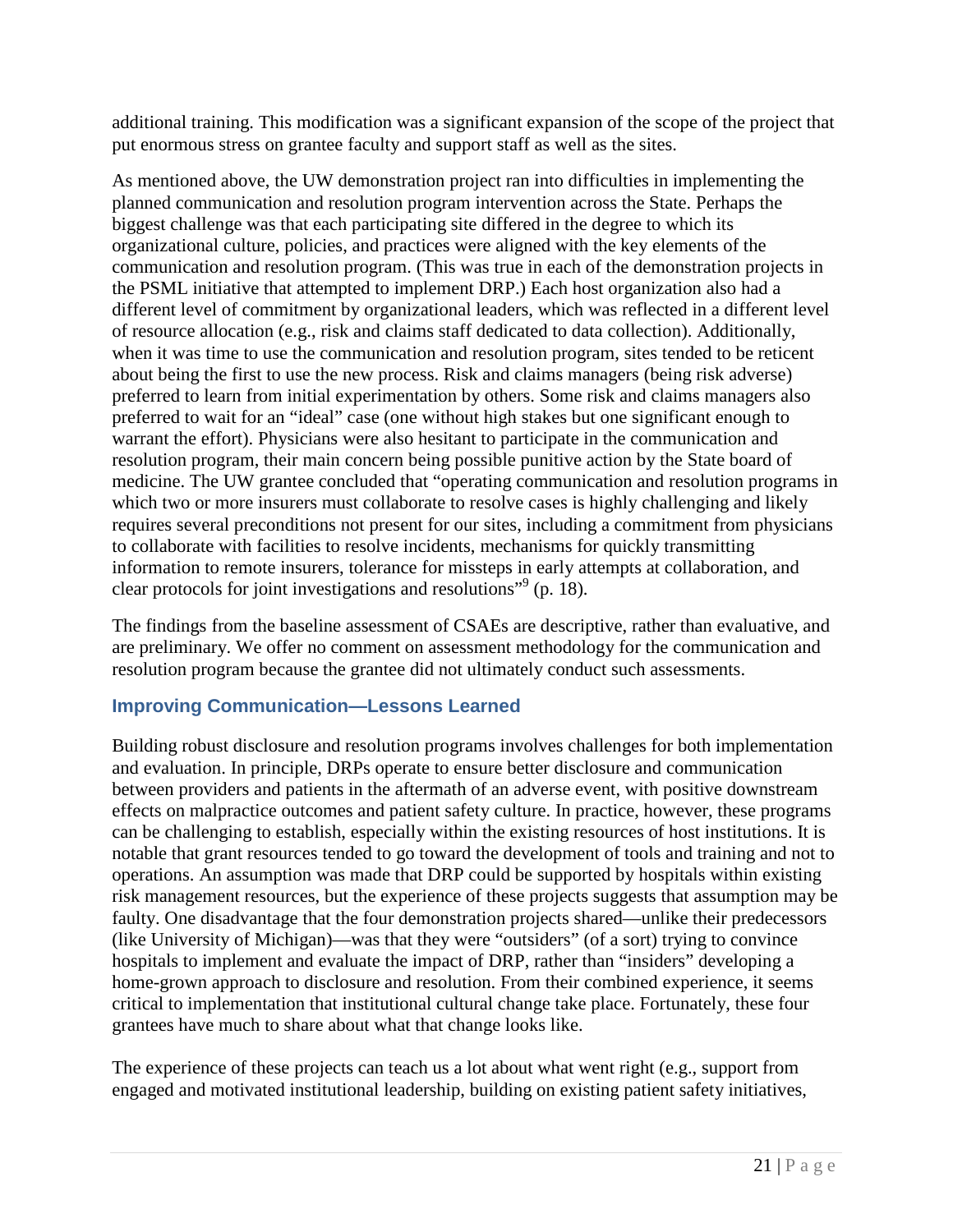additional training. This modification was a significant expansion of the scope of the project that put enormous stress on grantee faculty and support staff as well as the sites.

As mentioned above, the UW demonstration project ran into difficulties in implementing the planned communication and resolution program intervention across the State. Perhaps the biggest challenge was that each participating site differed in the degree to which its organizational culture, policies, and practices were aligned with the key elements of the communication and resolution program. (This was true in each of the demonstration projects in the PSML initiative that attempted to implement DRP.) Each host organization also had a different level of commitment by organizational leaders, which was reflected in a different level of resource allocation (e.g., risk and claims staff dedicated to data collection). Additionally, when it was time to use the communication and resolution program, sites tended to be reticent about being the first to use the new process. Risk and claims managers (being risk adverse) preferred to learn from initial experimentation by others. Some risk and claims managers also preferred to wait for an "ideal" case (one without high stakes but one significant enough to warrant the effort). Physicians were also hesitant to participate in the communication and resolution program, their main concern being possible punitive action by the State board of medicine. The UW grantee concluded that "operating communication and resolution programs in which two or more insurers must collaborate to resolve cases is highly challenging and likely requires several preconditions not present for our sites, including a commitment from physicians to collaborate with facilities to resolve incidents, mechanisms for quickly transmitting information to remote insurers, tolerance for missteps in early attempts at collaboration, and clear protocols for joint investigations and resolutions"[9] (p. 18).

The findings from the baseline assessment of CSAEs are descriptive, rather than evaluative, and are preliminary. We offer no comment on assessment methodology for the communication and resolution program because the grantee did not ultimately conduct such assessments.

### Improving Communication—Lessons Learned

Building robust disclosure and resolution programs involves challenges for both implementation and evaluation. In principle, DRPs operate to ensure better disclosure and communication between providers and patients in the aftermath of an adverse event, with positive downstream effects on malpractice outcomes and patient safety culture. In practice, however, these programs can be challenging to establish, especially within the existing resources of host institutions. It is notable that grant resources tended to go toward the development of tools and training and not to operations. An assumption was made that DRP could be supported by hospitals within existing risk management resources, but the experience of these projects suggests that assumption may be faulty. One disadvantage that the four demonstration projects shared—unlike their predecessors (like University of Michigan)—was that they were "outsiders" (of a sort) trying to convince hospitals to implement and evaluate the impact of DRP, rather than "insiders" developing a home-grown approach to disclosure and resolution. From their combined experience, it seems critical to implementation that institutional cultural change take place. Fortunately, these four grantees have much to share about what that change looks like.

The experience of these projects can teach us a lot about what went right (e.g., support from engaged and motivated institutional leadership, building on existing patient safety initiatives,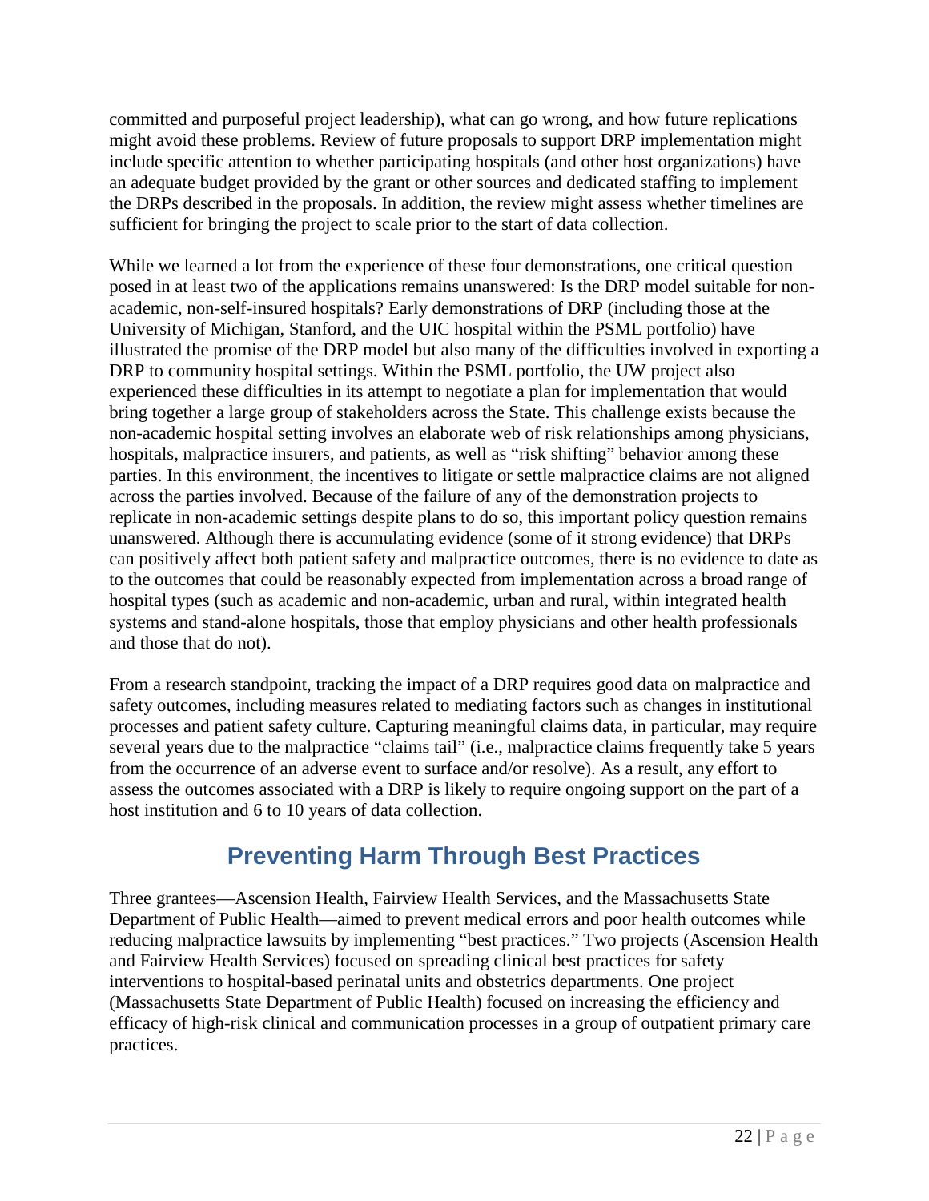committed and purposeful project leadership), what can go wrong, and how future replications might avoid these problems. Review of future proposals to support DRP implementation might include specific attention to whether participating hospitals (and other host organizations) have an adequate budget provided by the grant or other sources and dedicated staffing to implement the DRPs described in the proposals. In addition, the review might assess whether timelines are sufficient for bringing the project to scale prior to the start of data collection.

While we learned a lot from the experience of these four demonstrations, one critical question posed in at least two of the applications remains unanswered: Is the DRP model suitable for non-academic, non-self-insured hospitals? Early demonstrations of DRP (including those at the University of Michigan, Stanford, and the UIC hospital within the PSML portfolio) have illustrated the promise of the DRP model but also many of the difficulties involved in exporting a DRP to community hospital settings. Within the PSML portfolio, the UW project also experienced these difficulties in its attempt to negotiate a plan for implementation that would bring together a large group of stakeholders across the State. This challenge exists because the non-academic hospital setting involves an elaborate web of risk relationships among physicians, hospitals, malpractice insurers, and patients, as well as "risk shifting" behavior among these parties. In this environment, the incentives to litigate or settle malpractice claims are not aligned across the parties involved. Because of the failure of any of the demonstration projects to replicate in non-academic settings despite plans to do so, this important policy question remains unanswered. Although there is accumulating evidence (some of it strong evidence) that DRPs can positively affect both patient safety and malpractice outcomes, there is no evidence to date as to the outcomes that could be reasonably expected from implementation across a broad range of hospital types (such as academic and non-academic, urban and rural, within integrated health systems and stand-alone hospitals, those that employ physicians and other health professionals and those that do not).

From a research standpoint, tracking the impact of a DRP requires good data on malpractice and safety outcomes, including measures related to mediating factors such as changes in institutional processes and patient safety culture. Capturing meaningful claims data, in particular, may require several years due to the malpractice "claims tail" (i.e., malpractice claims frequently take 5 years from the occurrence of an adverse event to surface and/or resolve). As a result, any effort to assess the outcomes associated with a DRP is likely to require ongoing support on the part of a host institution and 6 to 10 years of data collection.

## Preventing Harm Through Best Practices

Three grantees—Ascension Health, Fairview Health Services, and the Massachusetts State Department of Public Health—aimed to prevent medical errors and poor health outcomes while reducing malpractice lawsuits by implementing "best practices." Two projects (Ascension Health and Fairview Health Services) focused on spreading clinical best practices for safety interventions to hospital-based perinatal units and obstetrics departments. One project (Massachusetts State Department of Public Health) focused on increasing the efficiency and efficacy of high-risk clinical and communication processes in a group of outpatient primary care practices.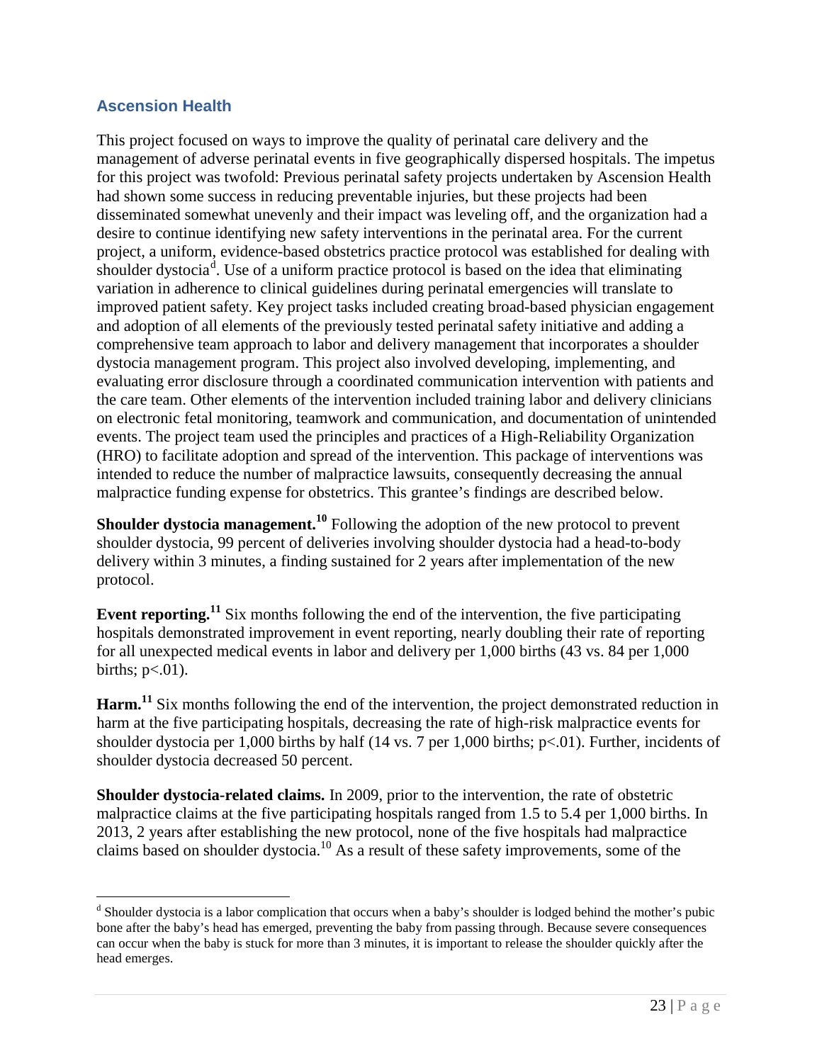## Ascension Health

This project focused on ways to improve the quality of perinatal care delivery and the management of adverse perinatal events in five geographically dispersed hospitals. The impetus for this project was twofold: Previous perinatal safety projects undertaken by Ascension Health had shown some success in reducing preventable injuries, but these projects had been disseminated somewhat unevenly and their impact was leveling off, and the organization had a desire to continue identifying new safety interventions in the perinatal area. For the current project, a uniform, evidence-based obstetrics practice protocol was established for dealing with shoulder dystocia[d]. Use of a uniform practice protocol is based on the idea that eliminating variation in adherence to clinical guidelines during perinatal emergencies will translate to improved patient safety. Key project tasks included creating broad-based physician engagement and adoption of all elements of the previously tested perinatal safety initiative and adding a comprehensive team approach to labor and delivery management that incorporates a shoulder dystocia management program. This project also involved developing, implementing, and evaluating error disclosure through a coordinated communication intervention with patients and the care team. Other elements of the intervention included training labor and delivery clinicians on electronic fetal monitoring, teamwork and communication, and documentation of unintended events. The project team used the principles and practices of a High-Reliability Organization (HRO) to facilitate adoption and spread of the intervention. This package of interventions was intended to reduce the number of malpractice lawsuits, consequently decreasing the annual malpractice funding expense for obstetrics. This grantee's findings are described below.

**Shoulder dystocia management.**[10] Following the adoption of the new protocol to prevent shoulder dystocia, 99 percent of deliveries involving shoulder dystocia had a head-to-body delivery within 3 minutes, a finding sustained for 2 years after implementation of the new protocol.

**Event reporting.**[11] Six months following the end of the intervention, the five participating hospitals demonstrated improvement in event reporting, nearly doubling their rate of reporting for all unexpected medical events in labor and delivery per 1,000 births (43 vs. 84 per 1,000 births; $p<.01$).

**Harm.**[11] Six months following the end of the intervention, the project demonstrated reduction in harm at the five participating hospitals, decreasing the rate of high-risk malpractice events for shoulder dystocia per 1,000 births by half (14 vs. 7 per 1,000 births; $p<.01$). Further, incidents of shoulder dystocia decreased 50 percent.

**Shoulder dystocia-related claims.** In 2009, prior to the intervention, the rate of obstetric malpractice claims at the five participating hospitals ranged from 1.5 to 5.4 per 1,000 births. In 2013, 2 years after establishing the new protocol, none of the five hospitals had malpractice claims based on shoulder dystocia.[10] As a result of these safety improvements, some of the

[d] Shoulder dystocia is a labor complication that occurs when a baby's shoulder is lodged behind the mother's pubic bone after the baby's head has emerged, preventing the baby from passing through. Because severe consequences can occur when the baby is stuck for more than 3 minutes, it is important to release the shoulder quickly after the head emerges.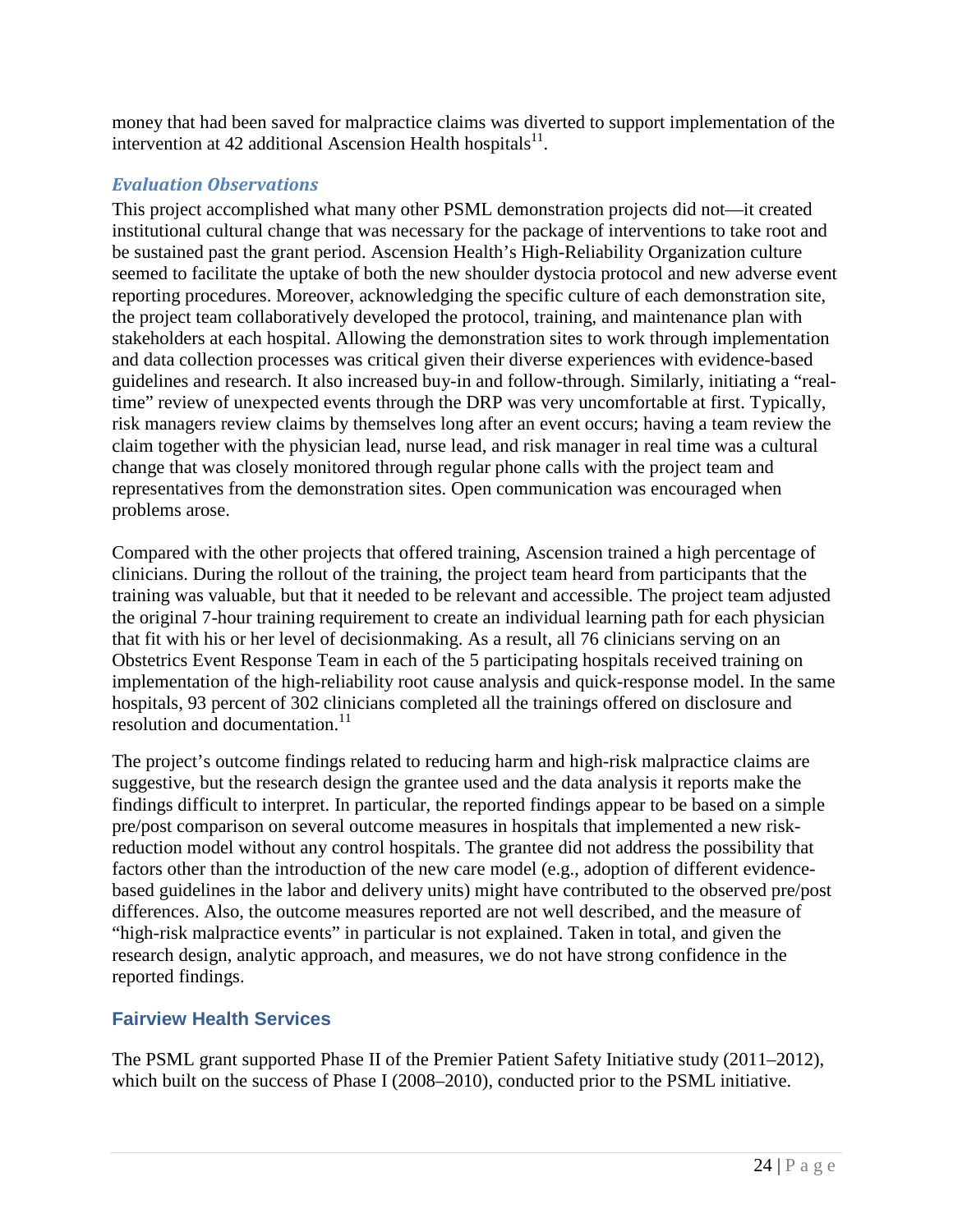money that had been saved for malpractice claims was diverted to support implementation of the intervention at 42 additional Ascension Health hospitals[11].

### *Evaluation Observations*

This project accomplished what many other PSML demonstration projects did not—it created institutional cultural change that was necessary for the package of interventions to take root and be sustained past the grant period. Ascension Health's High-Reliability Organization culture seemed to facilitate the uptake of both the new shoulder dystocia protocol and new adverse event reporting procedures. Moreover, acknowledging the specific culture of each demonstration site, the project team collaboratively developed the protocol, training, and maintenance plan with stakeholders at each hospital. Allowing the demonstration sites to work through implementation and data collection processes was critical given their diverse experiences with evidence-based guidelines and research. It also increased buy-in and follow-through. Similarly, initiating a "real-time" review of unexpected events through the DRP was very uncomfortable at first. Typically, risk managers review claims by themselves long after an event occurs; having a team review the claim together with the physician lead, nurse lead, and risk manager in real time was a cultural change that was closely monitored through regular phone calls with the project team and representatives from the demonstration sites. Open communication was encouraged when problems arose.

Compared with the other projects that offered training, Ascension trained a high percentage of clinicians. During the rollout of the training, the project team heard from participants that the training was valuable, but that it needed to be relevant and accessible. The project team adjusted the original 7-hour training requirement to create an individual learning path for each physician that fit with his or her level of decisionmaking. As a result, all 76 clinicians serving on an Obstetrics Event Response Team in each of the 5 participating hospitals received training on implementation of the high-reliability root cause analysis and quick-response model. In the same hospitals, 93 percent of 302 clinicians completed all the trainings offered on disclosure and resolution and documentation.[11]

The project's outcome findings related to reducing harm and high-risk malpractice claims are suggestive, but the research design the grantee used and the data analysis it reports make the findings difficult to interpret. In particular, the reported findings appear to be based on a simple pre/post comparison on several outcome measures in hospitals that implemented a new risk-reduction model without any control hospitals. The grantee did not address the possibility that factors other than the introduction of the new care model (e.g., adoption of different evidence-based guidelines in the labor and delivery units) might have contributed to the observed pre/post differences. Also, the outcome measures reported are not well described, and the measure of "high-risk malpractice events" in particular is not explained. Taken in total, and given the research design, analytic approach, and measures, we do not have strong confidence in the reported findings.

## Fairview Health Services

The PSML grant supported Phase II of the Premier Patient Safety Initiative study (2011–2012), which built on the success of Phase I (2008–2010), conducted prior to the PSML initiative.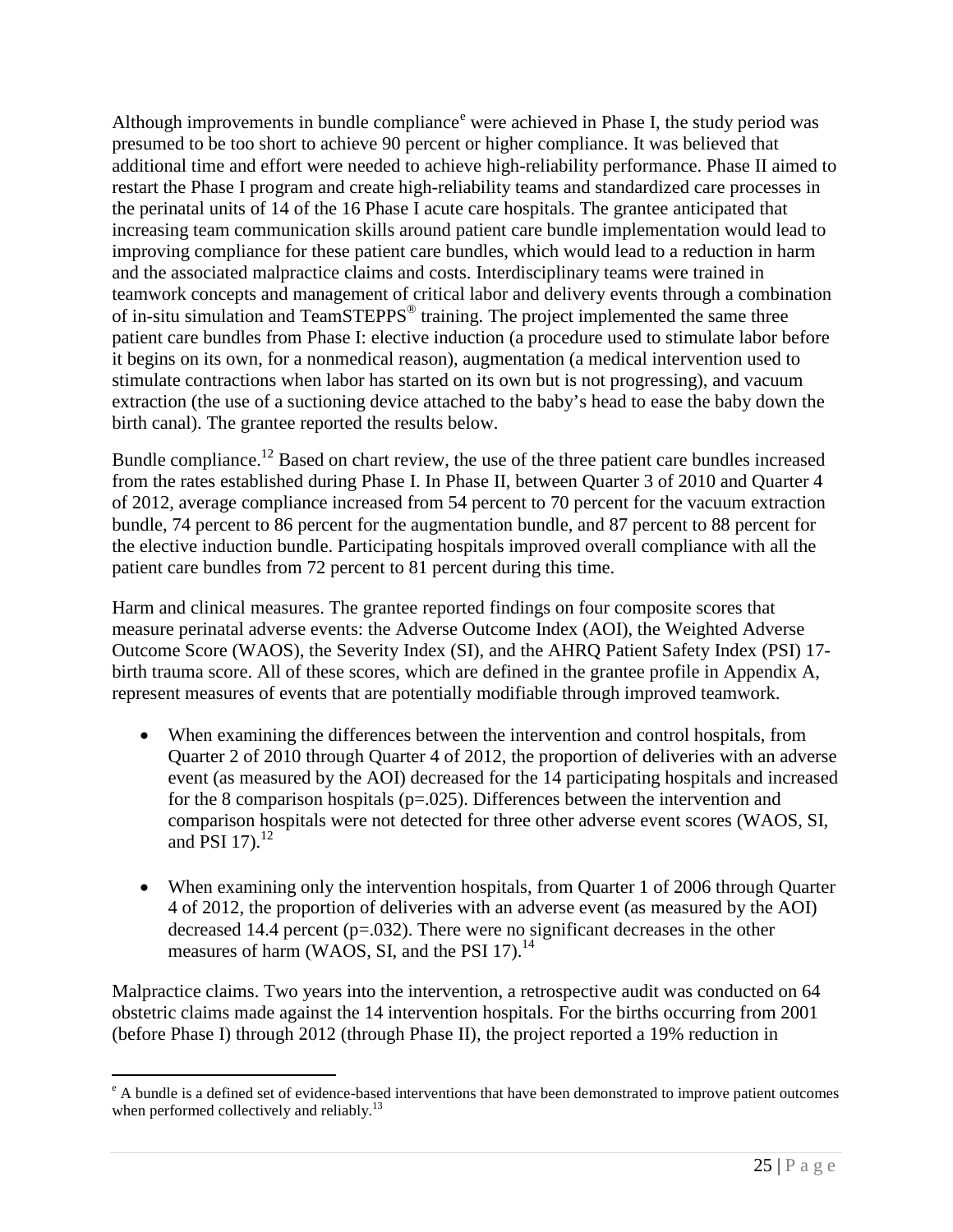Although improvements in bundle compliance[e] were achieved in Phase I, the study period was presumed to be too short to achieve 90 percent or higher compliance. It was believed that additional time and effort were needed to achieve high-reliability performance. Phase II aimed to restart the Phase I program and create high-reliability teams and standardized care processes in the perinatal units of 14 of the 16 Phase I acute care hospitals. The grantee anticipated that increasing team communication skills around patient care bundle implementation would lead to improving compliance for these patient care bundles, which would lead to a reduction in harm and the associated malpractice claims and costs. Interdisciplinary teams were trained in teamwork concepts and management of critical labor and delivery events through a combination of in-situ simulation and TeamSTEPPS® training. The project implemented the same three patient care bundles from Phase I: elective induction (a procedure used to stimulate labor before it begins on its own, for a nonmedical reason), augmentation (a medical intervention used to stimulate contractions when labor has started on its own but is not progressing), and vacuum extraction (the use of a suctioning device attached to the baby's head to ease the baby down the birth canal). The grantee reported the results below.

Bundle compliance.[12] Based on chart review, the use of the three patient care bundles increased from the rates established during Phase I. In Phase II, between Quarter 3 of 2010 and Quarter 4 of 2012, average compliance increased from 54 percent to 70 percent for the vacuum extraction bundle, 74 percent to 86 percent for the augmentation bundle, and 87 percent to 88 percent for the elective induction bundle. Participating hospitals improved overall compliance with all the patient care bundles from 72 percent to 81 percent during this time.

Harm and clinical measures. The grantee reported findings on four composite scores that measure perinatal adverse events: the Adverse Outcome Index (AOI), the Weighted Adverse Outcome Score (WAOS), the Severity Index (SI), and the AHRQ Patient Safety Index (PSI) 17-birth trauma score. All of these scores, which are defined in the grantee profile in Appendix A, represent measures of events that are potentially modifiable through improved teamwork.

- When examining the differences between the intervention and control hospitals, from Quarter 2 of 2010 through Quarter 4 of 2012, the proportion of deliveries with an adverse event (as measured by the AOI) decreased for the 14 participating hospitals and increased for the 8 comparison hospitals ($p=.025$). Differences between the intervention and comparison hospitals were not detected for three other adverse event scores (WAOS, SI, and PSI 17).[12]

- When examining only the intervention hospitals, from Quarter 1 of 2006 through Quarter 4 of 2012, the proportion of deliveries with an adverse event (as measured by the AOI) decreased 14.4 percent ($p=.032$). There were no significant decreases in the other measures of harm (WAOS, SI, and the PSI 17).[14]

Malpractice claims. Two years into the intervention, a retrospective audit was conducted on 64 obstetric claims made against the 14 intervention hospitals. For the births occurring from 2001 (before Phase I) through 2012 (through Phase II), the project reported a 19% reduction in

[e] A bundle is a defined set of evidence-based interventions that have been demonstrated to improve patient outcomes when performed collectively and reliably.[13]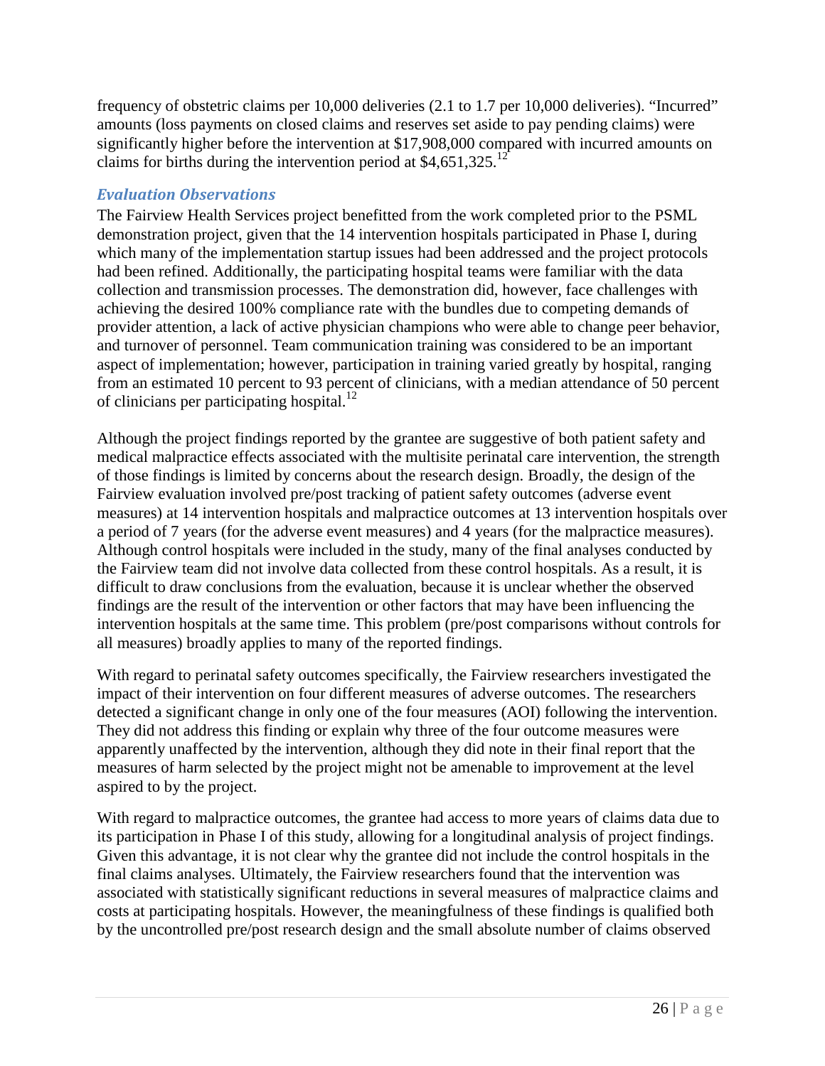frequency of obstetric claims per 10,000 deliveries (2.1 to 1.7 per 10,000 deliveries). "Incurred" amounts (loss payments on closed claims and reserves set aside to pay pending claims) were significantly higher before the intervention at $17,908,000 compared with incurred amounts on claims for births during the intervention period at $4,651,325.[12]

### *Evaluation Observations*

The Fairview Health Services project benefitted from the work completed prior to the PSML demonstration project, given that the 14 intervention hospitals participated in Phase I, during which many of the implementation startup issues had been addressed and the project protocols had been refined. Additionally, the participating hospital teams were familiar with the data collection and transmission processes. The demonstration did, however, face challenges with achieving the desired 100% compliance rate with the bundles due to competing demands of provider attention, a lack of active physician champions who were able to change peer behavior, and turnover of personnel. Team communication training was considered to be an important aspect of implementation; however, participation in training varied greatly by hospital, ranging from an estimated 10 percent to 93 percent of clinicians, with a median attendance of 50 percent of clinicians per participating hospital.[12]

Although the project findings reported by the grantee are suggestive of both patient safety and medical malpractice effects associated with the multisite perinatal care intervention, the strength of those findings is limited by concerns about the research design. Broadly, the design of the Fairview evaluation involved pre/post tracking of patient safety outcomes (adverse event measures) at 14 intervention hospitals and malpractice outcomes at 13 intervention hospitals over a period of 7 years (for the adverse event measures) and 4 years (for the malpractice measures). Although control hospitals were included in the study, many of the final analyses conducted by the Fairview team did not involve data collected from these control hospitals. As a result, it is difficult to draw conclusions from the evaluation, because it is unclear whether the observed findings are the result of the intervention or other factors that may have been influencing the intervention hospitals at the same time. This problem (pre/post comparisons without controls for all measures) broadly applies to many of the reported findings.

With regard to perinatal safety outcomes specifically, the Fairview researchers investigated the impact of their intervention on four different measures of adverse outcomes. The researchers detected a significant change in only one of the four measures (AOI) following the intervention. They did not address this finding or explain why three of the four outcome measures were apparently unaffected by the intervention, although they did note in their final report that the measures of harm selected by the project might not be amenable to improvement at the level aspired to by the project.

With regard to malpractice outcomes, the grantee had access to more years of claims data due to its participation in Phase I of this study, allowing for a longitudinal analysis of project findings. Given this advantage, it is not clear why the grantee did not include the control hospitals in the final claims analyses. Ultimately, the Fairview researchers found that the intervention was associated with statistically significant reductions in several measures of malpractice claims and costs at participating hospitals. However, the meaningfulness of these findings is qualified both by the uncontrolled pre/post research design and the small absolute number of claims observed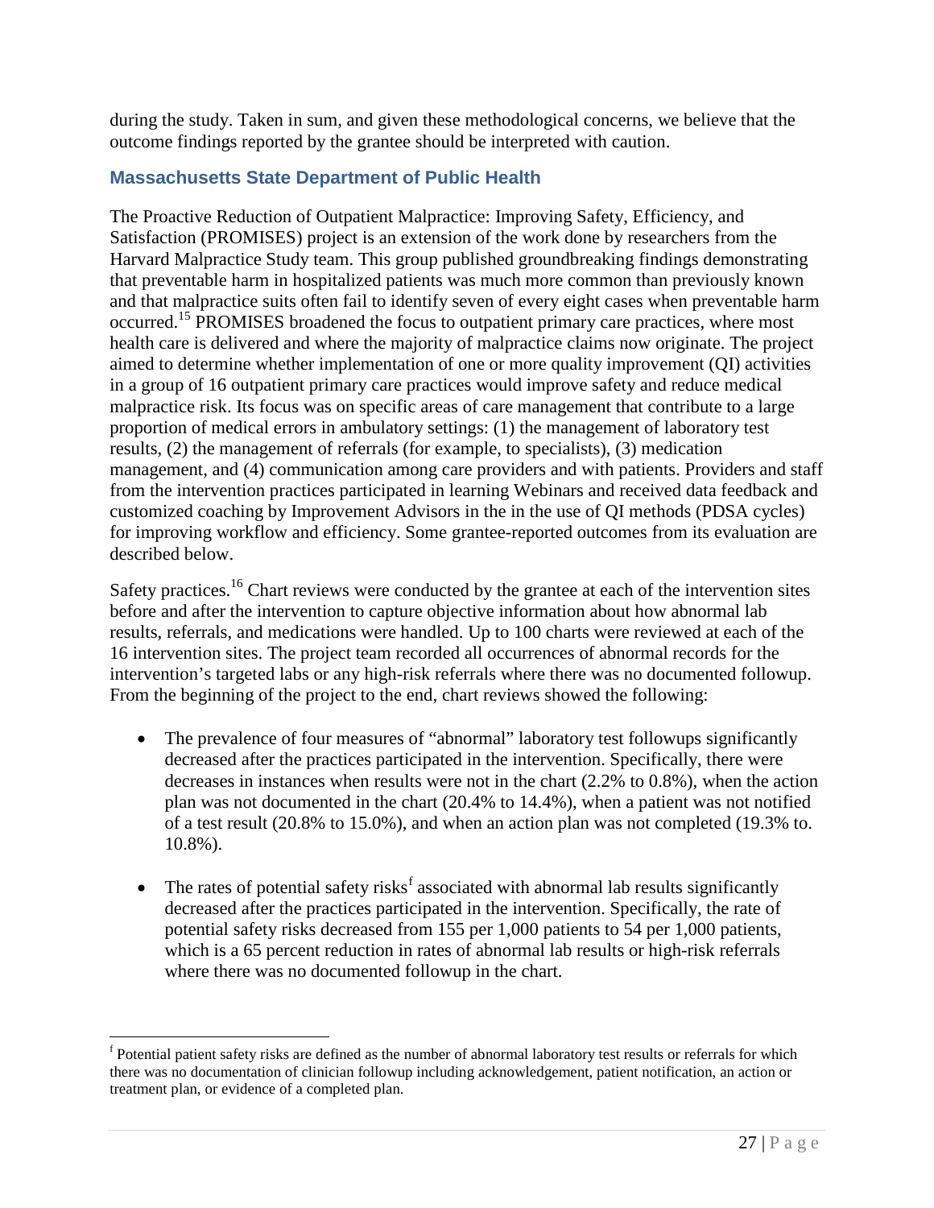during the study. Taken in sum, and given these methodological concerns, we believe that the outcome findings reported by the grantee should be interpreted with caution.

### Massachusetts State Department of Public Health

The Proactive Reduction of Outpatient Malpractice: Improving Safety, Efficiency, and Satisfaction (PROMISES) project is an extension of the work done by researchers from the Harvard Malpractice Study team. This group published groundbreaking findings demonstrating that preventable harm in hospitalized patients was much more common than previously known and that malpractice suits often fail to identify seven of every eight cases when preventable harm occurred.[15] PROMISES broadened the focus to outpatient primary care practices, where most health care is delivered and where the majority of malpractice claims now originate. The project aimed to determine whether implementation of one or more quality improvement (QI) activities in a group of 16 outpatient primary care practices would improve safety and reduce medical malpractice risk. Its focus was on specific areas of care management that contribute to a large proportion of medical errors in ambulatory settings: (1) the management of laboratory test results, (2) the management of referrals (for example, to specialists), (3) medication management, and (4) communication among care providers and with patients. Providers and staff from the intervention practices participated in learning Webinars and received data feedback and customized coaching by Improvement Advisors in the in the use of QI methods (PDSA cycles) for improving workflow and efficiency. Some grantee-reported outcomes from its evaluation are described below.

Safety practices.[16] Chart reviews were conducted by the grantee at each of the intervention sites before and after the intervention to capture objective information about how abnormal lab results, referrals, and medications were handled. Up to 100 charts were reviewed at each of the 16 intervention sites. The project team recorded all occurrences of abnormal records for the intervention's targeted labs or any high-risk referrals where there was no documented followup. From the beginning of the project to the end, chart reviews showed the following:

- The prevalence of four measures of "abnormal" laboratory test followups significantly decreased after the practices participated in the intervention. Specifically, there were decreases in instances when results were not in the chart (2.2% to 0.8%), when the action plan was not documented in the chart (20.4% to 14.4%), when a patient was not notified of a test result (20.8% to 15.0%), and when an action plan was not completed (19.3% to. 10.8%).
- The rates of potential safety risks[f] associated with abnormal lab results significantly decreased after the practices participated in the intervention. Specifically, the rate of potential safety risks decreased from 155 per 1,000 patients to 54 per 1,000 patients, which is a 65 percent reduction in rates of abnormal lab results or high-risk referrals where there was no documented followup in the chart.

[f] Potential patient safety risks are defined as the number of abnormal laboratory test results or referrals for which there was no documentation of clinician followup including acknowledgement, patient notification, an action or treatment plan, or evidence of a completed plan.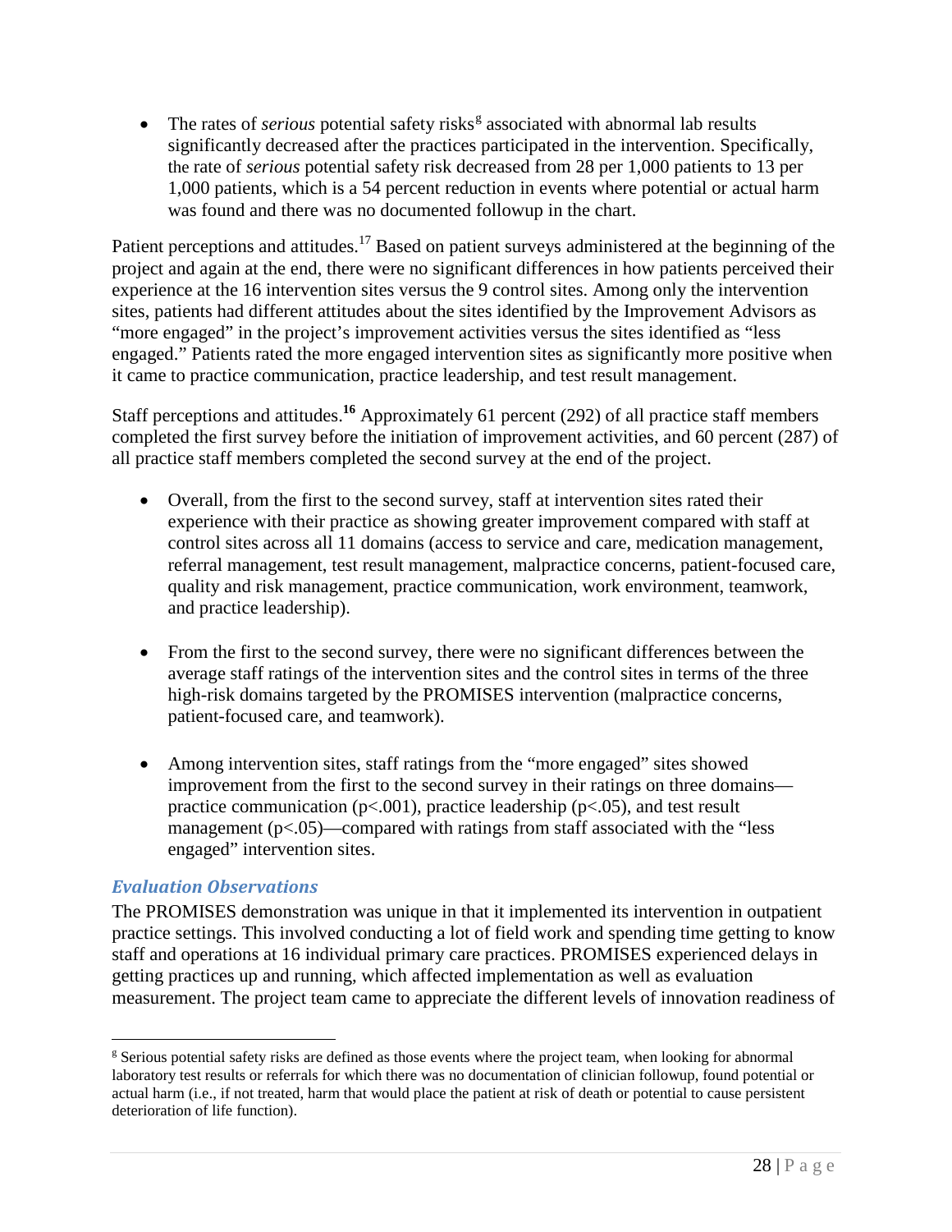- The rates of *serious* potential safety risks[g] associated with abnormal lab results significantly decreased after the practices participated in the intervention. Specifically, the rate of *serious* potential safety risk decreased from 28 per 1,000 patients to 13 per 1,000 patients, which is a 54 percent reduction in events where potential or actual harm was found and there was no documented followup in the chart.

Patient perceptions and attitudes.[17] Based on patient surveys administered at the beginning of the project and again at the end, there were no significant differences in how patients perceived their experience at the 16 intervention sites versus the 9 control sites. Among only the intervention sites, patients had different attitudes about the sites identified by the Improvement Advisors as "more engaged" in the project's improvement activities versus the sites identified as "less engaged." Patients rated the more engaged intervention sites as significantly more positive when it came to practice communication, practice leadership, and test result management.

Staff perceptions and attitudes.[16] Approximately 61 percent (292) of all practice staff members completed the first survey before the initiation of improvement activities, and 60 percent (287) of all practice staff members completed the second survey at the end of the project.

- Overall, from the first to the second survey, staff at intervention sites rated their experience with their practice as showing greater improvement compared with staff at control sites across all 11 domains (access to service and care, medication management, referral management, test result management, malpractice concerns, patient-focused care, quality and risk management, practice communication, work environment, teamwork, and practice leadership).

- From the first to the second survey, there were no significant differences between the average staff ratings of the intervention sites and the control sites in terms of the three high-risk domains targeted by the PROMISES intervention (malpractice concerns, patient-focused care, and teamwork).

- Among intervention sites, staff ratings from the "more engaged" sites showed improvement from the first to the second survey in their ratings on three domains—practice communication ($p<.001$), practice leadership ($p<.05$), and test result management ($p<.05$)—compared with ratings from staff associated with the "less engaged" intervention sites.

### *Evaluation Observations*

The PROMISES demonstration was unique in that it implemented its intervention in outpatient practice settings. This involved conducting a lot of field work and spending time getting to know staff and operations at 16 individual primary care practices. PROMISES experienced delays in getting practices up and running, which affected implementation as well as evaluation measurement. The project team came to appreciate the different levels of innovation readiness of

[g] Serious potential safety risks are defined as those events where the project team, when looking for abnormal laboratory test results or referrals for which there was no documentation of clinician followup, found potential or actual harm (i.e., if not treated, harm that would place the patient at risk of death or potential to cause persistent deterioration of life function).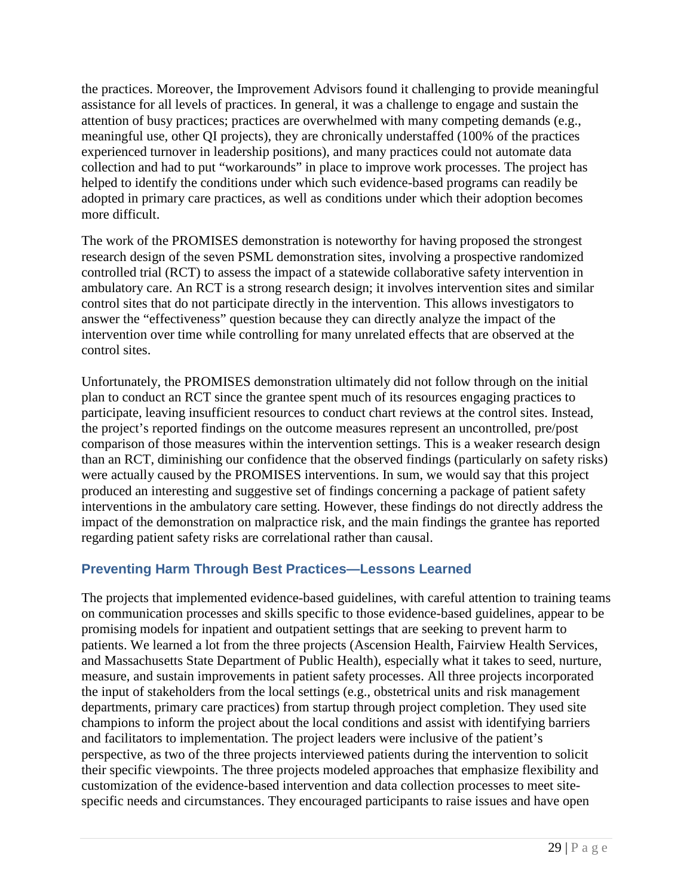the practices. Moreover, the Improvement Advisors found it challenging to provide meaningful assistance for all levels of practices. In general, it was a challenge to engage and sustain the attention of busy practices; practices are overwhelmed with many competing demands (e.g., meaningful use, other QI projects), they are chronically understaffed (100% of the practices experienced turnover in leadership positions), and many practices could not automate data collection and had to put "workarounds" in place to improve work processes. The project has helped to identify the conditions under which such evidence-based programs can readily be adopted in primary care practices, as well as conditions under which their adoption becomes more difficult.

The work of the PROMISES demonstration is noteworthy for having proposed the strongest research design of the seven PSML demonstration sites, involving a prospective randomized controlled trial (RCT) to assess the impact of a statewide collaborative safety intervention in ambulatory care. An RCT is a strong research design; it involves intervention sites and similar control sites that do not participate directly in the intervention. This allows investigators to answer the "effectiveness" question because they can directly analyze the impact of the intervention over time while controlling for many unrelated effects that are observed at the control sites.

Unfortunately, the PROMISES demonstration ultimately did not follow through on the initial plan to conduct an RCT since the grantee spent much of its resources engaging practices to participate, leaving insufficient resources to conduct chart reviews at the control sites. Instead, the project's reported findings on the outcome measures represent an uncontrolled, pre/post comparison of those measures within the intervention settings. This is a weaker research design than an RCT, diminishing our confidence that the observed findings (particularly on safety risks) were actually caused by the PROMISES interventions. In sum, we would say that this project produced an interesting and suggestive set of findings concerning a package of patient safety interventions in the ambulatory care setting. However, these findings do not directly address the impact of the demonstration on malpractice risk, and the main findings the grantee has reported regarding patient safety risks are correlational rather than causal.

### Preventing Harm Through Best Practices—Lessons Learned

The projects that implemented evidence-based guidelines, with careful attention to training teams on communication processes and skills specific to those evidence-based guidelines, appear to be promising models for inpatient and outpatient settings that are seeking to prevent harm to patients. We learned a lot from the three projects (Ascension Health, Fairview Health Services, and Massachusetts State Department of Public Health), especially what it takes to seed, nurture, measure, and sustain improvements in patient safety processes. All three projects incorporated the input of stakeholders from the local settings (e.g., obstetrical units and risk management departments, primary care practices) from startup through project completion. They used site champions to inform the project about the local conditions and assist with identifying barriers and facilitators to implementation. The project leaders were inclusive of the patient's perspective, as two of the three projects interviewed patients during the intervention to solicit their specific viewpoints. The three projects modeled approaches that emphasize flexibility and customization of the evidence-based intervention and data collection processes to meet site-specific needs and circumstances. They encouraged participants to raise issues and have open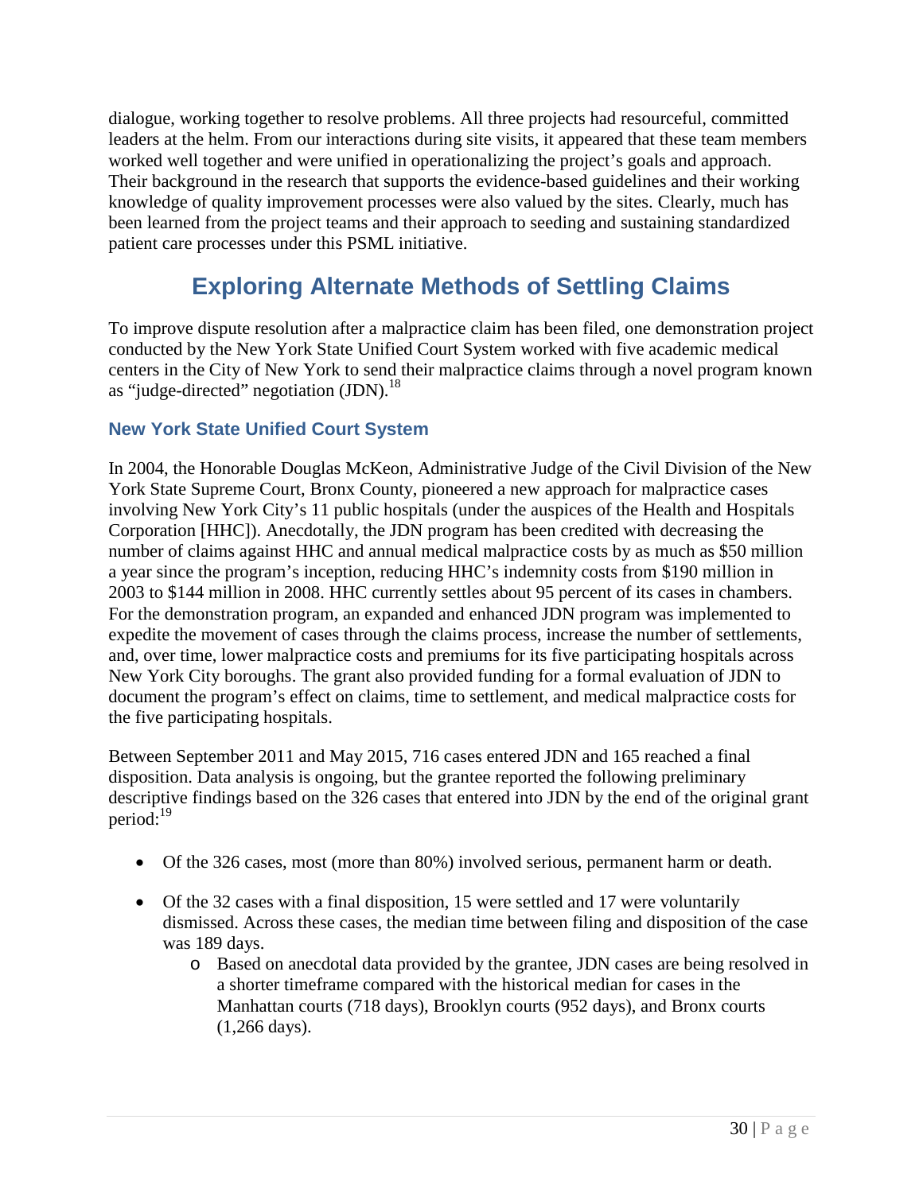dialogue, working together to resolve problems. All three projects had resourceful, committed leaders at the helm. From our interactions during site visits, it appeared that these team members worked well together and were unified in operationalizing the project's goals and approach. Their background in the research that supports the evidence-based guidelines and their working knowledge of quality improvement processes were also valued by the sites. Clearly, much has been learned from the project teams and their approach to seeding and sustaining standardized patient care processes under this PSML initiative.

# Exploring Alternate Methods of Settling Claims

To improve dispute resolution after a malpractice claim has been filed, one demonstration project conducted by the New York State Unified Court System worked with five academic medical centers in the City of New York to send their malpractice claims through a novel program known as "judge-directed" negotiation (JDN).[18]

### New York State Unified Court System

In 2004, the Honorable Douglas McKeon, Administrative Judge of the Civil Division of the New York State Supreme Court, Bronx County, pioneered a new approach for malpractice cases involving New York City's 11 public hospitals (under the auspices of the Health and Hospitals Corporation [HHC]). Anecdotally, the JDN program has been credited with decreasing the number of claims against HHC and annual medical malpractice costs by as much as $50 million a year since the program's inception, reducing HHC's indemnity costs from $190 million in 2003 to $144 million in 2008. HHC currently settles about 95 percent of its cases in chambers. For the demonstration program, an expanded and enhanced JDN program was implemented to expedite the movement of cases through the claims process, increase the number of settlements, and, over time, lower malpractice costs and premiums for its five participating hospitals across New York City boroughs. The grant also provided funding for a formal evaluation of JDN to document the program's effect on claims, time to settlement, and medical malpractice costs for the five participating hospitals.

Between September 2011 and May 2015, 716 cases entered JDN and 165 reached a final disposition. Data analysis is ongoing, but the grantee reported the following preliminary descriptive findings based on the 326 cases that entered into JDN by the end of the original grant period:[19]

- Of the 326 cases, most (more than 80%) involved serious, permanent harm or death.
- Of the 32 cases with a final disposition, 15 were settled and 17 were voluntarily dismissed. Across these cases, the median time between filing and disposition of the case was 189 days.
  - Based on anecdotal data provided by the grantee, JDN cases are being resolved in a shorter timeframe compared with the historical median for cases in the Manhattan courts (718 days), Brooklyn courts (952 days), and Bronx courts (1,266 days).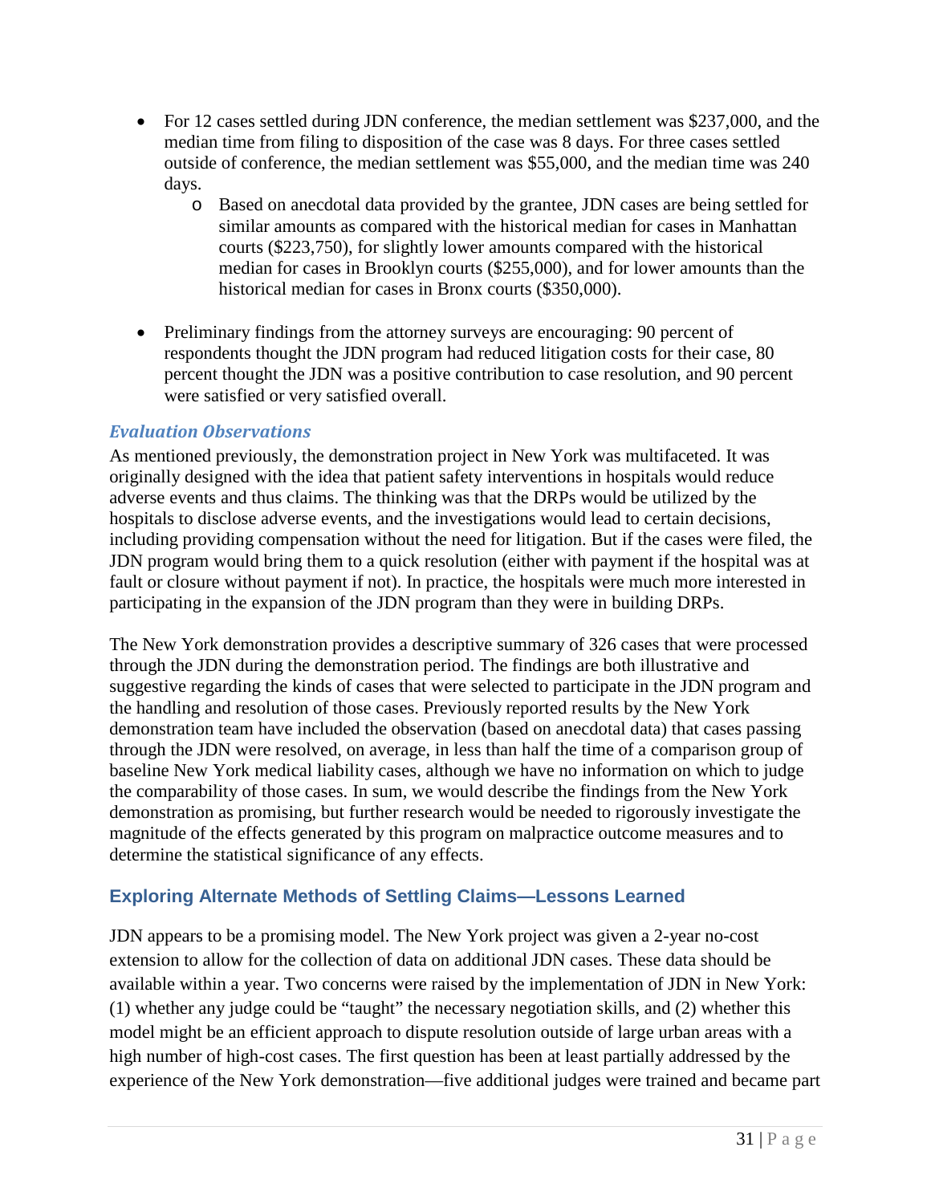- For 12 cases settled during JDN conference, the median settlement was $237,000, and the median time from filing to disposition of the case was 8 days. For three cases settled outside of conference, the median settlement was $55,000, and the median time was 240 days.
    - Based on anecdotal data provided by the grantee, JDN cases are being settled for similar amounts as compared with the historical median for cases in Manhattan courts ($223,750), for slightly lower amounts compared with the historical median for cases in Brooklyn courts ($255,000), and for lower amounts than the historical median for cases in Bronx courts ($350,000).
- Preliminary findings from the attorney surveys are encouraging: 90 percent of respondents thought the JDN program had reduced litigation costs for their case, 80 percent thought the JDN was a positive contribution to case resolution, and 90 percent were satisfied or very satisfied overall.

#### *Evaluation Observations*

As mentioned previously, the demonstration project in New York was multifaceted. It was originally designed with the idea that patient safety interventions in hospitals would reduce adverse events and thus claims. The thinking was that the DRPs would be utilized by the hospitals to disclose adverse events, and the investigations would lead to certain decisions, including providing compensation without the need for litigation. But if the cases were filed, the JDN program would bring them to a quick resolution (either with payment if the hospital was at fault or closure without payment if not). In practice, the hospitals were much more interested in participating in the expansion of the JDN program than they were in building DRPs.

The New York demonstration provides a descriptive summary of 326 cases that were processed through the JDN during the demonstration period. The findings are both illustrative and suggestive regarding the kinds of cases that were selected to participate in the JDN program and the handling and resolution of those cases. Previously reported results by the New York demonstration team have included the observation (based on anecdotal data) that cases passing through the JDN were resolved, on average, in less than half the time of a comparison group of baseline New York medical liability cases, although we have no information on which to judge the comparability of those cases. In sum, we would describe the findings from the New York demonstration as promising, but further research would be needed to rigorously investigate the magnitude of the effects generated by this program on malpractice outcome measures and to determine the statistical significance of any effects.

### Exploring Alternate Methods of Settling Claims—Lessons Learned

JDN appears to be a promising model. The New York project was given a 2-year no-cost extension to allow for the collection of data on additional JDN cases. These data should be available within a year. Two concerns were raised by the implementation of JDN in New York: (1) whether any judge could be "taught" the necessary negotiation skills, and (2) whether this model might be an efficient approach to dispute resolution outside of large urban areas with a high number of high-cost cases. The first question has been at least partially addressed by the experience of the New York demonstration—five additional judges were trained and became part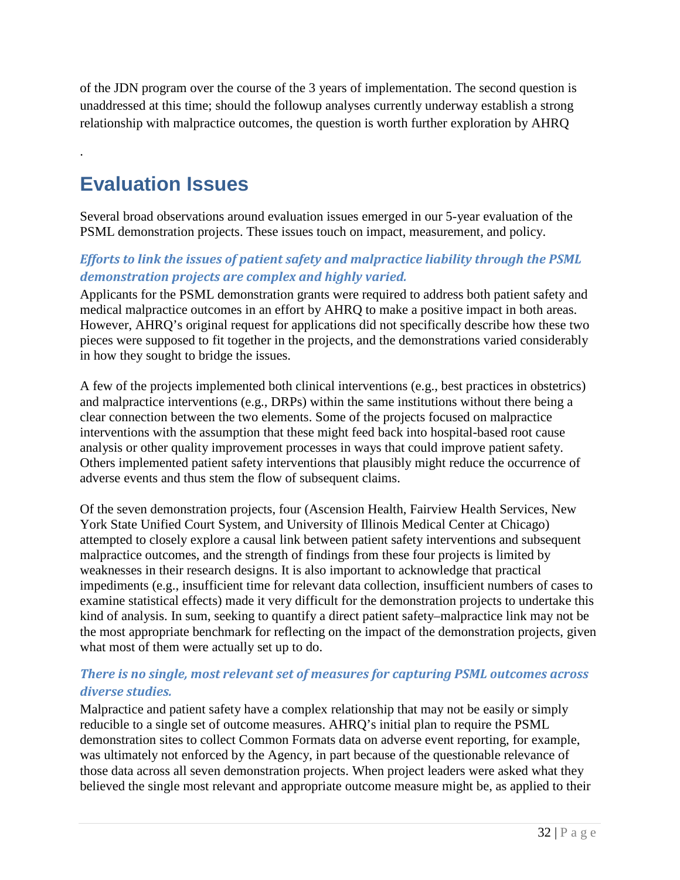of the JDN program over the course of the 3 years of implementation. The second question is unaddressed at this time; should the followup analyses currently underway establish a strong relationship with malpractice outcomes, the question is worth further exploration by AHRQ

.

## Evaluation Issues

Several broad observations around evaluation issues emerged in our 5-year evaluation of the PSML demonstration projects. These issues touch on impact, measurement, and policy.

### *Efforts to link the issues of patient safety and malpractice liability through the PSML demonstration projects are complex and highly varied.*

Applicants for the PSML demonstration grants were required to address both patient safety and medical malpractice outcomes in an effort by AHRQ to make a positive impact in both areas. However, AHRQ's original request for applications did not specifically describe how these two pieces were supposed to fit together in the projects, and the demonstrations varied considerably in how they sought to bridge the issues.

A few of the projects implemented both clinical interventions (e.g., best practices in obstetrics) and malpractice interventions (e.g., DRPs) within the same institutions without there being a clear connection between the two elements. Some of the projects focused on malpractice interventions with the assumption that these might feed back into hospital-based root cause analysis or other quality improvement processes in ways that could improve patient safety. Others implemented patient safety interventions that plausibly might reduce the occurrence of adverse events and thus stem the flow of subsequent claims.

Of the seven demonstration projects, four (Ascension Health, Fairview Health Services, New York State Unified Court System, and University of Illinois Medical Center at Chicago) attempted to closely explore a causal link between patient safety interventions and subsequent malpractice outcomes, and the strength of findings from these four projects is limited by weaknesses in their research designs. It is also important to acknowledge that practical impediments (e.g., insufficient time for relevant data collection, insufficient numbers of cases to examine statistical effects) made it very difficult for the demonstration projects to undertake this kind of analysis. In sum, seeking to quantify a direct patient safety–malpractice link may not be the most appropriate benchmark for reflecting on the impact of the demonstration projects, given what most of them were actually set up to do.

### *There is no single, most relevant set of measures for capturing PSML outcomes across diverse studies.*

Malpractice and patient safety have a complex relationship that may not be easily or simply reducible to a single set of outcome measures. AHRQ's initial plan to require the PSML demonstration sites to collect Common Formats data on adverse event reporting, for example, was ultimately not enforced by the Agency, in part because of the questionable relevance of those data across all seven demonstration projects. When project leaders were asked what they believed the single most relevant and appropriate outcome measure might be, as applied to their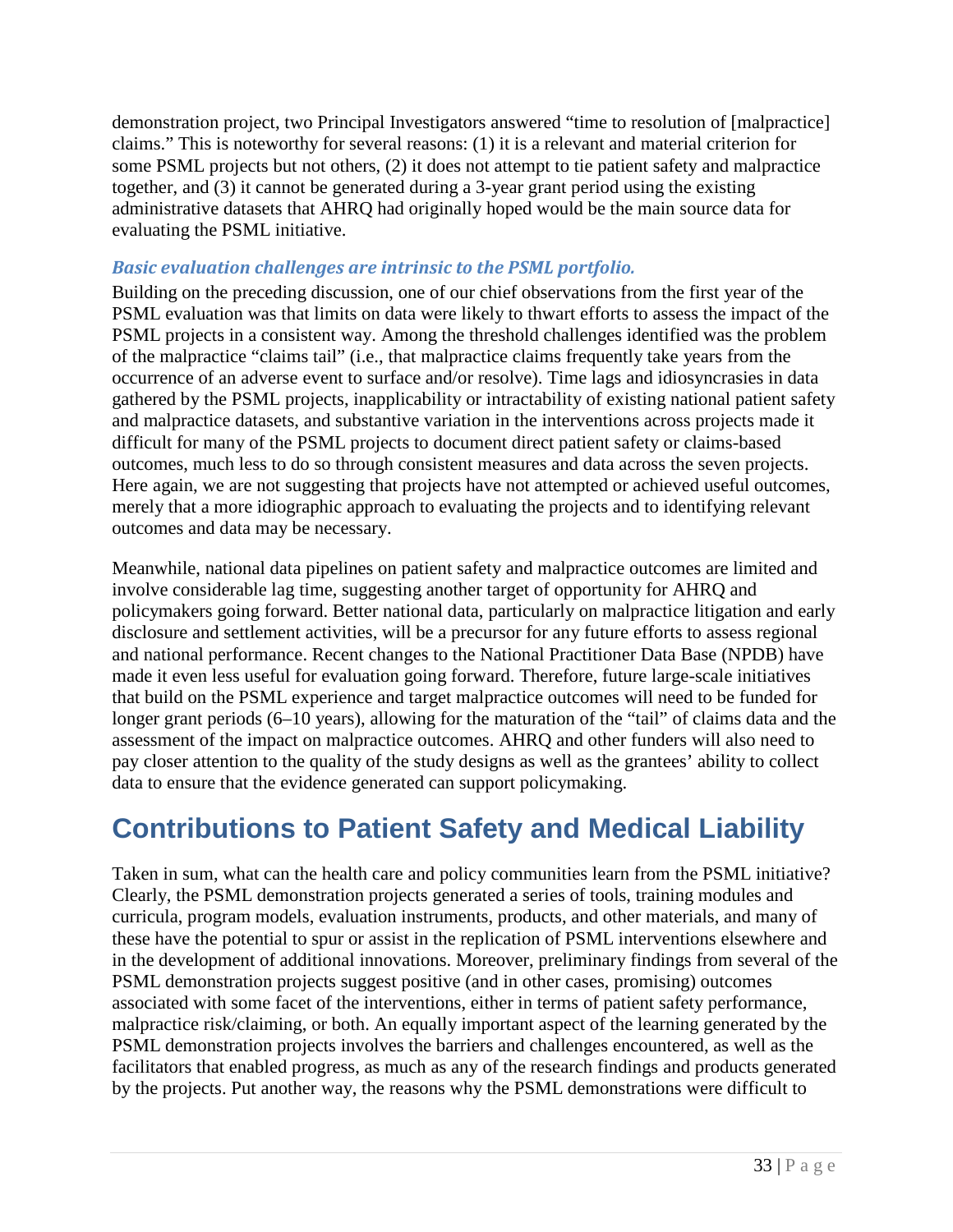demonstration project, two Principal Investigators answered "time to resolution of [malpractice] claims." This is noteworthy for several reasons: (1) it is a relevant and material criterion for some PSML projects but not others, (2) it does not attempt to tie patient safety and malpractice together, and (3) it cannot be generated during a 3-year grant period using the existing administrative datasets that AHRQ had originally hoped would be the main source data for evaluating the PSML initiative.

### *Basic evaluation challenges are intrinsic to the PSML portfolio.*

Building on the preceding discussion, one of our chief observations from the first year of the PSML evaluation was that limits on data were likely to thwart efforts to assess the impact of the PSML projects in a consistent way. Among the threshold challenges identified was the problem of the malpractice "claims tail" (i.e., that malpractice claims frequently take years from the occurrence of an adverse event to surface and/or resolve). Time lags and idiosyncrasies in data gathered by the PSML projects, inapplicability or intractability of existing national patient safety and malpractice datasets, and substantive variation in the interventions across projects made it difficult for many of the PSML projects to document direct patient safety or claims-based outcomes, much less to do so through consistent measures and data across the seven projects. Here again, we are not suggesting that projects have not attempted or achieved useful outcomes, merely that a more idiographic approach to evaluating the projects and to identifying relevant outcomes and data may be necessary.

Meanwhile, national data pipelines on patient safety and malpractice outcomes are limited and involve considerable lag time, suggesting another target of opportunity for AHRQ and policymakers going forward. Better national data, particularly on malpractice litigation and early disclosure and settlement activities, will be a precursor for any future efforts to assess regional and national performance. Recent changes to the National Practitioner Data Base (NPDB) have made it even less useful for evaluation going forward. Therefore, future large-scale initiatives that build on the PSML experience and target malpractice outcomes will need to be funded for longer grant periods (6–10 years), allowing for the maturation of the "tail" of claims data and the assessment of the impact on malpractice outcomes. AHRQ and other funders will also need to pay closer attention to the quality of the study designs as well as the grantees' ability to collect data to ensure that the evidence generated can support policymaking.

# Contributions to Patient Safety and Medical Liability

Taken in sum, what can the health care and policy communities learn from the PSML initiative? Clearly, the PSML demonstration projects generated a series of tools, training modules and curricula, program models, evaluation instruments, products, and other materials, and many of these have the potential to spur or assist in the replication of PSML interventions elsewhere and in the development of additional innovations. Moreover, preliminary findings from several of the PSML demonstration projects suggest positive (and in other cases, promising) outcomes associated with some facet of the interventions, either in terms of patient safety performance, malpractice risk/claiming, or both. An equally important aspect of the learning generated by the PSML demonstration projects involves the barriers and challenges encountered, as well as the facilitators that enabled progress, as much as any of the research findings and products generated by the projects. Put another way, the reasons why the PSML demonstrations were difficult to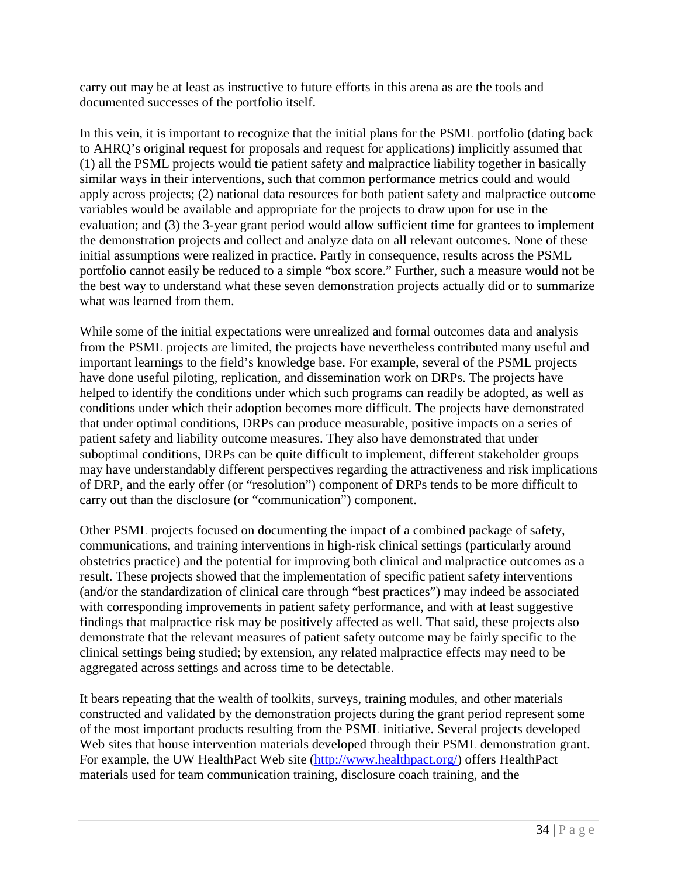carry out may be at least as instructive to future efforts in this arena as are the tools and documented successes of the portfolio itself.

In this vein, it is important to recognize that the initial plans for the PSML portfolio (dating back to AHRQ's original request for proposals and request for applications) implicitly assumed that (1) all the PSML projects would tie patient safety and malpractice liability together in basically similar ways in their interventions, such that common performance metrics could and would apply across projects; (2) national data resources for both patient safety and malpractice outcome variables would be available and appropriate for the projects to draw upon for use in the evaluation; and (3) the 3-year grant period would allow sufficient time for grantees to implement the demonstration projects and collect and analyze data on all relevant outcomes. None of these initial assumptions were realized in practice. Partly in consequence, results across the PSML portfolio cannot easily be reduced to a simple "box score." Further, such a measure would not be the best way to understand what these seven demonstration projects actually did or to summarize what was learned from them.

While some of the initial expectations were unrealized and formal outcomes data and analysis from the PSML projects are limited, the projects have nevertheless contributed many useful and important learnings to the field's knowledge base. For example, several of the PSML projects have done useful piloting, replication, and dissemination work on DRPs. The projects have helped to identify the conditions under which such programs can readily be adopted, as well as conditions under which their adoption becomes more difficult. The projects have demonstrated that under optimal conditions, DRPs can produce measurable, positive impacts on a series of patient safety and liability outcome measures. They also have demonstrated that under suboptimal conditions, DRPs can be quite difficult to implement, different stakeholder groups may have understandably different perspectives regarding the attractiveness and risk implications of DRP, and the early offer (or "resolution") component of DRPs tends to be more difficult to carry out than the disclosure (or "communication") component.

Other PSML projects focused on documenting the impact of a combined package of safety, communications, and training interventions in high-risk clinical settings (particularly around obstetrics practice) and the potential for improving both clinical and malpractice outcomes as a result. These projects showed that the implementation of specific patient safety interventions (and/or the standardization of clinical care through "best practices") may indeed be associated with corresponding improvements in patient safety performance, and with at least suggestive findings that malpractice risk may be positively affected as well. That said, these projects also demonstrate that the relevant measures of patient safety outcome may be fairly specific to the clinical settings being studied; by extension, any related malpractice effects may need to be aggregated across settings and across time to be detectable.

It bears repeating that the wealth of toolkits, surveys, training modules, and other materials constructed and validated by the demonstration projects during the grant period represent some of the most important products resulting from the PSML initiative. Several projects developed Web sites that house intervention materials developed through their PSML demonstration grant. For example, the UW HealthPact Web site (http://www.healthpact.org/) offers HealthPact materials used for team communication training, disclosure coach training, and the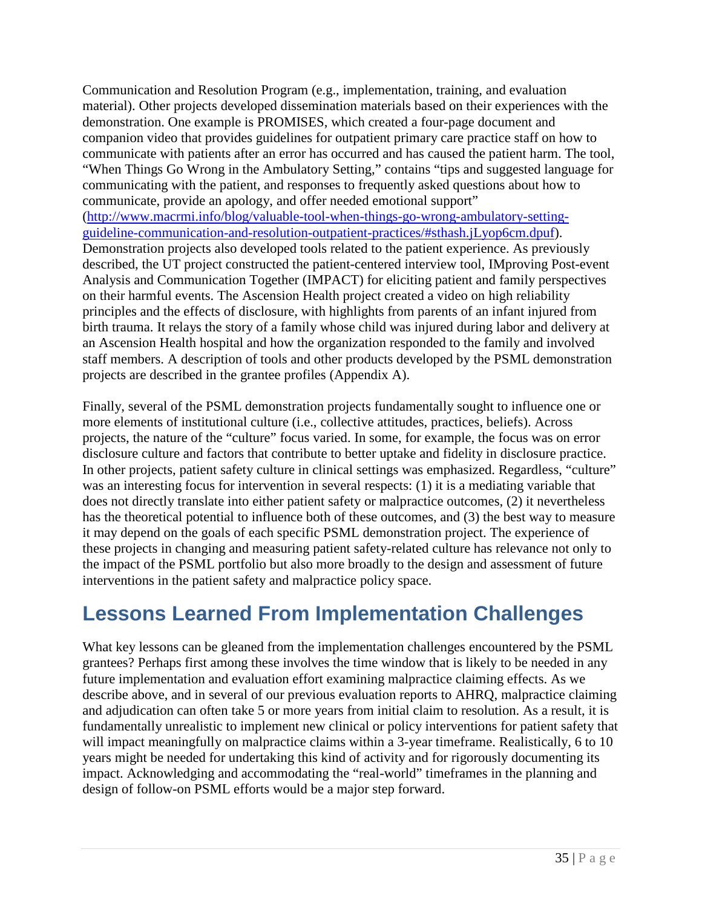Communication and Resolution Program (e.g., implementation, training, and evaluation material). Other projects developed dissemination materials based on their experiences with the demonstration. One example is PROMISES, which created a four-page document and companion video that provides guidelines for outpatient primary care practice staff on how to communicate with patients after an error has occurred and has caused the patient harm. The tool, "When Things Go Wrong in the Ambulatory Setting," contains "tips and suggested language for communicating with the patient, and responses to frequently asked questions about how to communicate, provide an apology, and offer needed emotional support" (http://www.macrmi.info/blog/valuable-tool-when-things-go-wrong-ambulatory-setting-guideline-communication-and-resolution-outpatient-practices/#sthash.jLyop6cm.dpuf). Demonstration projects also developed tools related to the patient experience. As previously described, the UT project constructed the patient-centered interview tool, IMproving Post-event Analysis and Communication Together (IMPACT) for eliciting patient and family perspectives on their harmful events. The Ascension Health project created a video on high reliability principles and the effects of disclosure, with highlights from parents of an infant injured from birth trauma. It relays the story of a family whose child was injured during labor and delivery at an Ascension Health hospital and how the organization responded to the family and involved staff members. A description of tools and other products developed by the PSML demonstration projects are described in the grantee profiles (Appendix A).

Finally, several of the PSML demonstration projects fundamentally sought to influence one or more elements of institutional culture (i.e., collective attitudes, practices, beliefs). Across projects, the nature of the "culture" focus varied. In some, for example, the focus was on error disclosure culture and factors that contribute to better uptake and fidelity in disclosure practice. In other projects, patient safety culture in clinical settings was emphasized. Regardless, "culture" was an interesting focus for intervention in several respects: (1) it is a mediating variable that does not directly translate into either patient safety or malpractice outcomes, (2) it nevertheless has the theoretical potential to influence both of these outcomes, and (3) the best way to measure it may depend on the goals of each specific PSML demonstration project. The experience of these projects in changing and measuring patient safety-related culture has relevance not only to the impact of the PSML portfolio but also more broadly to the design and assessment of future interventions in the patient safety and malpractice policy space.

## Lessons Learned From Implementation Challenges

What key lessons can be gleaned from the implementation challenges encountered by the PSML grantees? Perhaps first among these involves the time window that is likely to be needed in any future implementation and evaluation effort examining malpractice claiming effects. As we describe above, and in several of our previous evaluation reports to AHRQ, malpractice claiming and adjudication can often take 5 or more years from initial claim to resolution. As a result, it is fundamentally unrealistic to implement new clinical or policy interventions for patient safety that will impact meaningfully on malpractice claims within a 3-year timeframe. Realistically, 6 to 10 years might be needed for undertaking this kind of activity and for rigorously documenting its impact. Acknowledging and accommodating the "real-world" timeframes in the planning and design of follow-on PSML efforts would be a major step forward.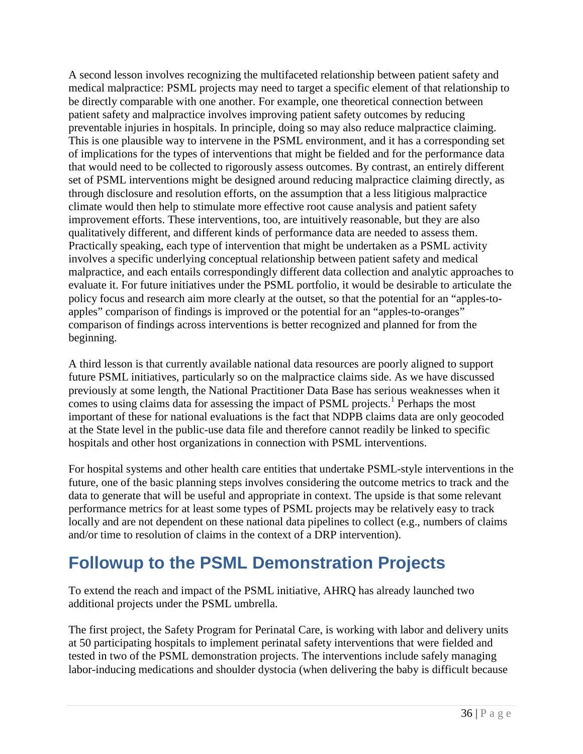A second lesson involves recognizing the multifaceted relationship between patient safety and medical malpractice: PSML projects may need to target a specific element of that relationship to be directly comparable with one another. For example, one theoretical connection between patient safety and malpractice involves improving patient safety outcomes by reducing preventable injuries in hospitals. In principle, doing so may also reduce malpractice claiming. This is one plausible way to intervene in the PSML environment, and it has a corresponding set of implications for the types of interventions that might be fielded and for the performance data that would need to be collected to rigorously assess outcomes. By contrast, an entirely different set of PSML interventions might be designed around reducing malpractice claiming directly, as through disclosure and resolution efforts, on the assumption that a less litigious malpractice climate would then help to stimulate more effective root cause analysis and patient safety improvement efforts. These interventions, too, are intuitively reasonable, but they are also qualitatively different, and different kinds of performance data are needed to assess them. Practically speaking, each type of intervention that might be undertaken as a PSML activity involves a specific underlying conceptual relationship between patient safety and medical malpractice, and each entails correspondingly different data collection and analytic approaches to evaluate it. For future initiatives under the PSML portfolio, it would be desirable to articulate the policy focus and research aim more clearly at the outset, so that the potential for an "apples-to-apples" comparison of findings is improved or the potential for an "apples-to-oranges" comparison of findings across interventions is better recognized and planned for from the beginning.

A third lesson is that currently available national data resources are poorly aligned to support future PSML initiatives, particularly so on the malpractice claims side. As we have discussed previously at some length, the National Practitioner Data Base has serious weaknesses when it comes to using claims data for assessing the impact of PSML projects.[1] Perhaps the most important of these for national evaluations is the fact that NDPB claims data are only geocoded at the State level in the public-use data file and therefore cannot readily be linked to specific hospitals and other host organizations in connection with PSML interventions.

For hospital systems and other health care entities that undertake PSML-style interventions in the future, one of the basic planning steps involves considering the outcome metrics to track and the data to generate that will be useful and appropriate in context. The upside is that some relevant performance metrics for at least some types of PSML projects may be relatively easy to track locally and are not dependent on these national data pipelines to collect (e.g., numbers of claims and/or time to resolution of claims in the context of a DRP intervention).

# Followup to the PSML Demonstration Projects

To extend the reach and impact of the PSML initiative, AHRQ has already launched two additional projects under the PSML umbrella.

The first project, the Safety Program for Perinatal Care, is working with labor and delivery units at 50 participating hospitals to implement perinatal safety interventions that were fielded and tested in two of the PSML demonstration projects. The interventions include safely managing labor-inducing medications and shoulder dystocia (when delivering the baby is difficult because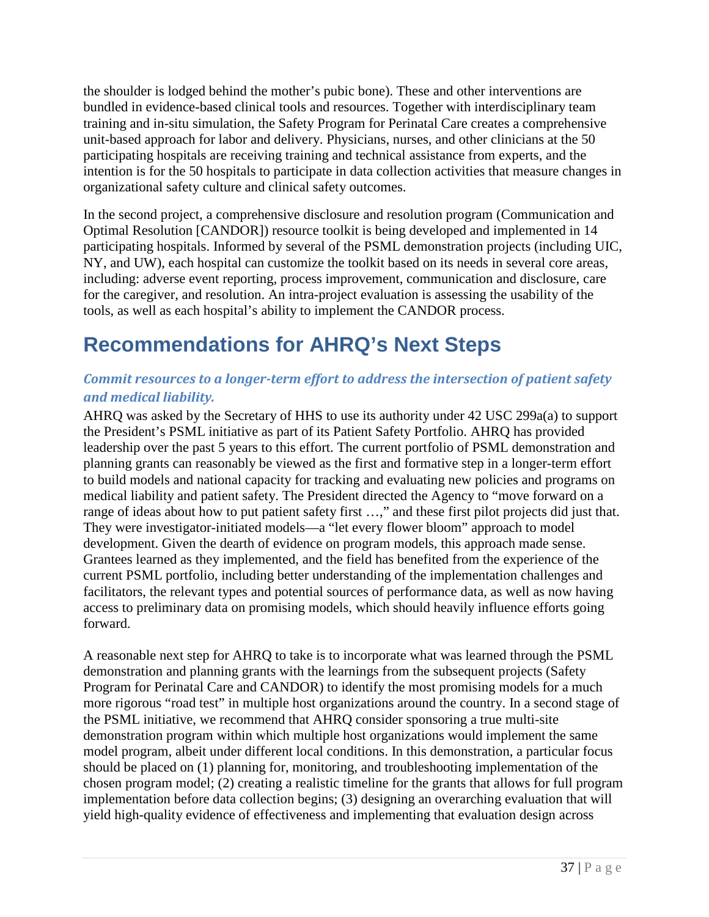the shoulder is lodged behind the mother's pubic bone). These and other interventions are bundled in evidence-based clinical tools and resources. Together with interdisciplinary team training and in-situ simulation, the Safety Program for Perinatal Care creates a comprehensive unit-based approach for labor and delivery. Physicians, nurses, and other clinicians at the 50 participating hospitals are receiving training and technical assistance from experts, and the intention is for the 50 hospitals to participate in data collection activities that measure changes in organizational safety culture and clinical safety outcomes.

In the second project, a comprehensive disclosure and resolution program (Communication and Optimal Resolution [CANDOR]) resource toolkit is being developed and implemented in 14 participating hospitals. Informed by several of the PSML demonstration projects (including UIC, NY, and UW), each hospital can customize the toolkit based on its needs in several core areas, including: adverse event reporting, process improvement, communication and disclosure, care for the caregiver, and resolution. An intra-project evaluation is assessing the usability of the tools, as well as each hospital's ability to implement the CANDOR process.

# Recommendations for AHRQ's Next Steps

### *Commit resources to a longer-term effort to address the intersection of patient safety and medical liability.*

AHRQ was asked by the Secretary of HHS to use its authority under 42 USC 299a(a) to support the President's PSML initiative as part of its Patient Safety Portfolio. AHRQ has provided leadership over the past 5 years to this effort. The current portfolio of PSML demonstration and planning grants can reasonably be viewed as the first and formative step in a longer-term effort to build models and national capacity for tracking and evaluating new policies and programs on medical liability and patient safety. The President directed the Agency to "move forward on a range of ideas about how to put patient safety first …," and these first pilot projects did just that. They were investigator-initiated models—a "let every flower bloom" approach to model development. Given the dearth of evidence on program models, this approach made sense. Grantees learned as they implemented, and the field has benefited from the experience of the current PSML portfolio, including better understanding of the implementation challenges and facilitators, the relevant types and potential sources of performance data, as well as now having access to preliminary data on promising models, which should heavily influence efforts going forward.

A reasonable next step for AHRQ to take is to incorporate what was learned through the PSML demonstration and planning grants with the learnings from the subsequent projects (Safety Program for Perinatal Care and CANDOR) to identify the most promising models for a much more rigorous "road test" in multiple host organizations around the country. In a second stage of the PSML initiative, we recommend that AHRQ consider sponsoring a true multi-site demonstration program within which multiple host organizations would implement the same model program, albeit under different local conditions. In this demonstration, a particular focus should be placed on (1) planning for, monitoring, and troubleshooting implementation of the chosen program model; (2) creating a realistic timeline for the grants that allows for full program implementation before data collection begins; (3) designing an overarching evaluation that will yield high-quality evidence of effectiveness and implementing that evaluation design across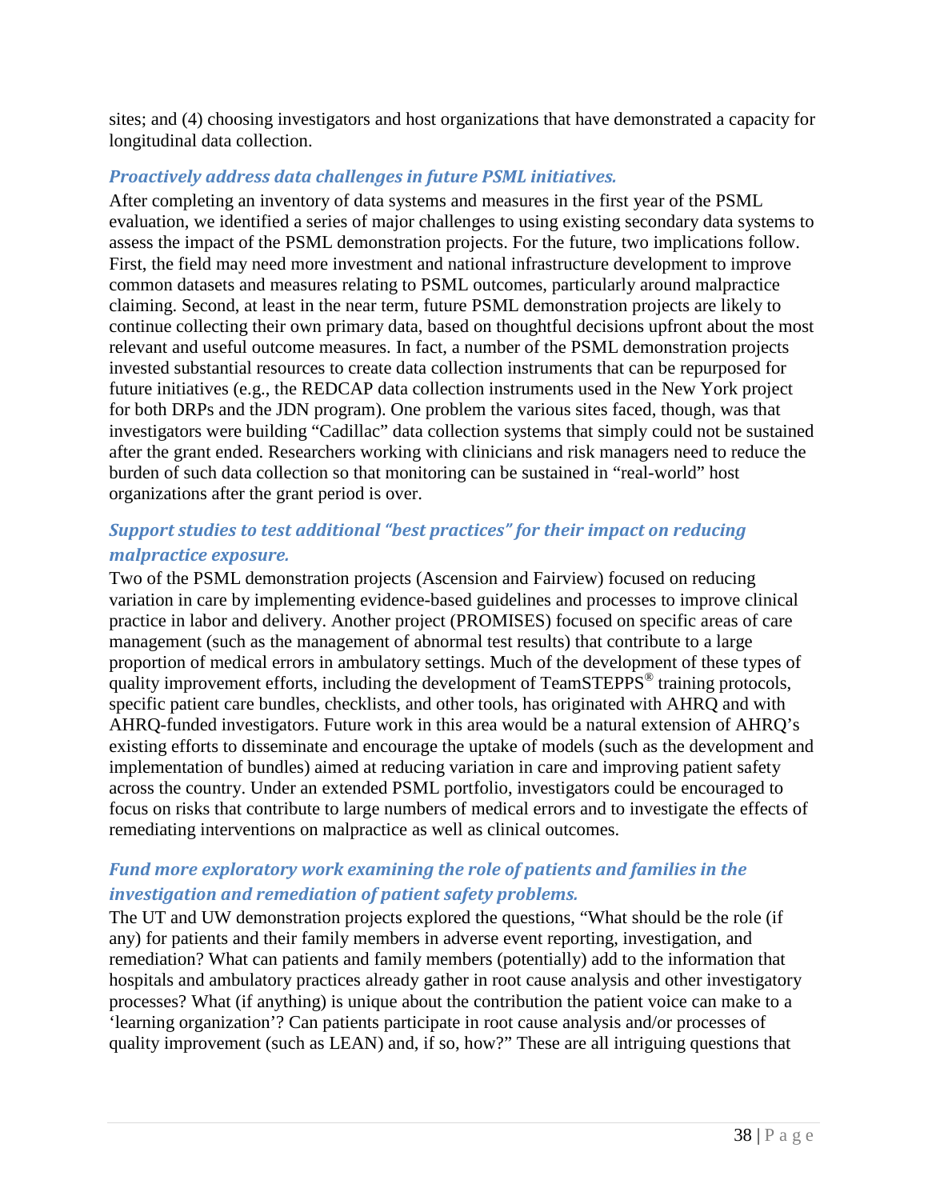sites; and (4) choosing investigators and host organizations that have demonstrated a capacity for longitudinal data collection.

### *Proactively address data challenges in future PSML initiatives.*

After completing an inventory of data systems and measures in the first year of the PSML evaluation, we identified a series of major challenges to using existing secondary data systems to assess the impact of the PSML demonstration projects. For the future, two implications follow. First, the field may need more investment and national infrastructure development to improve common datasets and measures relating to PSML outcomes, particularly around malpractice claiming. Second, at least in the near term, future PSML demonstration projects are likely to continue collecting their own primary data, based on thoughtful decisions upfront about the most relevant and useful outcome measures. In fact, a number of the PSML demonstration projects invested substantial resources to create data collection instruments that can be repurposed for future initiatives (e.g., the REDCAP data collection instruments used in the New York project for both DRPs and the JDN program). One problem the various sites faced, though, was that investigators were building "Cadillac" data collection systems that simply could not be sustained after the grant ended. Researchers working with clinicians and risk managers need to reduce the burden of such data collection so that monitoring can be sustained in "real-world" host organizations after the grant period is over.

### *Support studies to test additional "best practices" for their impact on reducing malpractice exposure.*

Two of the PSML demonstration projects (Ascension and Fairview) focused on reducing variation in care by implementing evidence-based guidelines and processes to improve clinical practice in labor and delivery. Another project (PROMISES) focused on specific areas of care management (such as the management of abnormal test results) that contribute to a large proportion of medical errors in ambulatory settings. Much of the development of these types of quality improvement efforts, including the development of TeamSTEPPS® training protocols, specific patient care bundles, checklists, and other tools, has originated with AHRQ and with AHRQ-funded investigators. Future work in this area would be a natural extension of AHRQ's existing efforts to disseminate and encourage the uptake of models (such as the development and implementation of bundles) aimed at reducing variation in care and improving patient safety across the country. Under an extended PSML portfolio, investigators could be encouraged to focus on risks that contribute to large numbers of medical errors and to investigate the effects of remediating interventions on malpractice as well as clinical outcomes.

### *Fund more exploratory work examining the role of patients and families in the investigation and remediation of patient safety problems.*

The UT and UW demonstration projects explored the questions, "What should be the role (if any) for patients and their family members in adverse event reporting, investigation, and remediation? What can patients and family members (potentially) add to the information that hospitals and ambulatory practices already gather in root cause analysis and other investigatory processes? What (if anything) is unique about the contribution the patient voice can make to a 'learning organization'? Can patients participate in root cause analysis and/or processes of quality improvement (such as LEAN) and, if so, how?" These are all intriguing questions that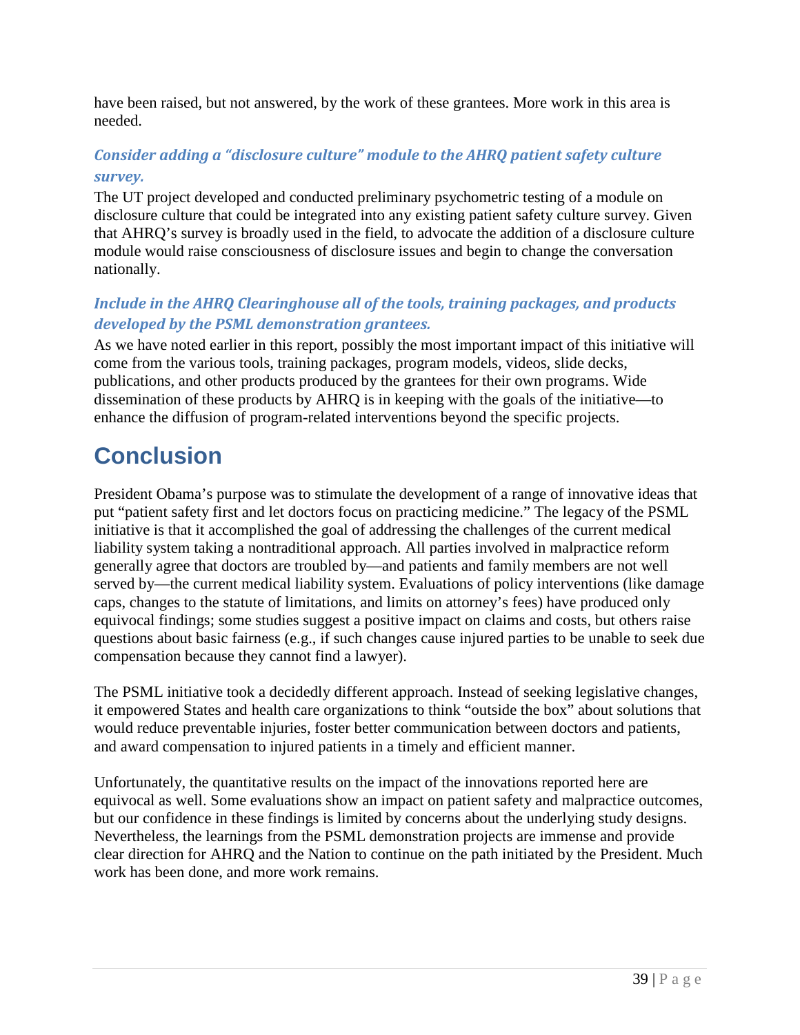have been raised, but not answered, by the work of these grantees. More work in this area is needed.

### *Consider adding a "disclosure culture" module to the AHRQ patient safety culture survey.*

The UT project developed and conducted preliminary psychometric testing of a module on disclosure culture that could be integrated into any existing patient safety culture survey. Given that AHRQ's survey is broadly used in the field, to advocate the addition of a disclosure culture module would raise consciousness of disclosure issues and begin to change the conversation nationally.

### *Include in the AHRQ Clearinghouse all of the tools, training packages, and products developed by the PSML demonstration grantees.*

As we have noted earlier in this report, possibly the most important impact of this initiative will come from the various tools, training packages, program models, videos, slide decks, publications, and other products produced by the grantees for their own programs. Wide dissemination of these products by AHRQ is in keeping with the goals of the initiative—to enhance the diffusion of program-related interventions beyond the specific projects.

# Conclusion

President Obama's purpose was to stimulate the development of a range of innovative ideas that put "patient safety first and let doctors focus on practicing medicine." The legacy of the PSML initiative is that it accomplished the goal of addressing the challenges of the current medical liability system taking a nontraditional approach. All parties involved in malpractice reform generally agree that doctors are troubled by—and patients and family members are not well served by—the current medical liability system. Evaluations of policy interventions (like damage caps, changes to the statute of limitations, and limits on attorney's fees) have produced only equivocal findings; some studies suggest a positive impact on claims and costs, but others raise questions about basic fairness (e.g., if such changes cause injured parties to be unable to seek due compensation because they cannot find a lawyer).

The PSML initiative took a decidedly different approach. Instead of seeking legislative changes, it empowered States and health care organizations to think "outside the box" about solutions that would reduce preventable injuries, foster better communication between doctors and patients, and award compensation to injured patients in a timely and efficient manner.

Unfortunately, the quantitative results on the impact of the innovations reported here are equivocal as well. Some evaluations show an impact on patient safety and malpractice outcomes, but our confidence in these findings is limited by concerns about the underlying study designs. Nevertheless, the learnings from the PSML demonstration projects are immense and provide clear direction for AHRQ and the Nation to continue on the path initiated by the President. Much work has been done, and more work remains.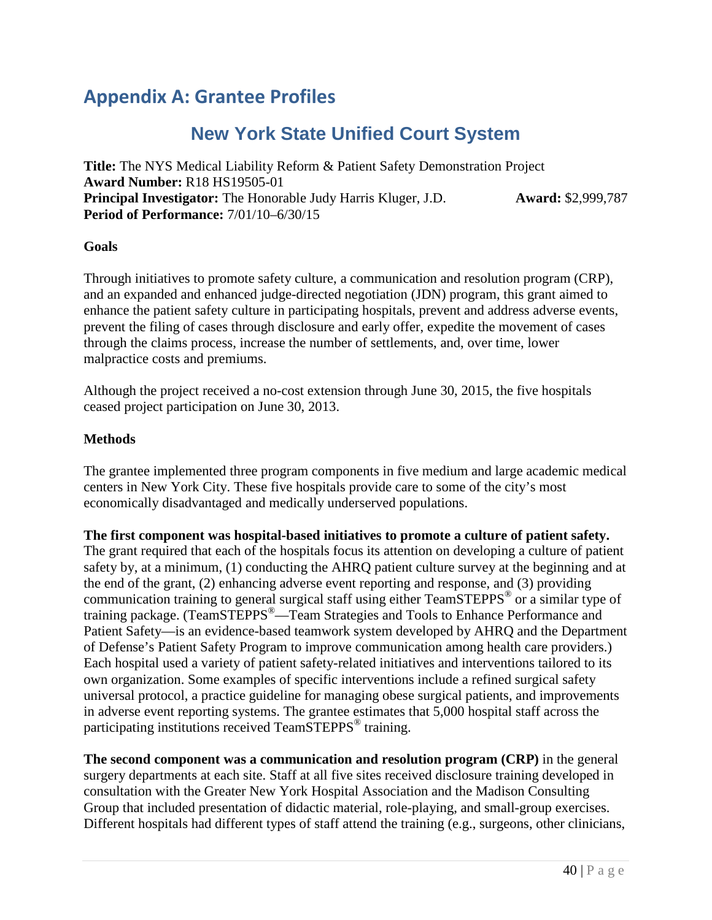# Appendix A: Grantee Profiles

## New York State Unified Court System

**Title:** The NYS Medical Liability Reform & Patient Safety Demonstration Project
**Award Number:** R18 HS19505-01
**Principal Investigator:** The Honorable Judy Harris Kluger, J.D. **Award:** $2,999,787
**Period of Performance:** 7/01/10–6/30/15

### Goals

Through initiatives to promote safety culture, a communication and resolution program (CRP), and an expanded and enhanced judge-directed negotiation (JDN) program, this grant aimed to enhance the patient safety culture in participating hospitals, prevent and address adverse events, prevent the filing of cases through disclosure and early offer, expedite the movement of cases through the claims process, increase the number of settlements, and, over time, lower malpractice costs and premiums.

Although the project received a no-cost extension through June 30, 2015, the five hospitals ceased project participation on June 30, 2013.

### Methods

The grantee implemented three program components in five medium and large academic medical centers in New York City. These five hospitals provide care to some of the city's most economically disadvantaged and medically underserved populations.

**The first component was hospital-based initiatives to promote a culture of patient safety.** The grant required that each of the hospitals focus its attention on developing a culture of patient safety by, at a minimum, (1) conducting the AHRQ patient culture survey at the beginning and at the end of the grant, (2) enhancing adverse event reporting and response, and (3) providing communication training to general surgical staff using either TeamSTEPPS® or a similar type of training package. (TeamSTEPPS®—Team Strategies and Tools to Enhance Performance and Patient Safety—is an evidence-based teamwork system developed by AHRQ and the Department of Defense's Patient Safety Program to improve communication among health care providers.) Each hospital used a variety of patient safety-related initiatives and interventions tailored to its own organization. Some examples of specific interventions include a refined surgical safety universal protocol, a practice guideline for managing obese surgical patients, and improvements in adverse event reporting systems. The grantee estimates that 5,000 hospital staff across the participating institutions received TeamSTEPPS® training.

**The second component was a communication and resolution program (CRP)** in the general surgery departments at each site. Staff at all five sites received disclosure training developed in consultation with the Greater New York Hospital Association and the Madison Consulting Group that included presentation of didactic material, role-playing, and small-group exercises. Different hospitals had different types of staff attend the training (e.g., surgeons, other clinicians,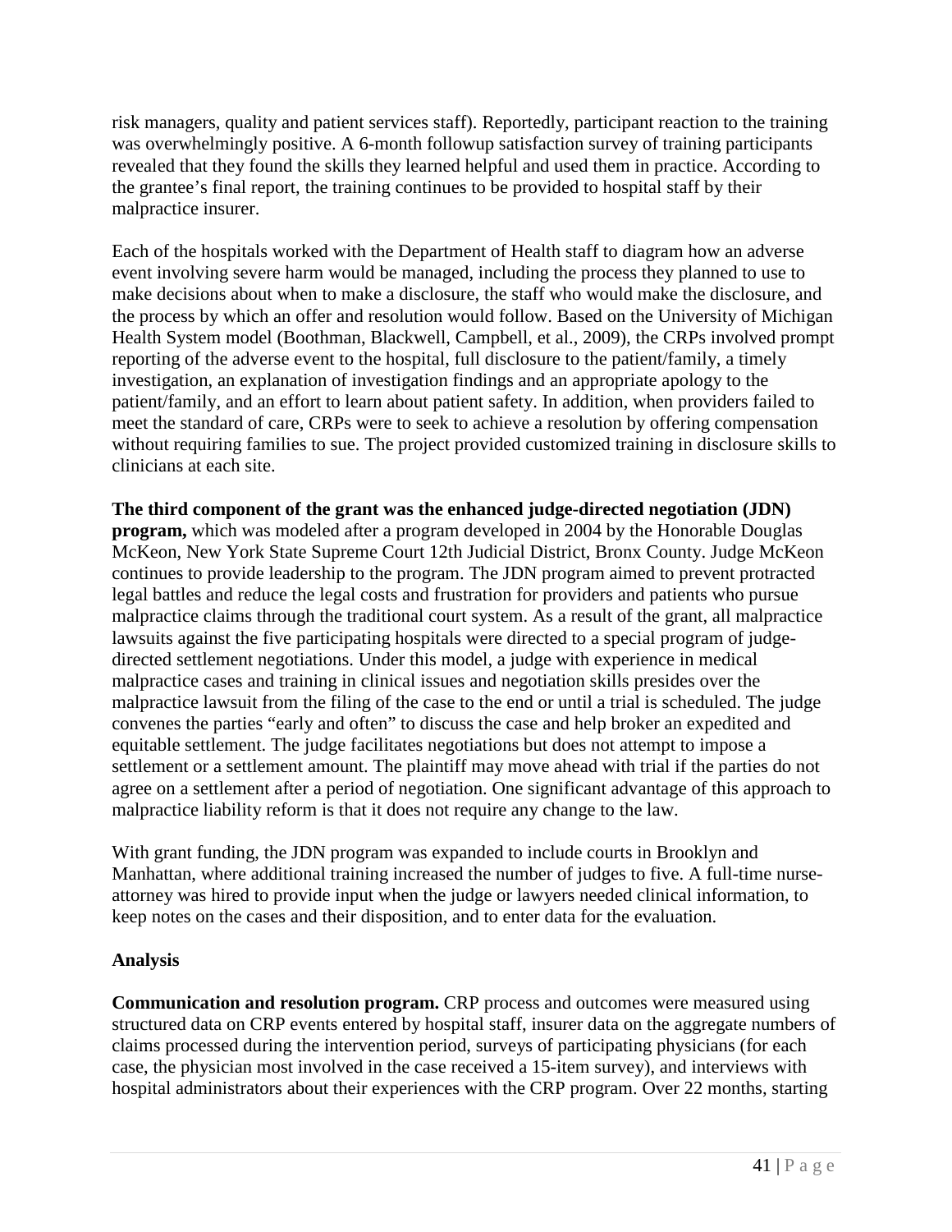risk managers, quality and patient services staff). Reportedly, participant reaction to the training was overwhelmingly positive. A 6-month followup satisfaction survey of training participants revealed that they found the skills they learned helpful and used them in practice. According to the grantee's final report, the training continues to be provided to hospital staff by their malpractice insurer.

Each of the hospitals worked with the Department of Health staff to diagram how an adverse event involving severe harm would be managed, including the process they planned to use to make decisions about when to make a disclosure, the staff who would make the disclosure, and the process by which an offer and resolution would follow. Based on the University of Michigan Health System model (Boothman, Blackwell, Campbell, et al., 2009), the CRPs involved prompt reporting of the adverse event to the hospital, full disclosure to the patient/family, a timely investigation, an explanation of investigation findings and an appropriate apology to the patient/family, and an effort to learn about patient safety. In addition, when providers failed to meet the standard of care, CRPs were to seek to achieve a resolution by offering compensation without requiring families to sue. The project provided customized training in disclosure skills to clinicians at each site.

**The third component of the grant was the enhanced judge-directed negotiation (JDN) program,** which was modeled after a program developed in 2004 by the Honorable Douglas McKeon, New York State Supreme Court 12th Judicial District, Bronx County. Judge McKeon continues to provide leadership to the program. The JDN program aimed to prevent protracted legal battles and reduce the legal costs and frustration for providers and patients who pursue malpractice claims through the traditional court system. As a result of the grant, all malpractice lawsuits against the five participating hospitals were directed to a special program of judge-directed settlement negotiations. Under this model, a judge with experience in medical malpractice cases and training in clinical issues and negotiation skills presides over the malpractice lawsuit from the filing of the case to the end or until a trial is scheduled. The judge convenes the parties "early and often" to discuss the case and help broker an expedited and equitable settlement. The judge facilitates negotiations but does not attempt to impose a settlement or a settlement amount. The plaintiff may move ahead with trial if the parties do not agree on a settlement after a period of negotiation. One significant advantage of this approach to malpractice liability reform is that it does not require any change to the law.

With grant funding, the JDN program was expanded to include courts in Brooklyn and Manhattan, where additional training increased the number of judges to five. A full-time nurse-attorney was hired to provide input when the judge or lawyers needed clinical information, to keep notes on the cases and their disposition, and to enter data for the evaluation.

### Analysis

**Communication and resolution program.** CRP process and outcomes were measured using structured data on CRP events entered by hospital staff, insurer data on the aggregate numbers of claims processed during the intervention period, surveys of participating physicians (for each case, the physician most involved in the case received a 15-item survey), and interviews with hospital administrators about their experiences with the CRP program. Over 22 months, starting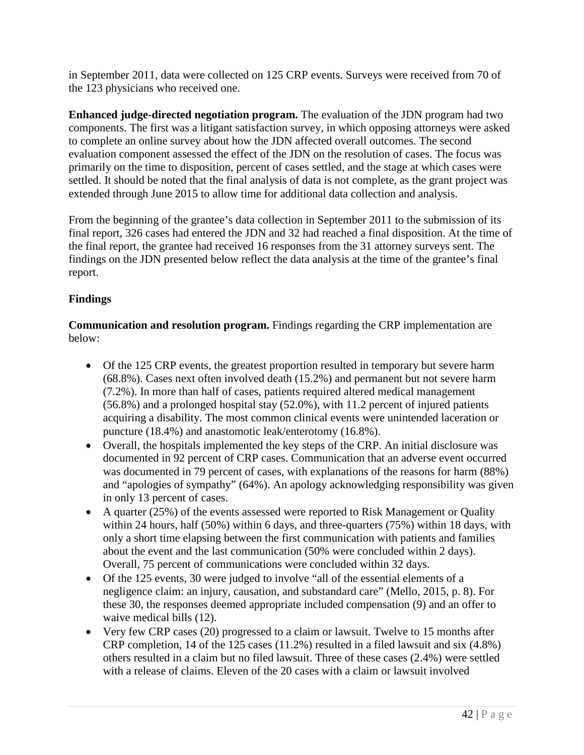in September 2011, data were collected on 125 CRP events. Surveys were received from 70 of the 123 physicians who received one.

**Enhanced judge-directed negotiation program.** The evaluation of the JDN program had two components. The first was a litigant satisfaction survey, in which opposing attorneys were asked to complete an online survey about how the JDN affected overall outcomes. The second evaluation component assessed the effect of the JDN on the resolution of cases. The focus was primarily on the time to disposition, percent of cases settled, and the stage at which cases were settled. It should be noted that the final analysis of data is not complete, as the grant project was extended through June 2015 to allow time for additional data collection and analysis.

From the beginning of the grantee's data collection in September 2011 to the submission of its final report, 326 cases had entered the JDN and 32 had reached a final disposition. At the time of the final report, the grantee had received 16 responses from the 31 attorney surveys sent. The findings on the JDN presented below reflect the data analysis at the time of the grantee's final report.

### Findings

**Communication and resolution program.** Findings regarding the CRP implementation are below:

- Of the 125 CRP events, the greatest proportion resulted in temporary but severe harm (68.8%). Cases next often involved death (15.2%) and permanent but not severe harm (7.2%). In more than half of cases, patients required altered medical management (56.8%) and a prolonged hospital stay (52.0%), with 11.2 percent of injured patients acquiring a disability. The most common clinical events were unintended laceration or puncture (18.4%) and anastomotic leak/enterotomy (16.8%).
- Overall, the hospitals implemented the key steps of the CRP. An initial disclosure was documented in 92 percent of CRP cases. Communication that an adverse event occurred was documented in 79 percent of cases, with explanations of the reasons for harm (88%) and "apologies of sympathy" (64%). An apology acknowledging responsibility was given in only 13 percent of cases.
- A quarter (25%) of the events assessed were reported to Risk Management or Quality within 24 hours, half (50%) within 6 days, and three-quarters (75%) within 18 days, with only a short time elapsing between the first communication with patients and families about the event and the last communication (50% were concluded within 2 days). Overall, 75 percent of communications were concluded within 32 days.
- Of the 125 events, 30 were judged to involve "all of the essential elements of a negligence claim: an injury, causation, and substandard care" (Mello, 2015, p. 8). For these 30, the responses deemed appropriate included compensation (9) and an offer to waive medical bills (12).
- Very few CRP cases (20) progressed to a claim or lawsuit. Twelve to 15 months after CRP completion, 14 of the 125 cases (11.2%) resulted in a filed lawsuit and six (4.8%) others resulted in a claim but no filed lawsuit. Three of these cases (2.4%) were settled with a release of claims. Eleven of the 20 cases with a claim or lawsuit involved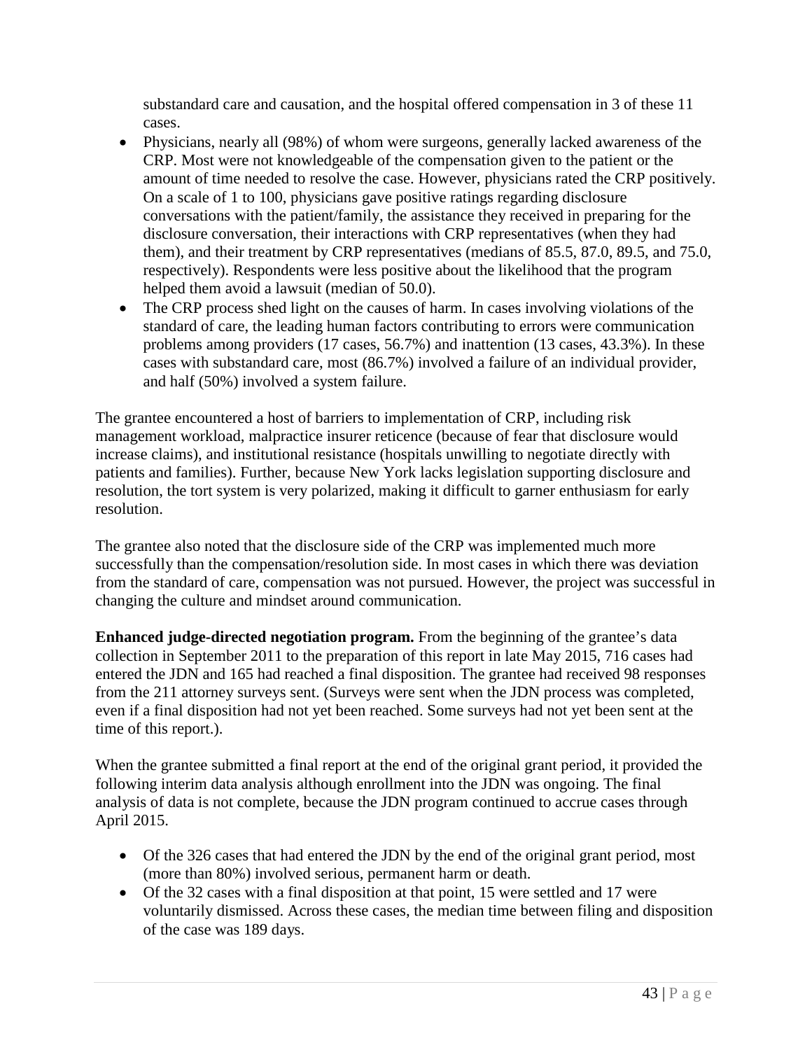substandard care and causation, and the hospital offered compensation in 3 of these 11 cases.

- Physicians, nearly all (98%) of whom were surgeons, generally lacked awareness of the CRP. Most were not knowledgeable of the compensation given to the patient or the amount of time needed to resolve the case. However, physicians rated the CRP positively. On a scale of 1 to 100, physicians gave positive ratings regarding disclosure conversations with the patient/family, the assistance they received in preparing for the disclosure conversation, their interactions with CRP representatives (when they had them), and their treatment by CRP representatives (medians of 85.5, 87.0, 89.5, and 75.0, respectively). Respondents were less positive about the likelihood that the program helped them avoid a lawsuit (median of 50.0).
- The CRP process shed light on the causes of harm. In cases involving violations of the standard of care, the leading human factors contributing to errors were communication problems among providers (17 cases, 56.7%) and inattention (13 cases, 43.3%). In these cases with substandard care, most (86.7%) involved a failure of an individual provider, and half (50%) involved a system failure.

The grantee encountered a host of barriers to implementation of CRP, including risk management workload, malpractice insurer reticence (because of fear that disclosure would increase claims), and institutional resistance (hospitals unwilling to negotiate directly with patients and families). Further, because New York lacks legislation supporting disclosure and resolution, the tort system is very polarized, making it difficult to garner enthusiasm for early resolution.

The grantee also noted that the disclosure side of the CRP was implemented much more successfully than the compensation/resolution side. In most cases in which there was deviation from the standard of care, compensation was not pursued. However, the project was successful in changing the culture and mindset around communication.

**Enhanced judge-directed negotiation program.** From the beginning of the grantee's data collection in September 2011 to the preparation of this report in late May 2015, 716 cases had entered the JDN and 165 had reached a final disposition. The grantee had received 98 responses from the 211 attorney surveys sent. (Surveys were sent when the JDN process was completed, even if a final disposition had not yet been reached. Some surveys had not yet been sent at the time of this report.).

When the grantee submitted a final report at the end of the original grant period, it provided the following interim data analysis although enrollment into the JDN was ongoing. The final analysis of data is not complete, because the JDN program continued to accrue cases through April 2015.

- Of the 326 cases that had entered the JDN by the end of the original grant period, most (more than 80%) involved serious, permanent harm or death.
- Of the 32 cases with a final disposition at that point, 15 were settled and 17 were voluntarily dismissed. Across these cases, the median time between filing and disposition of the case was 189 days.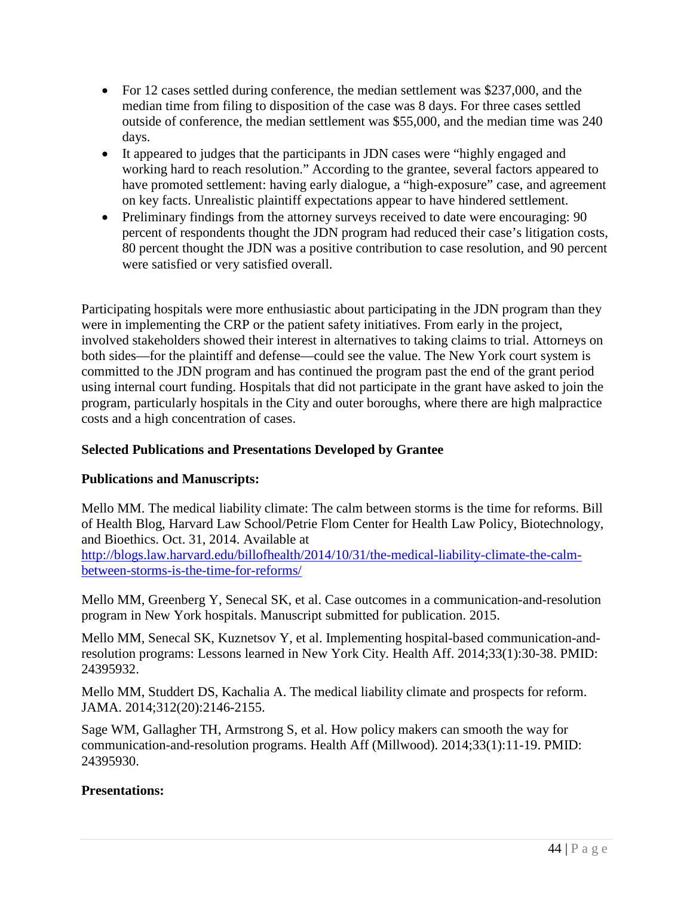- For 12 cases settled during conference, the median settlement was $237,000, and the median time from filing to disposition of the case was 8 days. For three cases settled outside of conference, the median settlement was $55,000, and the median time was 240 days.
- It appeared to judges that the participants in JDN cases were "highly engaged and working hard to reach resolution." According to the grantee, several factors appeared to have promoted settlement: having early dialogue, a "high-exposure" case, and agreement on key facts. Unrealistic plaintiff expectations appear to have hindered settlement.
- Preliminary findings from the attorney surveys received to date were encouraging: 90 percent of respondents thought the JDN program had reduced their case's litigation costs, 80 percent thought the JDN was a positive contribution to case resolution, and 90 percent were satisfied or very satisfied overall.

Participating hospitals were more enthusiastic about participating in the JDN program than they were in implementing the CRP or the patient safety initiatives. From early in the project, involved stakeholders showed their interest in alternatives to taking claims to trial. Attorneys on both sides—for the plaintiff and defense—could see the value. The New York court system is committed to the JDN program and has continued the program past the end of the grant period using internal court funding. Hospitals that did not participate in the grant have asked to join the program, particularly hospitals in the City and outer boroughs, where there are high malpractice costs and a high concentration of cases.

**Selected Publications and Presentations Developed by Grantee**

**Publications and Manuscripts:**

Mello MM. The medical liability climate: The calm between storms is the time for reforms. Bill of Health Blog, Harvard Law School/Petrie Flom Center for Health Law Policy, Biotechnology, and Bioethics. Oct. 31, 2014. Available at http://blogs.law.harvard.edu/billofhealth/2014/10/31/the-medical-liability-climate-the-calm-between-storms-is-the-time-for-reforms/

Mello MM, Greenberg Y, Senecal SK, et al. Case outcomes in a communication-and-resolution program in New York hospitals. Manuscript submitted for publication. 2015.

Mello MM, Senecal SK, Kuznetsov Y, et al. Implementing hospital-based communication-and-resolution programs: Lessons learned in New York City. Health Aff. 2014;33(1):30-38. PMID: 24395932.

Mello MM, Studdert DS, Kachalia A. The medical liability climate and prospects for reform. JAMA. 2014;312(20):2146-2155.

Sage WM, Gallagher TH, Armstrong S, et al. How policy makers can smooth the way for communication-and-resolution programs. Health Aff (Millwood). 2014;33(1):11-19. PMID: 24395930.

**Presentations:**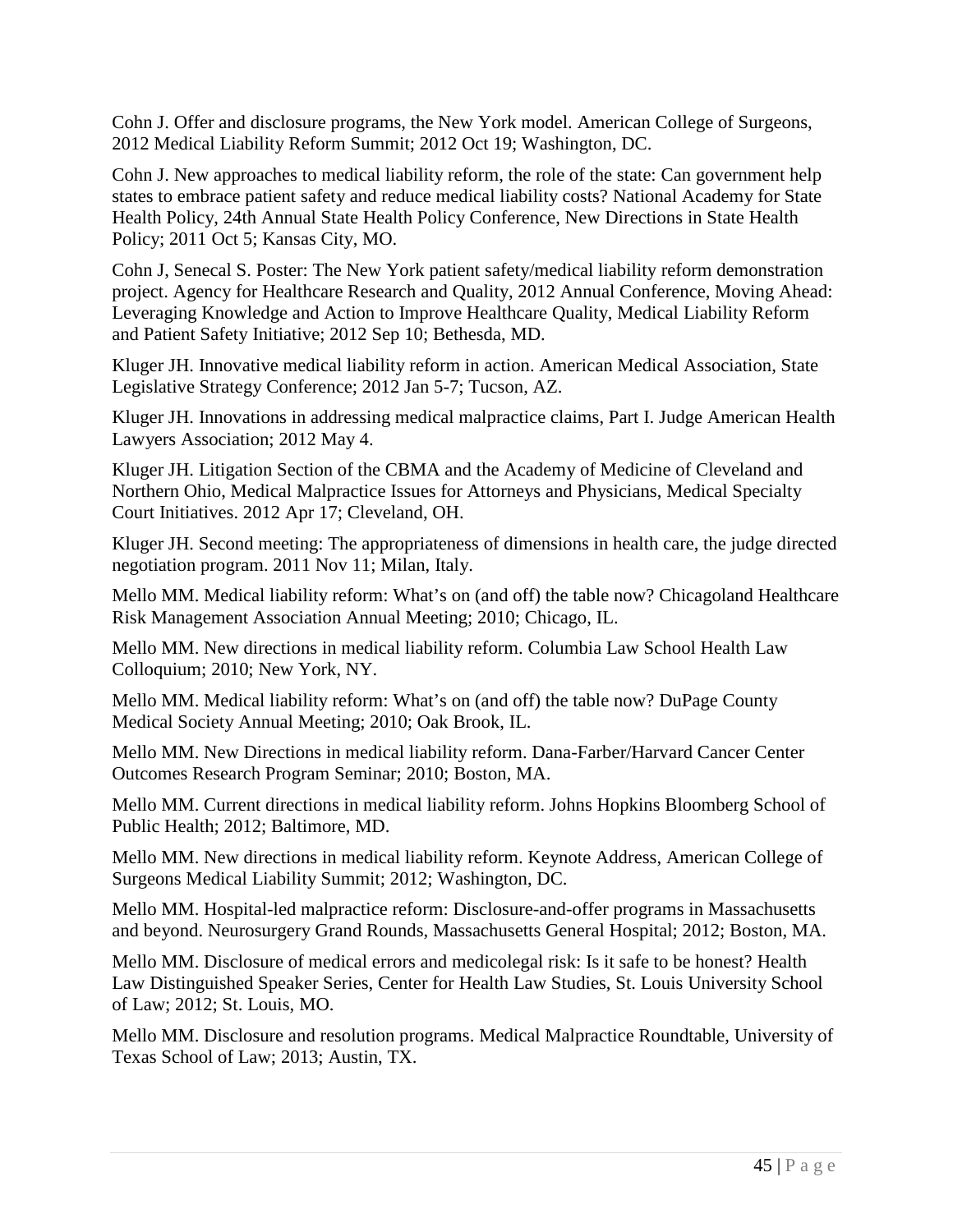Cohn J. Offer and disclosure programs, the New York model. American College of Surgeons, 2012 Medical Liability Reform Summit; 2012 Oct 19; Washington, DC.

Cohn J. New approaches to medical liability reform, the role of the state: Can government help states to embrace patient safety and reduce medical liability costs? National Academy for State Health Policy, 24th Annual State Health Policy Conference, New Directions in State Health Policy; 2011 Oct 5; Kansas City, MO.

Cohn J, Senecal S. Poster: The New York patient safety/medical liability reform demonstration project. Agency for Healthcare Research and Quality, 2012 Annual Conference, Moving Ahead: Leveraging Knowledge and Action to Improve Healthcare Quality, Medical Liability Reform and Patient Safety Initiative; 2012 Sep 10; Bethesda, MD.

Kluger JH. Innovative medical liability reform in action. American Medical Association, State Legislative Strategy Conference; 2012 Jan 5-7; Tucson, AZ.

Kluger JH. Innovations in addressing medical malpractice claims, Part I. Judge American Health Lawyers Association; 2012 May 4.

Kluger JH. Litigation Section of the CBMA and the Academy of Medicine of Cleveland and Northern Ohio, Medical Malpractice Issues for Attorneys and Physicians, Medical Specialty Court Initiatives. 2012 Apr 17; Cleveland, OH.

Kluger JH. Second meeting: The appropriateness of dimensions in health care, the judge directed negotiation program. 2011 Nov 11; Milan, Italy.

Mello MM. Medical liability reform: What's on (and off) the table now? Chicagoland Healthcare Risk Management Association Annual Meeting; 2010; Chicago, IL.

Mello MM. New directions in medical liability reform. Columbia Law School Health Law Colloquium; 2010; New York, NY.

Mello MM. Medical liability reform: What's on (and off) the table now? DuPage County Medical Society Annual Meeting; 2010; Oak Brook, IL.

Mello MM. New Directions in medical liability reform. Dana-Farber/Harvard Cancer Center Outcomes Research Program Seminar; 2010; Boston, MA.

Mello MM. Current directions in medical liability reform. Johns Hopkins Bloomberg School of Public Health; 2012; Baltimore, MD.

Mello MM. New directions in medical liability reform. Keynote Address, American College of Surgeons Medical Liability Summit; 2012; Washington, DC.

Mello MM. Hospital-led malpractice reform: Disclosure-and-offer programs in Massachusetts and beyond. Neurosurgery Grand Rounds, Massachusetts General Hospital; 2012; Boston, MA.

Mello MM. Disclosure of medical errors and medicolegal risk: Is it safe to be honest? Health Law Distinguished Speaker Series, Center for Health Law Studies, St. Louis University School of Law; 2012; St. Louis, MO.

Mello MM. Disclosure and resolution programs. Medical Malpractice Roundtable, University of Texas School of Law; 2013; Austin, TX.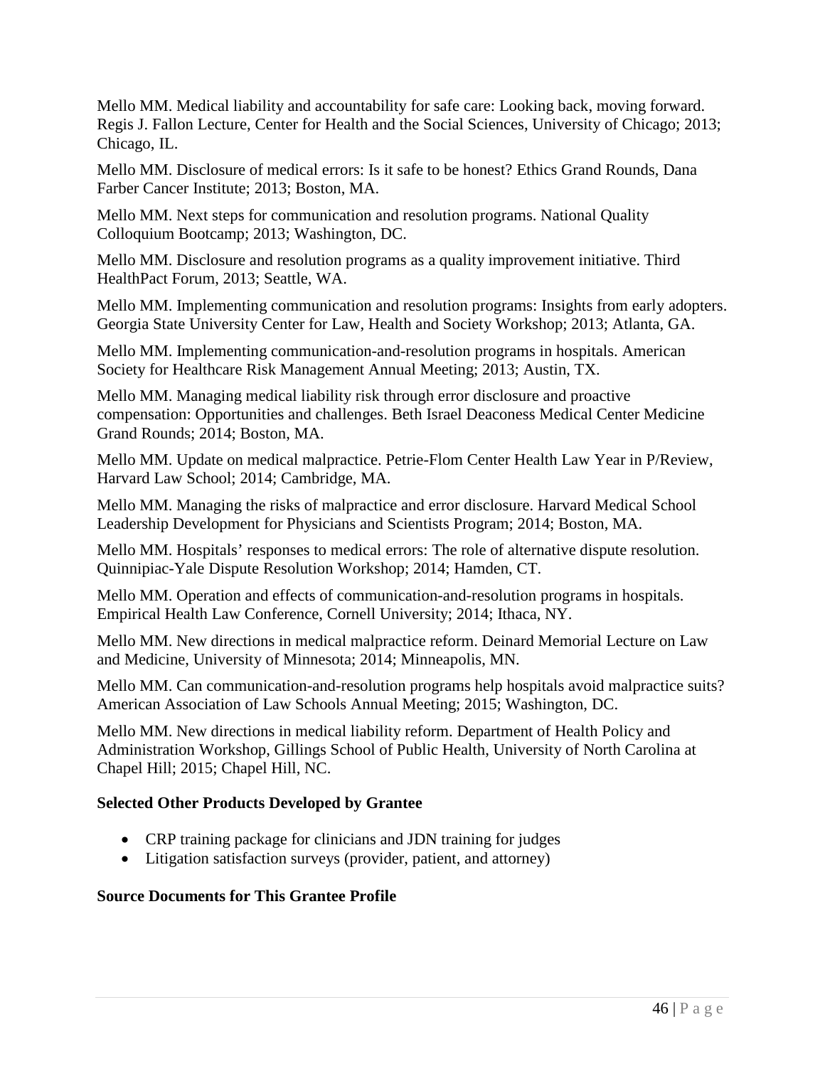Mello MM. Medical liability and accountability for safe care: Looking back, moving forward. Regis J. Fallon Lecture, Center for Health and the Social Sciences, University of Chicago; 2013; Chicago, IL.

Mello MM. Disclosure of medical errors: Is it safe to be honest? Ethics Grand Rounds, Dana Farber Cancer Institute; 2013; Boston, MA.

Mello MM. Next steps for communication and resolution programs. National Quality Colloquium Bootcamp; 2013; Washington, DC.

Mello MM. Disclosure and resolution programs as a quality improvement initiative. Third HealthPact Forum, 2013; Seattle, WA.

Mello MM. Implementing communication and resolution programs: Insights from early adopters. Georgia State University Center for Law, Health and Society Workshop; 2013; Atlanta, GA.

Mello MM. Implementing communication-and-resolution programs in hospitals. American Society for Healthcare Risk Management Annual Meeting; 2013; Austin, TX.

Mello MM. Managing medical liability risk through error disclosure and proactive compensation: Opportunities and challenges. Beth Israel Deaconess Medical Center Medicine Grand Rounds; 2014; Boston, MA.

Mello MM. Update on medical malpractice. Petrie-Flom Center Health Law Year in P/Review, Harvard Law School; 2014; Cambridge, MA.

Mello MM. Managing the risks of malpractice and error disclosure. Harvard Medical School Leadership Development for Physicians and Scientists Program; 2014; Boston, MA.

Mello MM. Hospitals' responses to medical errors: The role of alternative dispute resolution. Quinnipiac-Yale Dispute Resolution Workshop; 2014; Hamden, CT.

Mello MM. Operation and effects of communication-and-resolution programs in hospitals. Empirical Health Law Conference, Cornell University; 2014; Ithaca, NY.

Mello MM. New directions in medical malpractice reform. Deinard Memorial Lecture on Law and Medicine, University of Minnesota; 2014; Minneapolis, MN.

Mello MM. Can communication-and-resolution programs help hospitals avoid malpractice suits? American Association of Law Schools Annual Meeting; 2015; Washington, DC.

Mello MM. New directions in medical liability reform. Department of Health Policy and Administration Workshop, Gillings School of Public Health, University of North Carolina at Chapel Hill; 2015; Chapel Hill, NC.

**Selected Other Products Developed by Grantee**

- CRP training package for clinicians and JDN training for judges
- Litigation satisfaction surveys (provider, patient, and attorney)

**Source Documents for This Grantee Profile**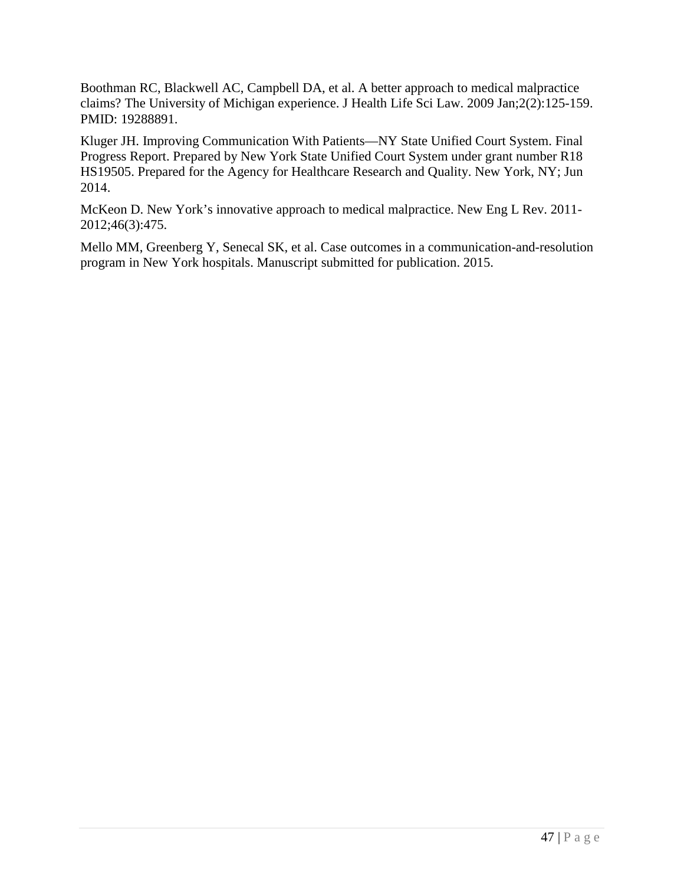Boothman RC, Blackwell AC, Campbell DA, et al. A better approach to medical malpractice claims? The University of Michigan experience. J Health Life Sci Law. 2009 Jan;2(2):125-159. PMID: 19288891.

Kluger JH. Improving Communication With Patients—NY State Unified Court System. Final Progress Report. Prepared by New York State Unified Court System under grant number R18 HS19505. Prepared for the Agency for Healthcare Research and Quality. New York, NY; Jun 2014.

McKeon D. New York's innovative approach to medical malpractice. New Eng L Rev. 2011-2012;46(3):475.

Mello MM, Greenberg Y, Senecal SK, et al. Case outcomes in a communication-and-resolution program in New York hospitals. Manuscript submitted for publication. 2015.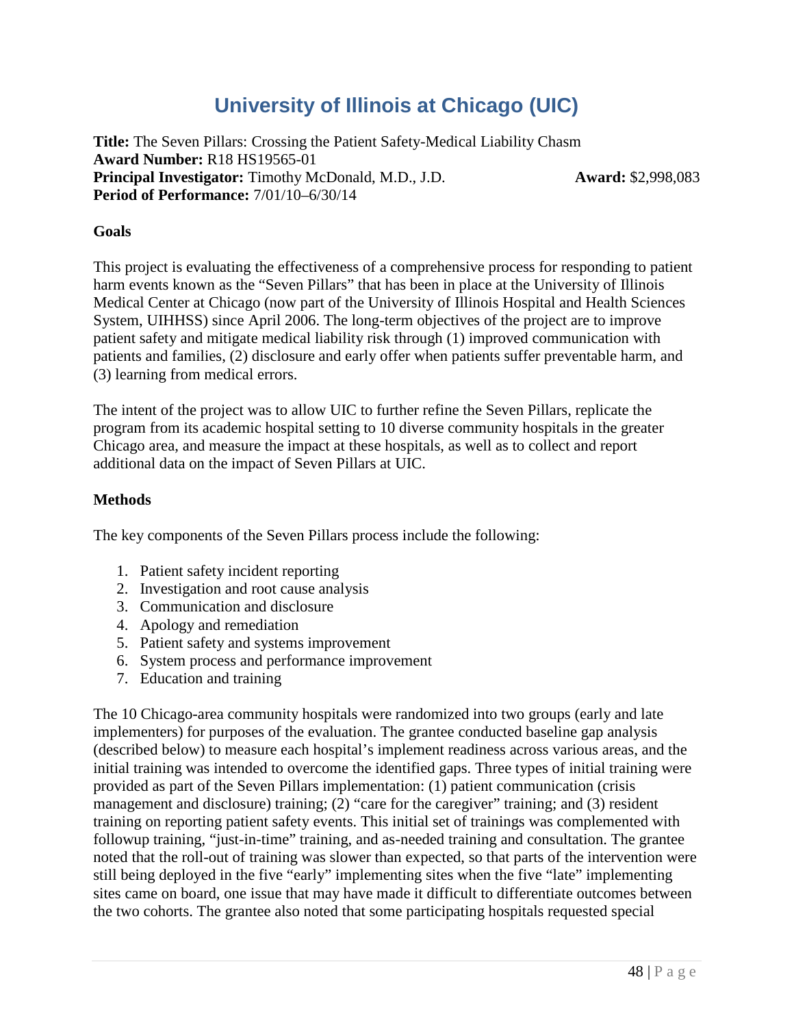# University of Illinois at Chicago (UIC)

**Title:** The Seven Pillars: Crossing the Patient Safety-Medical Liability Chasm
**Award Number:** R18 HS19565-01
**Principal Investigator:** Timothy McDonald, M.D., J.D. **Award:** $2,998,083
**Period of Performance:** 7/01/10–6/30/14

**Goals**

This project is evaluating the effectiveness of a comprehensive process for responding to patient harm events known as the "Seven Pillars" that has been in place at the University of Illinois Medical Center at Chicago (now part of the University of Illinois Hospital and Health Sciences System, UIHHSS) since April 2006. The long-term objectives of the project are to improve patient safety and mitigate medical liability risk through (1) improved communication with patients and families, (2) disclosure and early offer when patients suffer preventable harm, and (3) learning from medical errors.

The intent of the project was to allow UIC to further refine the Seven Pillars, replicate the program from its academic hospital setting to 10 diverse community hospitals in the greater Chicago area, and measure the impact at these hospitals, as well as to collect and report additional data on the impact of Seven Pillars at UIC.

**Methods**

The key components of the Seven Pillars process include the following:

1. Patient safety incident reporting
2. Investigation and root cause analysis
3. Communication and disclosure
4. Apology and remediation
5. Patient safety and systems improvement
6. System process and performance improvement
7. Education and training

The 10 Chicago-area community hospitals were randomized into two groups (early and late implementers) for purposes of the evaluation. The grantee conducted baseline gap analysis (described below) to measure each hospital's implement readiness across various areas, and the initial training was intended to overcome the identified gaps. Three types of initial training were provided as part of the Seven Pillars implementation: (1) patient communication (crisis management and disclosure) training; (2) "care for the caregiver" training; and (3) resident training on reporting patient safety events. This initial set of trainings was complemented with followup training, "just-in-time" training, and as-needed training and consultation. The grantee noted that the roll-out of training was slower than expected, so that parts of the intervention were still being deployed in the five "early" implementing sites when the five "late" implementing sites came on board, one issue that may have made it difficult to differentiate outcomes between the two cohorts. The grantee also noted that some participating hospitals requested special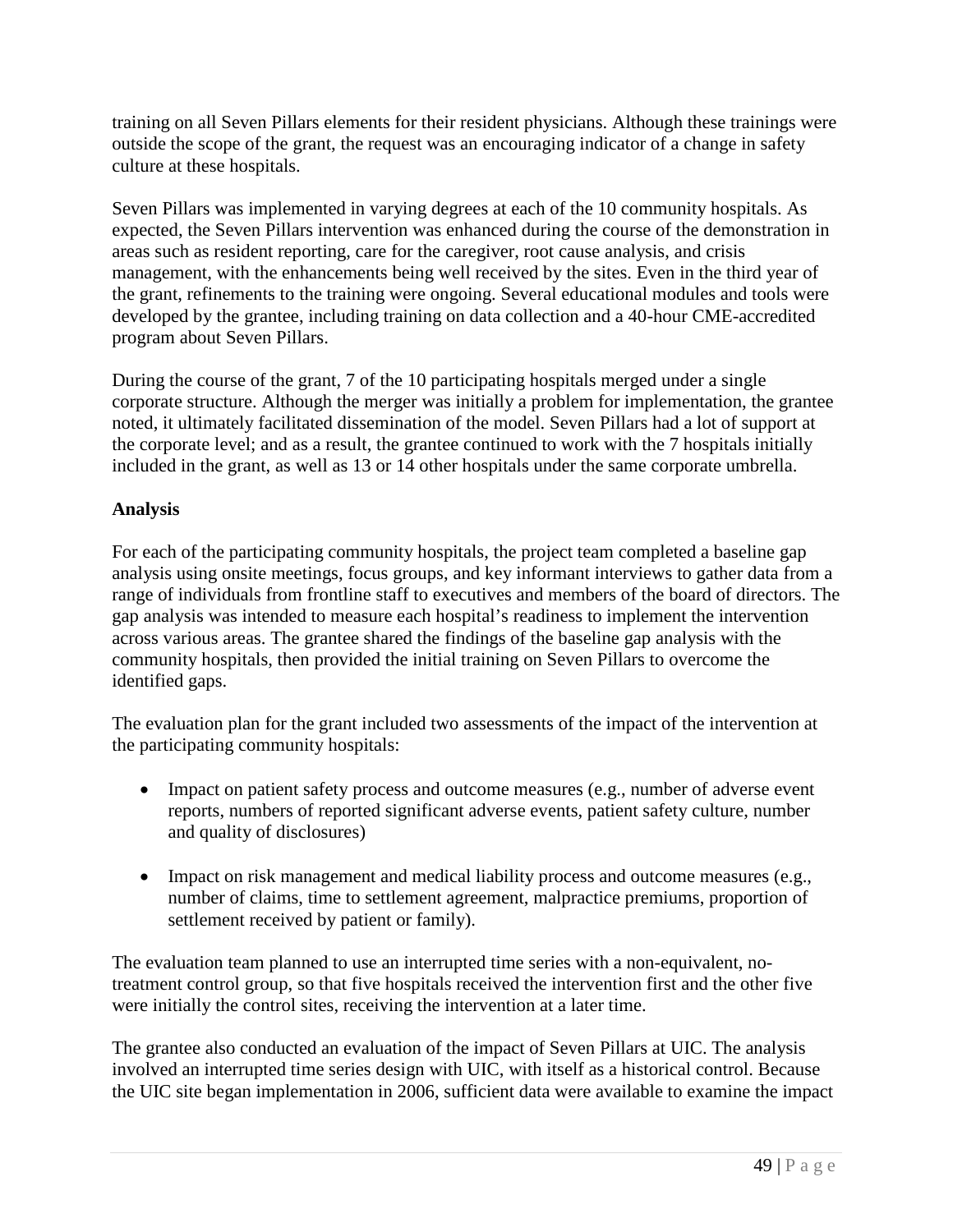training on all Seven Pillars elements for their resident physicians. Although these trainings were outside the scope of the grant, the request was an encouraging indicator of a change in safety culture at these hospitals.

Seven Pillars was implemented in varying degrees at each of the 10 community hospitals. As expected, the Seven Pillars intervention was enhanced during the course of the demonstration in areas such as resident reporting, care for the caregiver, root cause analysis, and crisis management, with the enhancements being well received by the sites. Even in the third year of the grant, refinements to the training were ongoing. Several educational modules and tools were developed by the grantee, including training on data collection and a 40-hour CME-accredited program about Seven Pillars.

During the course of the grant, 7 of the 10 participating hospitals merged under a single corporate structure. Although the merger was initially a problem for implementation, the grantee noted, it ultimately facilitated dissemination of the model. Seven Pillars had a lot of support at the corporate level; and as a result, the grantee continued to work with the 7 hospitals initially included in the grant, as well as 13 or 14 other hospitals under the same corporate umbrella.

**Analysis**

For each of the participating community hospitals, the project team completed a baseline gap analysis using onsite meetings, focus groups, and key informant interviews to gather data from a range of individuals from frontline staff to executives and members of the board of directors. The gap analysis was intended to measure each hospital's readiness to implement the intervention across various areas. The grantee shared the findings of the baseline gap analysis with the community hospitals, then provided the initial training on Seven Pillars to overcome the identified gaps.

The evaluation plan for the grant included two assessments of the impact of the intervention at the participating community hospitals:

- Impact on patient safety process and outcome measures (e.g., number of adverse event reports, numbers of reported significant adverse events, patient safety culture, number and quality of disclosures)
- Impact on risk management and medical liability process and outcome measures (e.g., number of claims, time to settlement agreement, malpractice premiums, proportion of settlement received by patient or family).

The evaluation team planned to use an interrupted time series with a non-equivalent, no-treatment control group, so that five hospitals received the intervention first and the other five were initially the control sites, receiving the intervention at a later time.

The grantee also conducted an evaluation of the impact of Seven Pillars at UIC. The analysis involved an interrupted time series design with UIC, with itself as a historical control. Because the UIC site began implementation in 2006, sufficient data were available to examine the impact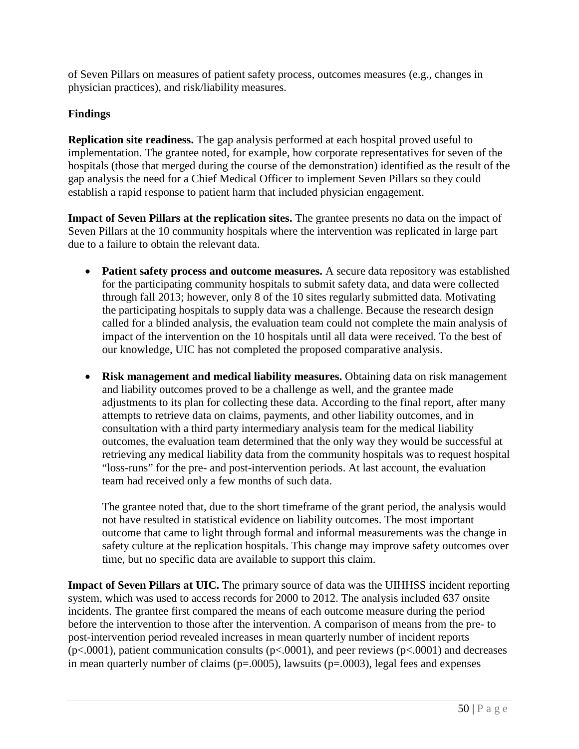of Seven Pillars on measures of patient safety process, outcomes measures (e.g., changes in physician practices), and risk/liability measures.

### Findings

**Replication site readiness.** The gap analysis performed at each hospital proved useful to implementation. The grantee noted, for example, how corporate representatives for seven of the hospitals (those that merged during the course of the demonstration) identified as the result of the gap analysis the need for a Chief Medical Officer to implement Seven Pillars so they could establish a rapid response to patient harm that included physician engagement.

**Impact of Seven Pillars at the replication sites.** The grantee presents no data on the impact of Seven Pillars at the 10 community hospitals where the intervention was replicated in large part due to a failure to obtain the relevant data.

- **Patient safety process and outcome measures.** A secure data repository was established for the participating community hospitals to submit safety data, and data were collected through fall 2013; however, only 8 of the 10 sites regularly submitted data. Motivating the participating hospitals to supply data was a challenge. Because the research design called for a blinded analysis, the evaluation team could not complete the main analysis of impact of the intervention on the 10 hospitals until all data were received. To the best of our knowledge, UIC has not completed the proposed comparative analysis.

- **Risk management and medical liability measures.** Obtaining data on risk management and liability outcomes proved to be a challenge as well, and the grantee made adjustments to its plan for collecting these data. According to the final report, after many attempts to retrieve data on claims, payments, and other liability outcomes, and in consultation with a third party intermediary analysis team for the medical liability outcomes, the evaluation team determined that the only way they would be successful at retrieving any medical liability data from the community hospitals was to request hospital "loss-runs" for the pre- and post-intervention periods. At last account, the evaluation team had received only a few months of such data.

  The grantee noted that, due to the short timeframe of the grant period, the analysis would not have resulted in statistical evidence on liability outcomes. The most important outcome that came to light through formal and informal measurements was the change in safety culture at the replication hospitals. This change may improve safety outcomes over time, but no specific data are available to support this claim.

**Impact of Seven Pillars at UIC.** The primary source of data was the UIHHSS incident reporting system, which was used to access records for 2000 to 2012. The analysis included 637 onsite incidents. The grantee first compared the means of each outcome measure during the period before the intervention to those after the intervention. A comparison of means from the pre- to post-intervention period revealed increases in mean quarterly number of incident reports ($p<.0001$), patient communication consults ($p<.0001$), and peer reviews ($p<.0001$) and decreases in mean quarterly number of claims ($p=.0005$), lawsuits ($p=.0003$), legal fees and expenses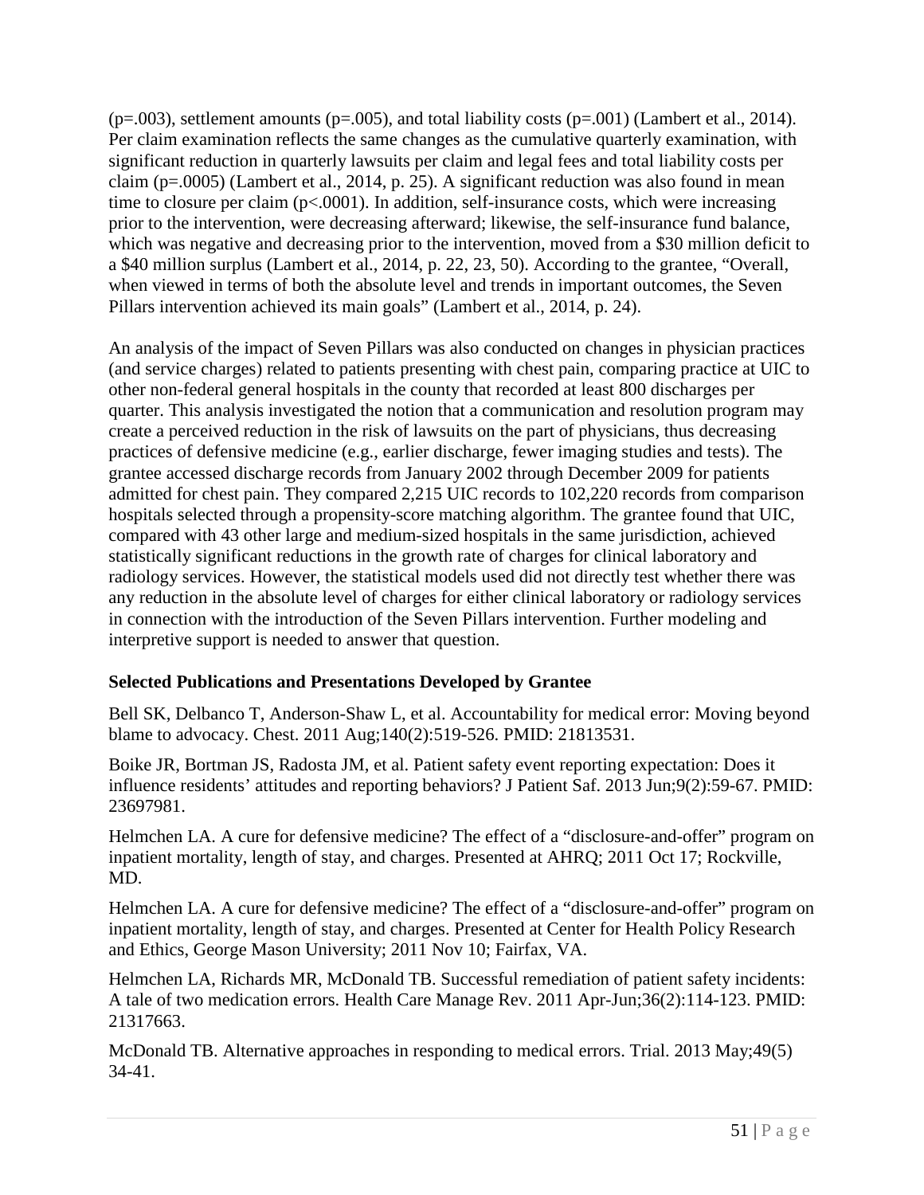(p=.003), settlement amounts (p=.005), and total liability costs (p=.001) (Lambert et al., 2014). Per claim examination reflects the same changes as the cumulative quarterly examination, with significant reduction in quarterly lawsuits per claim and legal fees and total liability costs per claim (p=.0005) (Lambert et al., 2014, p. 25). A significant reduction was also found in mean time to closure per claim (p<.0001). In addition, self-insurance costs, which were increasing prior to the intervention, were decreasing afterward; likewise, the self-insurance fund balance, which was negative and decreasing prior to the intervention, moved from a $30 million deficit to a $40 million surplus (Lambert et al., 2014, p. 22, 23, 50). According to the grantee, "Overall, when viewed in terms of both the absolute level and trends in important outcomes, the Seven Pillars intervention achieved its main goals" (Lambert et al., 2014, p. 24).

An analysis of the impact of Seven Pillars was also conducted on changes in physician practices (and service charges) related to patients presenting with chest pain, comparing practice at UIC to other non-federal general hospitals in the county that recorded at least 800 discharges per quarter. This analysis investigated the notion that a communication and resolution program may create a perceived reduction in the risk of lawsuits on the part of physicians, thus decreasing practices of defensive medicine (e.g., earlier discharge, fewer imaging studies and tests). The grantee accessed discharge records from January 2002 through December 2009 for patients admitted for chest pain. They compared 2,215 UIC records to 102,220 records from comparison hospitals selected through a propensity-score matching algorithm. The grantee found that UIC, compared with 43 other large and medium-sized hospitals in the same jurisdiction, achieved statistically significant reductions in the growth rate of charges for clinical laboratory and radiology services. However, the statistical models used did not directly test whether there was any reduction in the absolute level of charges for either clinical laboratory or radiology services in connection with the introduction of the Seven Pillars intervention. Further modeling and interpretive support is needed to answer that question.

**Selected Publications and Presentations Developed by Grantee**

Bell SK, Delbanco T, Anderson-Shaw L, et al. Accountability for medical error: Moving beyond blame to advocacy. Chest. 2011 Aug;140(2):519-526. PMID: 21813531.

Boike JR, Bortman JS, Radosta JM, et al. Patient safety event reporting expectation: Does it influence residents' attitudes and reporting behaviors? J Patient Saf. 2013 Jun;9(2):59-67. PMID: 23697981.

Helmchen LA. A cure for defensive medicine? The effect of a "disclosure-and-offer" program on inpatient mortality, length of stay, and charges. Presented at AHRQ; 2011 Oct 17; Rockville, MD.

Helmchen LA. A cure for defensive medicine? The effect of a "disclosure-and-offer" program on inpatient mortality, length of stay, and charges. Presented at Center for Health Policy Research and Ethics, George Mason University; 2011 Nov 10; Fairfax, VA.

Helmchen LA, Richards MR, McDonald TB. Successful remediation of patient safety incidents: A tale of two medication errors. Health Care Manage Rev. 2011 Apr-Jun;36(2):114-123. PMID: 21317663.

McDonald TB. Alternative approaches in responding to medical errors. Trial. 2013 May;49(5) 34-41.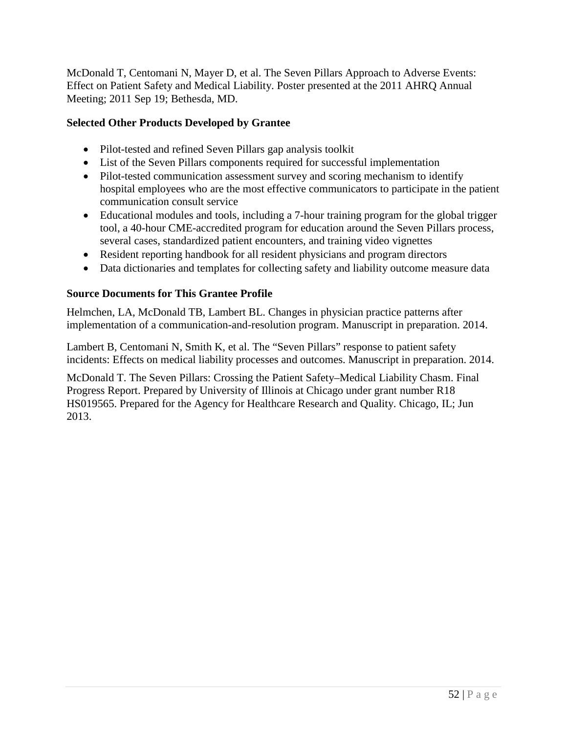McDonald T, Centomani N, Mayer D, et al. The Seven Pillars Approach to Adverse Events: Effect on Patient Safety and Medical Liability. Poster presented at the 2011 AHRQ Annual Meeting; 2011 Sep 19; Bethesda, MD.

### Selected Other Products Developed by Grantee

- Pilot-tested and refined Seven Pillars gap analysis toolkit
- List of the Seven Pillars components required for successful implementation
- Pilot-tested communication assessment survey and scoring mechanism to identify hospital employees who are the most effective communicators to participate in the patient communication consult service
- Educational modules and tools, including a 7-hour training program for the global trigger tool, a 40-hour CME-accredited program for education around the Seven Pillars process, several cases, standardized patient encounters, and training video vignettes
- Resident reporting handbook for all resident physicians and program directors
- Data dictionaries and templates for collecting safety and liability outcome measure data

### Source Documents for This Grantee Profile

Helmchen, LA, McDonald TB, Lambert BL. Changes in physician practice patterns after implementation of a communication-and-resolution program. Manuscript in preparation. 2014.

Lambert B, Centomani N, Smith K, et al. The "Seven Pillars" response to patient safety incidents: Effects on medical liability processes and outcomes. Manuscript in preparation. 2014.

McDonald T. The Seven Pillars: Crossing the Patient Safety–Medical Liability Chasm. Final Progress Report. Prepared by University of Illinois at Chicago under grant number R18 HS019565. Prepared for the Agency for Healthcare Research and Quality. Chicago, IL; Jun 2013.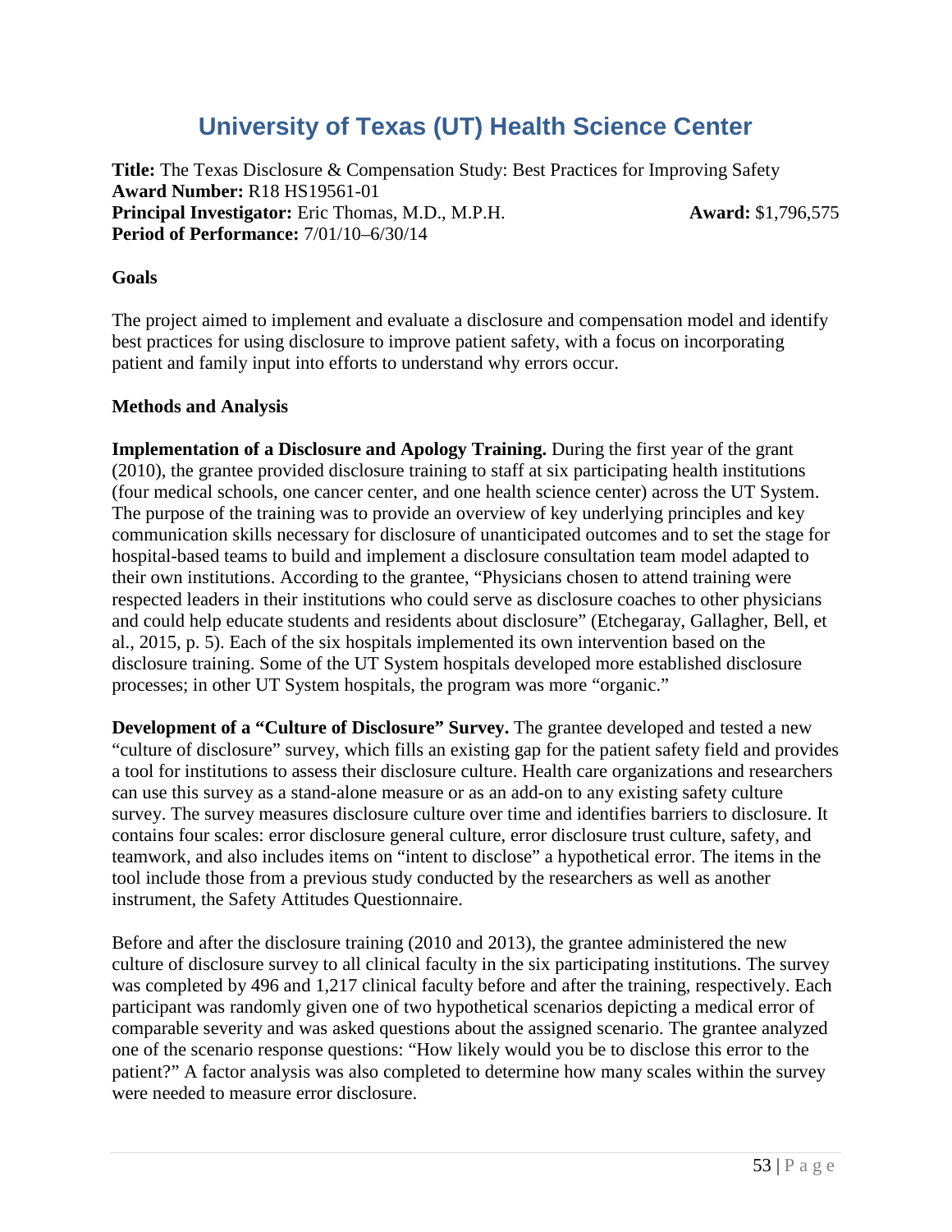# University of Texas (UT) Health Science Center

**Title:** The Texas Disclosure & Compensation Study: Best Practices for Improving Safety
**Award Number:** R18 HS19561-01
**Principal Investigator:** Eric Thomas, M.D., M.P.H. **Award:** $1,796,575
**Period of Performance:** 7/01/10–6/30/14

**Goals**

The project aimed to implement and evaluate a disclosure and compensation model and identify best practices for using disclosure to improve patient safety, with a focus on incorporating patient and family input into efforts to understand why errors occur.

**Methods and Analysis**

**Implementation of a Disclosure and Apology Training.** During the first year of the grant (2010), the grantee provided disclosure training to staff at six participating health institutions (four medical schools, one cancer center, and one health science center) across the UT System. The purpose of the training was to provide an overview of key underlying principles and key communication skills necessary for disclosure of unanticipated outcomes and to set the stage for hospital-based teams to build and implement a disclosure consultation team model adapted to their own institutions. According to the grantee, "Physicians chosen to attend training were respected leaders in their institutions who could serve as disclosure coaches to other physicians and could help educate students and residents about disclosure" (Etchegaray, Gallagher, Bell, et al., 2015, p. 5). Each of the six hospitals implemented its own intervention based on the disclosure training. Some of the UT System hospitals developed more established disclosure processes; in other UT System hospitals, the program was more "organic."

**Development of a "Culture of Disclosure" Survey.** The grantee developed and tested a new "culture of disclosure" survey, which fills an existing gap for the patient safety field and provides a tool for institutions to assess their disclosure culture. Health care organizations and researchers can use this survey as a stand-alone measure or as an add-on to any existing safety culture survey. The survey measures disclosure culture over time and identifies barriers to disclosure. It contains four scales: error disclosure general culture, error disclosure trust culture, safety, and teamwork, and also includes items on "intent to disclose" a hypothetical error. The items in the tool include those from a previous study conducted by the researchers as well as another instrument, the Safety Attitudes Questionnaire.

Before and after the disclosure training (2010 and 2013), the grantee administered the new culture of disclosure survey to all clinical faculty in the six participating institutions. The survey was completed by 496 and 1,217 clinical faculty before and after the training, respectively. Each participant was randomly given one of two hypothetical scenarios depicting a medical error of comparable severity and was asked questions about the assigned scenario. The grantee analyzed one of the scenario response questions: "How likely would you be to disclose this error to the patient?" A factor analysis was also completed to determine how many scales within the survey were needed to measure error disclosure.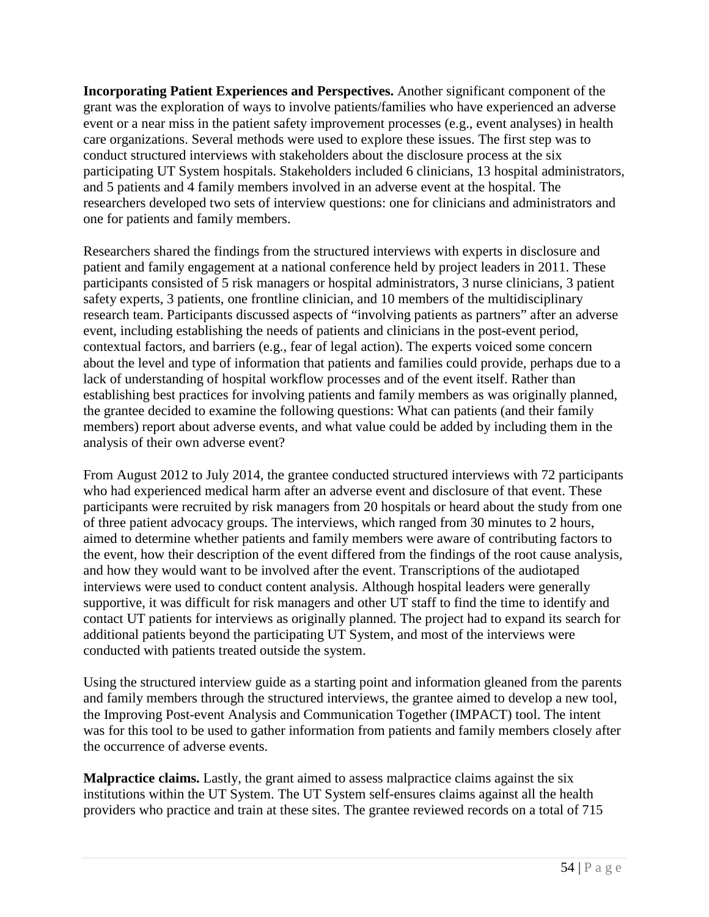**Incorporating Patient Experiences and Perspectives.** Another significant component of the grant was the exploration of ways to involve patients/families who have experienced an adverse event or a near miss in the patient safety improvement processes (e.g., event analyses) in health care organizations. Several methods were used to explore these issues. The first step was to conduct structured interviews with stakeholders about the disclosure process at the six participating UT System hospitals. Stakeholders included 6 clinicians, 13 hospital administrators, and 5 patients and 4 family members involved in an adverse event at the hospital. The researchers developed two sets of interview questions: one for clinicians and administrators and one for patients and family members.

Researchers shared the findings from the structured interviews with experts in disclosure and patient and family engagement at a national conference held by project leaders in 2011. These participants consisted of 5 risk managers or hospital administrators, 3 nurse clinicians, 3 patient safety experts, 3 patients, one frontline clinician, and 10 members of the multidisciplinary research team. Participants discussed aspects of "involving patients as partners" after an adverse event, including establishing the needs of patients and clinicians in the post-event period, contextual factors, and barriers (e.g., fear of legal action). The experts voiced some concern about the level and type of information that patients and families could provide, perhaps due to a lack of understanding of hospital workflow processes and of the event itself. Rather than establishing best practices for involving patients and family members as was originally planned, the grantee decided to examine the following questions: What can patients (and their family members) report about adverse events, and what value could be added by including them in the analysis of their own adverse event?

From August 2012 to July 2014, the grantee conducted structured interviews with 72 participants who had experienced medical harm after an adverse event and disclosure of that event. These participants were recruited by risk managers from 20 hospitals or heard about the study from one of three patient advocacy groups. The interviews, which ranged from 30 minutes to 2 hours, aimed to determine whether patients and family members were aware of contributing factors to the event, how their description of the event differed from the findings of the root cause analysis, and how they would want to be involved after the event. Transcriptions of the audiotaped interviews were used to conduct content analysis. Although hospital leaders were generally supportive, it was difficult for risk managers and other UT staff to find the time to identify and contact UT patients for interviews as originally planned. The project had to expand its search for additional patients beyond the participating UT System, and most of the interviews were conducted with patients treated outside the system.

Using the structured interview guide as a starting point and information gleaned from the parents and family members through the structured interviews, the grantee aimed to develop a new tool, the Improving Post-event Analysis and Communication Together (IMPACT) tool. The intent was for this tool to be used to gather information from patients and family members closely after the occurrence of adverse events.

**Malpractice claims.** Lastly, the grant aimed to assess malpractice claims against the six institutions within the UT System. The UT System self-ensures claims against all the health providers who practice and train at these sites. The grantee reviewed records on a total of 715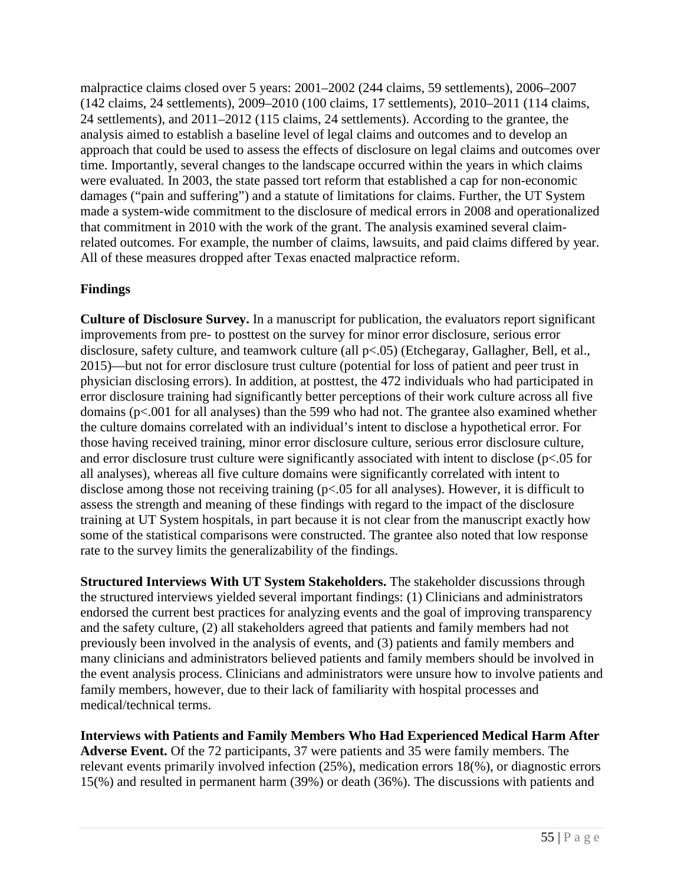malpractice claims closed over 5 years: 2001–2002 (244 claims, 59 settlements), 2006–2007 (142 claims, 24 settlements), 2009–2010 (100 claims, 17 settlements), 2010–2011 (114 claims, 24 settlements), and 2011–2012 (115 claims, 24 settlements). According to the grantee, the analysis aimed to establish a baseline level of legal claims and outcomes and to develop an approach that could be used to assess the effects of disclosure on legal claims and outcomes over time. Importantly, several changes to the landscape occurred within the years in which claims were evaluated. In 2003, the state passed tort reform that established a cap for non-economic damages ("pain and suffering") and a statute of limitations for claims. Further, the UT System made a system-wide commitment to the disclosure of medical errors in 2008 and operationalized that commitment in 2010 with the work of the grant. The analysis examined several claim-related outcomes. For example, the number of claims, lawsuits, and paid claims differed by year. All of these measures dropped after Texas enacted malpractice reform.

### Findings

**Culture of Disclosure Survey.** In a manuscript for publication, the evaluators report significant improvements from pre- to posttest on the survey for minor error disclosure, serious error disclosure, safety culture, and teamwork culture (all $p<.05$) (Etchegaray, Gallagher, Bell, et al., 2015)—but not for error disclosure trust culture (potential for loss of patient and peer trust in physician disclosing errors). In addition, at posttest, the 472 individuals who had participated in error disclosure training had significantly better perceptions of their work culture across all five domains ($p<.001$ for all analyses) than the 599 who had not. The grantee also examined whether the culture domains correlated with an individual's intent to disclose a hypothetical error. For those having received training, minor error disclosure culture, serious error disclosure culture, and error disclosure trust culture were significantly associated with intent to disclose ($p<.05$ for all analyses), whereas all five culture domains were significantly correlated with intent to disclose among those not receiving training ($p<.05$ for all analyses). However, it is difficult to assess the strength and meaning of these findings with regard to the impact of the disclosure training at UT System hospitals, in part because it is not clear from the manuscript exactly how some of the statistical comparisons were constructed. The grantee also noted that low response rate to the survey limits the generalizability of the findings.

**Structured Interviews With UT System Stakeholders.** The stakeholder discussions through the structured interviews yielded several important findings: (1) Clinicians and administrators endorsed the current best practices for analyzing events and the goal of improving transparency and the safety culture, (2) all stakeholders agreed that patients and family members had not previously been involved in the analysis of events, and (3) patients and family members and many clinicians and administrators believed patients and family members should be involved in the event analysis process. Clinicians and administrators were unsure how to involve patients and family members, however, due to their lack of familiarity with hospital processes and medical/technical terms.

**Interviews with Patients and Family Members Who Had Experienced Medical Harm After Adverse Event.** Of the 72 participants, 37 were patients and 35 were family members. The relevant events primarily involved infection (25%), medication errors 18(%), or diagnostic errors 15(%) and resulted in permanent harm (39%) or death (36%). The discussions with patients and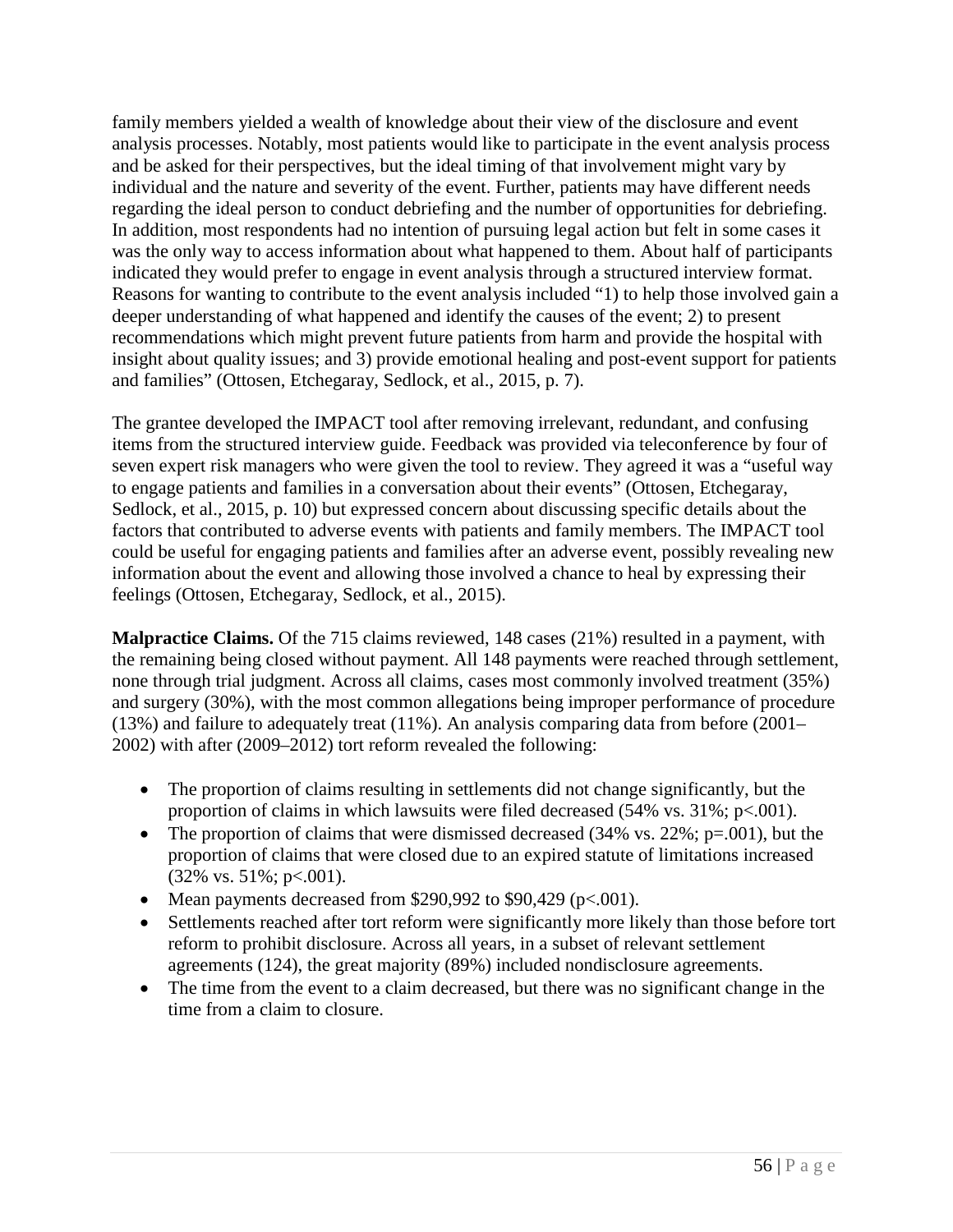family members yielded a wealth of knowledge about their view of the disclosure and event analysis processes. Notably, most patients would like to participate in the event analysis process and be asked for their perspectives, but the ideal timing of that involvement might vary by individual and the nature and severity of the event. Further, patients may have different needs regarding the ideal person to conduct debriefing and the number of opportunities for debriefing. In addition, most respondents had no intention of pursuing legal action but felt in some cases it was the only way to access information about what happened to them. About half of participants indicated they would prefer to engage in event analysis through a structured interview format. Reasons for wanting to contribute to the event analysis included "1) to help those involved gain a deeper understanding of what happened and identify the causes of the event; 2) to present recommendations which might prevent future patients from harm and provide the hospital with insight about quality issues; and 3) provide emotional healing and post-event support for patients and families" (Ottosen, Etchegaray, Sedlock, et al., 2015, p. 7).

The grantee developed the IMPACT tool after removing irrelevant, redundant, and confusing items from the structured interview guide. Feedback was provided via teleconference by four of seven expert risk managers who were given the tool to review. They agreed it was a "useful way to engage patients and families in a conversation about their events" (Ottosen, Etchegaray, Sedlock, et al., 2015, p. 10) but expressed concern about discussing specific details about the factors that contributed to adverse events with patients and family members. The IMPACT tool could be useful for engaging patients and families after an adverse event, possibly revealing new information about the event and allowing those involved a chance to heal by expressing their feelings (Ottosen, Etchegaray, Sedlock, et al., 2015).

**Malpractice Claims.** Of the 715 claims reviewed, 148 cases (21%) resulted in a payment, with the remaining being closed without payment. All 148 payments were reached through settlement, none through trial judgment. Across all claims, cases most commonly involved treatment (35%) and surgery (30%), with the most common allegations being improper performance of procedure (13%) and failure to adequately treat (11%). An analysis comparing data from before (2001–2002) with after (2009–2012) tort reform revealed the following:

- The proportion of claims resulting in settlements did not change significantly, but the proportion of claims in which lawsuits were filed decreased (54% vs. 31%; $p<.001$).
- The proportion of claims that were dismissed decreased (34% vs. 22%; $p=.001$), but the proportion of claims that were closed due to an expired statute of limitations increased (32% vs. 51%; $p<.001$).
- Mean payments decreased from $290,992 to $90,429 ($p<.001$).
- Settlements reached after tort reform were significantly more likely than those before tort reform to prohibit disclosure. Across all years, in a subset of relevant settlement agreements (124), the great majority (89%) included nondisclosure agreements.
- The time from the event to a claim decreased, but there was no significant change in the time from a claim to closure.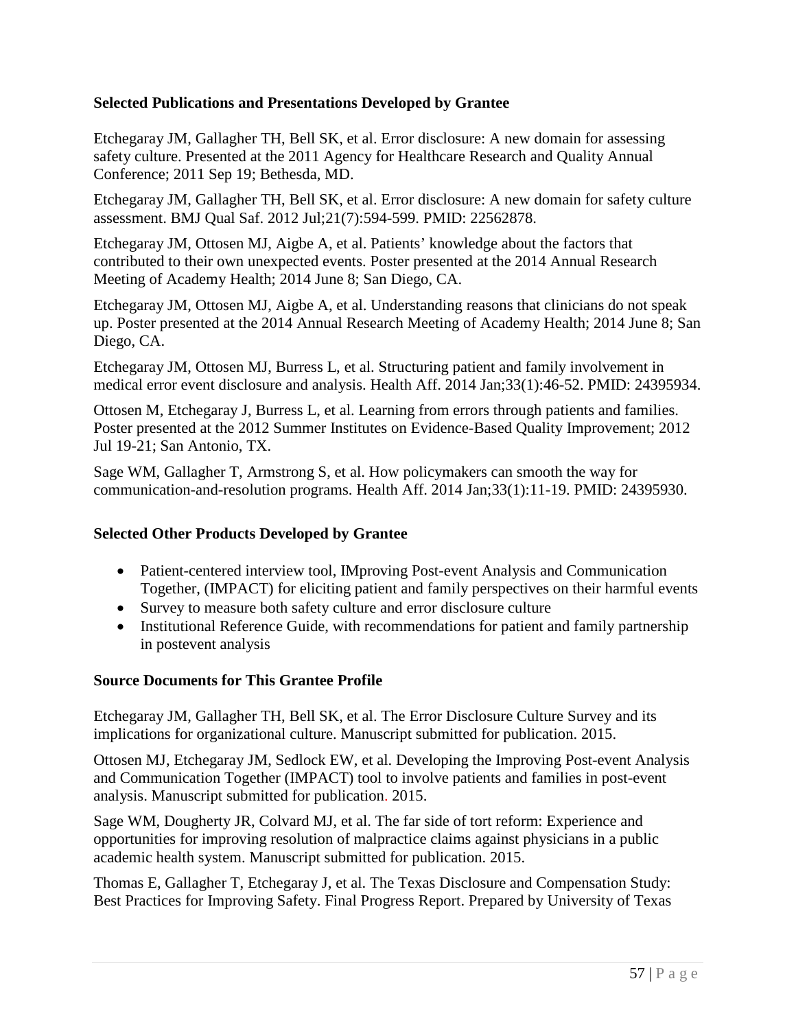**Selected Publications and Presentations Developed by Grantee**

Etchegaray JM, Gallagher TH, Bell SK, et al. Error disclosure: A new domain for assessing safety culture. Presented at the 2011 Agency for Healthcare Research and Quality Annual Conference; 2011 Sep 19; Bethesda, MD.

Etchegaray JM, Gallagher TH, Bell SK, et al. Error disclosure: A new domain for safety culture assessment. BMJ Qual Saf. 2012 Jul;21(7):594-599. PMID: 22562878.

Etchegaray JM, Ottosen MJ, Aigbe A, et al. Patients' knowledge about the factors that contributed to their own unexpected events. Poster presented at the 2014 Annual Research Meeting of Academy Health; 2014 June 8; San Diego, CA.

Etchegaray JM, Ottosen MJ, Aigbe A, et al. Understanding reasons that clinicians do not speak up. Poster presented at the 2014 Annual Research Meeting of Academy Health; 2014 June 8; San Diego, CA.

Etchegaray JM, Ottosen MJ, Burress L, et al. Structuring patient and family involvement in medical error event disclosure and analysis. Health Aff. 2014 Jan;33(1):46-52. PMID: 24395934.

Ottosen M, Etchegaray J, Burress L, et al. Learning from errors through patients and families. Poster presented at the 2012 Summer Institutes on Evidence-Based Quality Improvement; 2012 Jul 19-21; San Antonio, TX.

Sage WM, Gallagher T, Armstrong S, et al. How policymakers can smooth the way for communication-and-resolution programs. Health Aff. 2014 Jan;33(1):11-19. PMID: 24395930.

**Selected Other Products Developed by Grantee**

- Patient-centered interview tool, IMproving Post-event Analysis and Communication Together, (IMPACT) for eliciting patient and family perspectives on their harmful events
- Survey to measure both safety culture and error disclosure culture
- Institutional Reference Guide, with recommendations for patient and family partnership in postevent analysis

**Source Documents for This Grantee Profile**

Etchegaray JM, Gallagher TH, Bell SK, et al. The Error Disclosure Culture Survey and its implications for organizational culture. Manuscript submitted for publication. 2015.

Ottosen MJ, Etchegaray JM, Sedlock EW, et al. Developing the Improving Post-event Analysis and Communication Together (IMPACT) tool to involve patients and families in post-event analysis. Manuscript submitted for publication. 2015.

Sage WM, Dougherty JR, Colvard MJ, et al. The far side of tort reform: Experience and opportunities for improving resolution of malpractice claims against physicians in a public academic health system. Manuscript submitted for publication. 2015.

Thomas E, Gallagher T, Etchegaray J, et al. The Texas Disclosure and Compensation Study: Best Practices for Improving Safety. Final Progress Report. Prepared by University of Texas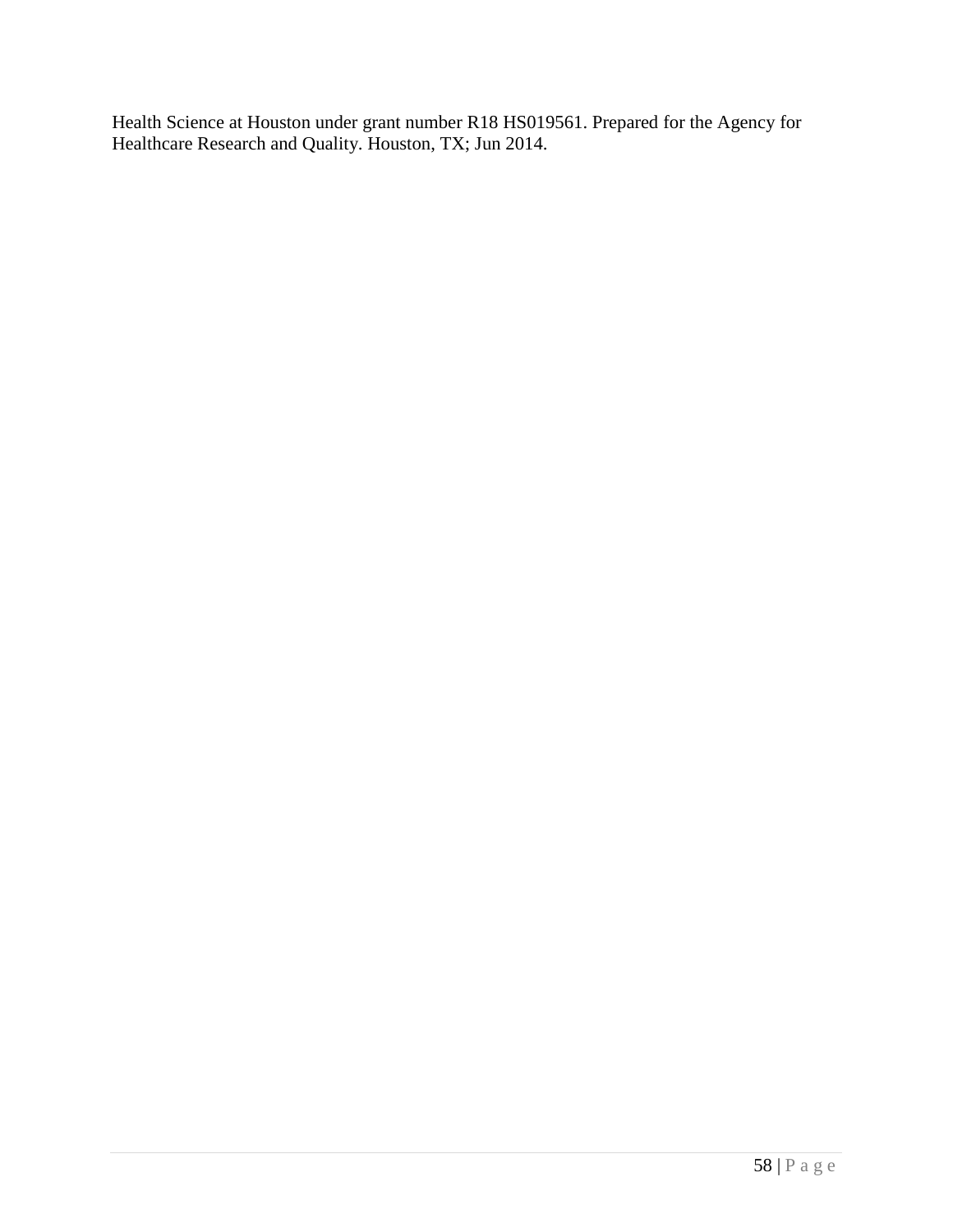Health Science at Houston under grant number R18 HS019561. Prepared for the Agency for Healthcare Research and Quality. Houston, TX; Jun 2014.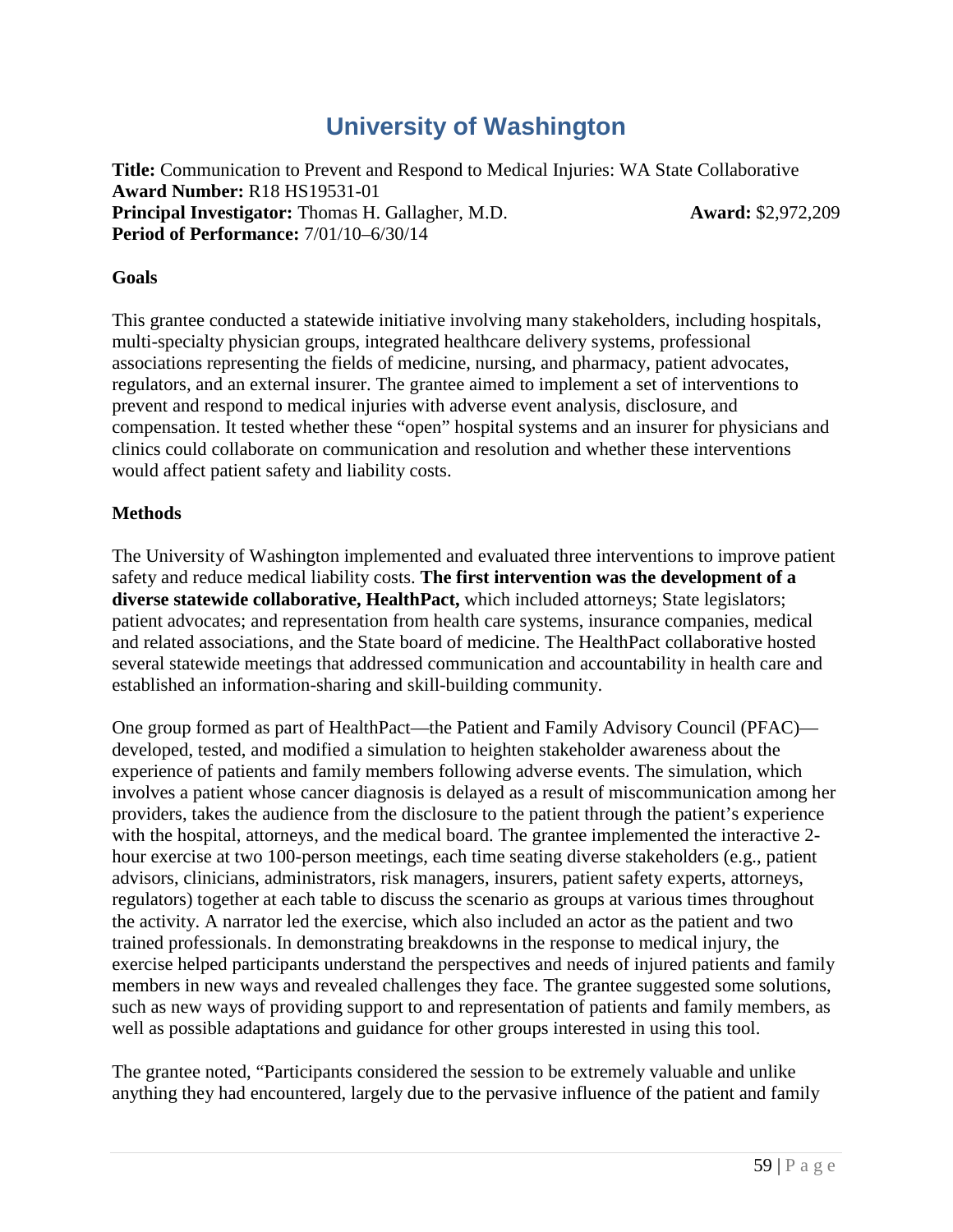# University of Washington

**Title:** Communication to Prevent and Respond to Medical Injuries: WA State Collaborative
**Award Number:** R18 HS19531-01
**Principal Investigator:** Thomas H. Gallagher, M.D. **Award:** $2,972,209
**Period of Performance:** 7/01/10–6/30/14

## Goals

This grantee conducted a statewide initiative involving many stakeholders, including hospitals, multi-specialty physician groups, integrated healthcare delivery systems, professional associations representing the fields of medicine, nursing, and pharmacy, patient advocates, regulators, and an external insurer. The grantee aimed to implement a set of interventions to prevent and respond to medical injuries with adverse event analysis, disclosure, and compensation. It tested whether these "open" hospital systems and an insurer for physicians and clinics could collaborate on communication and resolution and whether these interventions would affect patient safety and liability costs.

## Methods

The University of Washington implemented and evaluated three interventions to improve patient safety and reduce medical liability costs. **The first intervention was the development of a diverse statewide collaborative, HealthPact,** which included attorneys; State legislators; patient advocates; and representation from health care systems, insurance companies, medical and related associations, and the State board of medicine. The HealthPact collaborative hosted several statewide meetings that addressed communication and accountability in health care and established an information-sharing and skill-building community.

One group formed as part of HealthPact—the Patient and Family Advisory Council (PFAC)—developed, tested, and modified a simulation to heighten stakeholder awareness about the experience of patients and family members following adverse events. The simulation, which involves a patient whose cancer diagnosis is delayed as a result of miscommunication among her providers, takes the audience from the disclosure to the patient through the patient's experience with the hospital, attorneys, and the medical board. The grantee implemented the interactive 2-hour exercise at two 100-person meetings, each time seating diverse stakeholders (e.g., patient advisors, clinicians, administrators, risk managers, insurers, patient safety experts, attorneys, regulators) together at each table to discuss the scenario as groups at various times throughout the activity. A narrator led the exercise, which also included an actor as the patient and two trained professionals. In demonstrating breakdowns in the response to medical injury, the exercise helped participants understand the perspectives and needs of injured patients and family members in new ways and revealed challenges they face. The grantee suggested some solutions, such as new ways of providing support to and representation of patients and family members, as well as possible adaptations and guidance for other groups interested in using this tool.

The grantee noted, "Participants considered the session to be extremely valuable and unlike anything they had encountered, largely due to the pervasive influence of the patient and family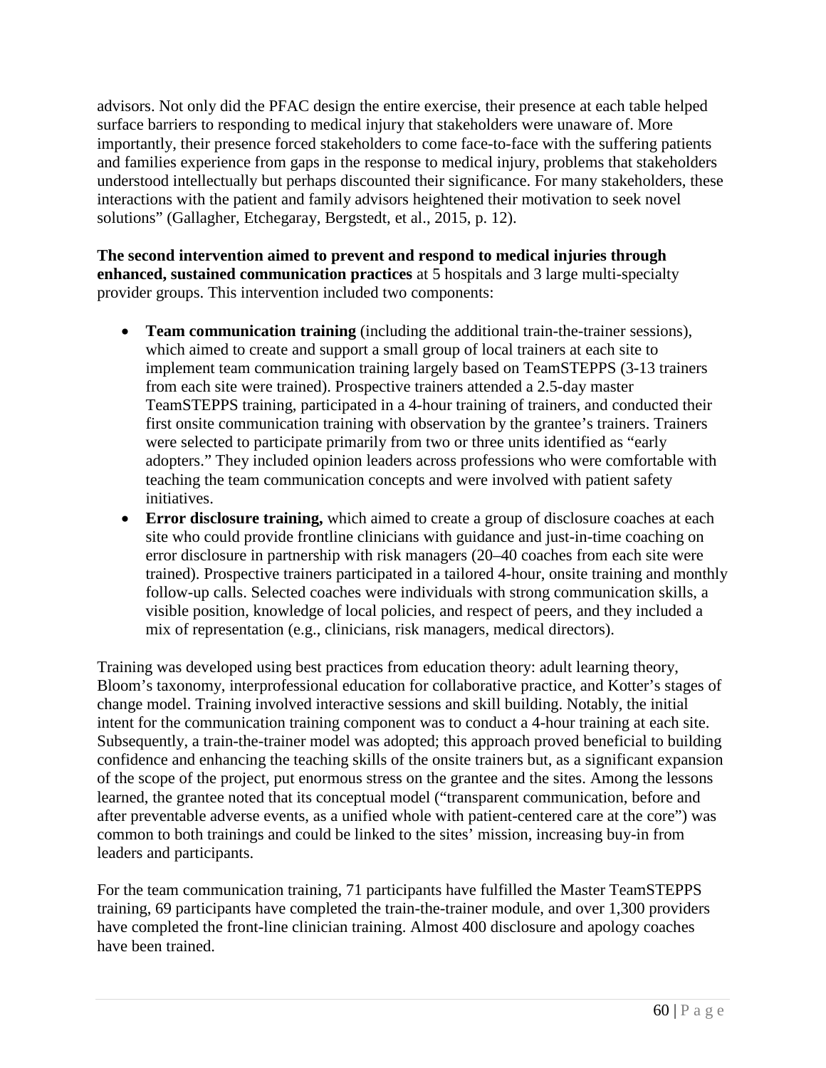advisors. Not only did the PFAC design the entire exercise, their presence at each table helped surface barriers to responding to medical injury that stakeholders were unaware of. More importantly, their presence forced stakeholders to come face-to-face with the suffering patients and families experience from gaps in the response to medical injury, problems that stakeholders understood intellectually but perhaps discounted their significance. For many stakeholders, these interactions with the patient and family advisors heightened their motivation to seek novel solutions" (Gallagher, Etchegaray, Bergstedt, et al., 2015, p. 12).

**The second intervention aimed to prevent and respond to medical injuries through enhanced, sustained communication practices** at 5 hospitals and 3 large multi-specialty provider groups. This intervention included two components:

- **Team communication training** (including the additional train-the-trainer sessions), which aimed to create and support a small group of local trainers at each site to implement team communication training largely based on TeamSTEPPS (3-13 trainers from each site were trained). Prospective trainers attended a 2.5-day master TeamSTEPPS training, participated in a 4-hour training of trainers, and conducted their first onsite communication training with observation by the grantee's trainers. Trainers were selected to participate primarily from two or three units identified as "early adopters." They included opinion leaders across professions who were comfortable with teaching the team communication concepts and were involved with patient safety initiatives.
- **Error disclosure training,** which aimed to create a group of disclosure coaches at each site who could provide frontline clinicians with guidance and just-in-time coaching on error disclosure in partnership with risk managers (20–40 coaches from each site were trained). Prospective trainers participated in a tailored 4-hour, onsite training and monthly follow-up calls. Selected coaches were individuals with strong communication skills, a visible position, knowledge of local policies, and respect of peers, and they included a mix of representation (e.g., clinicians, risk managers, medical directors).

Training was developed using best practices from education theory: adult learning theory, Bloom's taxonomy, interprofessional education for collaborative practice, and Kotter's stages of change model. Training involved interactive sessions and skill building. Notably, the initial intent for the communication training component was to conduct a 4-hour training at each site. Subsequently, a train-the-trainer model was adopted; this approach proved beneficial to building confidence and enhancing the teaching skills of the onsite trainers but, as a significant expansion of the scope of the project, put enormous stress on the grantee and the sites. Among the lessons learned, the grantee noted that its conceptual model ("transparent communication, before and after preventable adverse events, as a unified whole with patient-centered care at the core") was common to both trainings and could be linked to the sites' mission, increasing buy-in from leaders and participants.

For the team communication training, 71 participants have fulfilled the Master TeamSTEPPS training, 69 participants have completed the train-the-trainer module, and over 1,300 providers have completed the front-line clinician training. Almost 400 disclosure and apology coaches have been trained.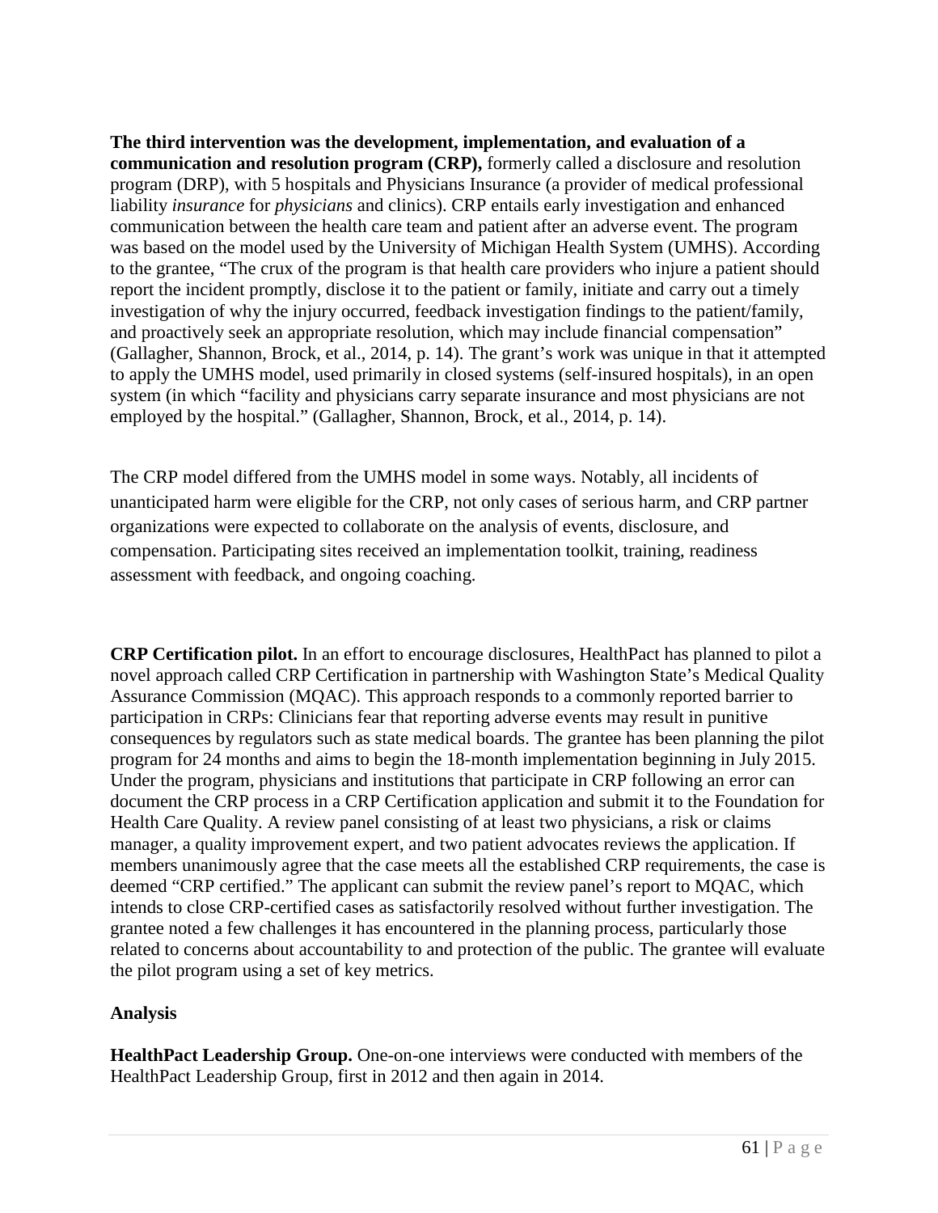**The third intervention was the development, implementation, and evaluation of a communication and resolution program (CRP),** formerly called a disclosure and resolution program (DRP), with 5 hospitals and Physicians Insurance (a provider of medical professional liability *insurance* for *physicians* and clinics). CRP entails early investigation and enhanced communication between the health care team and patient after an adverse event. The program was based on the model used by the University of Michigan Health System (UMHS). According to the grantee, "The crux of the program is that health care providers who injure a patient should report the incident promptly, disclose it to the patient or family, initiate and carry out a timely investigation of why the injury occurred, feedback investigation findings to the patient/family, and proactively seek an appropriate resolution, which may include financial compensation" (Gallagher, Shannon, Brock, et al., 2014, p. 14). The grant's work was unique in that it attempted to apply the UMHS model, used primarily in closed systems (self-insured hospitals), in an open system (in which "facility and physicians carry separate insurance and most physicians are not employed by the hospital." (Gallagher, Shannon, Brock, et al., 2014, p. 14).

The CRP model differed from the UMHS model in some ways. Notably, all incidents of unanticipated harm were eligible for the CRP, not only cases of serious harm, and CRP partner organizations were expected to collaborate on the analysis of events, disclosure, and compensation. Participating sites received an implementation toolkit, training, readiness assessment with feedback, and ongoing coaching.

**CRP Certification pilot.** In an effort to encourage disclosures, HealthPact has planned to pilot a novel approach called CRP Certification in partnership with Washington State's Medical Quality Assurance Commission (MQAC). This approach responds to a commonly reported barrier to participation in CRPs: Clinicians fear that reporting adverse events may result in punitive consequences by regulators such as state medical boards. The grantee has been planning the pilot program for 24 months and aims to begin the 18-month implementation beginning in July 2015. Under the program, physicians and institutions that participate in CRP following an error can document the CRP process in a CRP Certification application and submit it to the Foundation for Health Care Quality. A review panel consisting of at least two physicians, a risk or claims manager, a quality improvement expert, and two patient advocates reviews the application. If members unanimously agree that the case meets all the established CRP requirements, the case is deemed "CRP certified." The applicant can submit the review panel's report to MQAC, which intends to close CRP-certified cases as satisfactorily resolved without further investigation. The grantee noted a few challenges it has encountered in the planning process, particularly those related to concerns about accountability to and protection of the public. The grantee will evaluate the pilot program using a set of key metrics.

### Analysis

**HealthPact Leadership Group.** One-on-one interviews were conducted with members of the HealthPact Leadership Group, first in 2012 and then again in 2014.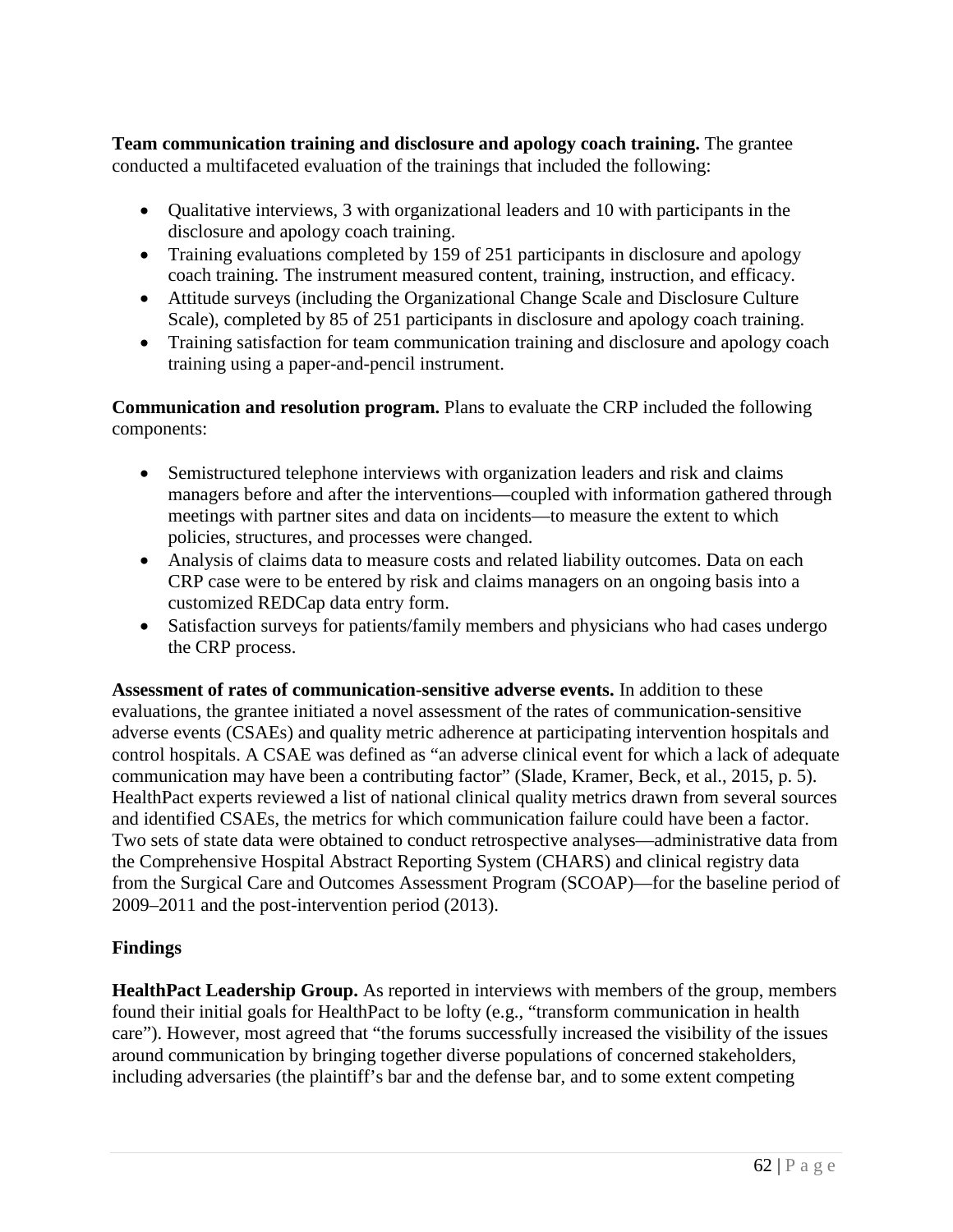**Team communication training and disclosure and apology coach training.** The grantee conducted a multifaceted evaluation of the trainings that included the following:

- Qualitative interviews, 3 with organizational leaders and 10 with participants in the disclosure and apology coach training.
- Training evaluations completed by 159 of 251 participants in disclosure and apology coach training. The instrument measured content, training, instruction, and efficacy.
- Attitude surveys (including the Organizational Change Scale and Disclosure Culture Scale), completed by 85 of 251 participants in disclosure and apology coach training.
- Training satisfaction for team communication training and disclosure and apology coach training using a paper-and-pencil instrument.

**Communication and resolution program.** Plans to evaluate the CRP included the following components:

- Semistructured telephone interviews with organization leaders and risk and claims managers before and after the interventions—coupled with information gathered through meetings with partner sites and data on incidents—to measure the extent to which policies, structures, and processes were changed.
- Analysis of claims data to measure costs and related liability outcomes. Data on each CRP case were to be entered by risk and claims managers on an ongoing basis into a customized REDCap data entry form.
- Satisfaction surveys for patients/family members and physicians who had cases undergo the CRP process.

**Assessment of rates of communication-sensitive adverse events.** In addition to these evaluations, the grantee initiated a novel assessment of the rates of communication-sensitive adverse events (CSAEs) and quality metric adherence at participating intervention hospitals and control hospitals. A CSAE was defined as "an adverse clinical event for which a lack of adequate communication may have been a contributing factor" (Slade, Kramer, Beck, et al., 2015, p. 5). HealthPact experts reviewed a list of national clinical quality metrics drawn from several sources and identified CSAEs, the metrics for which communication failure could have been a factor. Two sets of state data were obtained to conduct retrospective analyses—administrative data from the Comprehensive Hospital Abstract Reporting System (CHARS) and clinical registry data from the Surgical Care and Outcomes Assessment Program (SCOAP)—for the baseline period of 2009–2011 and the post-intervention period (2013).

### Findings

**HealthPact Leadership Group.** As reported in interviews with members of the group, members found their initial goals for HealthPact to be lofty (e.g., "transform communication in health care"). However, most agreed that "the forums successfully increased the visibility of the issues around communication by bringing together diverse populations of concerned stakeholders, including adversaries (the plaintiff's bar and the defense bar, and to some extent competing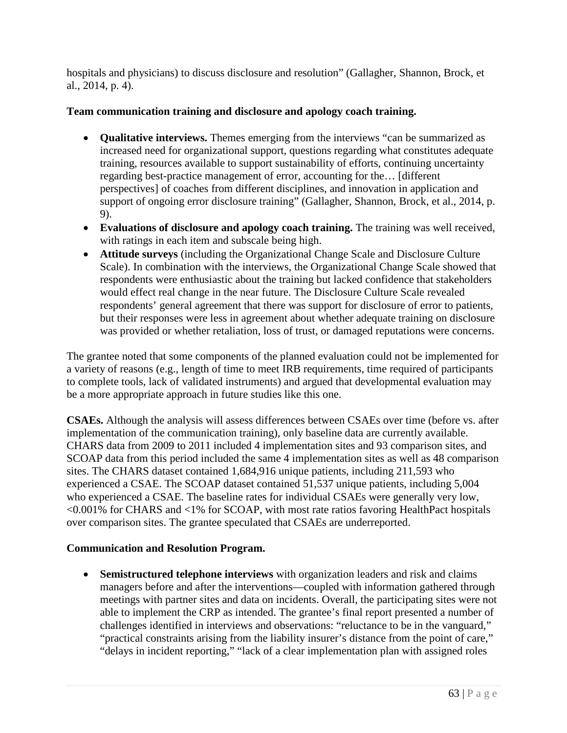hospitals and physicians) to discuss disclosure and resolution" (Gallagher, Shannon, Brock, et al., 2014, p. 4).

**Team communication training and disclosure and apology coach training.**

- **Qualitative interviews.** Themes emerging from the interviews "can be summarized as increased need for organizational support, questions regarding what constitutes adequate training, resources available to support sustainability of efforts, continuing uncertainty regarding best-practice management of error, accounting for the… [different perspectives] of coaches from different disciplines, and innovation in application and support of ongoing error disclosure training" (Gallagher, Shannon, Brock, et al., 2014, p. 9).
- **Evaluations of disclosure and apology coach training.** The training was well received, with ratings in each item and subscale being high.
- **Attitude surveys** (including the Organizational Change Scale and Disclosure Culture Scale). In combination with the interviews, the Organizational Change Scale showed that respondents were enthusiastic about the training but lacked confidence that stakeholders would effect real change in the near future. The Disclosure Culture Scale revealed respondents' general agreement that there was support for disclosure of error to patients, but their responses were less in agreement about whether adequate training on disclosure was provided or whether retaliation, loss of trust, or damaged reputations were concerns.

The grantee noted that some components of the planned evaluation could not be implemented for a variety of reasons (e.g., length of time to meet IRB requirements, time required of participants to complete tools, lack of validated instruments) and argued that developmental evaluation may be a more appropriate approach in future studies like this one.

**CSAEs.** Although the analysis will assess differences between CSAEs over time (before vs. after implementation of the communication training), only baseline data are currently available. CHARS data from 2009 to 2011 included 4 implementation sites and 93 comparison sites, and SCOAP data from this period included the same 4 implementation sites as well as 48 comparison sites. The CHARS dataset contained 1,684,916 unique patients, including 211,593 who experienced a CSAE. The SCOAP dataset contained 51,537 unique patients, including 5,004 who experienced a CSAE. The baseline rates for individual CSAEs were generally very low, <0.001% for CHARS and <1% for SCOAP, with most rate ratios favoring HealthPact hospitals over comparison sites. The grantee speculated that CSAEs are underreported.

**Communication and Resolution Program.**

- **Semistructured telephone interviews** with organization leaders and risk and claims managers before and after the interventions—coupled with information gathered through meetings with partner sites and data on incidents. Overall, the participating sites were not able to implement the CRP as intended. The grantee's final report presented a number of challenges identified in interviews and observations: "reluctance to be in the vanguard," "practical constraints arising from the liability insurer's distance from the point of care," "delays in incident reporting," "lack of a clear implementation plan with assigned roles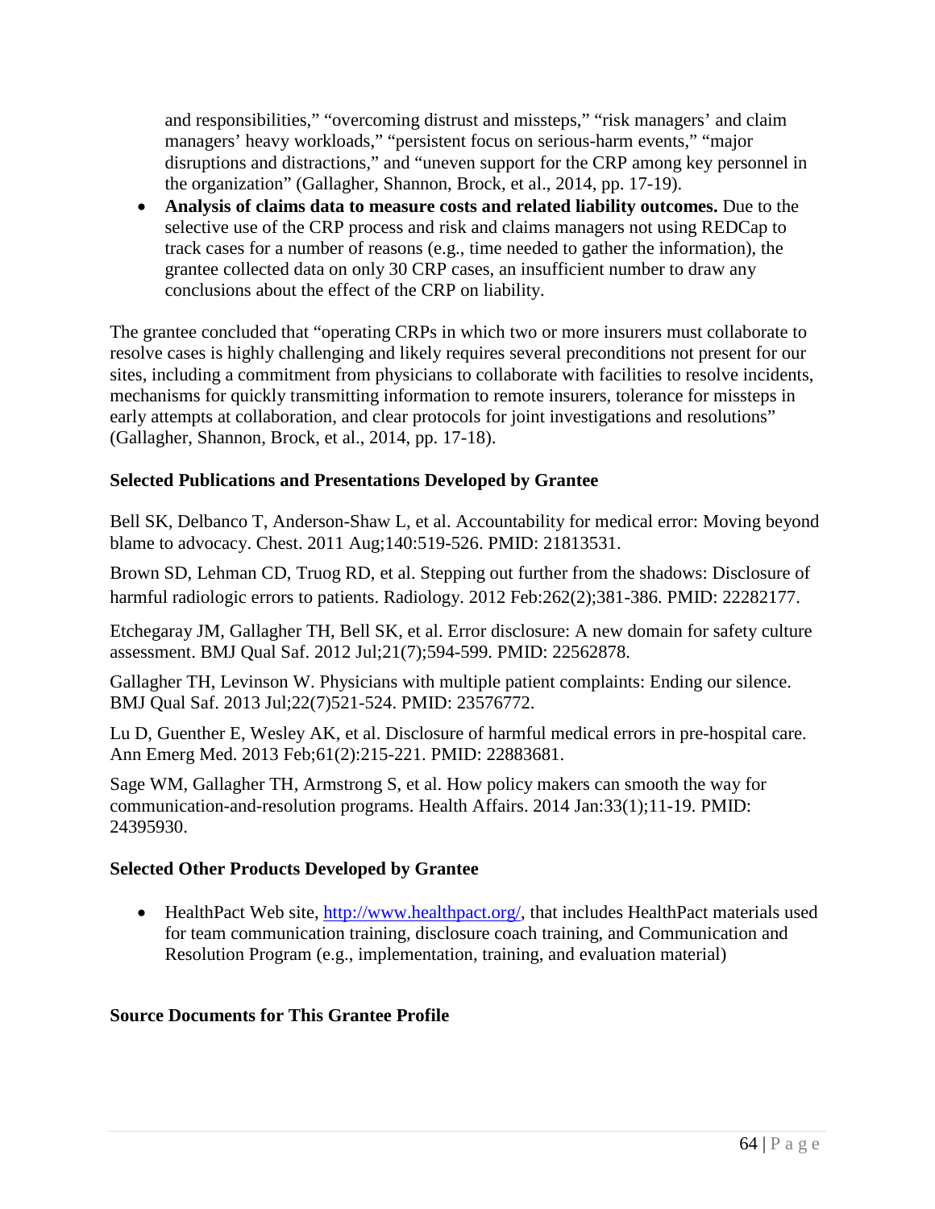and responsibilities," "overcoming distrust and missteps," "risk managers' and claim managers' heavy workloads," "persistent focus on serious-harm events," "major disruptions and distractions," and "uneven support for the CRP among key personnel in the organization" (Gallagher, Shannon, Brock, et al., 2014, pp. 17-19).

- **Analysis of claims data to measure costs and related liability outcomes.** Due to the selective use of the CRP process and risk and claims managers not using REDCap to track cases for a number of reasons (e.g., time needed to gather the information), the grantee collected data on only 30 CRP cases, an insufficient number to draw any conclusions about the effect of the CRP on liability.

The grantee concluded that "operating CRPs in which two or more insurers must collaborate to resolve cases is highly challenging and likely requires several preconditions not present for our sites, including a commitment from physicians to collaborate with facilities to resolve incidents, mechanisms for quickly transmitting information to remote insurers, tolerance for missteps in early attempts at collaboration, and clear protocols for joint investigations and resolutions" (Gallagher, Shannon, Brock, et al., 2014, pp. 17-18).

**Selected Publications and Presentations Developed by Grantee**

Bell SK, Delbanco T, Anderson-Shaw L, et al. Accountability for medical error: Moving beyond blame to advocacy. Chest. 2011 Aug;140:519-526. PMID: 21813531.

Brown SD, Lehman CD, Truog RD, et al. Stepping out further from the shadows: Disclosure of harmful radiologic errors to patients. Radiology. 2012 Feb:262(2);381-386. PMID: 22282177.

Etchegaray JM, Gallagher TH, Bell SK, et al. Error disclosure: A new domain for safety culture assessment. BMJ Qual Saf. 2012 Jul;21(7);594-599. PMID: 22562878.

Gallagher TH, Levinson W. Physicians with multiple patient complaints: Ending our silence. BMJ Qual Saf. 2013 Jul;22(7)521-524. PMID: 23576772.

Lu D, Guenther E, Wesley AK, et al. Disclosure of harmful medical errors in pre-hospital care. Ann Emerg Med. 2013 Feb;61(2):215-221. PMID: 22883681.

Sage WM, Gallagher TH, Armstrong S, et al. How policy makers can smooth the way for communication-and-resolution programs. Health Affairs. 2014 Jan:33(1);11-19. PMID: 24395930.

**Selected Other Products Developed by Grantee**

- HealthPact Web site, http://www.healthpact.org/, that includes HealthPact materials used for team communication training, disclosure coach training, and Communication and Resolution Program (e.g., implementation, training, and evaluation material)

**Source Documents for This Grantee Profile**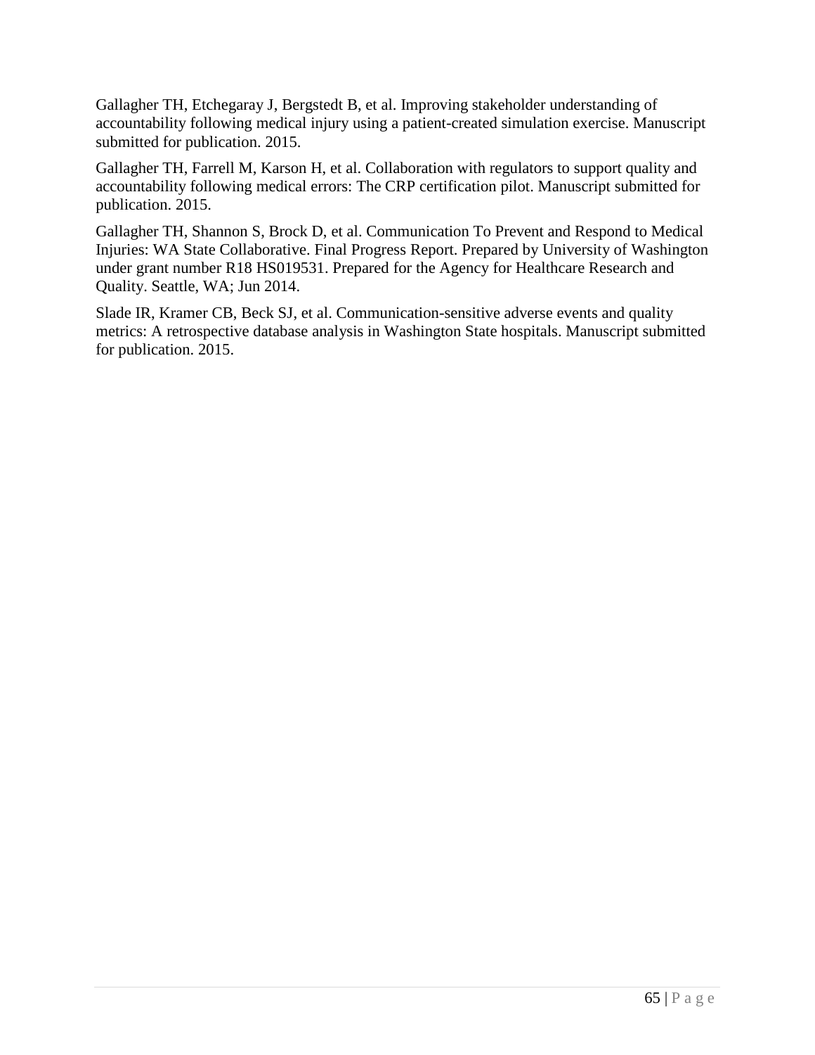Gallagher TH, Etchegaray J, Bergstedt B, et al. Improving stakeholder understanding of accountability following medical injury using a patient-created simulation exercise. Manuscript submitted for publication. 2015.

Gallagher TH, Farrell M, Karson H, et al. Collaboration with regulators to support quality and accountability following medical errors: The CRP certification pilot. Manuscript submitted for publication. 2015.

Gallagher TH, Shannon S, Brock D, et al. Communication To Prevent and Respond to Medical Injuries: WA State Collaborative. Final Progress Report. Prepared by University of Washington under grant number R18 HS019531. Prepared for the Agency for Healthcare Research and Quality. Seattle, WA; Jun 2014.

Slade IR, Kramer CB, Beck SJ, et al. Communication-sensitive adverse events and quality metrics: A retrospective database analysis in Washington State hospitals. Manuscript submitted for publication. 2015.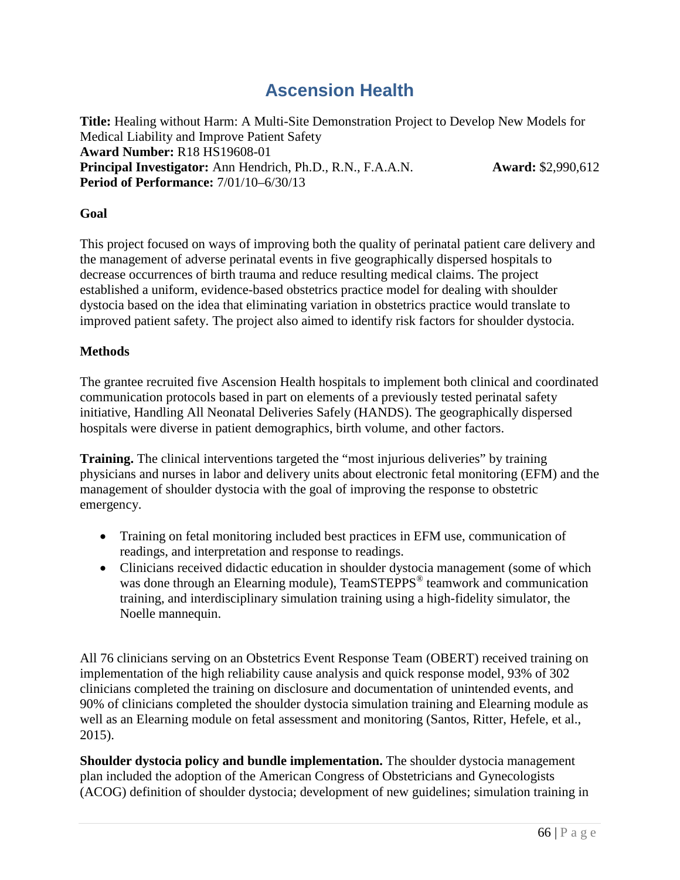# Ascension Health

**Title:** Healing without Harm: A Multi-Site Demonstration Project to Develop New Models for Medical Liability and Improve Patient Safety
**Award Number:** R18 HS19608-01
**Principal Investigator:** Ann Hendrich, Ph.D., R.N., F.A.A.N. **Award:** $2,990,612
**Period of Performance:** 7/01/10–6/30/13

### Goal

This project focused on ways of improving both the quality of perinatal patient care delivery and the management of adverse perinatal events in five geographically dispersed hospitals to decrease occurrences of birth trauma and reduce resulting medical claims. The project established a uniform, evidence-based obstetrics practice model for dealing with shoulder dystocia based on the idea that eliminating variation in obstetrics practice would translate to improved patient safety. The project also aimed to identify risk factors for shoulder dystocia.

### Methods

The grantee recruited five Ascension Health hospitals to implement both clinical and coordinated communication protocols based in part on elements of a previously tested perinatal safety initiative, Handling All Neonatal Deliveries Safely (HANDS). The geographically dispersed hospitals were diverse in patient demographics, birth volume, and other factors.

**Training.** The clinical interventions targeted the "most injurious deliveries" by training physicians and nurses in labor and delivery units about electronic fetal monitoring (EFM) and the management of shoulder dystocia with the goal of improving the response to obstetric emergency.

- Training on fetal monitoring included best practices in EFM use, communication of readings, and interpretation and response to readings.
- Clinicians received didactic education in shoulder dystocia management (some of which was done through an Elearning module), TeamSTEPPS® teamwork and communication training, and interdisciplinary simulation training using a high-fidelity simulator, the Noelle mannequin.

All 76 clinicians serving on an Obstetrics Event Response Team (OBERT) received training on implementation of the high reliability cause analysis and quick response model, 93% of 302 clinicians completed the training on disclosure and documentation of unintended events, and 90% of clinicians completed the shoulder dystocia simulation training and Elearning module as well as an Elearning module on fetal assessment and monitoring (Santos, Ritter, Hefele, et al., 2015).

**Shoulder dystocia policy and bundle implementation.** The shoulder dystocia management plan included the adoption of the American Congress of Obstetricians and Gynecologists (ACOG) definition of shoulder dystocia; development of new guidelines; simulation training in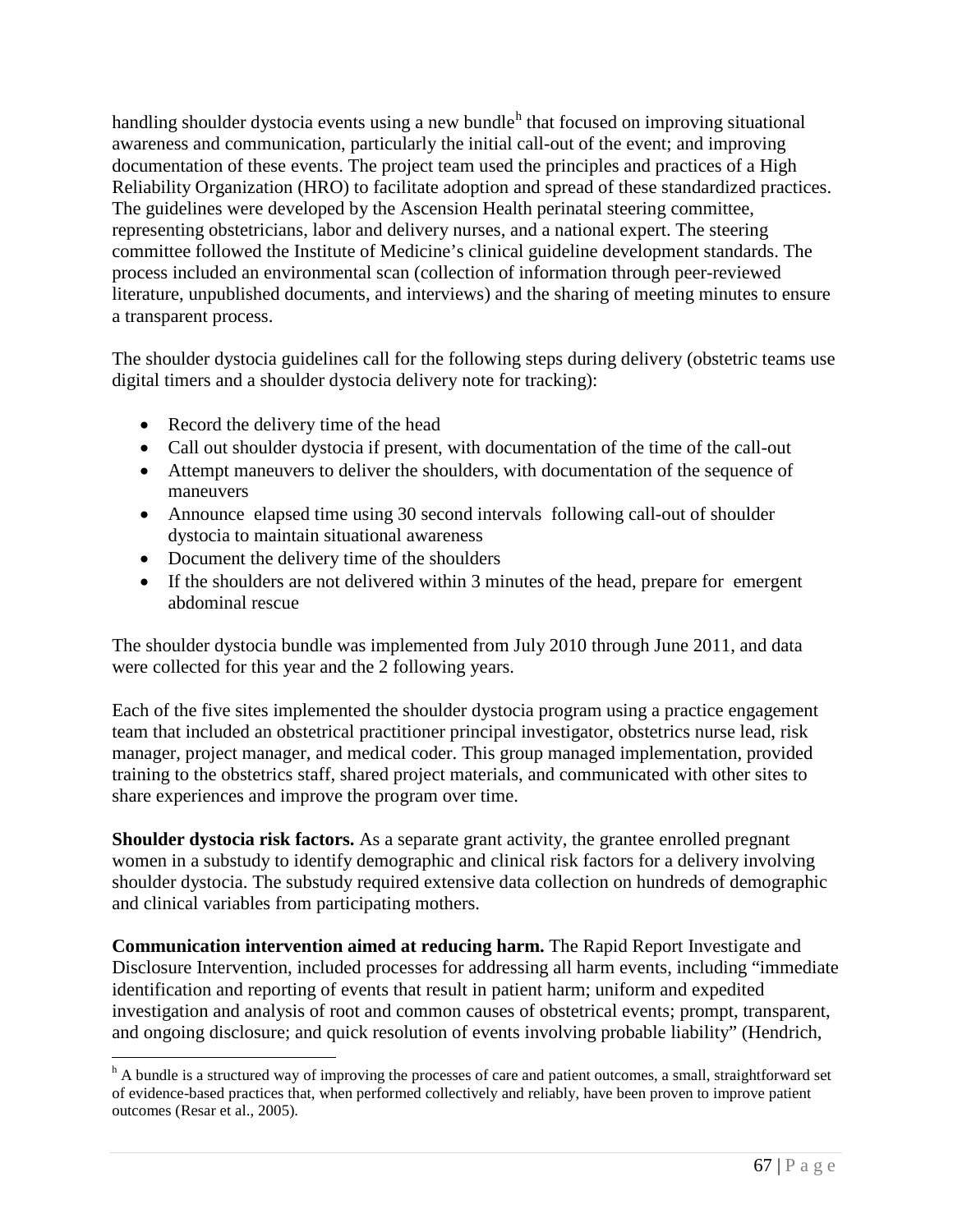handling shoulder dystocia events using a new bundle[h] that focused on improving situational awareness and communication, particularly the initial call-out of the event; and improving documentation of these events. The project team used the principles and practices of a High Reliability Organization (HRO) to facilitate adoption and spread of these standardized practices. The guidelines were developed by the Ascension Health perinatal steering committee, representing obstetricians, labor and delivery nurses, and a national expert. The steering committee followed the Institute of Medicine's clinical guideline development standards. The process included an environmental scan (collection of information through peer-reviewed literature, unpublished documents, and interviews) and the sharing of meeting minutes to ensure a transparent process.

The shoulder dystocia guidelines call for the following steps during delivery (obstetric teams use digital timers and a shoulder dystocia delivery note for tracking):

- Record the delivery time of the head
- Call out shoulder dystocia if present, with documentation of the time of the call-out
- Attempt maneuvers to deliver the shoulders, with documentation of the sequence of maneuvers
- Announce elapsed time using 30 second intervals following call-out of shoulder dystocia to maintain situational awareness
- Document the delivery time of the shoulders
- If the shoulders are not delivered within 3 minutes of the head, prepare for emergent abdominal rescue

The shoulder dystocia bundle was implemented from July 2010 through June 2011, and data were collected for this year and the 2 following years.

Each of the five sites implemented the shoulder dystocia program using a practice engagement team that included an obstetrical practitioner principal investigator, obstetrics nurse lead, risk manager, project manager, and medical coder. This group managed implementation, provided training to the obstetrics staff, shared project materials, and communicated with other sites to share experiences and improve the program over time.

**Shoulder dystocia risk factors.** As a separate grant activity, the grantee enrolled pregnant women in a substudy to identify demographic and clinical risk factors for a delivery involving shoulder dystocia. The substudy required extensive data collection on hundreds of demographic and clinical variables from participating mothers.

**Communication intervention aimed at reducing harm.** The Rapid Report Investigate and Disclosure Intervention, included processes for addressing all harm events, including "immediate identification and reporting of events that result in patient harm; uniform and expedited investigation and analysis of root and common causes of obstetrical events; prompt, transparent, and ongoing disclosure; and quick resolution of events involving probable liability" (Hendrich,

[h] A bundle is a structured way of improving the processes of care and patient outcomes, a small, straightforward set of evidence-based practices that, when performed collectively and reliably, have been proven to improve patient outcomes (Resar et al., 2005).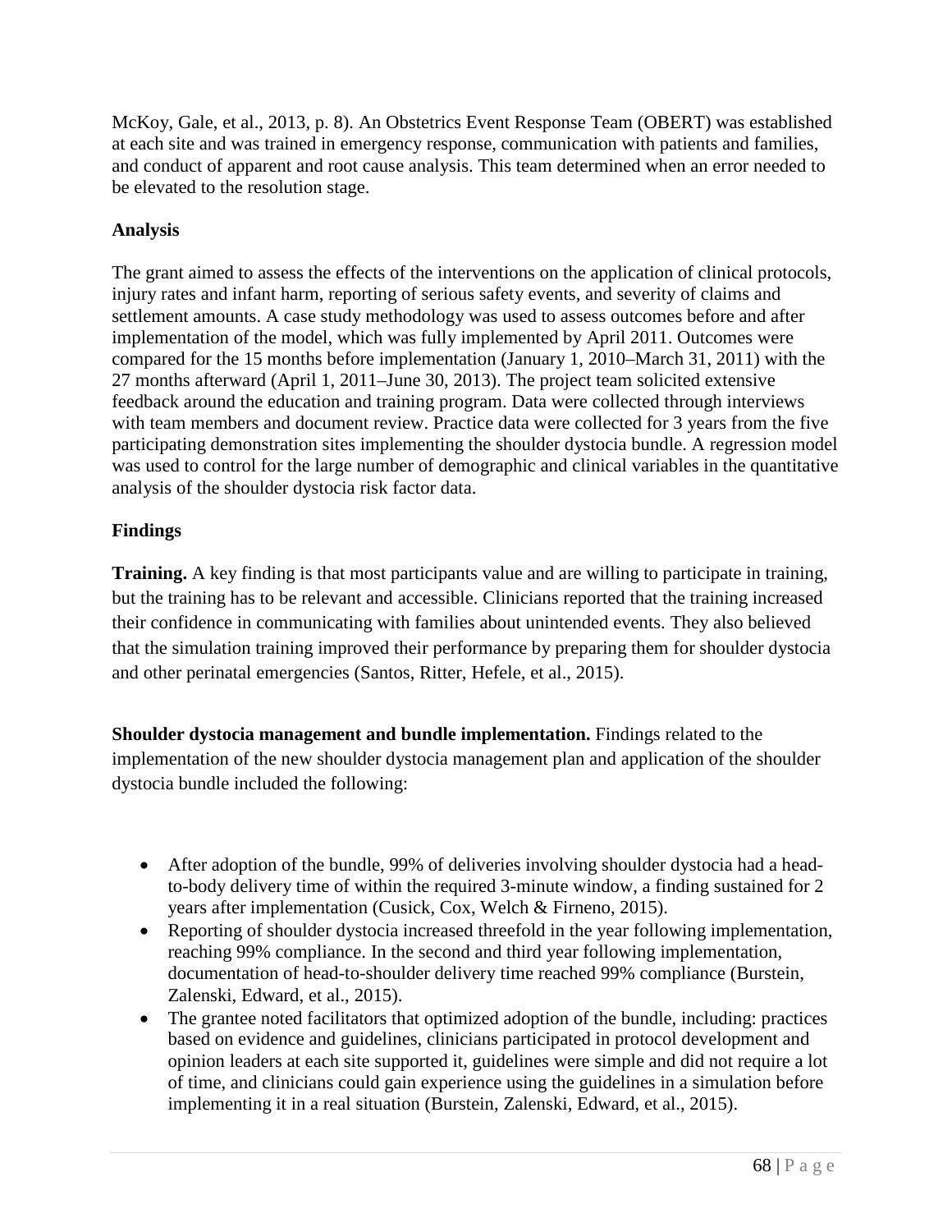McKoy, Gale, et al., 2013, p. 8). An Obstetrics Event Response Team (OBERT) was established at each site and was trained in emergency response, communication with patients and families, and conduct of apparent and root cause analysis. This team determined when an error needed to be elevated to the resolution stage.

### Analysis

The grant aimed to assess the effects of the interventions on the application of clinical protocols, injury rates and infant harm, reporting of serious safety events, and severity of claims and settlement amounts. A case study methodology was used to assess outcomes before and after implementation of the model, which was fully implemented by April 2011. Outcomes were compared for the 15 months before implementation (January 1, 2010–March 31, 2011) with the 27 months afterward (April 1, 2011–June 30, 2013). The project team solicited extensive feedback around the education and training program. Data were collected through interviews with team members and document review. Practice data were collected for 3 years from the five participating demonstration sites implementing the shoulder dystocia bundle. A regression model was used to control for the large number of demographic and clinical variables in the quantitative analysis of the shoulder dystocia risk factor data.

### Findings

**Training.** A key finding is that most participants value and are willing to participate in training, but the training has to be relevant and accessible. Clinicians reported that the training increased their confidence in communicating with families about unintended events. They also believed that the simulation training improved their performance by preparing them for shoulder dystocia and other perinatal emergencies (Santos, Ritter, Hefele, et al., 2015).

**Shoulder dystocia management and bundle implementation.** Findings related to the implementation of the new shoulder dystocia management plan and application of the shoulder dystocia bundle included the following:

- After adoption of the bundle, 99% of deliveries involving shoulder dystocia had a head-to-body delivery time of within the required 3-minute window, a finding sustained for 2 years after implementation (Cusick, Cox, Welch & Firneno, 2015).
- Reporting of shoulder dystocia increased threefold in the year following implementation, reaching 99% compliance. In the second and third year following implementation, documentation of head-to-shoulder delivery time reached 99% compliance (Burstein, Zalenski, Edward, et al., 2015).
- The grantee noted facilitators that optimized adoption of the bundle, including: practices based on evidence and guidelines, clinicians participated in protocol development and opinion leaders at each site supported it, guidelines were simple and did not require a lot of time, and clinicians could gain experience using the guidelines in a simulation before implementing it in a real situation (Burstein, Zalenski, Edward, et al., 2015).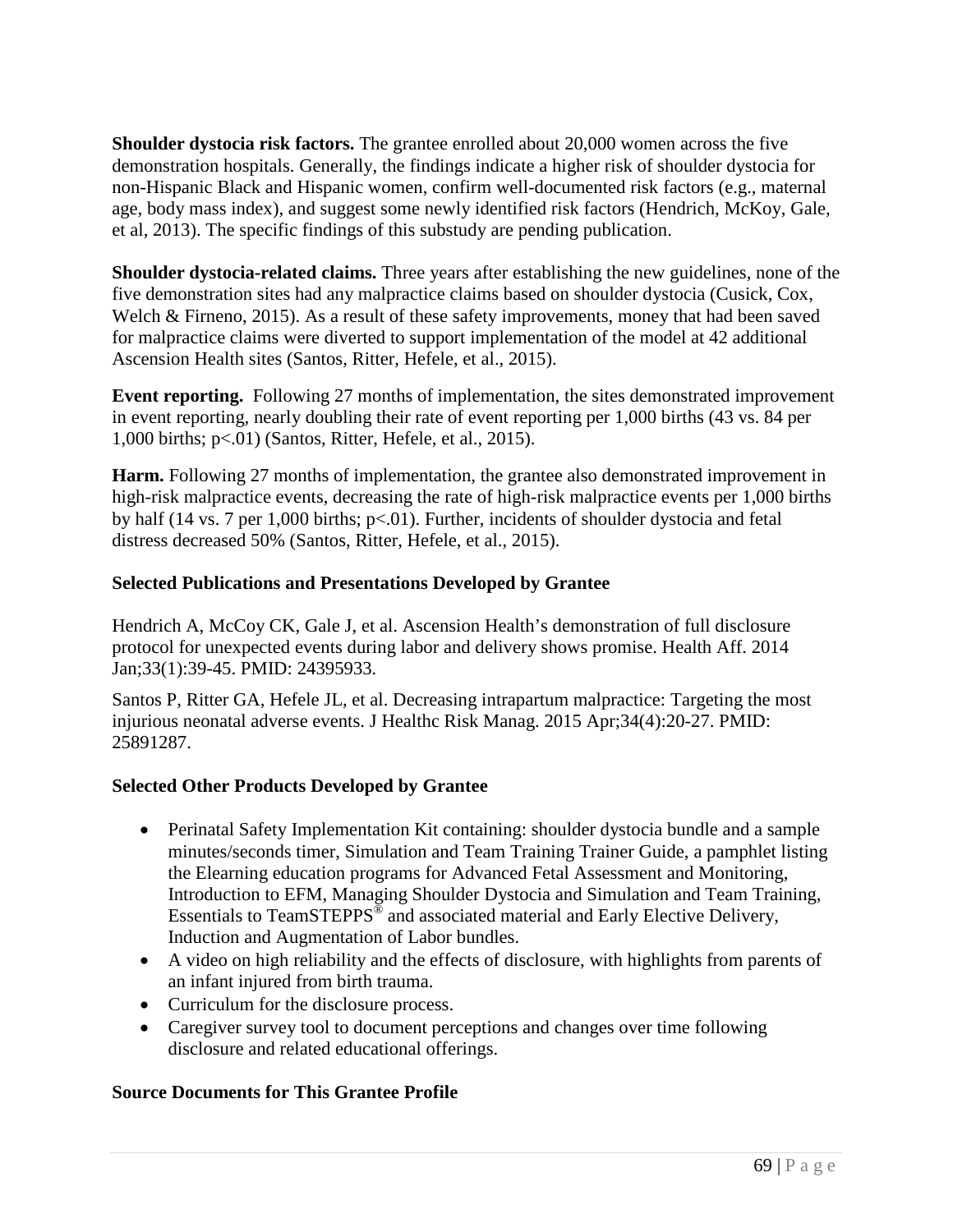**Shoulder dystocia risk factors.** The grantee enrolled about 20,000 women across the five demonstration hospitals. Generally, the findings indicate a higher risk of shoulder dystocia for non-Hispanic Black and Hispanic women, confirm well-documented risk factors (e.g., maternal age, body mass index), and suggest some newly identified risk factors (Hendrich, McKoy, Gale, et al, 2013). The specific findings of this substudy are pending publication.

**Shoulder dystocia-related claims.** Three years after establishing the new guidelines, none of the five demonstration sites had any malpractice claims based on shoulder dystocia (Cusick, Cox, Welch & Firneno, 2015). As a result of these safety improvements, money that had been saved for malpractice claims were diverted to support implementation of the model at 42 additional Ascension Health sites (Santos, Ritter, Hefele, et al., 2015).

**Event reporting.** Following 27 months of implementation, the sites demonstrated improvement in event reporting, nearly doubling their rate of event reporting per 1,000 births (43 vs. 84 per 1,000 births; p<.01) (Santos, Ritter, Hefele, et al., 2015).

**Harm.** Following 27 months of implementation, the grantee also demonstrated improvement in high-risk malpractice events, decreasing the rate of high-risk malpractice events per 1,000 births by half (14 vs. 7 per 1,000 births; p<.01). Further, incidents of shoulder dystocia and fetal distress decreased 50% (Santos, Ritter, Hefele, et al., 2015).

### Selected Publications and Presentations Developed by Grantee

Hendrich A, McCoy CK, Gale J, et al. Ascension Health's demonstration of full disclosure protocol for unexpected events during labor and delivery shows promise. Health Aff. 2014 Jan;33(1):39-45. PMID: 24395933.

Santos P, Ritter GA, Hefele JL, et al. Decreasing intrapartum malpractice: Targeting the most injurious neonatal adverse events. J Healthc Risk Manag. 2015 Apr;34(4):20-27. PMID: 25891287.

### Selected Other Products Developed by Grantee

- Perinatal Safety Implementation Kit containing: shoulder dystocia bundle and a sample minutes/seconds timer, Simulation and Team Training Trainer Guide, a pamphlet listing the Elearning education programs for Advanced Fetal Assessment and Monitoring, Introduction to EFM, Managing Shoulder Dystocia and Simulation and Team Training, Essentials to TeamSTEPPS® and associated material and Early Elective Delivery, Induction and Augmentation of Labor bundles.
- A video on high reliability and the effects of disclosure, with highlights from parents of an infant injured from birth trauma.
- Curriculum for the disclosure process.
- Caregiver survey tool to document perceptions and changes over time following disclosure and related educational offerings.

### Source Documents for This Grantee Profile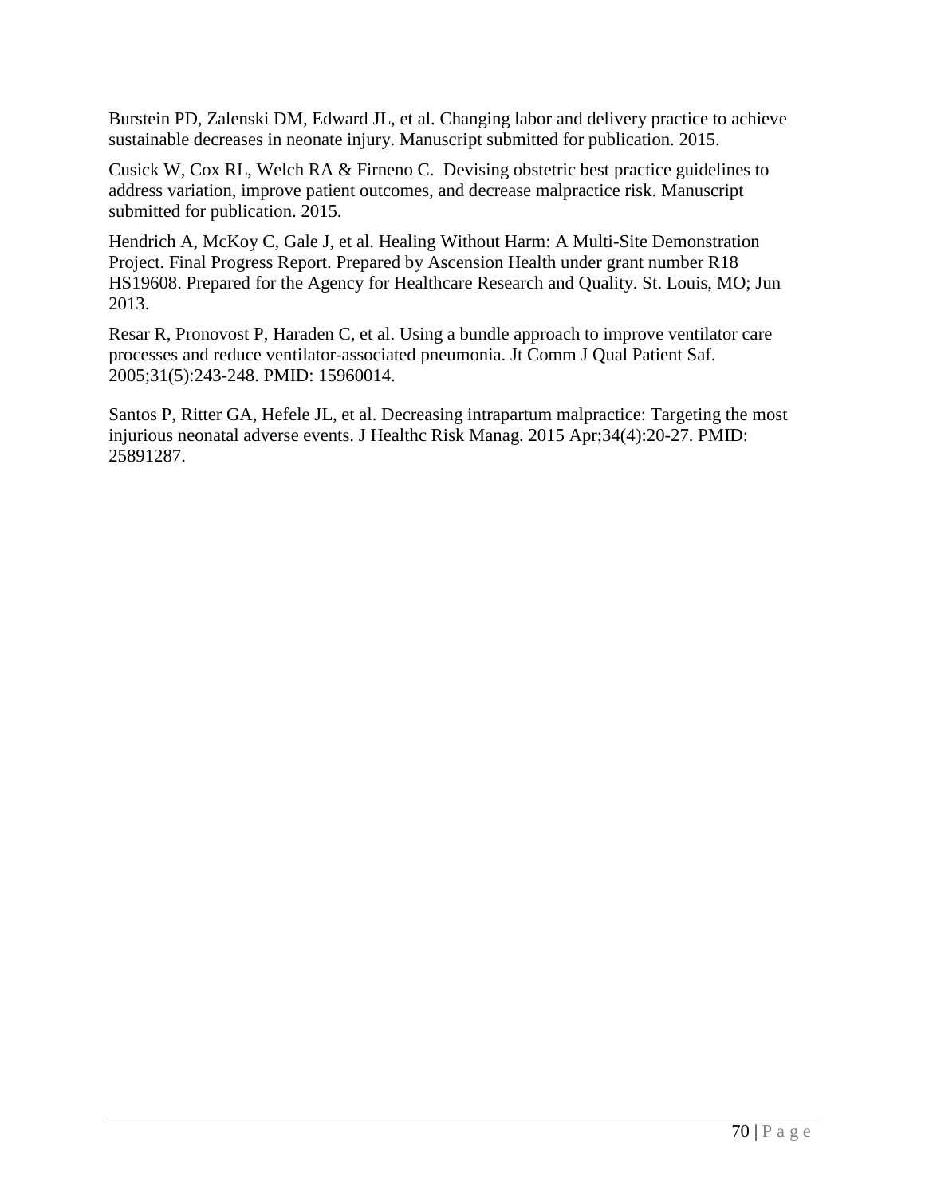Burstein PD, Zalenski DM, Edward JL, et al. Changing labor and delivery practice to achieve sustainable decreases in neonate injury. Manuscript submitted for publication. 2015.

Cusick W, Cox RL, Welch RA & Firneno C.  Devising obstetric best practice guidelines to address variation, improve patient outcomes, and decrease malpractice risk. Manuscript submitted for publication. 2015.

Hendrich A, McKoy C, Gale J, et al. Healing Without Harm: A Multi-Site Demonstration Project. Final Progress Report. Prepared by Ascension Health under grant number R18 HS19608. Prepared for the Agency for Healthcare Research and Quality. St. Louis, MO; Jun 2013.

Resar R, Pronovost P, Haraden C, et al. Using a bundle approach to improve ventilator care processes and reduce ventilator-associated pneumonia. Jt Comm J Qual Patient Saf. 2005;31(5):243-248. PMID: 15960014.

Santos P, Ritter GA, Hefele JL, et al. Decreasing intrapartum malpractice: Targeting the most injurious neonatal adverse events. J Healthc Risk Manag. 2015 Apr;34(4):20-27. PMID: 25891287.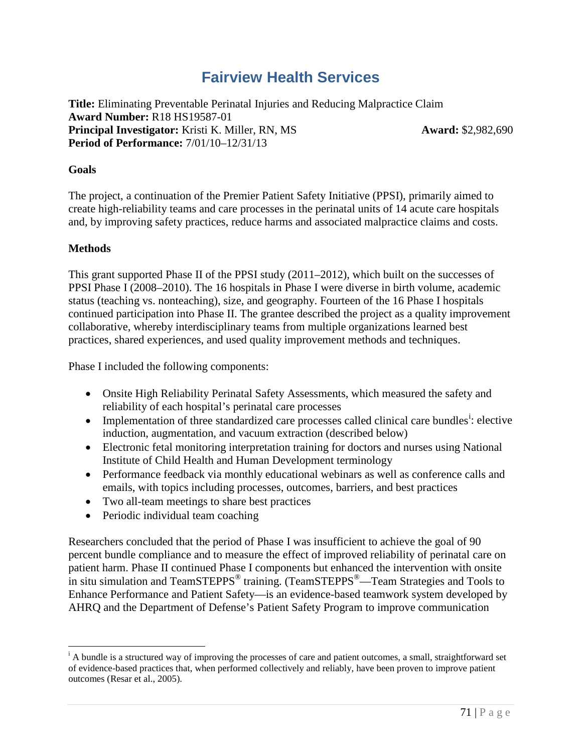# Fairview Health Services

**Title:** Eliminating Preventable Perinatal Injuries and Reducing Malpractice Claim
**Award Number:** R18 HS19587-01
**Principal Investigator:** Kristi K. Miller, RN, MS **Award:** $2,982,690
**Period of Performance:** 7/01/10–12/31/13

**Goals**

The project, a continuation of the Premier Patient Safety Initiative (PPSI), primarily aimed to create high-reliability teams and care processes in the perinatal units of 14 acute care hospitals and, by improving safety practices, reduce harms and associated malpractice claims and costs.

**Methods**

This grant supported Phase II of the PPSI study (2011–2012), which built on the successes of PPSI Phase I (2008–2010). The 16 hospitals in Phase I were diverse in birth volume, academic status (teaching vs. nonteaching), size, and geography. Fourteen of the 16 Phase I hospitals continued participation into Phase II. The grantee described the project as a quality improvement collaborative, whereby interdisciplinary teams from multiple organizations learned best practices, shared experiences, and used quality improvement methods and techniques.

Phase I included the following components:

- Onsite High Reliability Perinatal Safety Assessments, which measured the safety and reliability of each hospital's perinatal care processes
- Implementation of three standardized care processes called clinical care bundles[i]: elective induction, augmentation, and vacuum extraction (described below)
- Electronic fetal monitoring interpretation training for doctors and nurses using National Institute of Child Health and Human Development terminology
- Performance feedback via monthly educational webinars as well as conference calls and emails, with topics including processes, outcomes, barriers, and best practices
- Two all-team meetings to share best practices
- Periodic individual team coaching

Researchers concluded that the period of Phase I was insufficient to achieve the goal of 90 percent bundle compliance and to measure the effect of improved reliability of perinatal care on patient harm. Phase II continued Phase I components but enhanced the intervention with onsite in situ simulation and TeamSTEPPS® training. (TeamSTEPPS®—Team Strategies and Tools to Enhance Performance and Patient Safety—is an evidence-based teamwork system developed by AHRQ and the Department of Defense's Patient Safety Program to improve communication

---

[i] A bundle is a structured way of improving the processes of care and patient outcomes, a small, straightforward set of evidence-based practices that, when performed collectively and reliably, have been proven to improve patient outcomes (Resar et al., 2005).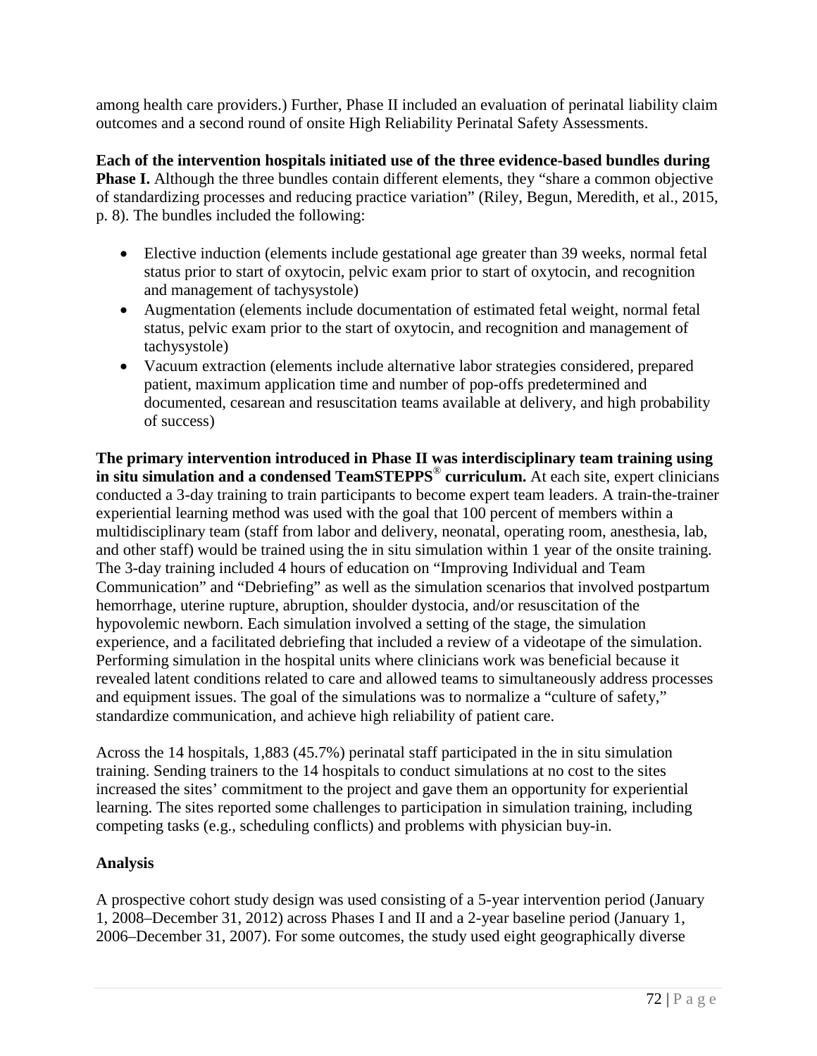among health care providers.) Further, Phase II included an evaluation of perinatal liability claim outcomes and a second round of onsite High Reliability Perinatal Safety Assessments.

**Each of the intervention hospitals initiated use of the three evidence-based bundles during Phase I.** Although the three bundles contain different elements, they "share a common objective of standardizing processes and reducing practice variation" (Riley, Begun, Meredith, et al., 2015, p. 8). The bundles included the following:

- Elective induction (elements include gestational age greater than 39 weeks, normal fetal status prior to start of oxytocin, pelvic exam prior to start of oxytocin, and recognition and management of tachysystole)
- Augmentation (elements include documentation of estimated fetal weight, normal fetal status, pelvic exam prior to the start of oxytocin, and recognition and management of tachysystole)
- Vacuum extraction (elements include alternative labor strategies considered, prepared patient, maximum application time and number of pop-offs predetermined and documented, cesarean and resuscitation teams available at delivery, and high probability of success)

**The primary intervention introduced in Phase II was interdisciplinary team training using in situ simulation and a condensed TeamSTEPPS® curriculum.** At each site, expert clinicians conducted a 3-day training to train participants to become expert team leaders. A train-the-trainer experiential learning method was used with the goal that 100 percent of members within a multidisciplinary team (staff from labor and delivery, neonatal, operating room, anesthesia, lab, and other staff) would be trained using the in situ simulation within 1 year of the onsite training. The 3-day training included 4 hours of education on "Improving Individual and Team Communication" and "Debriefing" as well as the simulation scenarios that involved postpartum hemorrhage, uterine rupture, abruption, shoulder dystocia, and/or resuscitation of the hypovolemic newborn. Each simulation involved a setting of the stage, the simulation experience, and a facilitated debriefing that included a review of a videotape of the simulation. Performing simulation in the hospital units where clinicians work was beneficial because it revealed latent conditions related to care and allowed teams to simultaneously address processes and equipment issues. The goal of the simulations was to normalize a "culture of safety," standardize communication, and achieve high reliability of patient care.

Across the 14 hospitals, 1,883 (45.7%) perinatal staff participated in the in situ simulation training. Sending trainers to the 14 hospitals to conduct simulations at no cost to the sites increased the sites' commitment to the project and gave them an opportunity for experiential learning. The sites reported some challenges to participation in simulation training, including competing tasks (e.g., scheduling conflicts) and problems with physician buy-in.

### Analysis

A prospective cohort study design was used consisting of a 5-year intervention period (January 1, 2008–December 31, 2012) across Phases I and II and a 2-year baseline period (January 1, 2006–December 31, 2007). For some outcomes, the study used eight geographically diverse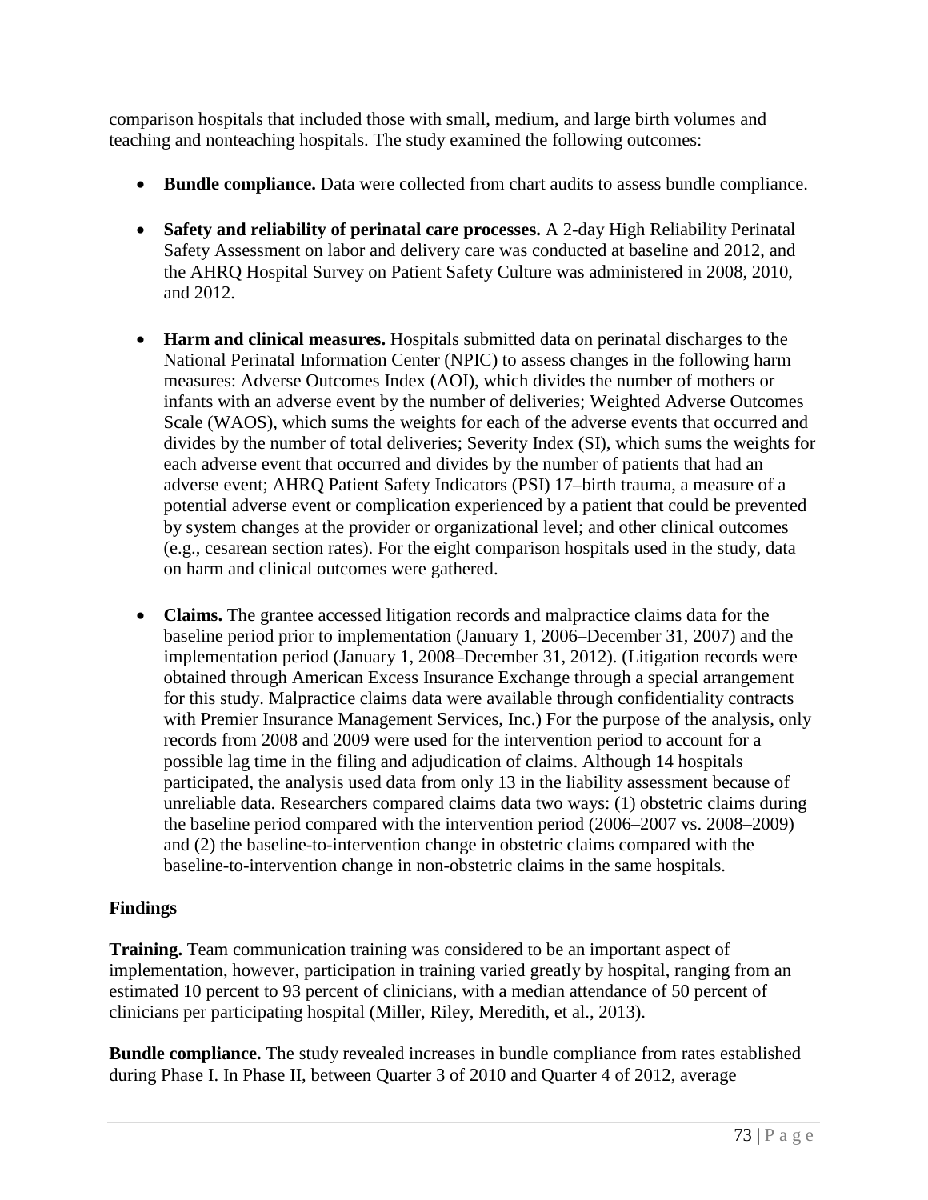comparison hospitals that included those with small, medium, and large birth volumes and teaching and nonteaching hospitals. The study examined the following outcomes:

- **Bundle compliance.** Data were collected from chart audits to assess bundle compliance.
- **Safety and reliability of perinatal care processes.** A 2-day High Reliability Perinatal Safety Assessment on labor and delivery care was conducted at baseline and 2012, and the AHRQ Hospital Survey on Patient Safety Culture was administered in 2008, 2010, and 2012.
- **Harm and clinical measures.** Hospitals submitted data on perinatal discharges to the National Perinatal Information Center (NPIC) to assess changes in the following harm measures: Adverse Outcomes Index (AOI), which divides the number of mothers or infants with an adverse event by the number of deliveries; Weighted Adverse Outcomes Scale (WAOS), which sums the weights for each of the adverse events that occurred and divides by the number of total deliveries; Severity Index (SI), which sums the weights for each adverse event that occurred and divides by the number of patients that had an adverse event; AHRQ Patient Safety Indicators (PSI) 17–birth trauma, a measure of a potential adverse event or complication experienced by a patient that could be prevented by system changes at the provider or organizational level; and other clinical outcomes (e.g., cesarean section rates). For the eight comparison hospitals used in the study, data on harm and clinical outcomes were gathered.
- **Claims.** The grantee accessed litigation records and malpractice claims data for the baseline period prior to implementation (January 1, 2006–December 31, 2007) and the implementation period (January 1, 2008–December 31, 2012). (Litigation records were obtained through American Excess Insurance Exchange through a special arrangement for this study. Malpractice claims data were available through confidentiality contracts with Premier Insurance Management Services, Inc.) For the purpose of the analysis, only records from 2008 and 2009 were used for the intervention period to account for a possible lag time in the filing and adjudication of claims. Although 14 hospitals participated, the analysis used data from only 13 in the liability assessment because of unreliable data. Researchers compared claims data two ways: (1) obstetric claims during the baseline period compared with the intervention period (2006–2007 vs. 2008–2009) and (2) the baseline-to-intervention change in obstetric claims compared with the baseline-to-intervention change in non-obstetric claims in the same hospitals.

### Findings

**Training.** Team communication training was considered to be an important aspect of implementation, however, participation in training varied greatly by hospital, ranging from an estimated 10 percent to 93 percent of clinicians, with a median attendance of 50 percent of clinicians per participating hospital (Miller, Riley, Meredith, et al., 2013).

**Bundle compliance.** The study revealed increases in bundle compliance from rates established during Phase I. In Phase II, between Quarter 3 of 2010 and Quarter 4 of 2012, average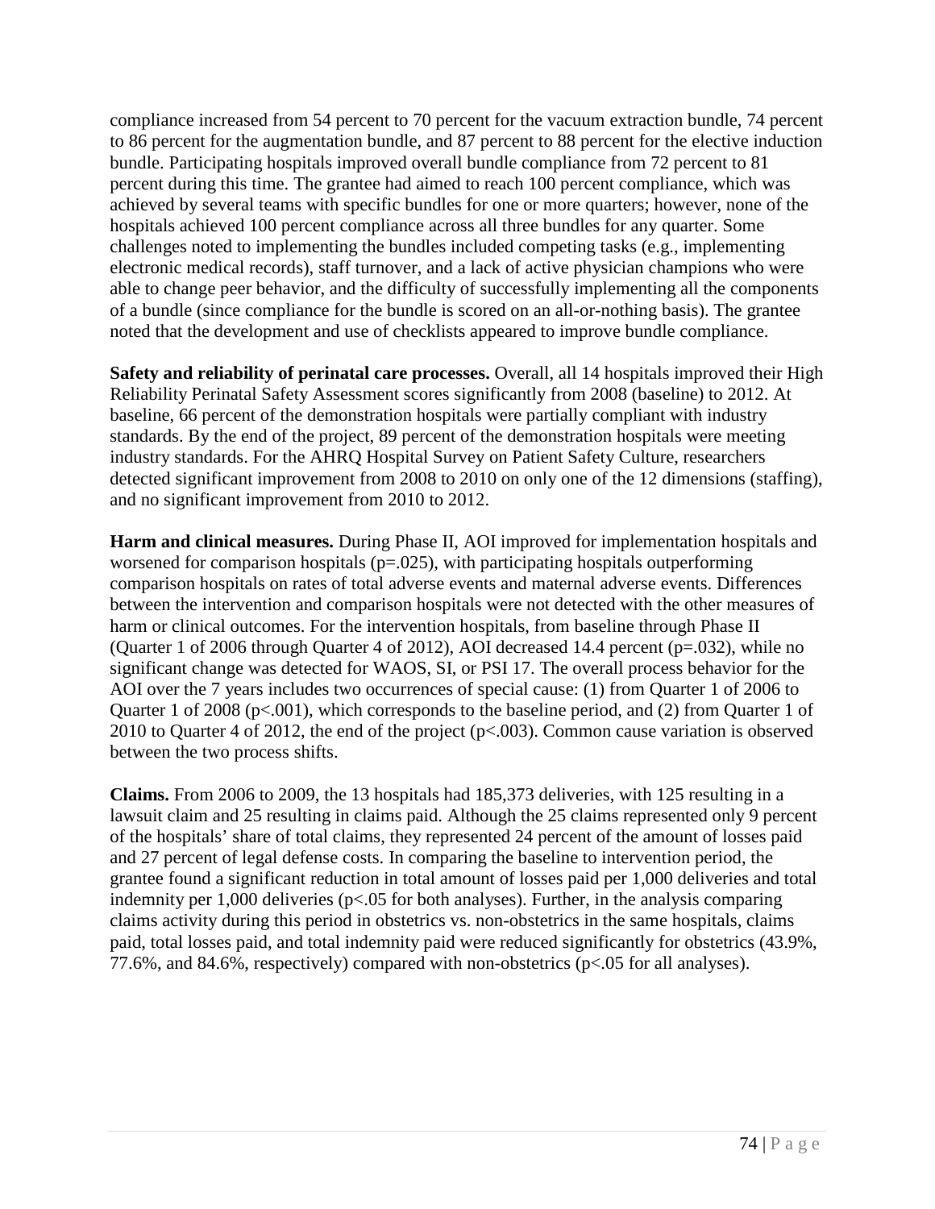compliance increased from 54 percent to 70 percent for the vacuum extraction bundle, 74 percent to 86 percent for the augmentation bundle, and 87 percent to 88 percent for the elective induction bundle. Participating hospitals improved overall bundle compliance from 72 percent to 81 percent during this time. The grantee had aimed to reach 100 percent compliance, which was achieved by several teams with specific bundles for one or more quarters; however, none of the hospitals achieved 100 percent compliance across all three bundles for any quarter. Some challenges noted to implementing the bundles included competing tasks (e.g., implementing electronic medical records), staff turnover, and a lack of active physician champions who were able to change peer behavior, and the difficulty of successfully implementing all the components of a bundle (since compliance for the bundle is scored on an all-or-nothing basis). The grantee noted that the development and use of checklists appeared to improve bundle compliance.

**Safety and reliability of perinatal care processes.** Overall, all 14 hospitals improved their High Reliability Perinatal Safety Assessment scores significantly from 2008 (baseline) to 2012. At baseline, 66 percent of the demonstration hospitals were partially compliant with industry standards. By the end of the project, 89 percent of the demonstration hospitals were meeting industry standards. For the AHRQ Hospital Survey on Patient Safety Culture, researchers detected significant improvement from 2008 to 2010 on only one of the 12 dimensions (staffing), and no significant improvement from 2010 to 2012.

**Harm and clinical measures.** During Phase II, AOI improved for implementation hospitals and worsened for comparison hospitals ($p=.025$), with participating hospitals outperforming comparison hospitals on rates of total adverse events and maternal adverse events. Differences between the intervention and comparison hospitals were not detected with the other measures of harm or clinical outcomes. For the intervention hospitals, from baseline through Phase II (Quarter 1 of 2006 through Quarter 4 of 2012), AOI decreased 14.4 percent ($p=.032$), while no significant change was detected for WAOS, SI, or PSI 17. The overall process behavior for the AOI over the 7 years includes two occurrences of special cause: (1) from Quarter 1 of 2006 to Quarter 1 of 2008 ($p<.001$), which corresponds to the baseline period, and (2) from Quarter 1 of 2010 to Quarter 4 of 2012, the end of the project ($p<.003$). Common cause variation is observed between the two process shifts.

**Claims.** From 2006 to 2009, the 13 hospitals had 185,373 deliveries, with 125 resulting in a lawsuit claim and 25 resulting in claims paid. Although the 25 claims represented only 9 percent of the hospitals' share of total claims, they represented 24 percent of the amount of losses paid and 27 percent of legal defense costs. In comparing the baseline to intervention period, the grantee found a significant reduction in total amount of losses paid per 1,000 deliveries and total indemnity per 1,000 deliveries ($p<.05$ for both analyses). Further, in the analysis comparing claims activity during this period in obstetrics vs. non-obstetrics in the same hospitals, claims paid, total losses paid, and total indemnity paid were reduced significantly for obstetrics (43.9%, 77.6%, and 84.6%, respectively) compared with non-obstetrics ($p<.05$ for all analyses).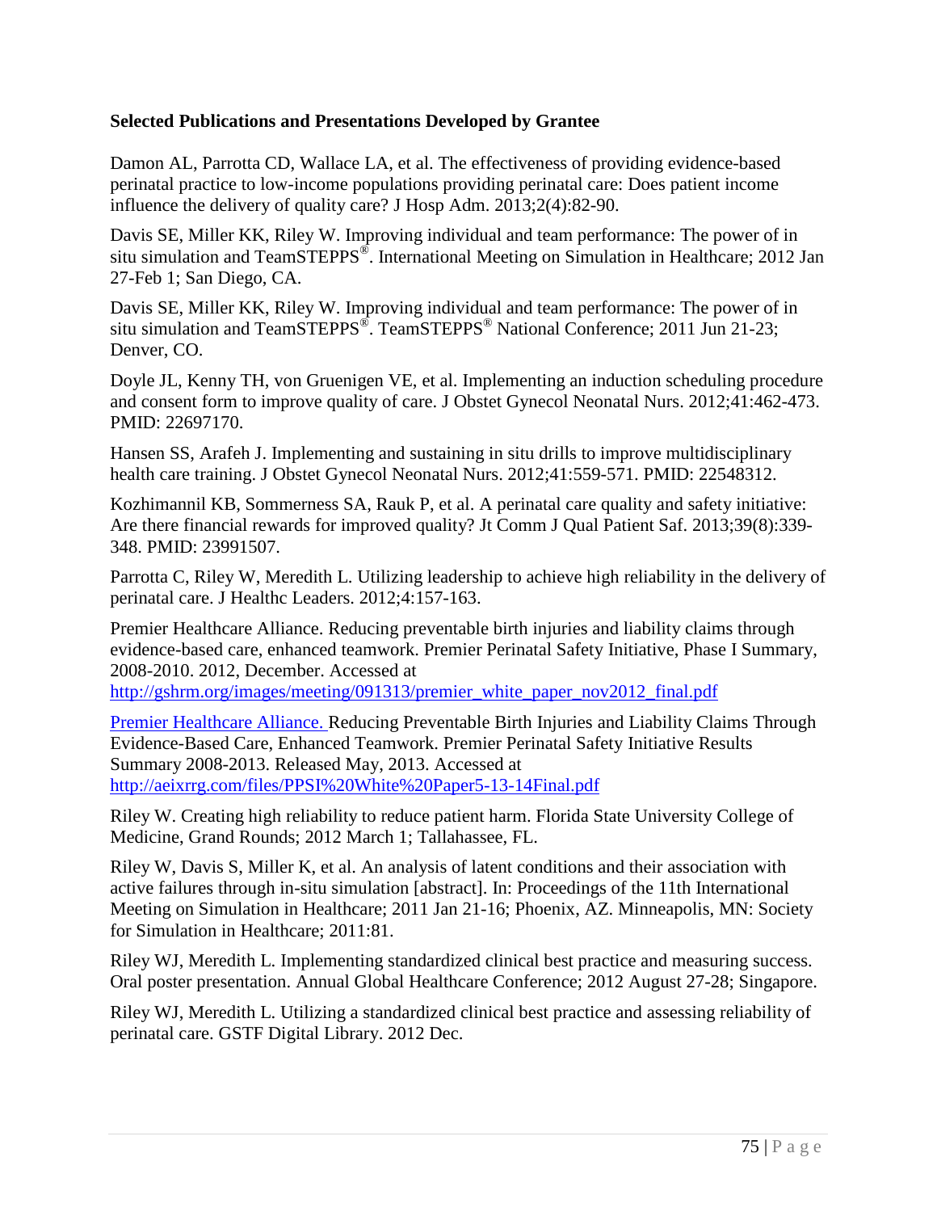**Selected Publications and Presentations Developed by Grantee**

Damon AL, Parrotta CD, Wallace LA, et al. The effectiveness of providing evidence-based perinatal practice to low-income populations providing perinatal care: Does patient income influence the delivery of quality care? J Hosp Adm. 2013;2(4):82-90.

Davis SE, Miller KK, Riley W. Improving individual and team performance: The power of in situ simulation and TeamSTEPPS®. International Meeting on Simulation in Healthcare; 2012 Jan 27-Feb 1; San Diego, CA.

Davis SE, Miller KK, Riley W. Improving individual and team performance: The power of in situ simulation and TeamSTEPPS®. TeamSTEPPS® National Conference; 2011 Jun 21-23; Denver, CO.

Doyle JL, Kenny TH, von Gruenigen VE, et al. Implementing an induction scheduling procedure and consent form to improve quality of care. J Obstet Gynecol Neonatal Nurs. 2012;41:462-473. PMID: 22697170.

Hansen SS, Arafeh J. Implementing and sustaining in situ drills to improve multidisciplinary health care training. J Obstet Gynecol Neonatal Nurs. 2012;41:559-571. PMID: 22548312.

Kozhimannil KB, Sommerness SA, Rauk P, et al. A perinatal care quality and safety initiative: Are there financial rewards for improved quality? Jt Comm J Qual Patient Saf. 2013;39(8):339-348. PMID: 23991507.

Parrotta C, Riley W, Meredith L. Utilizing leadership to achieve high reliability in the delivery of perinatal care. J Healthc Leaders. 2012;4:157-163.

Premier Healthcare Alliance. Reducing preventable birth injuries and liability claims through evidence-based care, enhanced teamwork. Premier Perinatal Safety Initiative, Phase I Summary, 2008-2010. 2012, December. Accessed at http://gshrm.org/images/meeting/091313/premier_white_paper_nov2012_final.pdf

Premier Healthcare Alliance. Reducing Preventable Birth Injuries and Liability Claims Through Evidence-Based Care, Enhanced Teamwork. Premier Perinatal Safety Initiative Results Summary 2008-2013. Released May, 2013. Accessed at http://aeixrrg.com/files/PPSI%20White%20Paper5-13-14Final.pdf

Riley W. Creating high reliability to reduce patient harm. Florida State University College of Medicine, Grand Rounds; 2012 March 1; Tallahassee, FL.

Riley W, Davis S, Miller K, et al. An analysis of latent conditions and their association with active failures through in-situ simulation [abstract]. In: Proceedings of the 11th International Meeting on Simulation in Healthcare; 2011 Jan 21-16; Phoenix, AZ. Minneapolis, MN: Society for Simulation in Healthcare; 2011:81.

Riley WJ, Meredith L. Implementing standardized clinical best practice and measuring success. Oral poster presentation. Annual Global Healthcare Conference; 2012 August 27-28; Singapore.

Riley WJ, Meredith L. Utilizing a standardized clinical best practice and assessing reliability of perinatal care. GSTF Digital Library. 2012 Dec.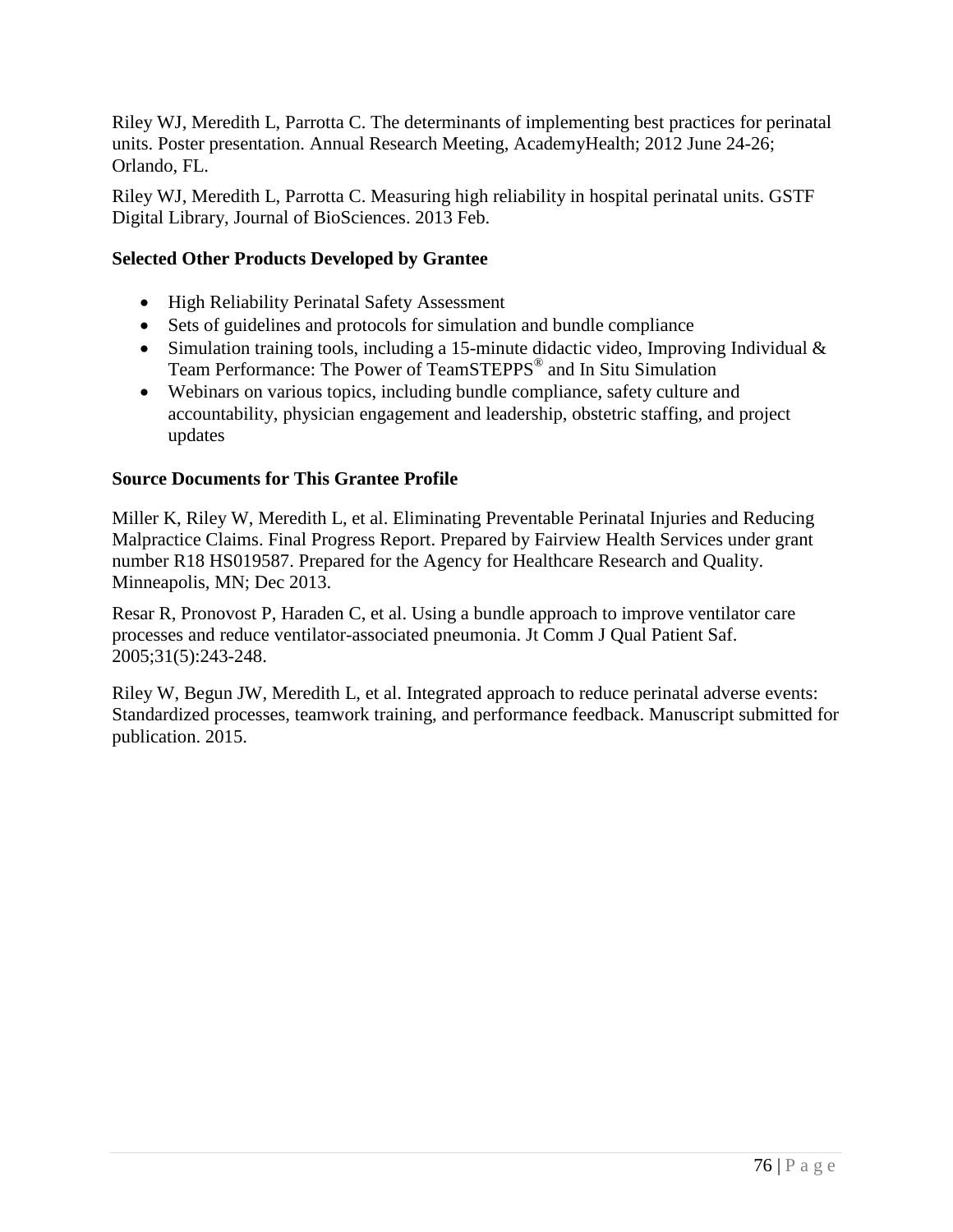Riley WJ, Meredith L, Parrotta C. The determinants of implementing best practices for perinatal units. Poster presentation. Annual Research Meeting, AcademyHealth; 2012 June 24-26; Orlando, FL.

Riley WJ, Meredith L, Parrotta C. Measuring high reliability in hospital perinatal units. GSTF Digital Library, Journal of BioSciences. 2013 Feb.

**Selected Other Products Developed by Grantee**

- High Reliability Perinatal Safety Assessment
- Sets of guidelines and protocols for simulation and bundle compliance
- Simulation training tools, including a 15-minute didactic video, Improving Individual & Team Performance: The Power of TeamSTEPPS® and In Situ Simulation
- Webinars on various topics, including bundle compliance, safety culture and accountability, physician engagement and leadership, obstetric staffing, and project updates

**Source Documents for This Grantee Profile**

Miller K, Riley W, Meredith L, et al. Eliminating Preventable Perinatal Injuries and Reducing Malpractice Claims. Final Progress Report. Prepared by Fairview Health Services under grant number R18 HS019587. Prepared for the Agency for Healthcare Research and Quality. Minneapolis, MN; Dec 2013.

Resar R, Pronovost P, Haraden C, et al. Using a bundle approach to improve ventilator care processes and reduce ventilator-associated pneumonia. Jt Comm J Qual Patient Saf. 2005;31(5):243-248.

Riley W, Begun JW, Meredith L, et al. Integrated approach to reduce perinatal adverse events: Standardized processes, teamwork training, and performance feedback. Manuscript submitted for publication. 2015.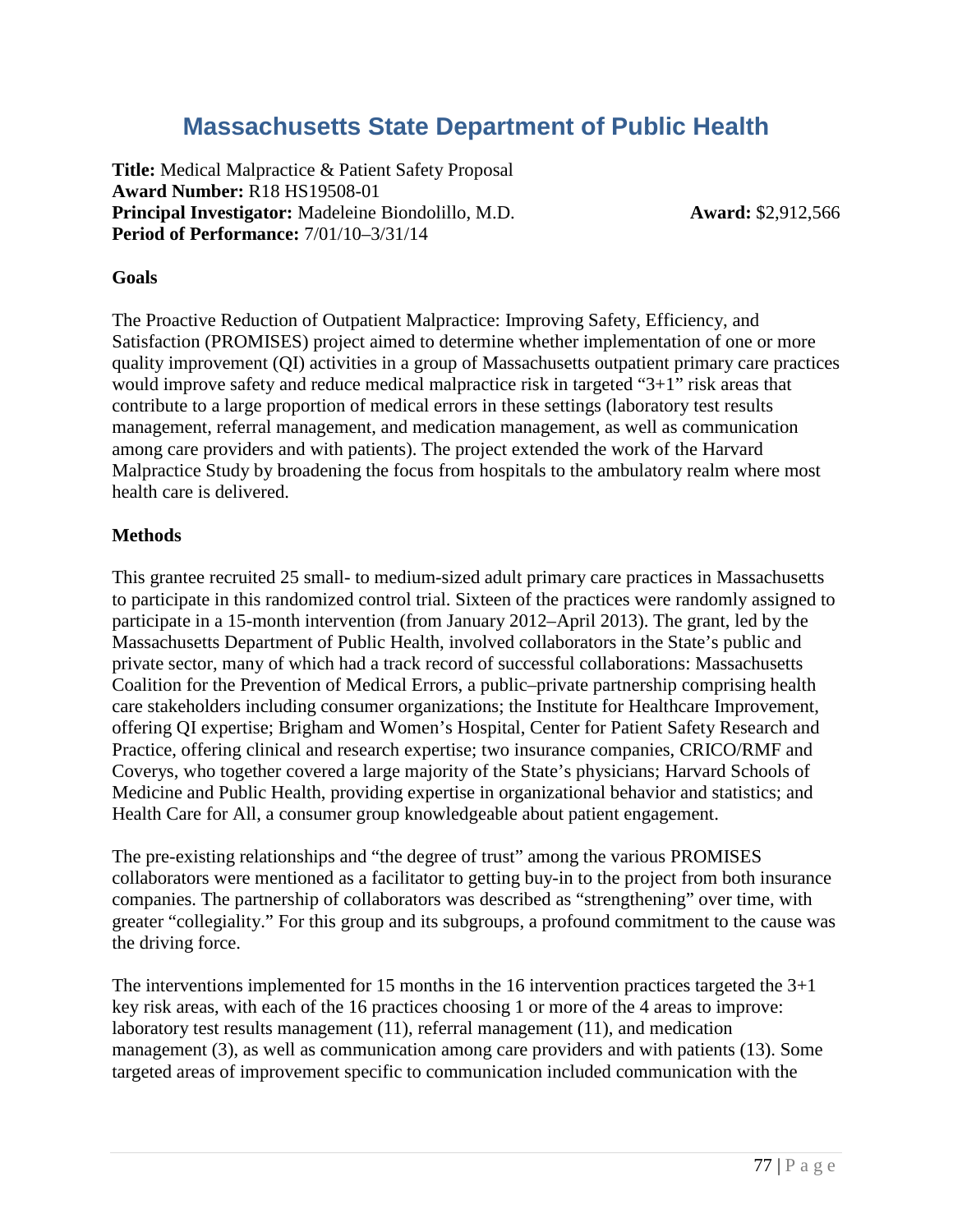# Massachusetts State Department of Public Health

**Title:** Medical Malpractice & Patient Safety Proposal
**Award Number:** R18 HS19508-01
**Principal Investigator:** Madeleine Biondolillo, M.D. **Award:** $2,912,566
**Period of Performance:** 7/01/10–3/31/14

**Goals**

The Proactive Reduction of Outpatient Malpractice: Improving Safety, Efficiency, and Satisfaction (PROMISES) project aimed to determine whether implementation of one or more quality improvement (QI) activities in a group of Massachusetts outpatient primary care practices would improve safety and reduce medical malpractice risk in targeted "3+1" risk areas that contribute to a large proportion of medical errors in these settings (laboratory test results management, referral management, and medication management, as well as communication among care providers and with patients). The project extended the work of the Harvard Malpractice Study by broadening the focus from hospitals to the ambulatory realm where most health care is delivered.

**Methods**

This grantee recruited 25 small- to medium-sized adult primary care practices in Massachusetts to participate in this randomized control trial. Sixteen of the practices were randomly assigned to participate in a 15-month intervention (from January 2012–April 2013). The grant, led by the Massachusetts Department of Public Health, involved collaborators in the State's public and private sector, many of which had a track record of successful collaborations: Massachusetts Coalition for the Prevention of Medical Errors, a public–private partnership comprising health care stakeholders including consumer organizations; the Institute for Healthcare Improvement, offering QI expertise; Brigham and Women's Hospital, Center for Patient Safety Research and Practice, offering clinical and research expertise; two insurance companies, CRICO/RMF and Coverys, who together covered a large majority of the State's physicians; Harvard Schools of Medicine and Public Health, providing expertise in organizational behavior and statistics; and Health Care for All, a consumer group knowledgeable about patient engagement.

The pre-existing relationships and "the degree of trust" among the various PROMISES collaborators were mentioned as a facilitator to getting buy-in to the project from both insurance companies. The partnership of collaborators was described as "strengthening" over time, with greater "collegiality." For this group and its subgroups, a profound commitment to the cause was the driving force.

The interventions implemented for 15 months in the 16 intervention practices targeted the 3+1 key risk areas, with each of the 16 practices choosing 1 or more of the 4 areas to improve: laboratory test results management (11), referral management (11), and medication management (3), as well as communication among care providers and with patients (13). Some targeted areas of improvement specific to communication included communication with the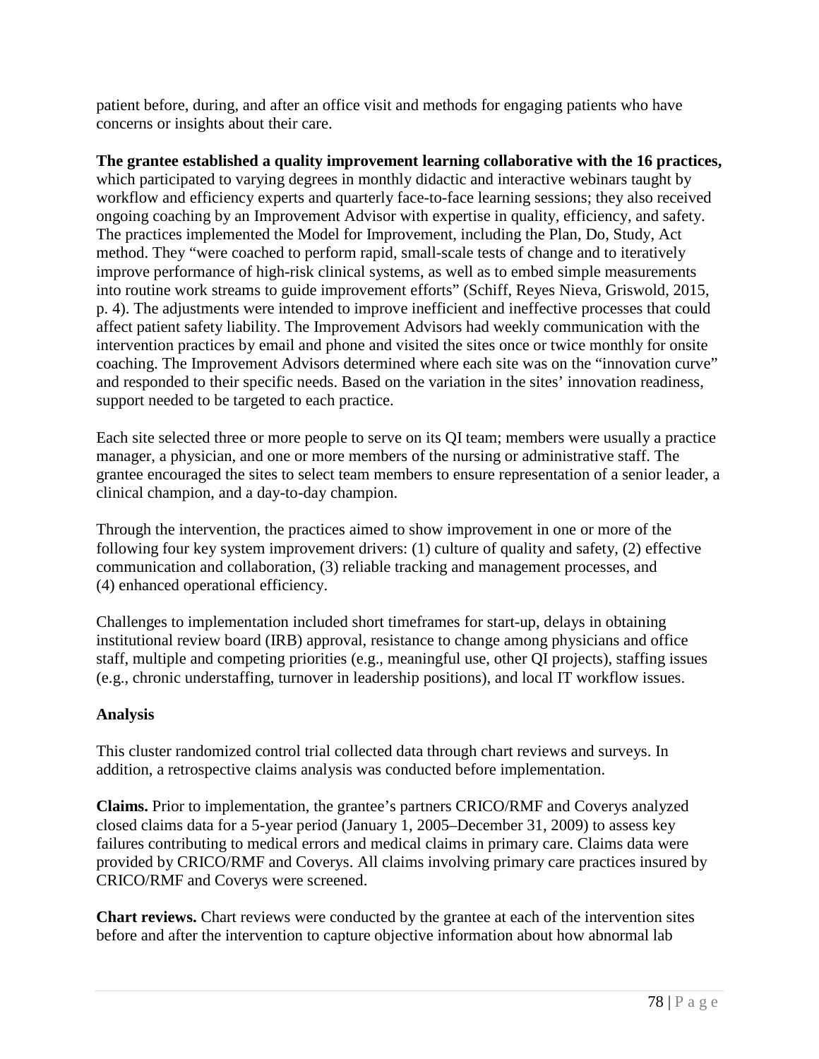patient before, during, and after an office visit and methods for engaging patients who have concerns or insights about their care.

**The grantee established a quality improvement learning collaborative with the 16 practices,** which participated to varying degrees in monthly didactic and interactive webinars taught by workflow and efficiency experts and quarterly face-to-face learning sessions; they also received ongoing coaching by an Improvement Advisor with expertise in quality, efficiency, and safety. The practices implemented the Model for Improvement, including the Plan, Do, Study, Act method. They "were coached to perform rapid, small-scale tests of change and to iteratively improve performance of high-risk clinical systems, as well as to embed simple measurements into routine work streams to guide improvement efforts" (Schiff, Reyes Nieva, Griswold, 2015, p. 4). The adjustments were intended to improve inefficient and ineffective processes that could affect patient safety liability. The Improvement Advisors had weekly communication with the intervention practices by email and phone and visited the sites once or twice monthly for onsite coaching. The Improvement Advisors determined where each site was on the "innovation curve" and responded to their specific needs. Based on the variation in the sites' innovation readiness, support needed to be targeted to each practice.

Each site selected three or more people to serve on its QI team; members were usually a practice manager, a physician, and one or more members of the nursing or administrative staff. The grantee encouraged the sites to select team members to ensure representation of a senior leader, a clinical champion, and a day-to-day champion.

Through the intervention, the practices aimed to show improvement in one or more of the following four key system improvement drivers: (1) culture of quality and safety, (2) effective communication and collaboration, (3) reliable tracking and management processes, and (4) enhanced operational efficiency.

Challenges to implementation included short timeframes for start-up, delays in obtaining institutional review board (IRB) approval, resistance to change among physicians and office staff, multiple and competing priorities (e.g., meaningful use, other QI projects), staffing issues (e.g., chronic understaffing, turnover in leadership positions), and local IT workflow issues.

### Analysis

This cluster randomized control trial collected data through chart reviews and surveys. In addition, a retrospective claims analysis was conducted before implementation.

**Claims.** Prior to implementation, the grantee's partners CRICO/RMF and Coverys analyzed closed claims data for a 5-year period (January 1, 2005–December 31, 2009) to assess key failures contributing to medical errors and medical claims in primary care. Claims data were provided by CRICO/RMF and Coverys. All claims involving primary care practices insured by CRICO/RMF and Coverys were screened.

**Chart reviews.** Chart reviews were conducted by the grantee at each of the intervention sites before and after the intervention to capture objective information about how abnormal lab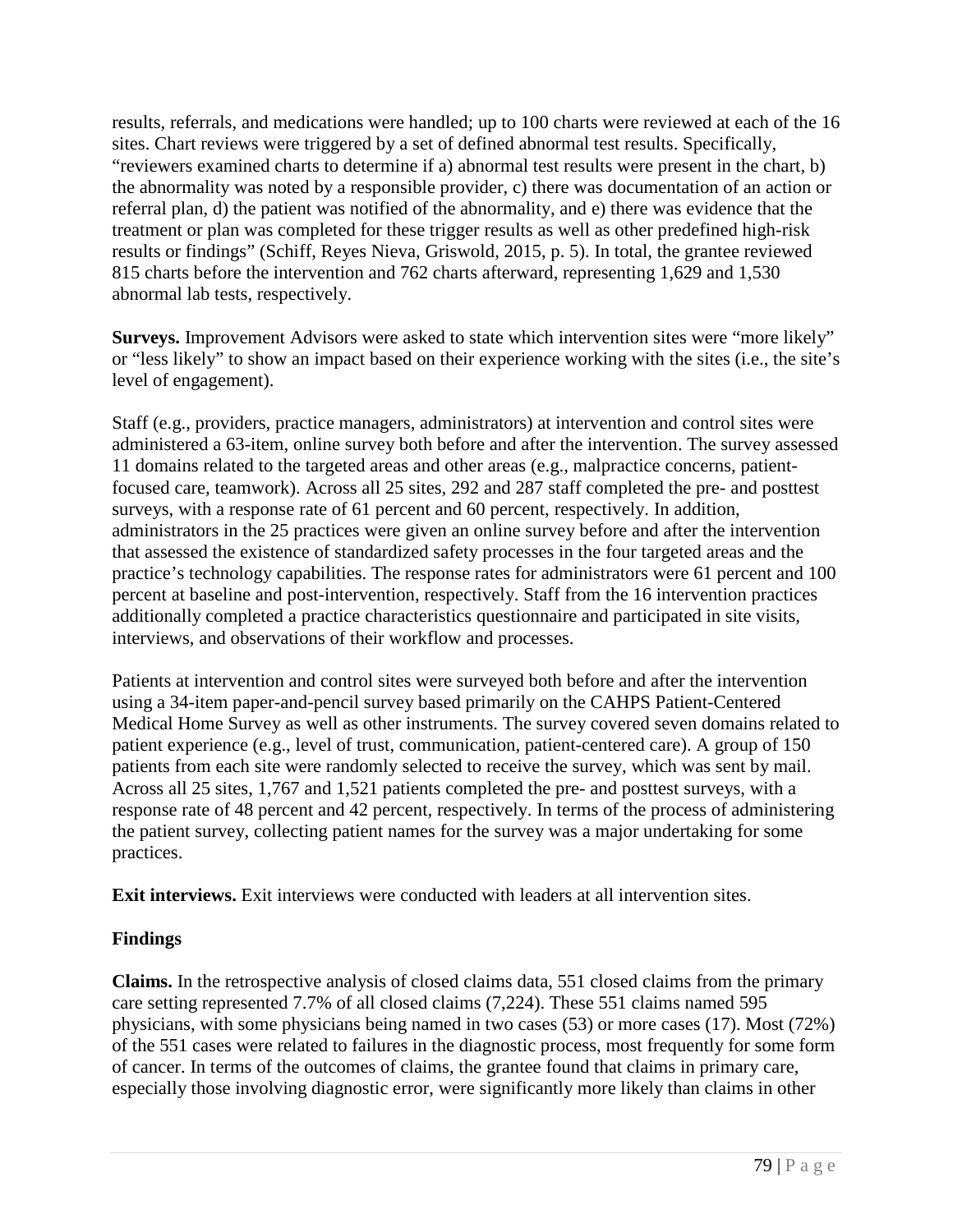results, referrals, and medications were handled; up to 100 charts were reviewed at each of the 16 sites. Chart reviews were triggered by a set of defined abnormal test results. Specifically, "reviewers examined charts to determine if a) abnormal test results were present in the chart, b) the abnormality was noted by a responsible provider, c) there was documentation of an action or referral plan, d) the patient was notified of the abnormality, and e) there was evidence that the treatment or plan was completed for these trigger results as well as other predefined high-risk results or findings" (Schiff, Reyes Nieva, Griswold, 2015, p. 5). In total, the grantee reviewed 815 charts before the intervention and 762 charts afterward, representing 1,629 and 1,530 abnormal lab tests, respectively.

**Surveys.** Improvement Advisors were asked to state which intervention sites were "more likely" or "less likely" to show an impact based on their experience working with the sites (i.e., the site's level of engagement).

Staff (e.g., providers, practice managers, administrators) at intervention and control sites were administered a 63-item, online survey both before and after the intervention. The survey assessed 11 domains related to the targeted areas and other areas (e.g., malpractice concerns, patient-focused care, teamwork). Across all 25 sites, 292 and 287 staff completed the pre- and posttest surveys, with a response rate of 61 percent and 60 percent, respectively. In addition, administrators in the 25 practices were given an online survey before and after the intervention that assessed the existence of standardized safety processes in the four targeted areas and the practice's technology capabilities. The response rates for administrators were 61 percent and 100 percent at baseline and post-intervention, respectively. Staff from the 16 intervention practices additionally completed a practice characteristics questionnaire and participated in site visits, interviews, and observations of their workflow and processes.

Patients at intervention and control sites were surveyed both before and after the intervention using a 34-item paper-and-pencil survey based primarily on the CAHPS Patient-Centered Medical Home Survey as well as other instruments. The survey covered seven domains related to patient experience (e.g., level of trust, communication, patient-centered care). A group of 150 patients from each site were randomly selected to receive the survey, which was sent by mail. Across all 25 sites, 1,767 and 1,521 patients completed the pre- and posttest surveys, with a response rate of 48 percent and 42 percent, respectively. In terms of the process of administering the patient survey, collecting patient names for the survey was a major undertaking for some practices.

**Exit interviews.** Exit interviews were conducted with leaders at all intervention sites.

### Findings

**Claims.** In the retrospective analysis of closed claims data, 551 closed claims from the primary care setting represented 7.7% of all closed claims (7,224). These 551 claims named 595 physicians, with some physicians being named in two cases (53) or more cases (17). Most (72%) of the 551 cases were related to failures in the diagnostic process, most frequently for some form of cancer. In terms of the outcomes of claims, the grantee found that claims in primary care, especially those involving diagnostic error, were significantly more likely than claims in other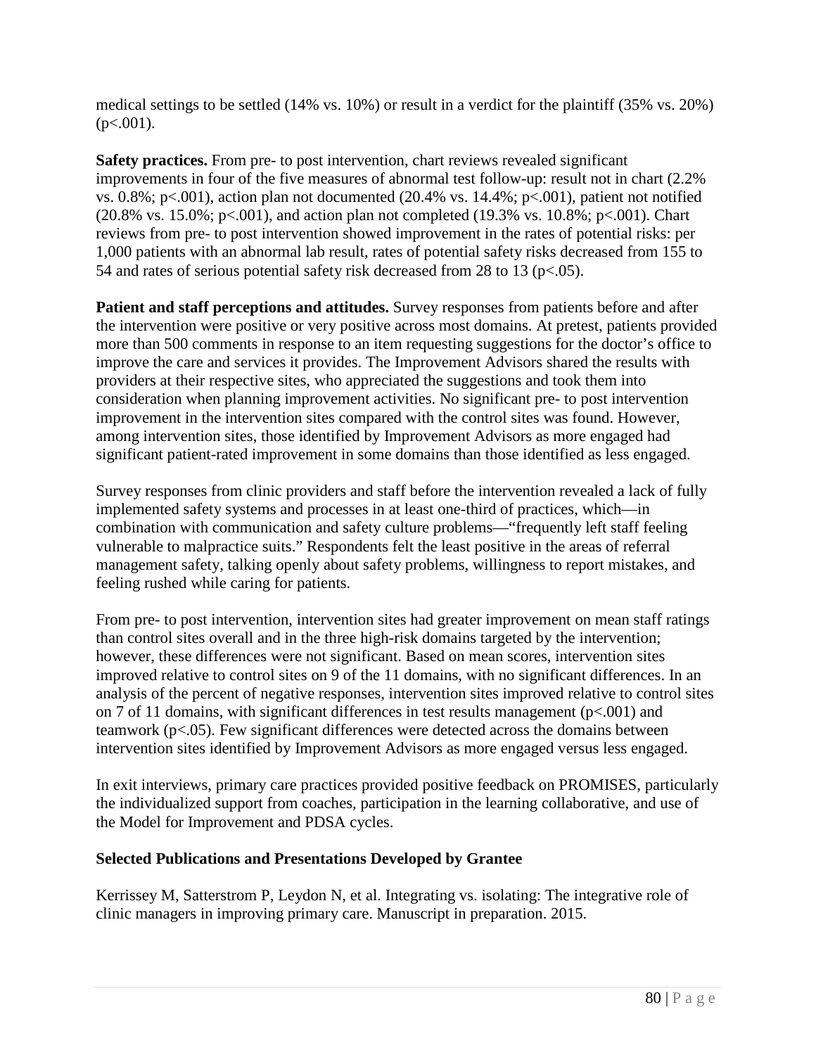medical settings to be settled (14% vs. 10%) or result in a verdict for the plaintiff (35% vs. 20%) ($p<.001$).

**Safety practices.** From pre- to post intervention, chart reviews revealed significant improvements in four of the five measures of abnormal test follow-up: result not in chart (2.2% vs. 0.8%; $p<.001$), action plan not documented (20.4% vs. 14.4%; $p<.001$), patient not notified (20.8% vs. 15.0%; $p<.001$), and action plan not completed (19.3% vs. 10.8%; $p<.001$). Chart reviews from pre- to post intervention showed improvement in the rates of potential risks: per 1,000 patients with an abnormal lab result, rates of potential safety risks decreased from 155 to 54 and rates of serious potential safety risk decreased from 28 to 13 ($p<.05$).

**Patient and staff perceptions and attitudes.** Survey responses from patients before and after the intervention were positive or very positive across most domains. At pretest, patients provided more than 500 comments in response to an item requesting suggestions for the doctor's office to improve the care and services it provides. The Improvement Advisors shared the results with providers at their respective sites, who appreciated the suggestions and took them into consideration when planning improvement activities. No significant pre- to post intervention improvement in the intervention sites compared with the control sites was found. However, among intervention sites, those identified by Improvement Advisors as more engaged had significant patient-rated improvement in some domains than those identified as less engaged.

Survey responses from clinic providers and staff before the intervention revealed a lack of fully implemented safety systems and processes in at least one-third of practices, which—in combination with communication and safety culture problems—"frequently left staff feeling vulnerable to malpractice suits." Respondents felt the least positive in the areas of referral management safety, talking openly about safety problems, willingness to report mistakes, and feeling rushed while caring for patients.

From pre- to post intervention, intervention sites had greater improvement on mean staff ratings than control sites overall and in the three high-risk domains targeted by the intervention; however, these differences were not significant. Based on mean scores, intervention sites improved relative to control sites on 9 of the 11 domains, with no significant differences. In an analysis of the percent of negative responses, intervention sites improved relative to control sites on 7 of 11 domains, with significant differences in test results management ($p<.001$) and teamwork ($p<.05$). Few significant differences were detected across the domains between intervention sites identified by Improvement Advisors as more engaged versus less engaged.

In exit interviews, primary care practices provided positive feedback on PROMISES, particularly the individualized support from coaches, participation in the learning collaborative, and use of the Model for Improvement and PDSA cycles.

**Selected Publications and Presentations Developed by Grantee**

Kerrissey M, Satterstrom P, Leydon N, et al. Integrating vs. isolating: The integrative role of clinic managers in improving primary care. Manuscript in preparation. 2015.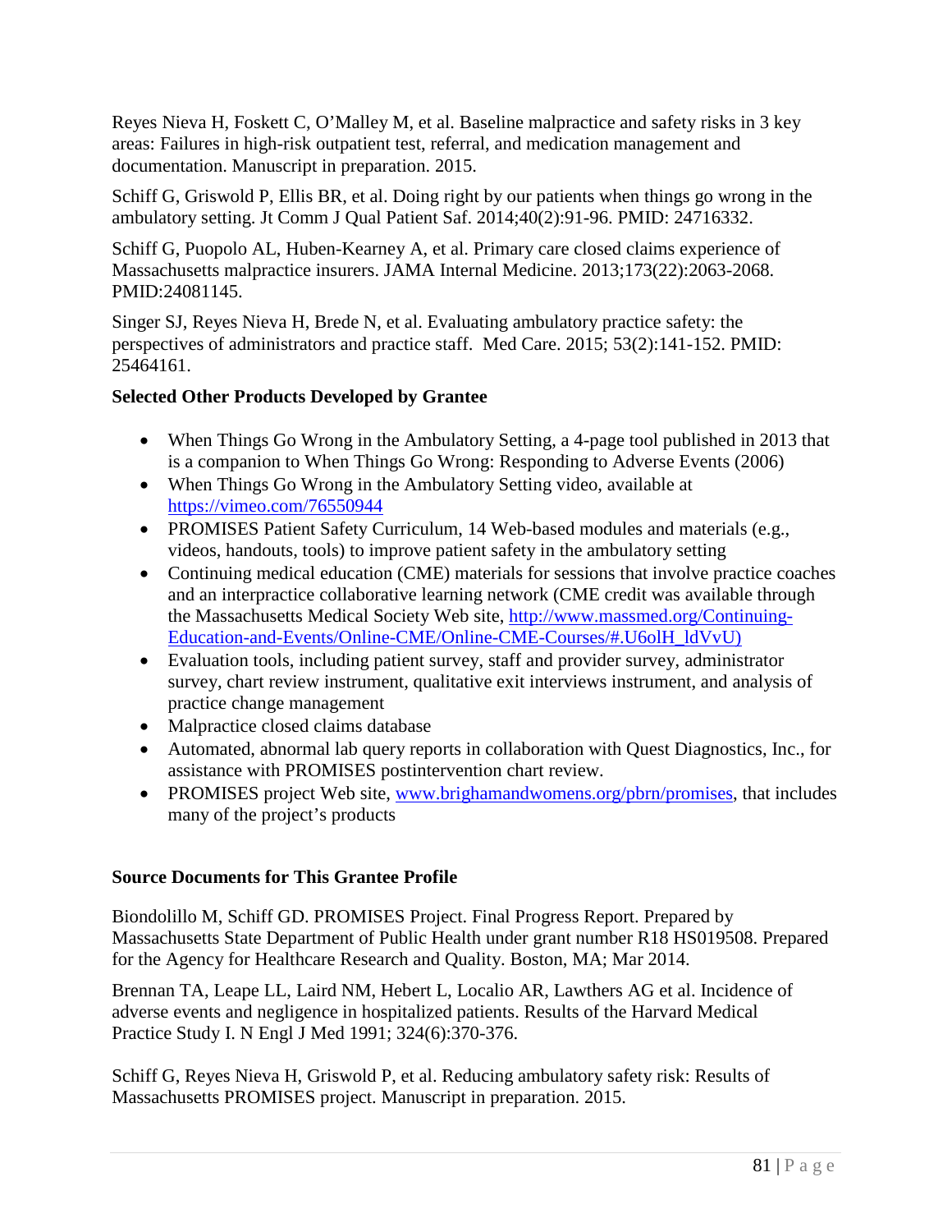Reyes Nieva H, Foskett C, O'Malley M, et al. Baseline malpractice and safety risks in 3 key areas: Failures in high-risk outpatient test, referral, and medication management and documentation. Manuscript in preparation. 2015.

Schiff G, Griswold P, Ellis BR, et al. Doing right by our patients when things go wrong in the ambulatory setting. Jt Comm J Qual Patient Saf. 2014;40(2):91-96. PMID: 24716332.

Schiff G, Puopolo AL, Huben-Kearney A, et al. Primary care closed claims experience of Massachusetts malpractice insurers. JAMA Internal Medicine. 2013;173(22):2063-2068. PMID:24081145.

Singer SJ, Reyes Nieva H, Brede N, et al. Evaluating ambulatory practice safety: the perspectives of administrators and practice staff. Med Care. 2015; 53(2):141-152. PMID: 25464161.

**Selected Other Products Developed by Grantee**

- When Things Go Wrong in the Ambulatory Setting, a 4-page tool published in 2013 that is a companion to When Things Go Wrong: Responding to Adverse Events (2006)
- When Things Go Wrong in the Ambulatory Setting video, available at https://vimeo.com/76550944
- PROMISES Patient Safety Curriculum, 14 Web-based modules and materials (e.g., videos, handouts, tools) to improve patient safety in the ambulatory setting
- Continuing medical education (CME) materials for sessions that involve practice coaches and an interpractice collaborative learning network (CME credit was available through the Massachusetts Medical Society Web site, http://www.massmed.org/Continuing-Education-and-Events/Online-CME/Online-CME-Courses/#.U6olH_ldVvU)
- Evaluation tools, including patient survey, staff and provider survey, administrator survey, chart review instrument, qualitative exit interviews instrument, and analysis of practice change management
- Malpractice closed claims database
- Automated, abnormal lab query reports in collaboration with Quest Diagnostics, Inc., for assistance with PROMISES postintervention chart review.
- PROMISES project Web site, www.brighamandwomens.org/pbrn/promises, that includes many of the project's products

**Source Documents for This Grantee Profile**

Biondolillo M, Schiff GD. PROMISES Project. Final Progress Report. Prepared by Massachusetts State Department of Public Health under grant number R18 HS019508. Prepared for the Agency for Healthcare Research and Quality. Boston, MA; Mar 2014.

Brennan TA, Leape LL, Laird NM, Hebert L, Localio AR, Lawthers AG et al. Incidence of adverse events and negligence in hospitalized patients. Results of the Harvard Medical Practice Study I. N Engl J Med 1991; 324(6):370-376.

Schiff G, Reyes Nieva H, Griswold P, et al. Reducing ambulatory safety risk: Results of Massachusetts PROMISES project. Manuscript in preparation. 2015.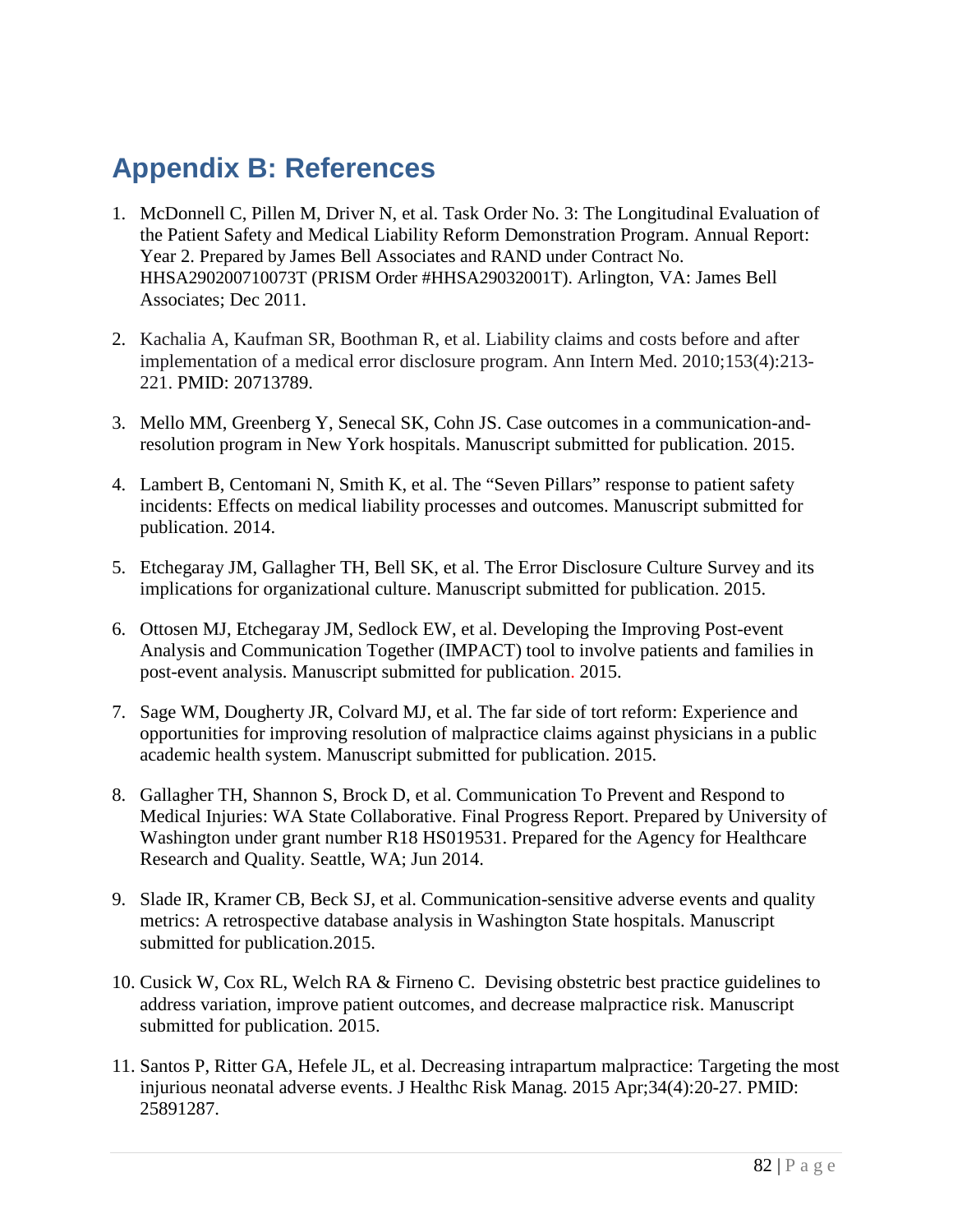# Appendix B: References

1. McDonnell C, Pillen M, Driver N, et al. Task Order No. 3: The Longitudinal Evaluation of the Patient Safety and Medical Liability Reform Demonstration Program. Annual Report: Year 2. Prepared by James Bell Associates and RAND under Contract No. HHSA290200710073T (PRISM Order #HHSA29032001T). Arlington, VA: James Bell Associates; Dec 2011.

2. Kachalia A, Kaufman SR, Boothman R, et al. Liability claims and costs before and after implementation of a medical error disclosure program. Ann Intern Med. 2010;153(4):213-221. PMID: 20713789.

3. Mello MM, Greenberg Y, Senecal SK, Cohn JS. Case outcomes in a communication-and-resolution program in New York hospitals. Manuscript submitted for publication. 2015.

4. Lambert B, Centomani N, Smith K, et al. The "Seven Pillars" response to patient safety incidents: Effects on medical liability processes and outcomes. Manuscript submitted for publication. 2014.

5. Etchegaray JM, Gallagher TH, Bell SK, et al. The Error Disclosure Culture Survey and its implications for organizational culture. Manuscript submitted for publication. 2015.

6. Ottosen MJ, Etchegaray JM, Sedlock EW, et al. Developing the Improving Post-event Analysis and Communication Together (IMPACT) tool to involve patients and families in post-event analysis. Manuscript submitted for publication. 2015.

7. Sage WM, Dougherty JR, Colvard MJ, et al. The far side of tort reform: Experience and opportunities for improving resolution of malpractice claims against physicians in a public academic health system. Manuscript submitted for publication. 2015.

8. Gallagher TH, Shannon S, Brock D, et al. Communication To Prevent and Respond to Medical Injuries: WA State Collaborative. Final Progress Report. Prepared by University of Washington under grant number R18 HS019531. Prepared for the Agency for Healthcare Research and Quality. Seattle, WA; Jun 2014.

9. Slade IR, Kramer CB, Beck SJ, et al. Communication-sensitive adverse events and quality metrics: A retrospective database analysis in Washington State hospitals. Manuscript submitted for publication.2015.

10. Cusick W, Cox RL, Welch RA & Firneno C. Devising obstetric best practice guidelines to address variation, improve patient outcomes, and decrease malpractice risk. Manuscript submitted for publication. 2015.

11. Santos P, Ritter GA, Hefele JL, et al. Decreasing intrapartum malpractice: Targeting the most injurious neonatal adverse events. J Healthc Risk Manag. 2015 Apr;34(4):20-27. PMID: 25891287.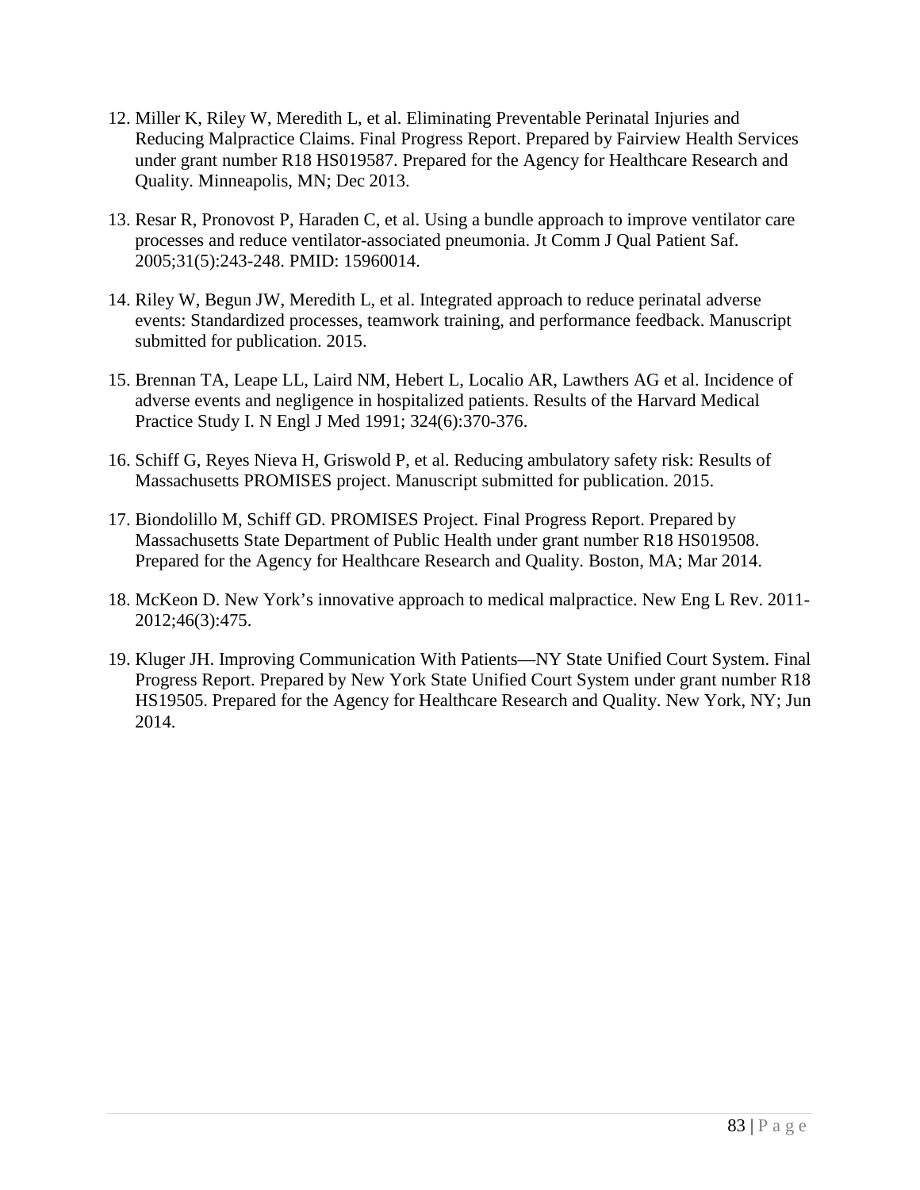12. Miller K, Riley W, Meredith L, et al. Eliminating Preventable Perinatal Injuries and Reducing Malpractice Claims. Final Progress Report. Prepared by Fairview Health Services under grant number R18 HS019587. Prepared for the Agency for Healthcare Research and Quality. Minneapolis, MN; Dec 2013.

13. Resar R, Pronovost P, Haraden C, et al. Using a bundle approach to improve ventilator care processes and reduce ventilator-associated pneumonia. Jt Comm J Qual Patient Saf. 2005;31(5):243-248. PMID: 15960014.

14. Riley W, Begun JW, Meredith L, et al. Integrated approach to reduce perinatal adverse events: Standardized processes, teamwork training, and performance feedback. Manuscript submitted for publication. 2015.

15. Brennan TA, Leape LL, Laird NM, Hebert L, Localio AR, Lawthers AG et al. Incidence of adverse events and negligence in hospitalized patients. Results of the Harvard Medical Practice Study I. N Engl J Med 1991; 324(6):370-376.

16. Schiff G, Reyes Nieva H, Griswold P, et al. Reducing ambulatory safety risk: Results of Massachusetts PROMISES project. Manuscript submitted for publication. 2015.

17. Biondolillo M, Schiff GD. PROMISES Project. Final Progress Report. Prepared by Massachusetts State Department of Public Health under grant number R18 HS019508. Prepared for the Agency for Healthcare Research and Quality. Boston, MA; Mar 2014.

18. McKeon D. New York's innovative approach to medical malpractice. New Eng L Rev. 2011-2012;46(3):475.

19. Kluger JH. Improving Communication With Patients—NY State Unified Court System. Final Progress Report. Prepared by New York State Unified Court System under grant number R18 HS19505. Prepared for the Agency for Healthcare Research and Quality. New York, NY; Jun 2014.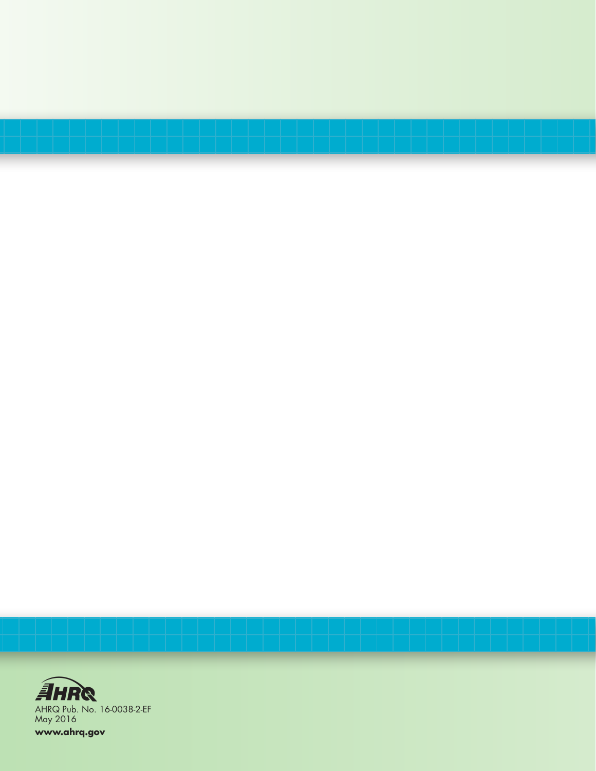AHRQ

AHRQ Pub. No. 16-0038-2-EF
May 2016

**www.ahrq.gov**